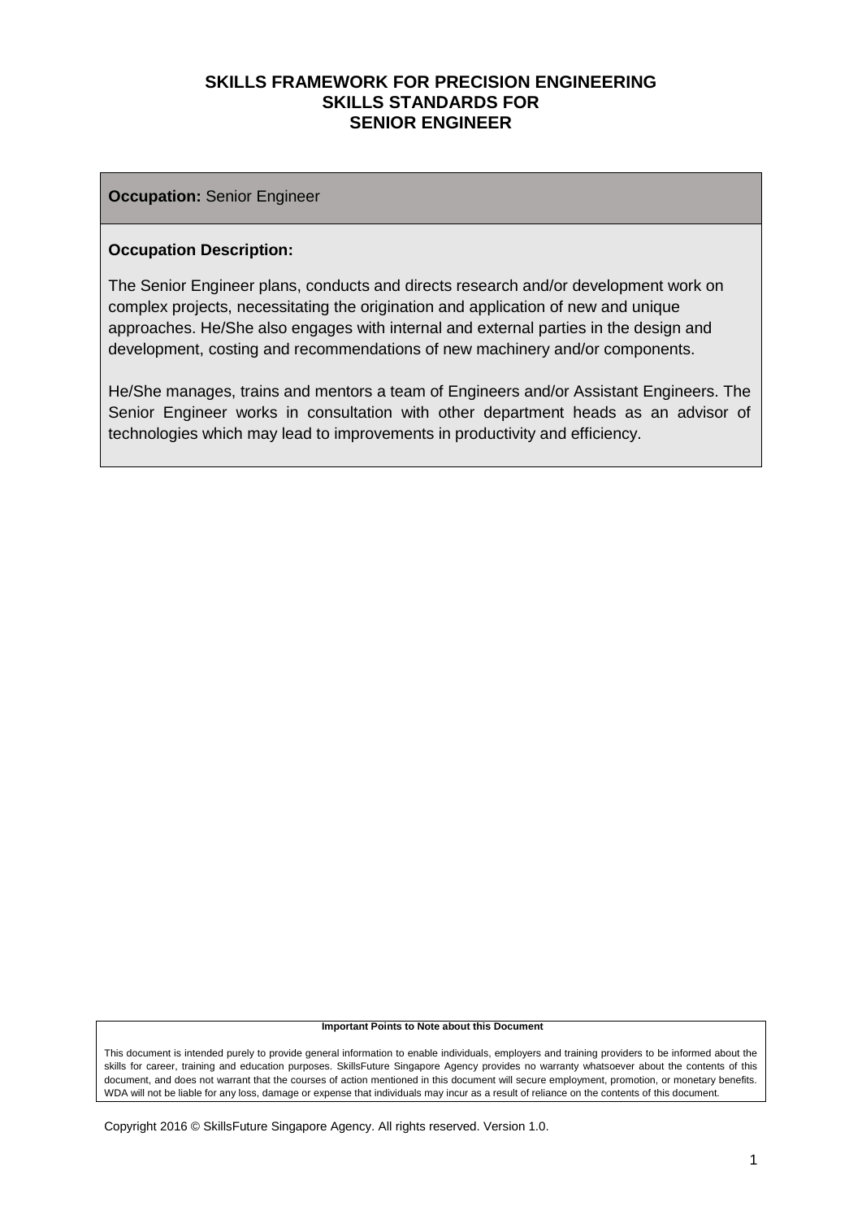# SKILLS FRAMEWORK FOR PRECISION ENGINEERING
## SKILLS STANDARDS FOR
## SENIOR ENGINEER

**Occupation:** Senior Engineer

**Occupation Description:**

The Senior Engineer plans, conducts and directs research and/or development work on complex projects, necessitating the origination and application of new and unique approaches. He/She also engages with internal and external parties in the design and development, costing and recommendations of new machinery and/or components.

He/She manages, trains and mentors a team of Engineers and/or Assistant Engineers. The Senior Engineer works in consultation with other department heads as an advisor of technologies which may lead to improvements in productivity and efficiency.

**Important Points to Note about this Document**

This document is intended purely to provide general information to enable individuals, employers and training providers to be informed about the skills for career, training and education purposes. SkillsFuture Singapore Agency provides no warranty whatsoever about the contents of this document, and does not warrant that the courses of action mentioned in this document will secure employment, promotion, or monetary benefits. WDA will not be liable for any loss, damage or expense that individuals may incur as a result of reliance on the contents of this document.

Copyright 2016 © SkillsFuture Singapore Agency. All rights reserved. Version 1.0.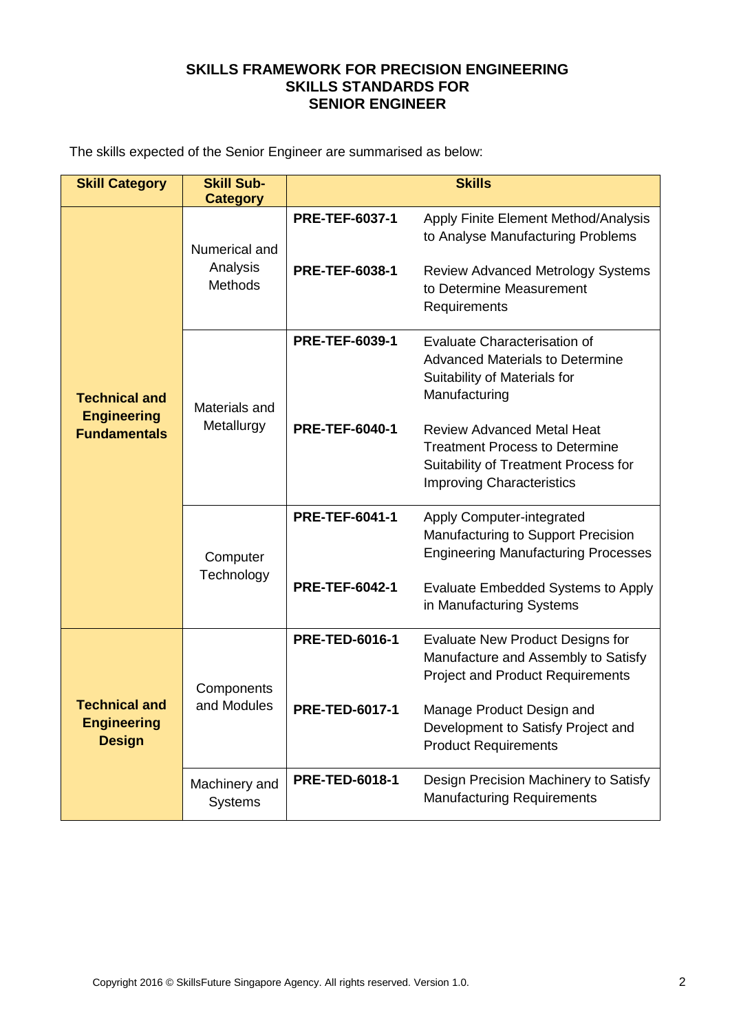# SKILLS FRAMEWORK FOR PRECISION ENGINEERING
# SKILLS STANDARDS FOR
# SENIOR ENGINEER

The skills expected of the Senior Engineer are summarised as below:

| Skill Category | Skill Sub-Category | Skills | |
|---|---|---|---|
| **Technical and Engineering Fundamentals** | Numerical and Analysis Methods | **PRE-TEF-6037-1** | Apply Finite Element Method/Analysis to Analyse Manufacturing Problems |
| | | **PRE-TEF-6038-1** | Review Advanced Metrology Systems to Determine Measurement Requirements |
| | Materials and Metallurgy | **PRE-TEF-6039-1** | Evaluate Characterisation of Advanced Materials to Determine Suitability of Materials for Manufacturing |
| | | **PRE-TEF-6040-1** | Review Advanced Metal Heat Treatment Process to Determine Suitability of Treatment Process for Improving Characteristics |
| | Computer Technology | **PRE-TEF-6041-1** | Apply Computer-integrated Manufacturing to Support Precision Engineering Manufacturing Processes |
| | | **PRE-TEF-6042-1** | Evaluate Embedded Systems to Apply in Manufacturing Systems |
| **Technical and Engineering Design** | Components and Modules | **PRE-TED-6016-1** | Evaluate New Product Designs for Manufacture and Assembly to Satisfy Project and Product Requirements |
| | | **PRE-TED-6017-1** | Manage Product Design and Development to Satisfy Project and Product Requirements |
| | Machinery and Systems | **PRE-TED-6018-1** | Design Precision Machinery to Satisfy Manufacturing Requirements |

Copyright 2016 © SkillsFuture Singapore Agency. All rights reserved. Version 1.0.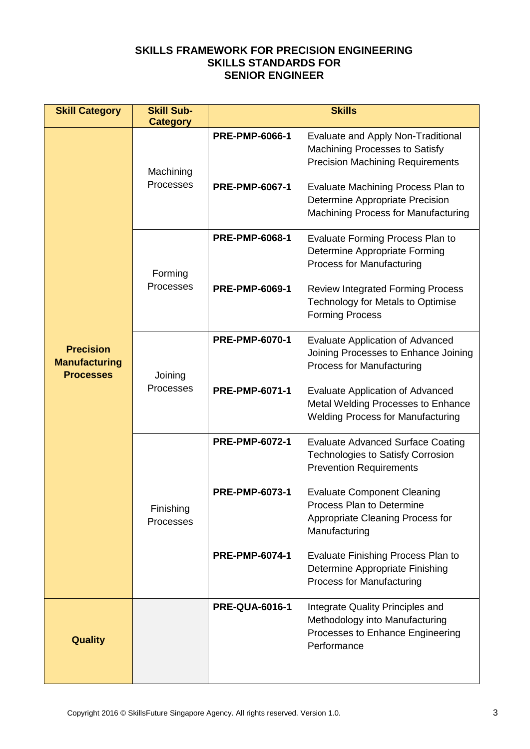**SKILLS FRAMEWORK FOR PRECISION ENGINEERING**
**SKILLS STANDARDS FOR**
**SENIOR ENGINEER**

| Skill Category | Skill Sub-Category | Skills | |
|---|---|---|---|
| **Precision Manufacturing Processes** | Machining Processes | **PRE-PMP-6066-1** | Evaluate and Apply Non-Traditional Machining Processes to Satisfy Precision Machining Requirements |
| | | **PRE-PMP-6067-1** | Evaluate Machining Process Plan to Determine Appropriate Precision Machining Process for Manufacturing |
| | Forming Processes | **PRE-PMP-6068-1** | Evaluate Forming Process Plan to Determine Appropriate Forming Process for Manufacturing |
| | | **PRE-PMP-6069-1** | Review Integrated Forming Process Technology for Metals to Optimise Forming Process |
| | Joining Processes | **PRE-PMP-6070-1** | Evaluate Application of Advanced Joining Processes to Enhance Joining Process for Manufacturing |
| | | **PRE-PMP-6071-1** | Evaluate Application of Advanced Metal Welding Processes to Enhance Welding Process for Manufacturing |
| | Finishing Processes | **PRE-PMP-6072-1** | Evaluate Advanced Surface Coating Technologies to Satisfy Corrosion Prevention Requirements |
| | | **PRE-PMP-6073-1** | Evaluate Component Cleaning Process Plan to Determine Appropriate Cleaning Process for Manufacturing |
| | | **PRE-PMP-6074-1** | Evaluate Finishing Process Plan to Determine Appropriate Finishing Process for Manufacturing |
| **Quality** | | **PRE-QUA-6016-1** | Integrate Quality Principles and Methodology into Manufacturing Processes to Enhance Engineering Performance |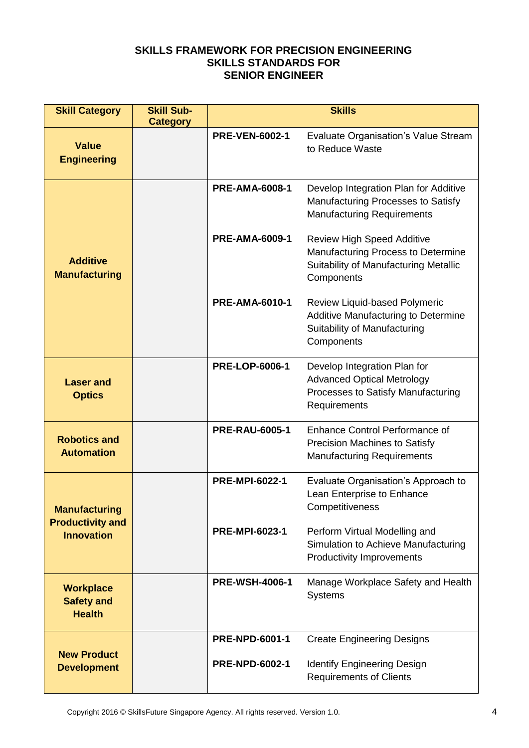**SKILLS FRAMEWORK FOR PRECISION ENGINEERING**
**SKILLS STANDARDS FOR**
**SENIOR ENGINEER**

| Skill Category | Skill Sub-Category | Skills | |
|---|---|---|---|
| **Value Engineering** | | **PRE-VEN-6002-1** | Evaluate Organisation's Value Stream to Reduce Waste |
| **Additive Manufacturing** | | **PRE-AMA-6008-1** | Develop Integration Plan for Additive Manufacturing Processes to Satisfy Manufacturing Requirements |
| | | **PRE-AMA-6009-1** | Review High Speed Additive Manufacturing Process to Determine Suitability of Manufacturing Metallic Components |
| | | **PRE-AMA-6010-1** | Review Liquid-based Polymeric Additive Manufacturing to Determine Suitability of Manufacturing Components |
| **Laser and Optics** | | **PRE-LOP-6006-1** | Develop Integration Plan for Advanced Optical Metrology Processes to Satisfy Manufacturing Requirements |
| **Robotics and Automation** | | **PRE-RAU-6005-1** | Enhance Control Performance of Precision Machines to Satisfy Manufacturing Requirements |
| **Manufacturing Productivity and Innovation** | | **PRE-MPI-6022-1** | Evaluate Organisation's Approach to Lean Enterprise to Enhance Competitiveness |
| | | **PRE-MPI-6023-1** | Perform Virtual Modelling and Simulation to Achieve Manufacturing Productivity Improvements |
| **Workplace Safety and Health** | | **PRE-WSH-4006-1** | Manage Workplace Safety and Health Systems |
| **New Product Development** | | **PRE-NPD-6001-1** | Create Engineering Designs |
| | | **PRE-NPD-6002-1** | Identify Engineering Design Requirements of Clients |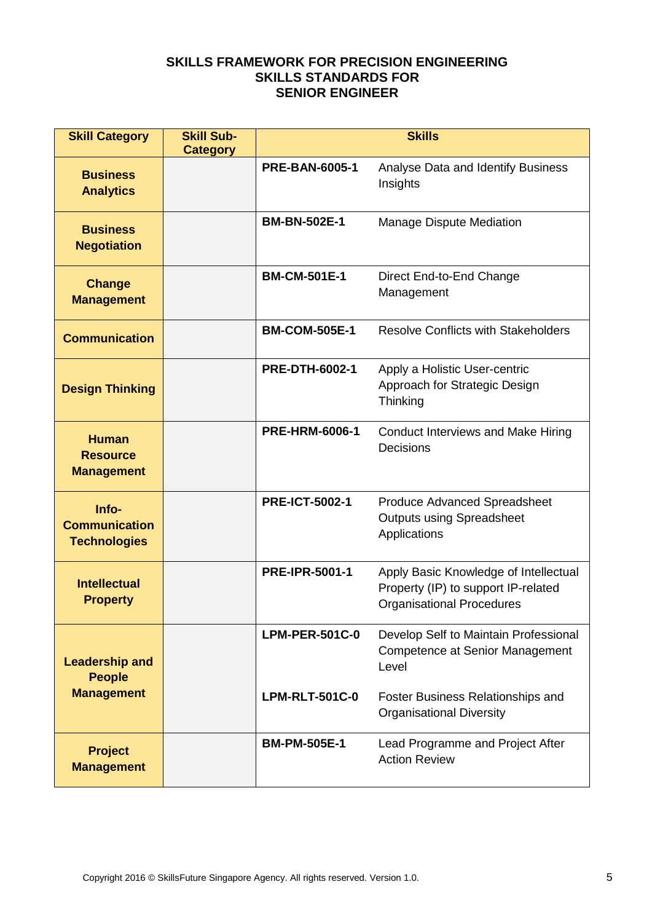# SKILLS FRAMEWORK FOR PRECISION ENGINEERING
## SKILLS STANDARDS FOR
## SENIOR ENGINEER

| Skill Category | Skill Sub-Category | Skills | |
|---|---|---|---|
| **Business Analytics** | | **PRE-BAN-6005-1** | Analyse Data and Identify Business Insights |
| **Business Negotiation** | | **BM-BN-502E-1** | Manage Dispute Mediation |
| **Change Management** | | **BM-CM-501E-1** | Direct End-to-End Change Management |
| **Communication** | | **BM-COM-505E-1** | Resolve Conflicts with Stakeholders |
| **Design Thinking** | | **PRE-DTH-6002-1** | Apply a Holistic User-centric Approach for Strategic Design Thinking |
| **Human Resource Management** | | **PRE-HRM-6006-1** | Conduct Interviews and Make Hiring Decisions |
| **Info-Communication Technologies** | | **PRE-ICT-5002-1** | Produce Advanced Spreadsheet Outputs using Spreadsheet Applications |
| **Intellectual Property** | | **PRE-IPR-5001-1** | Apply Basic Knowledge of Intellectual Property (IP) to support IP-related Organisational Procedures |
| **Leadership and People Management** | | **LPM-PER-501C-0** | Develop Self to Maintain Professional Competence at Senior Management Level |
| | | **LPM-RLT-501C-0** | Foster Business Relationships and Organisational Diversity |
| **Project Management** | | **BM-PM-505E-1** | Lead Programme and Project After Action Review |

Copyright 2016 © SkillsFuture Singapore Agency. All rights reserved. Version 1.0.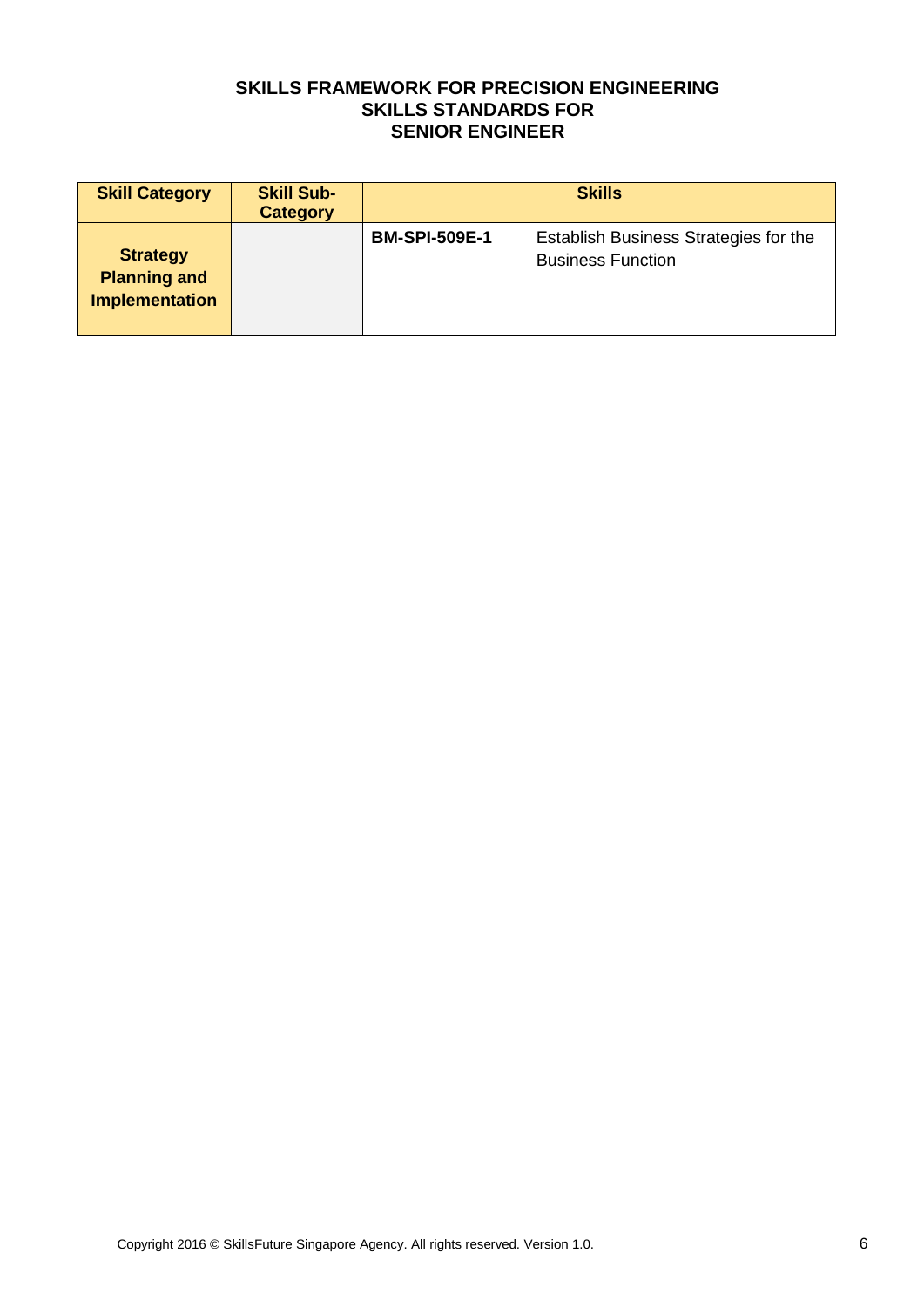**SKILLS FRAMEWORK FOR PRECISION ENGINEERING**
**SKILLS STANDARDS FOR**
**SENIOR ENGINEER**

| Skill Category | Skill Sub-Category | Skills | |
|---|---|---|---|
| **Strategy Planning and Implementation** | | **BM-SPI-509E-1** | Establish Business Strategies for the Business Function |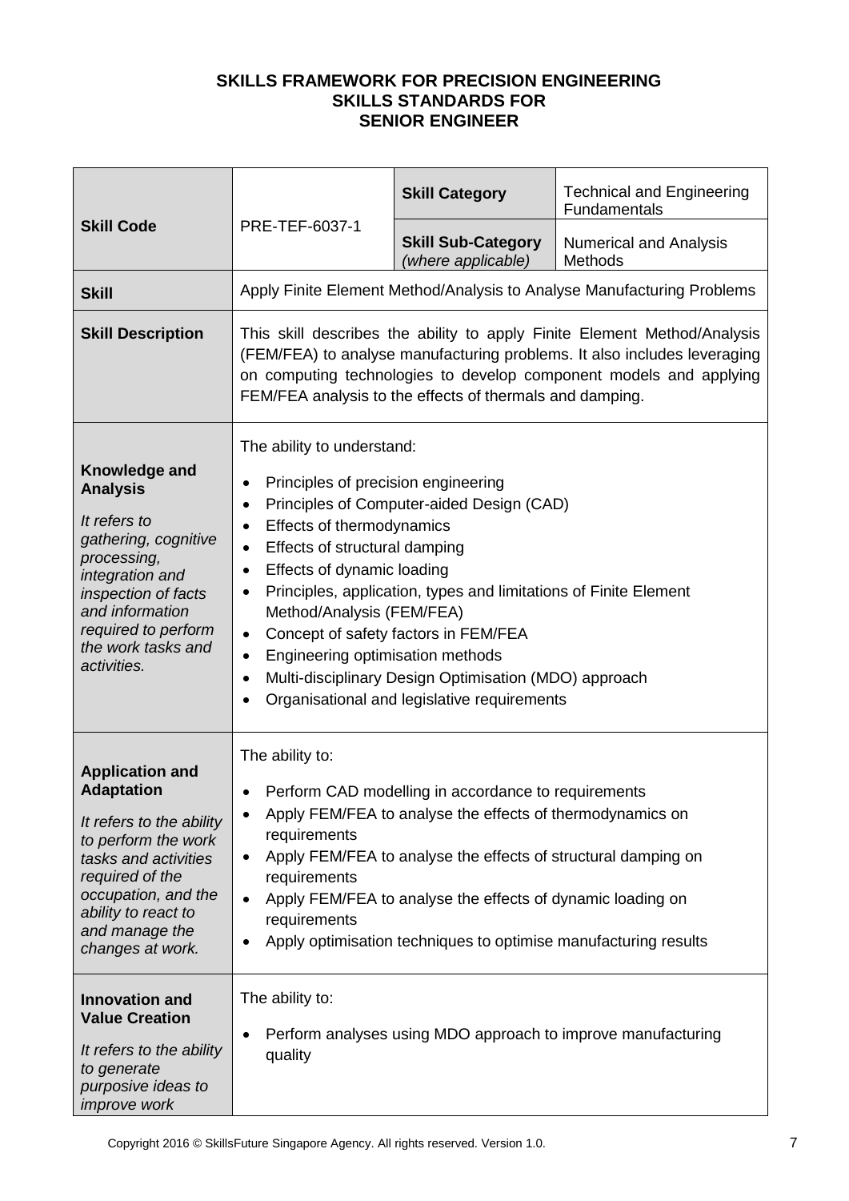**SKILLS FRAMEWORK FOR PRECISION ENGINEERING**
**SKILLS STANDARDS FOR**
**SENIOR ENGINEER**

| **Skill Code** | PRE-TEF-6037-1 | **Skill Category** | Technical and Engineering Fundamentals |
|---|---|---|---|
| | | **Skill Sub-Category** *(where applicable)* | Numerical and Analysis Methods |
| **Skill** | Apply Finite Element Method/Analysis to Analyse Manufacturing Problems | | |
| **Skill Description** | This skill describes the ability to apply Finite Element Method/Analysis (FEM/FEA) to analyse manufacturing problems. It also includes leveraging on computing technologies to develop component models and applying FEM/FEA analysis to the effects of thermals and damping. | | |
| **Knowledge and Analysis** *It refers to gathering, cognitive processing, integration and inspection of facts and information required to perform the work tasks and activities.* | The ability to understand: <br>• Principles of precision engineering <br>• Principles of Computer-aided Design (CAD) <br>• Effects of thermodynamics <br>• Effects of structural damping <br>• Effects of dynamic loading <br>• Principles, application, types and limitations of Finite Element Method/Analysis (FEM/FEA) <br>• Concept of safety factors in FEM/FEA <br>• Engineering optimisation methods <br>• Multi-disciplinary Design Optimisation (MDO) approach <br>• Organisational and legislative requirements | | |
| **Application and Adaptation** *It refers to the ability to perform the work tasks and activities required of the occupation, and the ability to react to and manage the changes at work.* | The ability to: <br>• Perform CAD modelling in accordance to requirements <br>• Apply FEM/FEA to analyse the effects of thermodynamics on requirements <br>• Apply FEM/FEA to analyse the effects of structural damping on requirements <br>• Apply FEM/FEA to analyse the effects of dynamic loading on requirements <br>• Apply optimisation techniques to optimise manufacturing results | | |
| **Innovation and Value Creation** *It refers to the ability to generate purposive ideas to improve work* | The ability to: <br>• Perform analyses using MDO approach to improve manufacturing quality | | |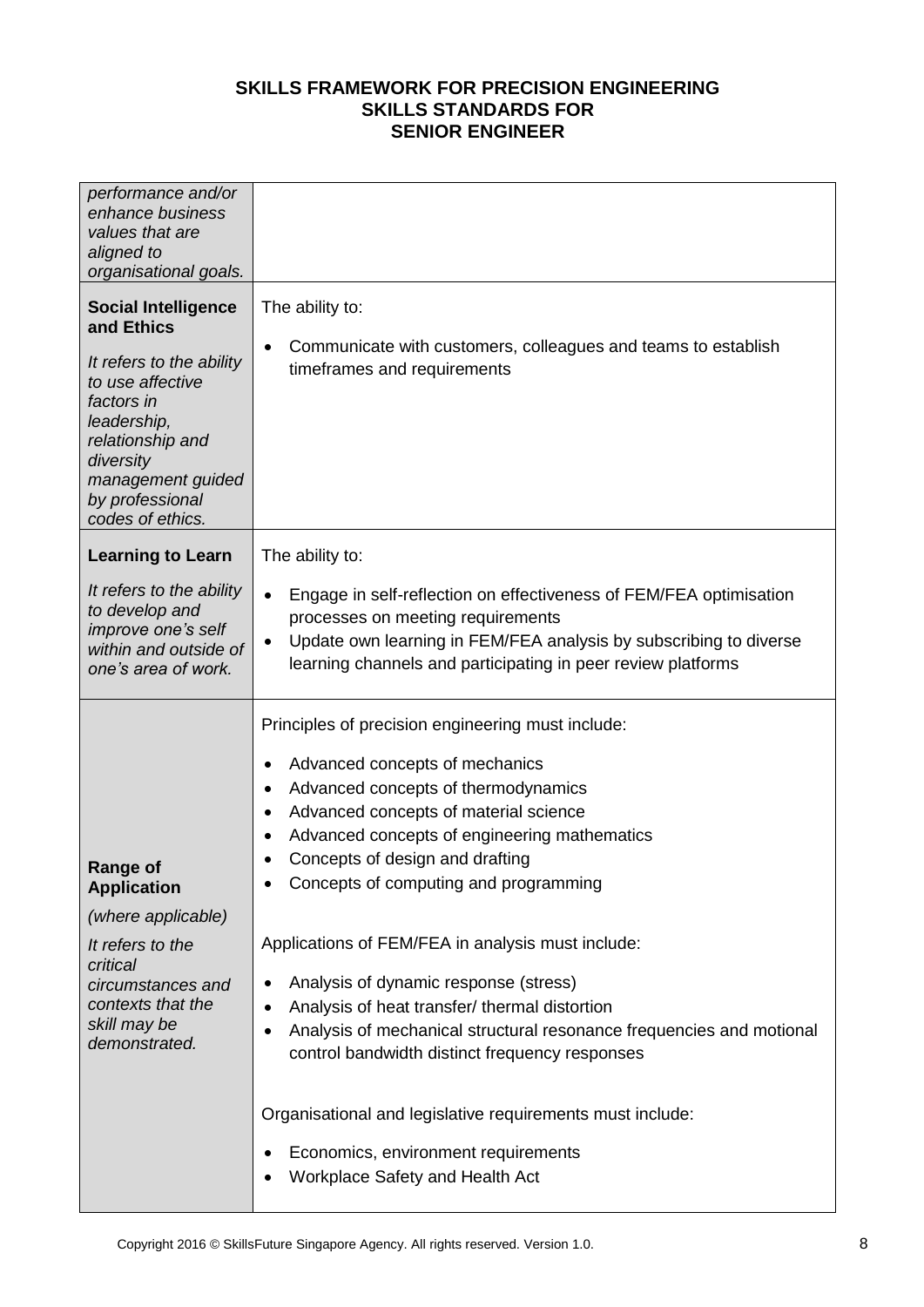| | |
|---|---|
| *performance and/or enhance business values that are aligned to organisational goals.* | |
| **Social Intelligence and Ethics**<br><br>*It refers to the ability to use affective factors in leadership, relationship and diversity management guided by professional codes of ethics.* | The ability to:<br><br>• Communicate with customers, colleagues and teams to establish timeframes and requirements |
| **Learning to Learn**<br><br>*It refers to the ability to develop and improve one's self within and outside of one's area of work.* | The ability to:<br><br>• Engage in self-reflection on effectiveness of FEM/FEA optimisation processes on meeting requirements<br>• Update own learning in FEM/FEA analysis by subscribing to diverse learning channels and participating in peer review platforms |
| **Range of Application**<br><br>*(where applicable)*<br><br>*It refers to the critical circumstances and contexts that the skill may be demonstrated.* | Principles of precision engineering must include:<br><br>• Advanced concepts of mechanics<br>• Advanced concepts of thermodynamics<br>• Advanced concepts of material science<br>• Advanced concepts of engineering mathematics<br>• Concepts of design and drafting<br>• Concepts of computing and programming<br><br>Applications of FEM/FEA in analysis must include:<br><br>• Analysis of dynamic response (stress)<br>• Analysis of heat transfer/ thermal distortion<br>• Analysis of mechanical structural resonance frequencies and motional control bandwidth distinct frequency responses<br><br>Organisational and legislative requirements must include:<br><br>• Economics, environment requirements<br>• Workplace Safety and Health Act |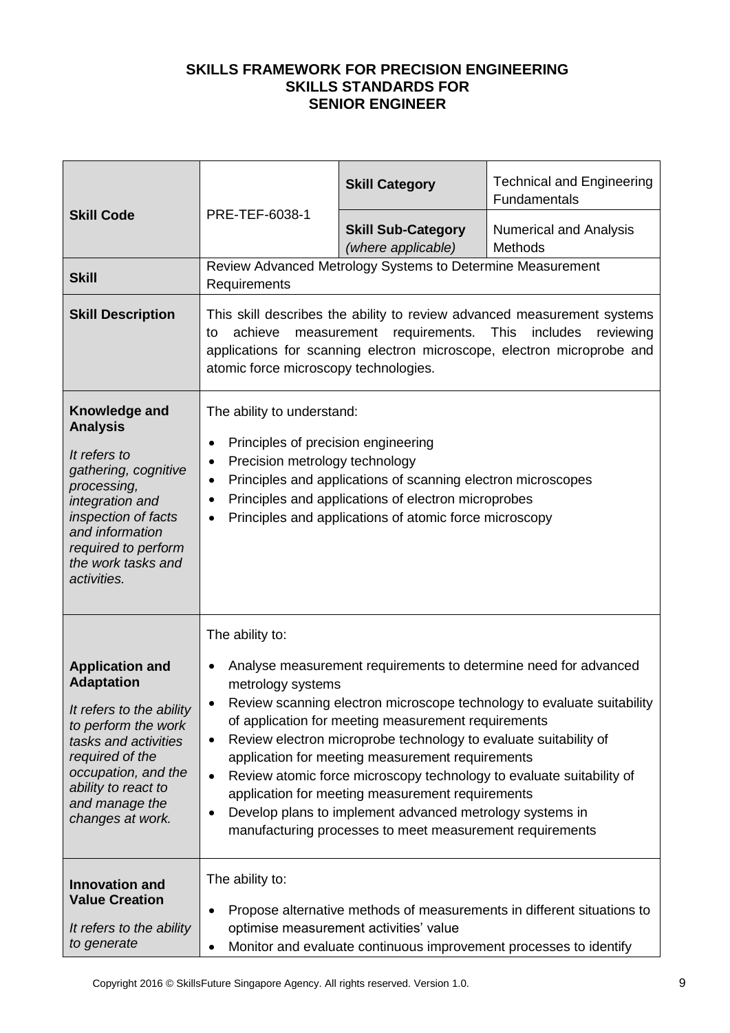**SKILLS FRAMEWORK FOR PRECISION ENGINEERING**
**SKILLS STANDARDS FOR**
**SENIOR ENGINEER**

| **Skill Code** | PRE-TEF-6038-1 | **Skill Category** | Technical and Engineering Fundamentals |
|---|---|---|---|
| | | **Skill Sub-Category** *(where applicable)* | Numerical and Analysis Methods |
| **Skill** | Review Advanced Metrology Systems to Determine Measurement Requirements | | |
| **Skill Description** | This skill describes the ability to review advanced measurement systems to achieve measurement requirements. This includes reviewing applications for scanning electron microscope, electron microprobe and atomic force microscopy technologies. | | |
| **Knowledge and Analysis** <br><br> *It refers to gathering, cognitive processing, integration and inspection of facts and information required to perform the work tasks and activities.* | The ability to understand: <br><br> • Principles of precision engineering <br> • Precision metrology technology <br> • Principles and applications of scanning electron microscopes <br> • Principles and applications of electron microprobes <br> • Principles and applications of atomic force microscopy | | |
| **Application and Adaptation** <br><br> *It refers to the ability to perform the work tasks and activities required of the occupation, and the ability to react to and manage the changes at work.* | The ability to: <br><br> • Analyse measurement requirements to determine need for advanced metrology systems <br> • Review scanning electron microscope technology to evaluate suitability of application for meeting measurement requirements <br> • Review electron microprobe technology to evaluate suitability of application for meeting measurement requirements <br> • Review atomic force microscopy technology to evaluate suitability of application for meeting measurement requirements <br> • Develop plans to implement advanced metrology systems in manufacturing processes to meet measurement requirements | | |
| **Innovation and Value Creation** <br><br> *It refers to the ability to generate* | The ability to: <br><br> • Propose alternative methods of measurements in different situations to optimise measurement activities' value <br> • Monitor and evaluate continuous improvement processes to identify | | |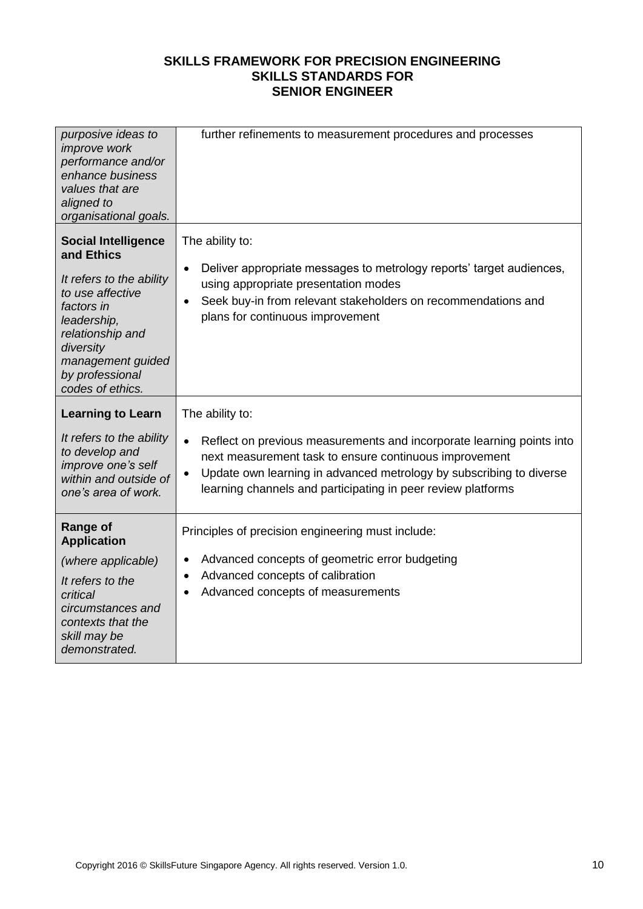| | |
|---|---|
| *purposive ideas to improve work performance and/or enhance business values that are aligned to organisational goals.* | further refinements to measurement procedures and processes |
| **Social Intelligence and Ethics**<br><br>*It refers to the ability to use affective factors in leadership, relationship and diversity management guided by professional codes of ethics.* | The ability to:<br><br>• Deliver appropriate messages to metrology reports' target audiences, using appropriate presentation modes<br>• Seek buy-in from relevant stakeholders on recommendations and plans for continuous improvement |
| **Learning to Learn**<br><br>*It refers to the ability to develop and improve one's self within and outside of one's area of work.* | The ability to:<br><br>• Reflect on previous measurements and incorporate learning points into next measurement task to ensure continuous improvement<br>• Update own learning in advanced metrology by subscribing to diverse learning channels and participating in peer review platforms |
| **Range of Application**<br><br>*(where applicable)*<br><br>*It refers to the critical circumstances and contexts that the skill may be demonstrated.* | Principles of precision engineering must include:<br><br>• Advanced concepts of geometric error budgeting<br>• Advanced concepts of calibration<br>• Advanced concepts of measurements |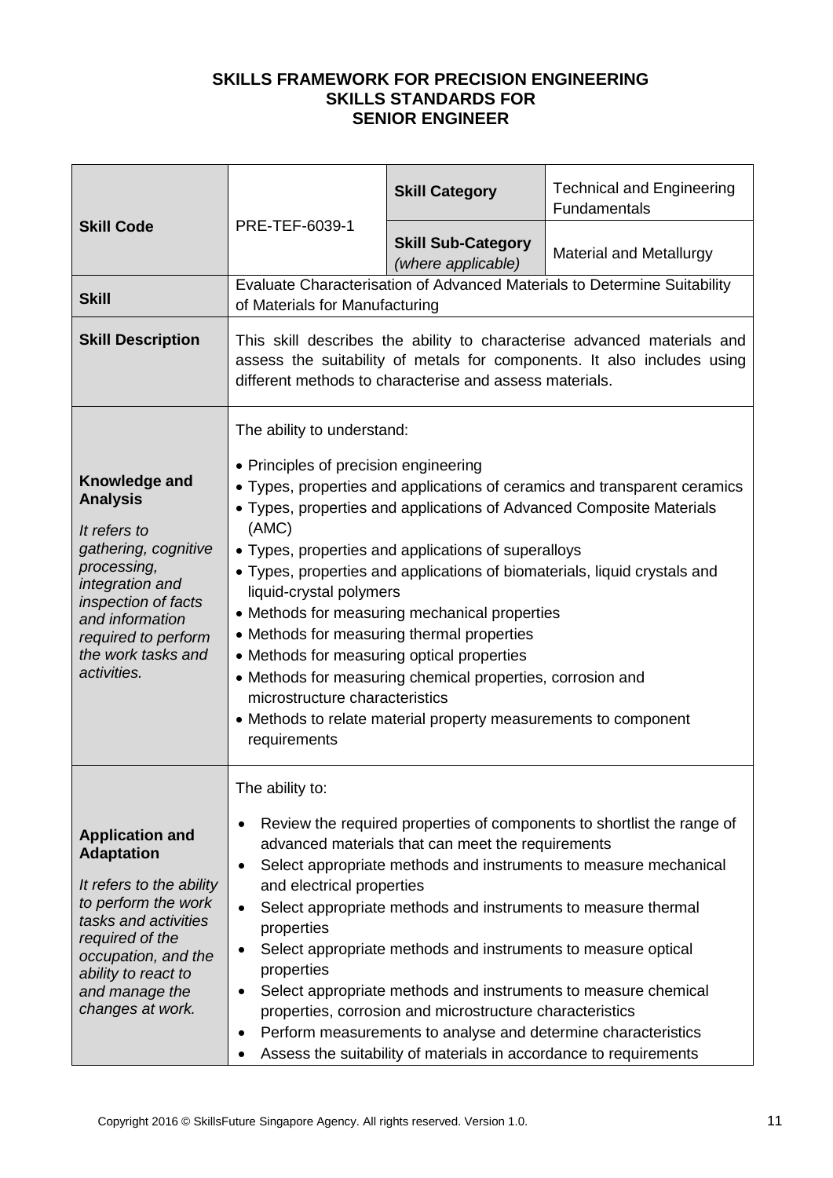**SKILLS FRAMEWORK FOR PRECISION ENGINEERING**
**SKILLS STANDARDS FOR**
**SENIOR ENGINEER**

| | | | |
|---|---|---|---|
| **Skill Code** | PRE-TEF-6039-1 | **Skill Category** | Technical and Engineering Fundamentals |
| | | **Skill Sub-Category** *(where applicable)* | Material and Metallurgy |
| **Skill** | Evaluate Characterisation of Advanced Materials to Determine Suitability of Materials for Manufacturing | | |
| **Skill Description** | This skill describes the ability to characterise advanced materials and assess the suitability of metals for components. It also includes using different methods to characterise and assess materials. | | |
| **Knowledge and Analysis** <br> *It refers to gathering, cognitive processing, integration and inspection of facts and information required to perform the work tasks and activities.* | The ability to understand: <br> • Principles of precision engineering <br> • Types, properties and applications of ceramics and transparent ceramics <br> • Types, properties and applications of Advanced Composite Materials (AMC) <br> • Types, properties and applications of superalloys <br> • Types, properties and applications of biomaterials, liquid crystals and liquid-crystal polymers <br> • Methods for measuring mechanical properties <br> • Methods for measuring thermal properties <br> • Methods for measuring optical properties <br> • Methods for measuring chemical properties, corrosion and microstructure characteristics <br> • Methods to relate material property measurements to component requirements | | |
| **Application and Adaptation** <br> *It refers to the ability to perform the work tasks and activities required of the occupation, and the ability to react to and manage the changes at work.* | The ability to: <br> • Review the required properties of components to shortlist the range of advanced materials that can meet the requirements <br> • Select appropriate methods and instruments to measure mechanical and electrical properties <br> • Select appropriate methods and instruments to measure thermal properties <br> • Select appropriate methods and instruments to measure optical properties <br> • Select appropriate methods and instruments to measure chemical properties, corrosion and microstructure characteristics <br> • Perform measurements to analyse and determine characteristics <br> • Assess the suitability of materials in accordance to requirements | | |

Copyright 2016 © SkillsFuture Singapore Agency. All rights reserved. Version 1.0.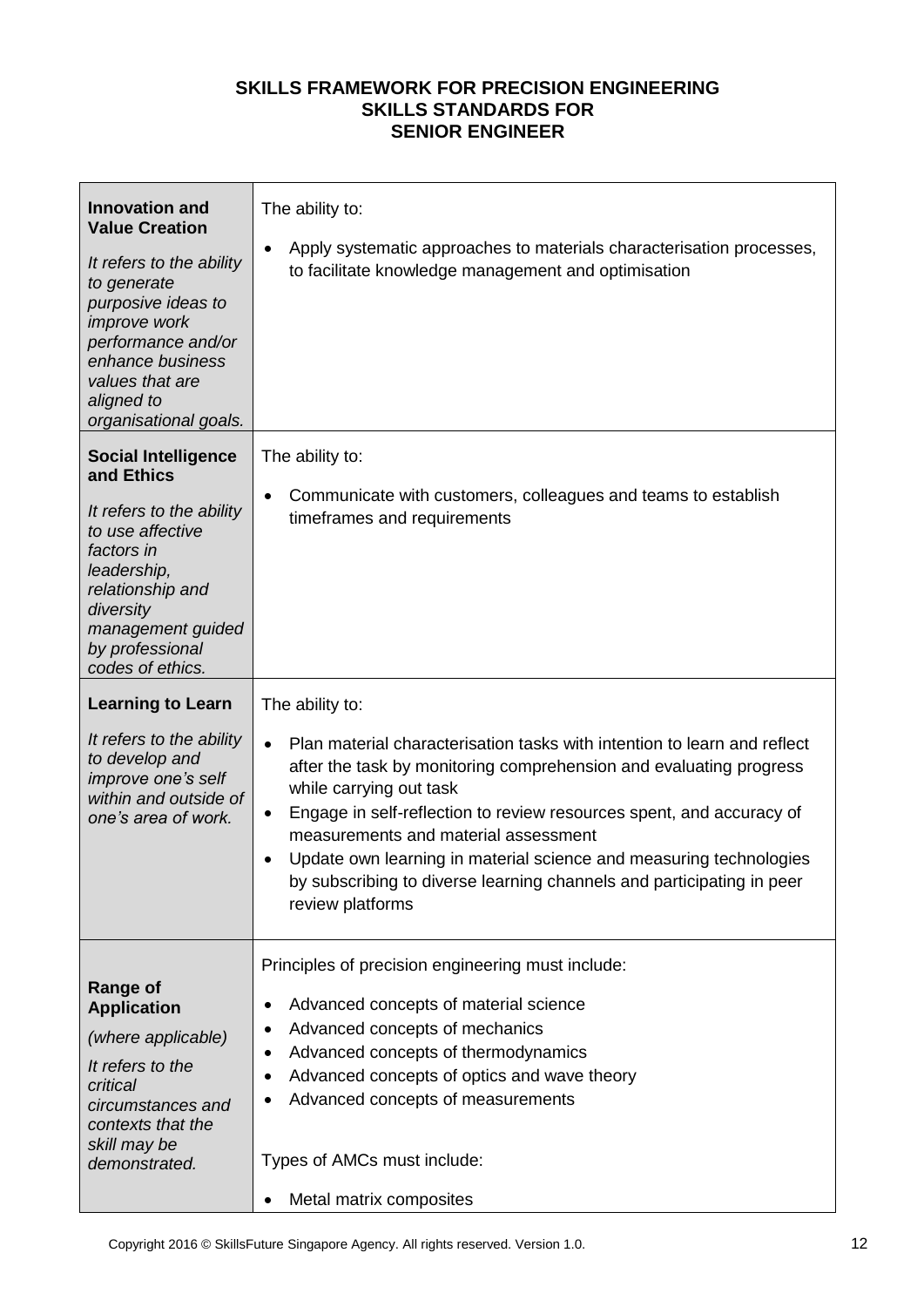**SKILLS FRAMEWORK FOR PRECISION ENGINEERING**
**SKILLS STANDARDS FOR**
**SENIOR ENGINEER**

| | |
|---|---|
| **Innovation and Value Creation**<br><br>*It refers to the ability to generate purposive ideas to improve work performance and/or enhance business values that are aligned to organisational goals.* | The ability to:<br><br>• Apply systematic approaches to materials characterisation processes, to facilitate knowledge management and optimisation |
| **Social Intelligence and Ethics**<br><br>*It refers to the ability to use affective factors in leadership, relationship and diversity management guided by professional codes of ethics.* | The ability to:<br><br>• Communicate with customers, colleagues and teams to establish timeframes and requirements |
| **Learning to Learn**<br><br>*It refers to the ability to develop and improve one's self within and outside of one's area of work.* | The ability to:<br><br>• Plan material characterisation tasks with intention to learn and reflect after the task by monitoring comprehension and evaluating progress while carrying out task<br>• Engage in self-reflection to review resources spent, and accuracy of measurements and material assessment<br>• Update own learning in material science and measuring technologies by subscribing to diverse learning channels and participating in peer review platforms |
| **Range of Application**<br><br>*(where applicable)*<br><br>*It refers to the critical circumstances and contexts that the skill may be demonstrated.* | Principles of precision engineering must include:<br><br>• Advanced concepts of material science<br>• Advanced concepts of mechanics<br>• Advanced concepts of thermodynamics<br>• Advanced concepts of optics and wave theory<br>• Advanced concepts of measurements<br><br>Types of AMCs must include:<br><br>• Metal matrix composites |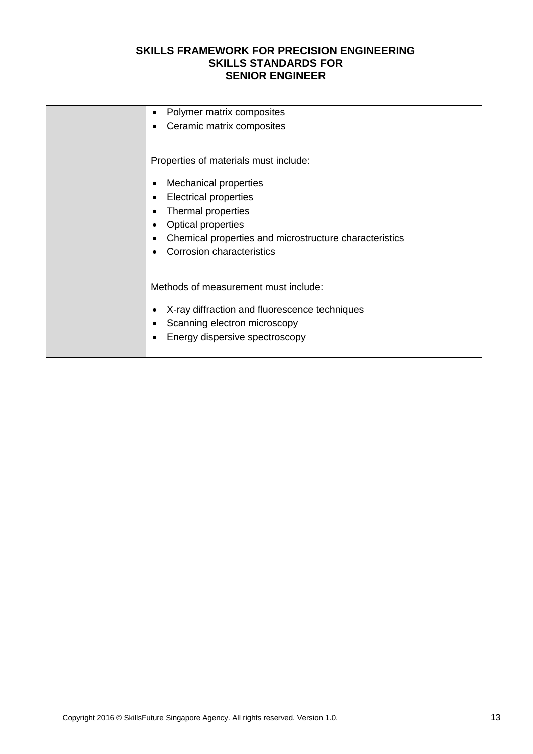| | |
|---|---|
| | • Polymer matrix composites<br>• Ceramic matrix composites<br><br>Properties of materials must include:<br><br>• Mechanical properties<br>• Electrical properties<br>• Thermal properties<br>• Optical properties<br>• Chemical properties and microstructure characteristics<br>• Corrosion characteristics<br><br>Methods of measurement must include:<br><br>• X-ray diffraction and fluorescence techniques<br>• Scanning electron microscopy<br>• Energy dispersive spectroscopy |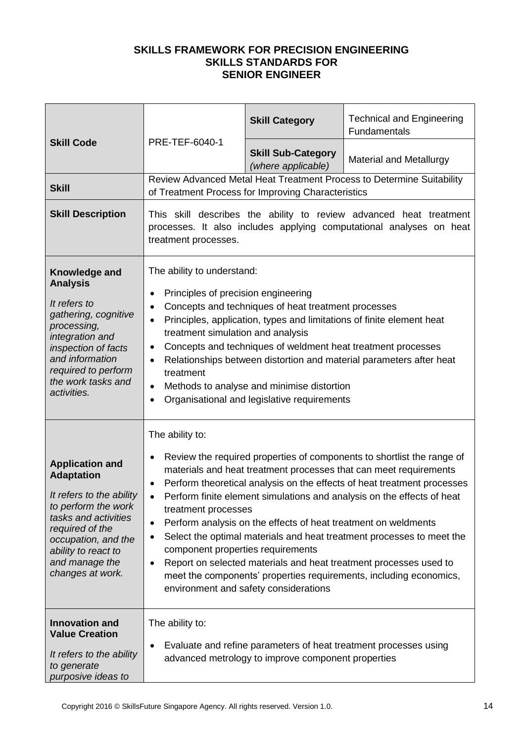**SKILLS FRAMEWORK FOR PRECISION ENGINEERING**
**SKILLS STANDARDS FOR**
**SENIOR ENGINEER**

| | | | |
|---|---|---|---|
| **Skill Code** | PRE-TEF-6040-1 | **Skill Category** | Technical and Engineering Fundamentals |
| | | **Skill Sub-Category** *(where applicable)* | Material and Metallurgy |
| **Skill** | Review Advanced Metal Heat Treatment Process to Determine Suitability of Treatment Process for Improving Characteristics | | |
| **Skill Description** | This skill describes the ability to review advanced heat treatment processes. It also includes applying computational analyses on heat treatment processes. | | |
| **Knowledge and Analysis**<br><br>*It refers to gathering, cognitive processing, integration and inspection of facts and information required to perform the work tasks and activities.* | The ability to understand:<br><br>• Principles of precision engineering<br>• Concepts and techniques of heat treatment processes<br>• Principles, application, types and limitations of finite element heat treatment simulation and analysis<br>• Concepts and techniques of weldment heat treatment processes<br>• Relationships between distortion and material parameters after heat treatment<br>• Methods to analyse and minimise distortion<br>• Organisational and legislative requirements | | |
| **Application and Adaptation**<br><br>*It refers to the ability to perform the work tasks and activities required of the occupation, and the ability to react to and manage the changes at work.* | The ability to:<br><br>• Review the required properties of components to shortlist the range of materials and heat treatment processes that can meet requirements<br>• Perform theoretical analysis on the effects of heat treatment processes<br>• Perform finite element simulations and analysis on the effects of heat treatment processes<br>• Perform analysis on the effects of heat treatment on weldments<br>• Select the optimal materials and heat treatment processes to meet the component properties requirements<br>• Report on selected materials and heat treatment processes used to meet the components' properties requirements, including economics, environment and safety considerations | | |
| **Innovation and Value Creation**<br><br>*It refers to the ability to generate purposive ideas to* | The ability to:<br><br>• Evaluate and refine parameters of heat treatment processes using advanced metrology to improve component properties | | |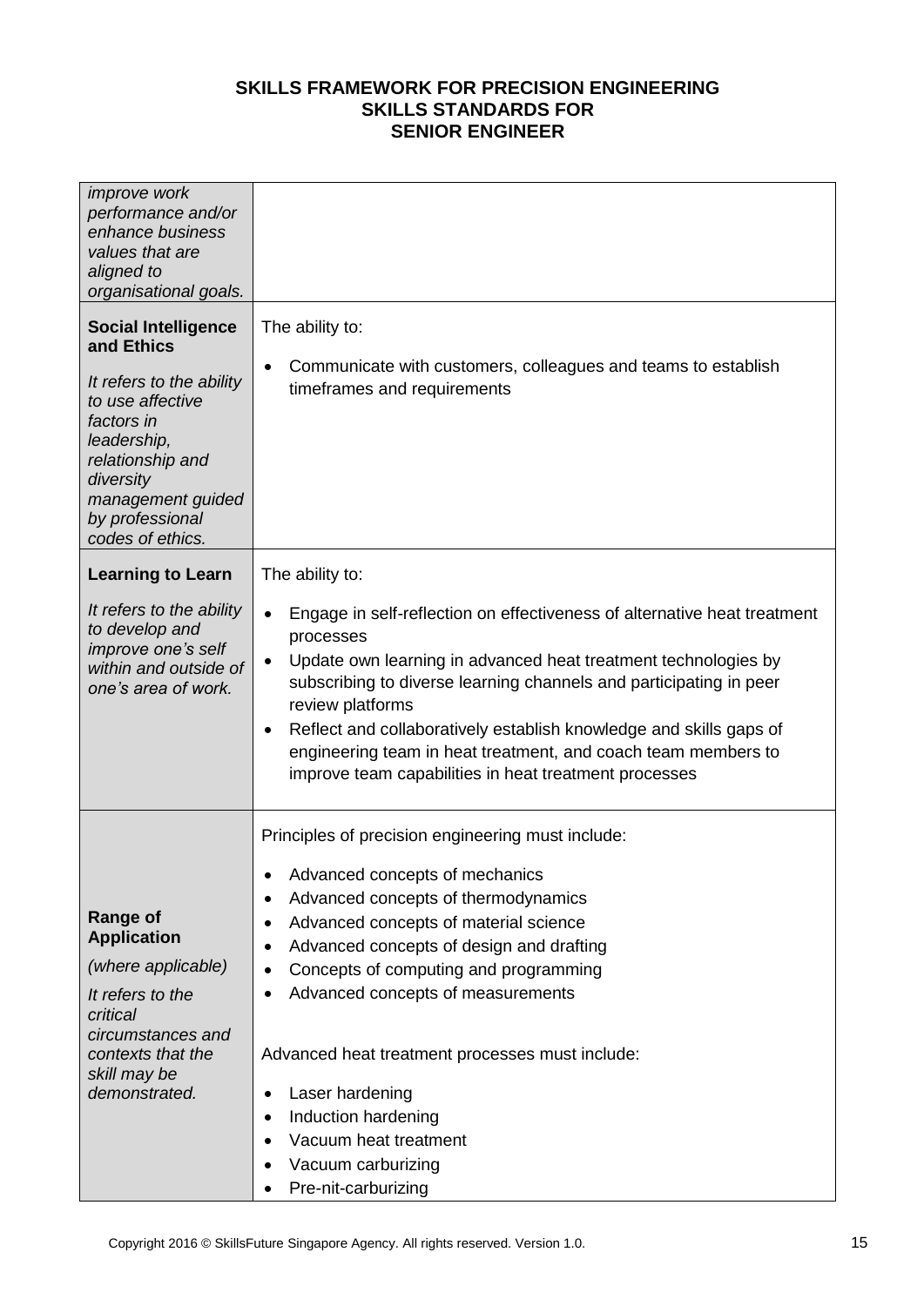| | |
|---|---|
| *improve work performance and/or enhance business values that are aligned to organisational goals.* | |
| **Social Intelligence and Ethics**<br><br>*It refers to the ability to use affective factors in leadership, relationship and diversity management guided by professional codes of ethics.* | The ability to:<br><br>• Communicate with customers, colleagues and teams to establish timeframes and requirements |
| **Learning to Learn**<br><br>*It refers to the ability to develop and improve one's self within and outside of one's area of work.* | The ability to:<br><br>• Engage in self-reflection on effectiveness of alternative heat treatment processes<br>• Update own learning in advanced heat treatment technologies by subscribing to diverse learning channels and participating in peer review platforms<br>• Reflect and collaboratively establish knowledge and skills gaps of engineering team in heat treatment, and coach team members to improve team capabilities in heat treatment processes |
| **Range of Application**<br><br>*(where applicable)*<br><br>*It refers to the critical circumstances and contexts that the skill may be demonstrated.* | Principles of precision engineering must include:<br><br>• Advanced concepts of mechanics<br>• Advanced concepts of thermodynamics<br>• Advanced concepts of material science<br>• Advanced concepts of design and drafting<br>• Concepts of computing and programming<br>• Advanced concepts of measurements<br><br>Advanced heat treatment processes must include:<br><br>• Laser hardening<br>• Induction hardening<br>• Vacuum heat treatment<br>• Vacuum carburizing<br>• Pre-nit-carburizing |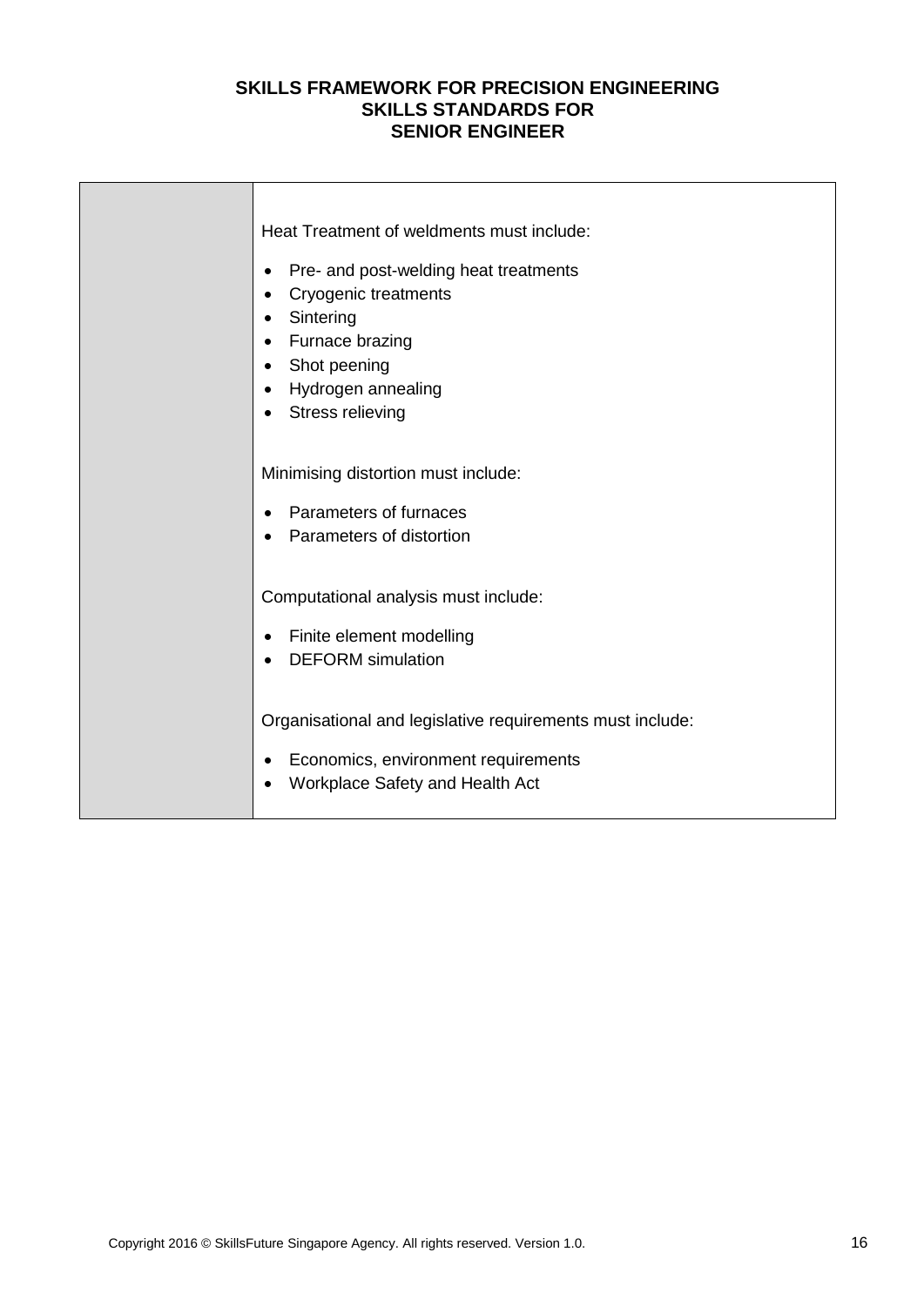| | |
|---|---|
| | Heat Treatment of weldments must include:<br><br>• Pre- and post-welding heat treatments<br>• Cryogenic treatments<br>• Sintering<br>• Furnace brazing<br>• Shot peening<br>• Hydrogen annealing<br>• Stress relieving<br><br>Minimising distortion must include:<br><br>• Parameters of furnaces<br>• Parameters of distortion<br><br>Computational analysis must include:<br><br>• Finite element modelling<br>• DEFORM simulation<br><br>Organisational and legislative requirements must include:<br><br>• Economics, environment requirements<br>• Workplace Safety and Health Act |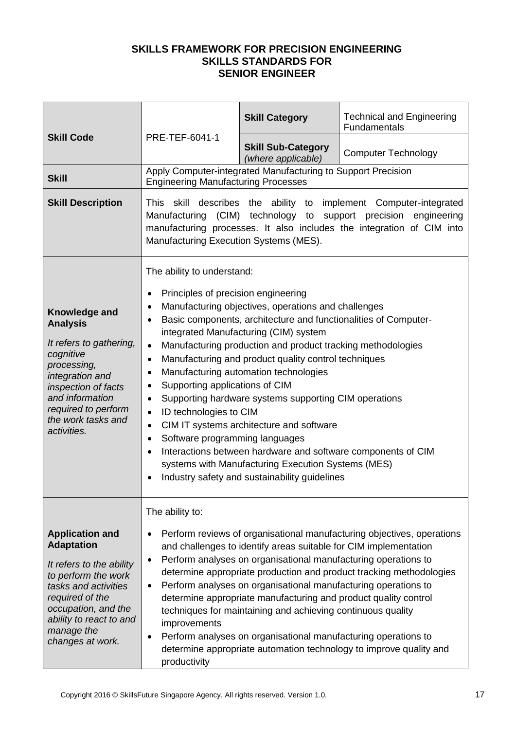**SKILLS FRAMEWORK FOR PRECISION ENGINEERING**
**SKILLS STANDARDS FOR**
**SENIOR ENGINEER**

| | | | |
|---|---|---|---|
| **Skill Code** | PRE-TEF-6041-1 | **Skill Category** | Technical and Engineering Fundamentals |
| | | **Skill Sub-Category** *(where applicable)* | Computer Technology |
| **Skill** | Apply Computer-integrated Manufacturing to Support Precision Engineering Manufacturing Processes | | |
| **Skill Description** | This skill describes the ability to implement Computer-integrated Manufacturing (CIM) technology to support precision engineering manufacturing processes. It also includes the integration of CIM into Manufacturing Execution Systems (MES). | | |
| **Knowledge and Analysis**<br><br>*It refers to gathering, cognitive processing, integration and inspection of facts and information required to perform the work tasks and activities.* | The ability to understand:<br><br>• Principles of precision engineering<br>• Manufacturing objectives, operations and challenges<br>• Basic components, architecture and functionalities of Computer-integrated Manufacturing (CIM) system<br>• Manufacturing production and product tracking methodologies<br>• Manufacturing and product quality control techniques<br>• Manufacturing automation technologies<br>• Supporting applications of CIM<br>• Supporting hardware systems supporting CIM operations<br>• ID technologies to CIM<br>• CIM IT systems architecture and software<br>• Software programming languages<br>• Interactions between hardware and software components of CIM systems with Manufacturing Execution Systems (MES)<br>• Industry safety and sustainability guidelines | | |
| **Application and Adaptation**<br><br>*It refers to the ability to perform the work tasks and activities required of the occupation, and the ability to react to and manage the changes at work.* | The ability to:<br><br>• Perform reviews of organisational manufacturing objectives, operations and challenges to identify areas suitable for CIM implementation<br>• Perform analyses on organisational manufacturing operations to determine appropriate production and product tracking methodologies<br>• Perform analyses on organisational manufacturing operations to determine appropriate manufacturing and product quality control techniques for maintaining and achieving continuous quality improvements<br>• Perform analyses on organisational manufacturing operations to determine appropriate automation technology to improve quality and productivity | | |

Copyright 2016 © SkillsFuture Singapore Agency. All rights reserved. Version 1.0.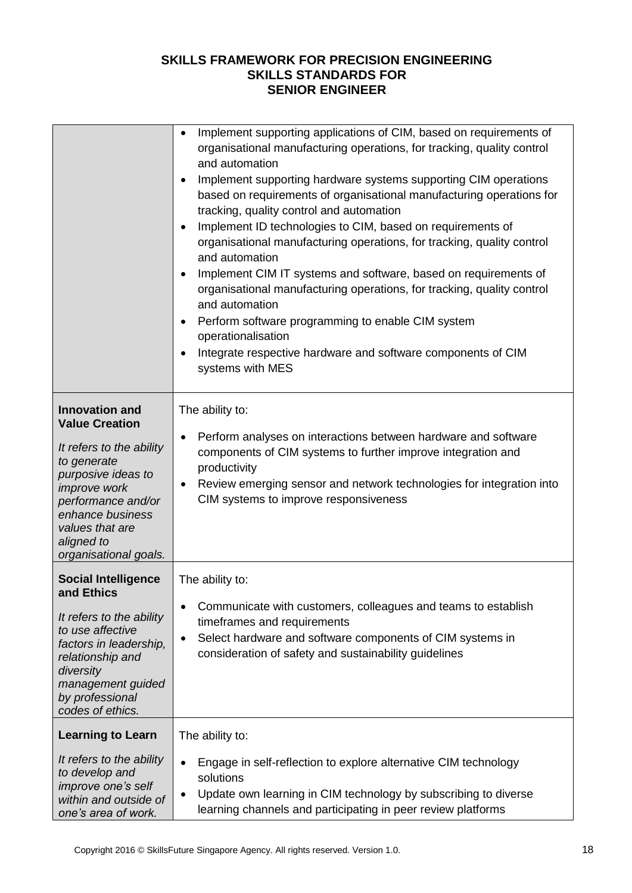| | |
|---|---|
| | • Implement supporting applications of CIM, based on requirements of organisational manufacturing operations, for tracking, quality control and automation<br>• Implement supporting hardware systems supporting CIM operations based on requirements of organisational manufacturing operations for tracking, quality control and automation<br>• Implement ID technologies to CIM, based on requirements of organisational manufacturing operations, for tracking, quality control and automation<br>• Implement CIM IT systems and software, based on requirements of organisational manufacturing operations, for tracking, quality control and automation<br>• Perform software programming to enable CIM system operationalisation<br>• Integrate respective hardware and software components of CIM systems with MES |
| **Innovation and Value Creation**<br><br>*It refers to the ability to generate purposive ideas to improve work performance and/or enhance business values that are aligned to organisational goals.* | The ability to:<br><br>• Perform analyses on interactions between hardware and software components of CIM systems to further improve integration and productivity<br>• Review emerging sensor and network technologies for integration into CIM systems to improve responsiveness |
| **Social Intelligence and Ethics**<br><br>*It refers to the ability to use affective factors in leadership, relationship and diversity management guided by professional codes of ethics.* | The ability to:<br><br>• Communicate with customers, colleagues and teams to establish timeframes and requirements<br>• Select hardware and software components of CIM systems in consideration of safety and sustainability guidelines |
| **Learning to Learn**<br><br>*It refers to the ability to develop and improve one's self within and outside of one's area of work.* | The ability to:<br><br>• Engage in self-reflection to explore alternative CIM technology solutions<br>• Update own learning in CIM technology by subscribing to diverse learning channels and participating in peer review platforms |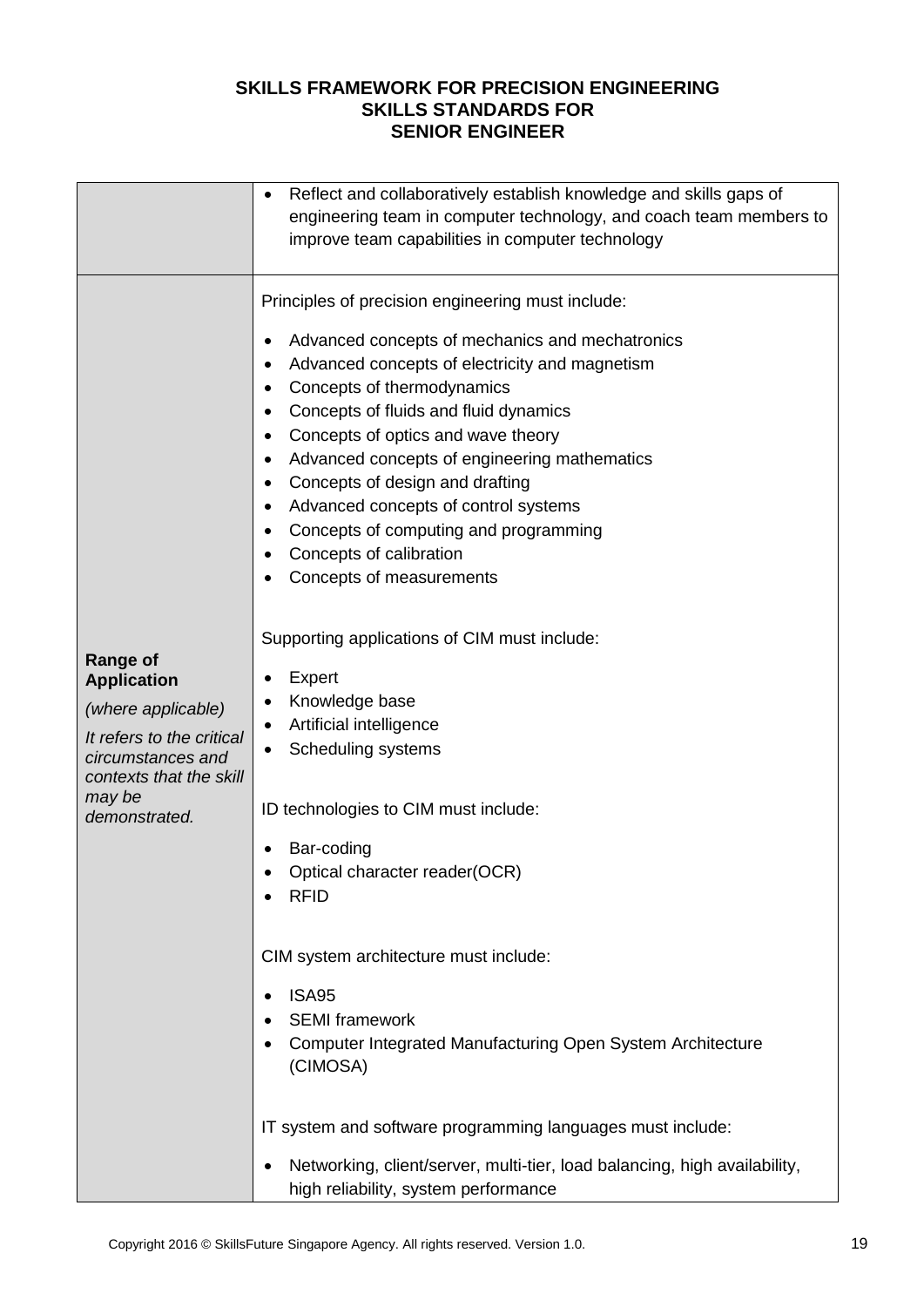# SKILLS FRAMEWORK FOR PRECISION ENGINEERING
## SKILLS STANDARDS FOR
## SENIOR ENGINEER

| | |
|---|---|
| | • Reflect and collaboratively establish knowledge and skills gaps of engineering team in computer technology, and coach team members to improve team capabilities in computer technology |
| **Range of Application**<br><br>*(where applicable)*<br><br>*It refers to the critical circumstances and contexts that the skill may be demonstrated.* | Principles of precision engineering must include:<br><br>• Advanced concepts of mechanics and mechatronics<br>• Advanced concepts of electricity and magnetism<br>• Concepts of thermodynamics<br>• Concepts of fluids and fluid dynamics<br>• Concepts of optics and wave theory<br>• Advanced concepts of engineering mathematics<br>• Concepts of design and drafting<br>• Advanced concepts of control systems<br>• Concepts of computing and programming<br>• Concepts of calibration<br>• Concepts of measurements<br><br>Supporting applications of CIM must include:<br><br>• Expert<br>• Knowledge base<br>• Artificial intelligence<br>• Scheduling systems<br><br>ID technologies to CIM must include:<br><br>• Bar-coding<br>• Optical character reader(OCR)<br>• RFID<br><br>CIM system architecture must include:<br><br>• ISA95<br>• SEMI framework<br>• Computer Integrated Manufacturing Open System Architecture (CIMOSA)<br><br>IT system and software programming languages must include:<br><br>• Networking, client/server, multi-tier, load balancing, high availability, high reliability, system performance |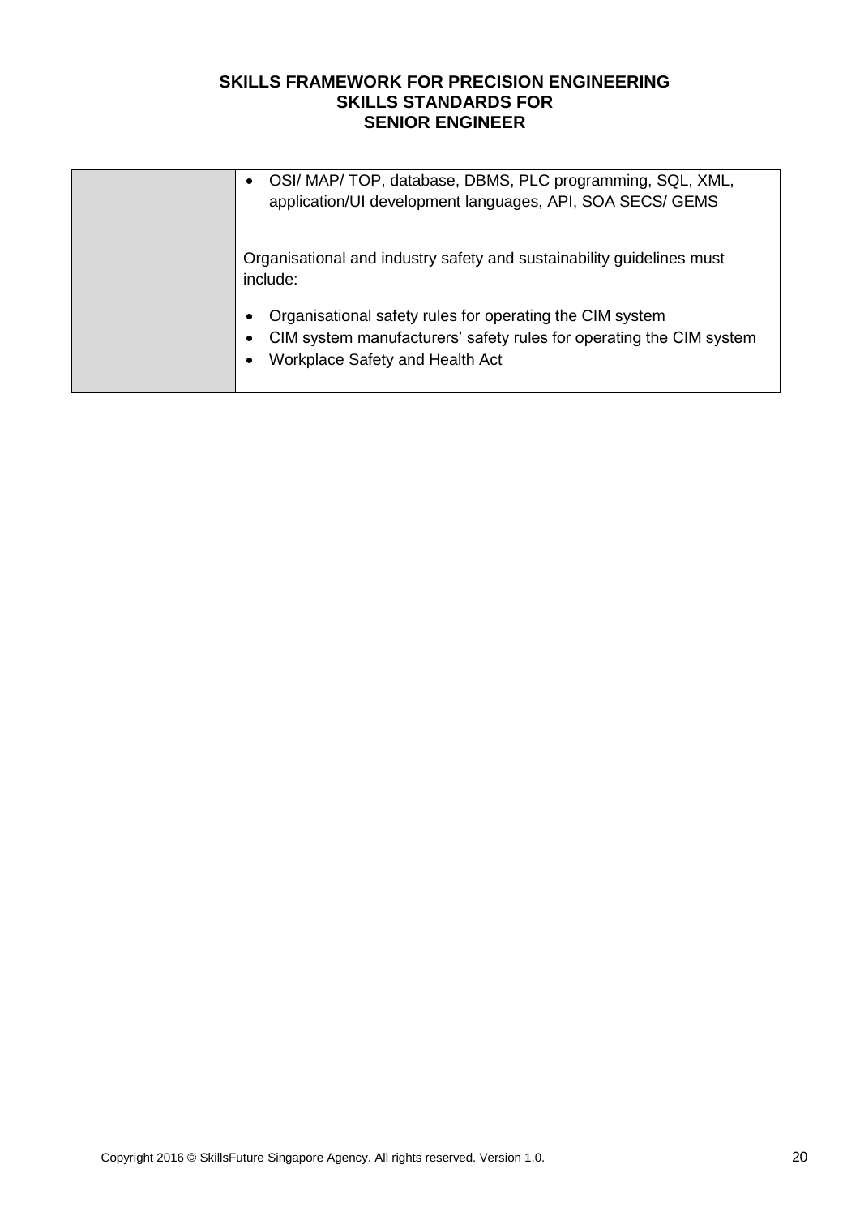| | |
|---|---|
| | • OSI/ MAP/ TOP, database, DBMS, PLC programming, SQL, XML, application/UI development languages, API, SOA SECS/ GEMS<br><br>Organisational and industry safety and sustainability guidelines must include:<br><br>• Organisational safety rules for operating the CIM system<br>• CIM system manufacturers' safety rules for operating the CIM system<br>• Workplace Safety and Health Act |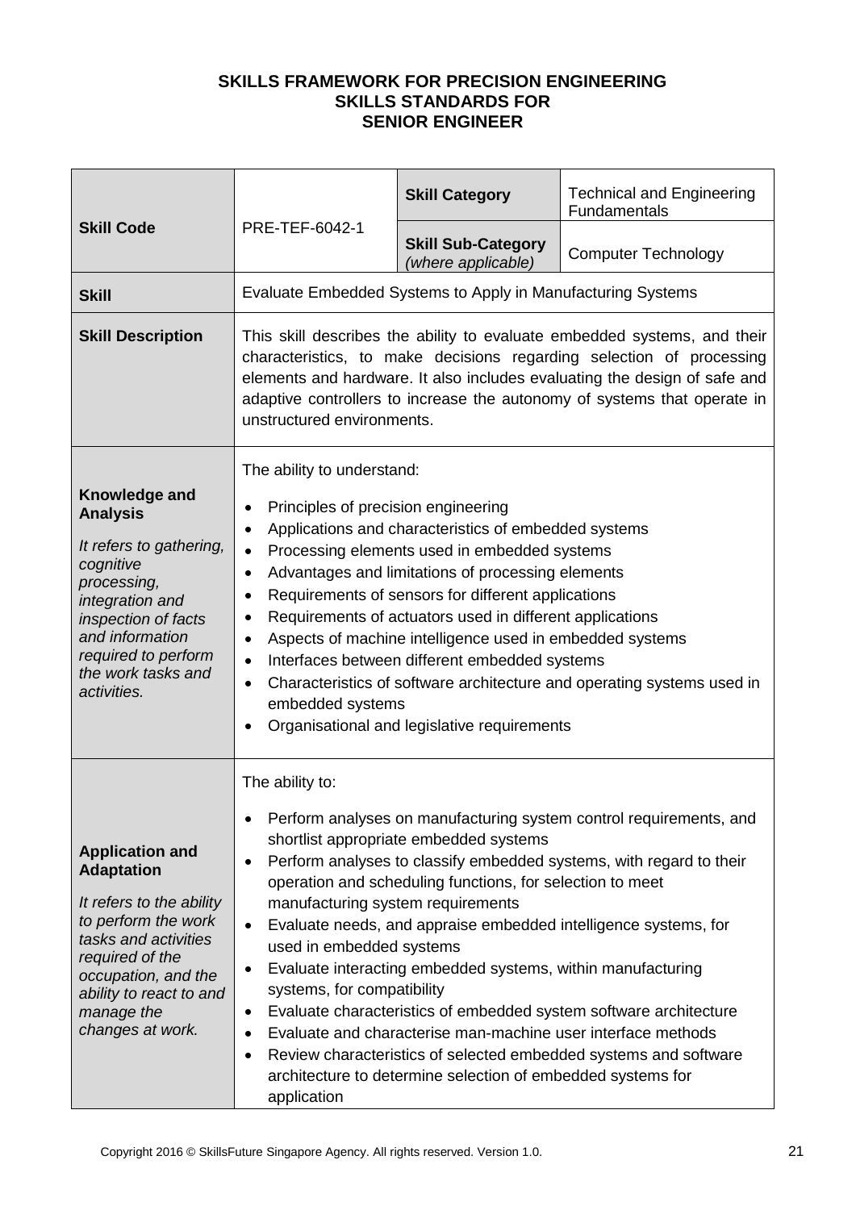**SKILLS FRAMEWORK FOR PRECISION ENGINEERING**
**SKILLS STANDARDS FOR**
**SENIOR ENGINEER**

| | | | |
|---|---|---|---|
| **Skill Code** | PRE-TEF-6042-1 | **Skill Category** | Technical and Engineering Fundamentals |
| | | **Skill Sub-Category** *(where applicable)* | Computer Technology |
| **Skill** | Evaluate Embedded Systems to Apply in Manufacturing Systems | | |
| **Skill Description** | This skill describes the ability to evaluate embedded systems, and their characteristics, to make decisions regarding selection of processing elements and hardware. It also includes evaluating the design of safe and adaptive controllers to increase the autonomy of systems that operate in unstructured environments. | | |
| **Knowledge and Analysis**<br><br>*It refers to gathering, cognitive processing, integration and inspection of facts and information required to perform the work tasks and activities.* | The ability to understand:<br><br>• Principles of precision engineering<br>• Applications and characteristics of embedded systems<br>• Processing elements used in embedded systems<br>• Advantages and limitations of processing elements<br>• Requirements of sensors for different applications<br>• Requirements of actuators used in different applications<br>• Aspects of machine intelligence used in embedded systems<br>• Interfaces between different embedded systems<br>• Characteristics of software architecture and operating systems used in embedded systems<br>• Organisational and legislative requirements | | |
| **Application and Adaptation**<br><br>*It refers to the ability to perform the work tasks and activities required of the occupation, and the ability to react to and manage the changes at work.* | The ability to:<br><br>• Perform analyses on manufacturing system control requirements, and shortlist appropriate embedded systems<br>• Perform analyses to classify embedded systems, with regard to their operation and scheduling functions, for selection to meet manufacturing system requirements<br>• Evaluate needs, and appraise embedded intelligence systems, for used in embedded systems<br>• Evaluate interacting embedded systems, within manufacturing systems, for compatibility<br>• Evaluate characteristics of embedded system software architecture<br>• Evaluate and characterise man-machine user interface methods<br>• Review characteristics of selected embedded systems and software architecture to determine selection of embedded systems for application | | |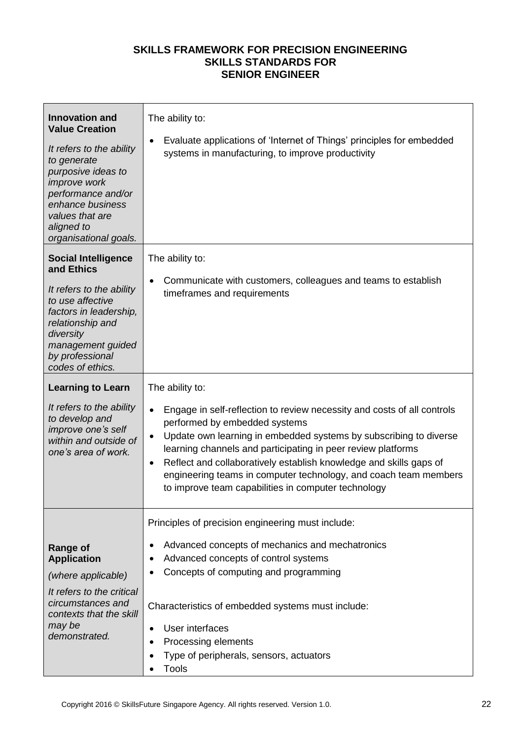**SKILLS FRAMEWORK FOR PRECISION ENGINEERING**
**SKILLS STANDARDS FOR**
**SENIOR ENGINEER**

| | |
|---|---|
| **Innovation and Value Creation**<br><br>*It refers to the ability to generate purposive ideas to improve work performance and/or enhance business values that are aligned to organisational goals.* | The ability to:<br><br>• Evaluate applications of 'Internet of Things' principles for embedded systems in manufacturing, to improve productivity |
| **Social Intelligence and Ethics**<br><br>*It refers to the ability to use affective factors in leadership, relationship and diversity management guided by professional codes of ethics.* | The ability to:<br><br>• Communicate with customers, colleagues and teams to establish timeframes and requirements |
| **Learning to Learn**<br><br>*It refers to the ability to develop and improve one's self within and outside of one's area of work.* | The ability to:<br><br>• Engage in self-reflection to review necessity and costs of all controls performed by embedded systems<br>• Update own learning in embedded systems by subscribing to diverse learning channels and participating in peer review platforms<br>• Reflect and collaboratively establish knowledge and skills gaps of engineering teams in computer technology, and coach team members to improve team capabilities in computer technology |
| **Range of Application**<br><br>*(where applicable)*<br><br>*It refers to the critical circumstances and contexts that the skill may be demonstrated.* | Principles of precision engineering must include:<br><br>• Advanced concepts of mechanics and mechatronics<br>• Advanced concepts of control systems<br>• Concepts of computing and programming<br><br>Characteristics of embedded systems must include:<br><br>• User interfaces<br>• Processing elements<br>• Type of peripherals, sensors, actuators<br>• Tools |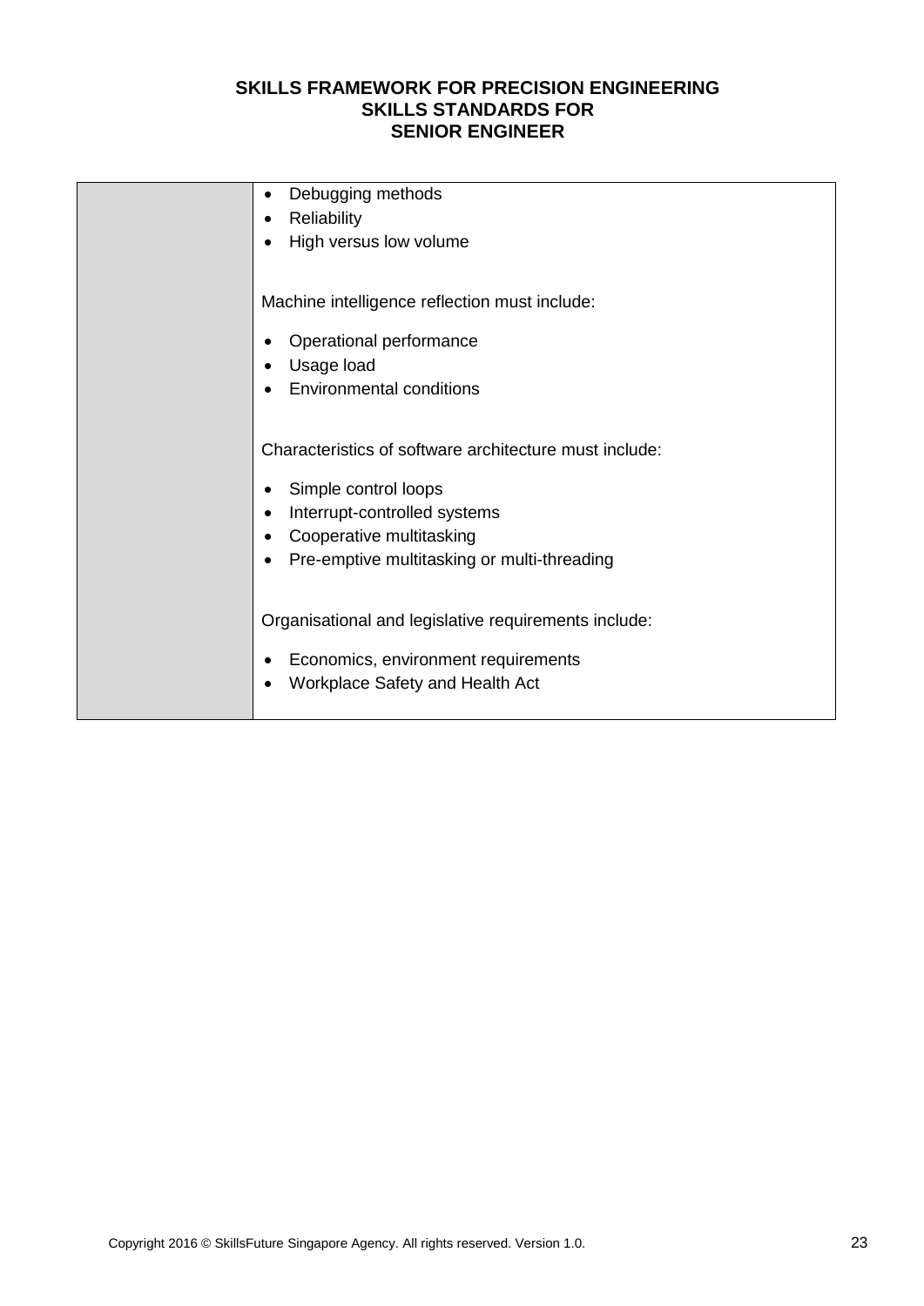| | |
|---|---|
| | • Debugging methods<br>• Reliability<br>• High versus low volume<br><br>Machine intelligence reflection must include:<br><br>• Operational performance<br>• Usage load<br>• Environmental conditions<br><br>Characteristics of software architecture must include:<br><br>• Simple control loops<br>• Interrupt-controlled systems<br>• Cooperative multitasking<br>• Pre-emptive multitasking or multi-threading<br><br>Organisational and legislative requirements include:<br><br>• Economics, environment requirements<br>• Workplace Safety and Health Act |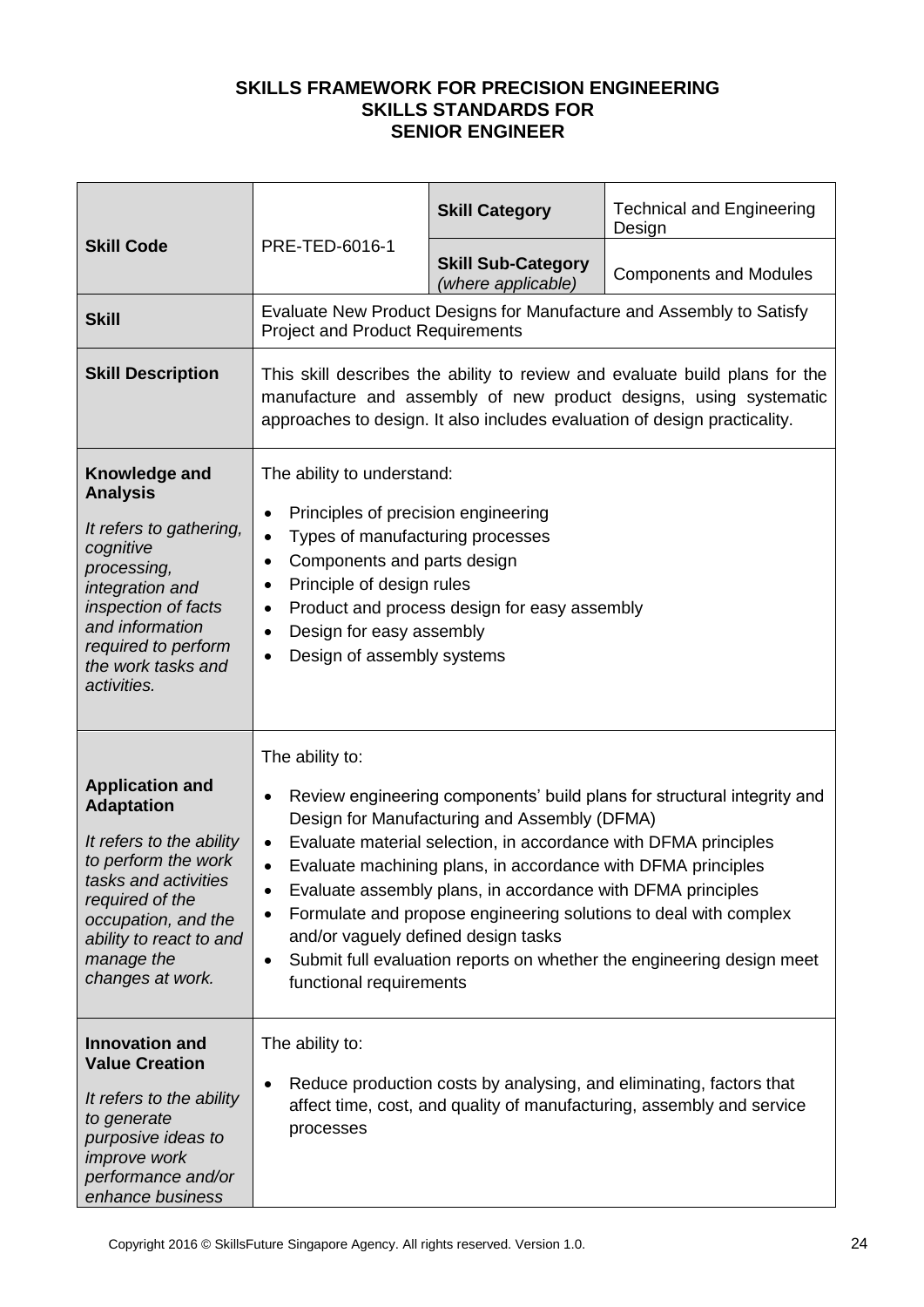**SKILLS FRAMEWORK FOR PRECISION ENGINEERING**
**SKILLS STANDARDS FOR**
**SENIOR ENGINEER**

| **Skill Code** | PRE-TED-6016-1 | **Skill Category** | Technical and Engineering Design |
|---|---|---|---|
| | | **Skill Sub-Category** *(where applicable)* | Components and Modules |
| **Skill** | Evaluate New Product Designs for Manufacture and Assembly to Satisfy Project and Product Requirements | | |
| **Skill Description** | This skill describes the ability to review and evaluate build plans for the manufacture and assembly of new product designs, using systematic approaches to design. It also includes evaluation of design practicality. | | |
| **Knowledge and Analysis**<br><br>*It refers to gathering, cognitive processing, integration and inspection of facts and information required to perform the work tasks and activities.* | The ability to understand:<br><br>• Principles of precision engineering<br>• Types of manufacturing processes<br>• Components and parts design<br>• Principle of design rules<br>• Product and process design for easy assembly<br>• Design for easy assembly<br>• Design of assembly systems | | |
| **Application and Adaptation**<br><br>*It refers to the ability to perform the work tasks and activities required of the occupation, and the ability to react to and manage the changes at work.* | The ability to:<br><br>• Review engineering components' build plans for structural integrity and Design for Manufacturing and Assembly (DFMA)<br>• Evaluate material selection, in accordance with DFMA principles<br>• Evaluate machining plans, in accordance with DFMA principles<br>• Evaluate assembly plans, in accordance with DFMA principles<br>• Formulate and propose engineering solutions to deal with complex and/or vaguely defined design tasks<br>• Submit full evaluation reports on whether the engineering design meet functional requirements | | |
| **Innovation and Value Creation**<br><br>*It refers to the ability to generate purposive ideas to improve work performance and/or enhance business* | The ability to:<br><br>• Reduce production costs by analysing, and eliminating, factors that affect time, cost, and quality of manufacturing, assembly and service processes | | |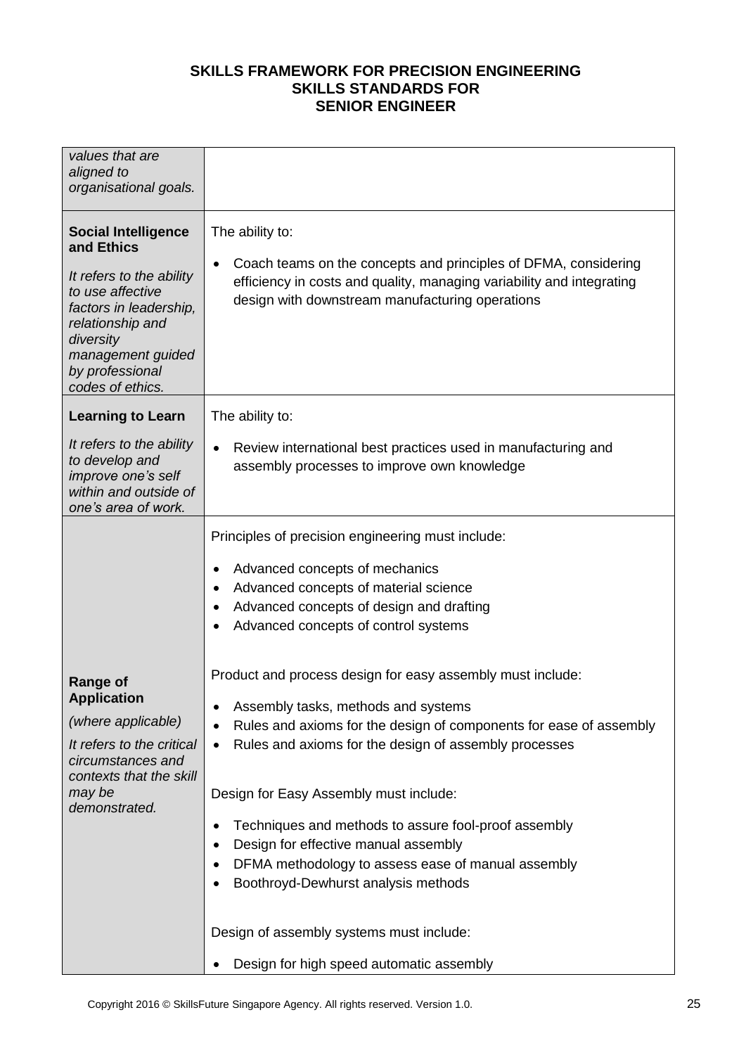| | |
|---|---|
| *values that are aligned to organisational goals.* | |
| **Social Intelligence and Ethics**<br><br>*It refers to the ability to use affective factors in leadership, relationship and diversity management guided by professional codes of ethics.* | The ability to:<br><br>• Coach teams on the concepts and principles of DFMA, considering efficiency in costs and quality, managing variability and integrating design with downstream manufacturing operations |
| **Learning to Learn**<br><br>*It refers to the ability to develop and improve one's self within and outside of one's area of work.* | The ability to:<br><br>• Review international best practices used in manufacturing and assembly processes to improve own knowledge |
| **Range of Application**<br><br>*(where applicable)*<br><br>*It refers to the critical circumstances and contexts that the skill may be demonstrated.* | Principles of precision engineering must include:<br><br>• Advanced concepts of mechanics<br>• Advanced concepts of material science<br>• Advanced concepts of design and drafting<br>• Advanced concepts of control systems<br><br>Product and process design for easy assembly must include:<br><br>• Assembly tasks, methods and systems<br>• Rules and axioms for the design of components for ease of assembly<br>• Rules and axioms for the design of assembly processes<br><br>Design for Easy Assembly must include:<br><br>• Techniques and methods to assure fool-proof assembly<br>• Design for effective manual assembly<br>• DFMA methodology to assess ease of manual assembly<br>• Boothroyd-Dewhurst analysis methods<br><br>Design of assembly systems must include:<br><br>• Design for high speed automatic assembly |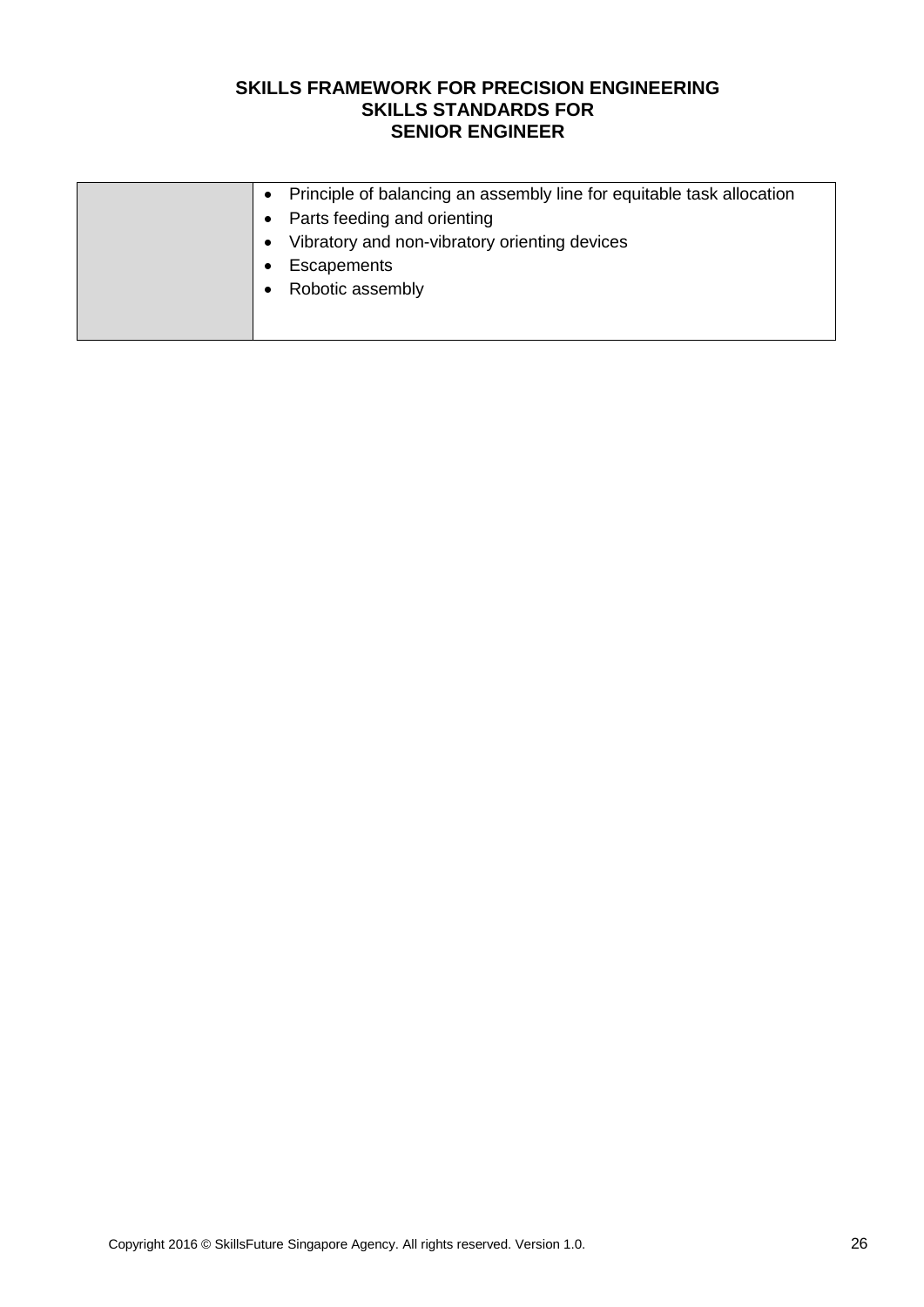|  |  |
|---|---|
|  | • Principle of balancing an assembly line for equitable task allocation<br>• Parts feeding and orienting<br>• Vibratory and non-vibratory orienting devices<br>• Escapements<br>• Robotic assembly |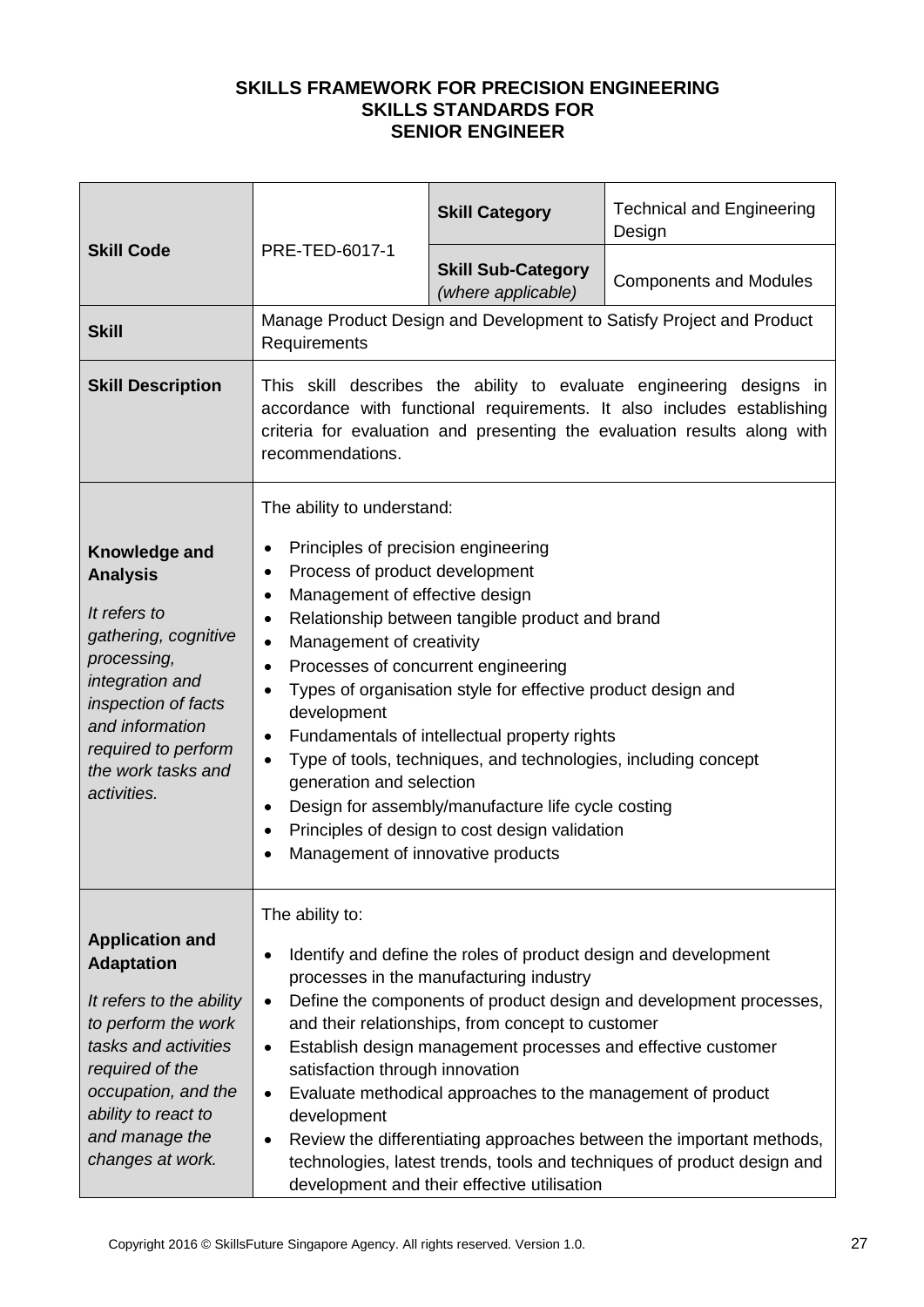**SKILLS FRAMEWORK FOR PRECISION ENGINEERING**
**SKILLS STANDARDS FOR**
**SENIOR ENGINEER**

| | | | |
|---|---|---|---|
| **Skill Code** | PRE-TED-6017-1 | **Skill Category** | Technical and Engineering Design |
| | | **Skill Sub-Category** *(where applicable)* | Components and Modules |
| **Skill** | Manage Product Design and Development to Satisfy Project and Product Requirements | | |
| **Skill Description** | This skill describes the ability to evaluate engineering designs in accordance with functional requirements. It also includes establishing criteria for evaluation and presenting the evaluation results along with recommendations. | | |
| **Knowledge and Analysis** <br> *It refers to gathering, cognitive processing, integration and inspection of facts and information required to perform the work tasks and activities.* | The ability to understand: <br> • Principles of precision engineering <br> • Process of product development <br> • Management of effective design <br> • Relationship between tangible product and brand <br> • Management of creativity <br> • Processes of concurrent engineering <br> • Types of organisation style for effective product design and development <br> • Fundamentals of intellectual property rights <br> • Type of tools, techniques, and technologies, including concept generation and selection <br> • Design for assembly/manufacture life cycle costing <br> • Principles of design to cost design validation <br> • Management of innovative products | | |
| **Application and Adaptation** <br> *It refers to the ability to perform the work tasks and activities required of the occupation, and the ability to react to and manage the changes at work.* | The ability to: <br> • Identify and define the roles of product design and development processes in the manufacturing industry <br> • Define the components of product design and development processes, and their relationships, from concept to customer <br> • Establish design management processes and effective customer satisfaction through innovation <br> • Evaluate methodical approaches to the management of product development <br> • Review the differentiating approaches between the important methods, technologies, latest trends, tools and techniques of product design and development and their effective utilisation | | |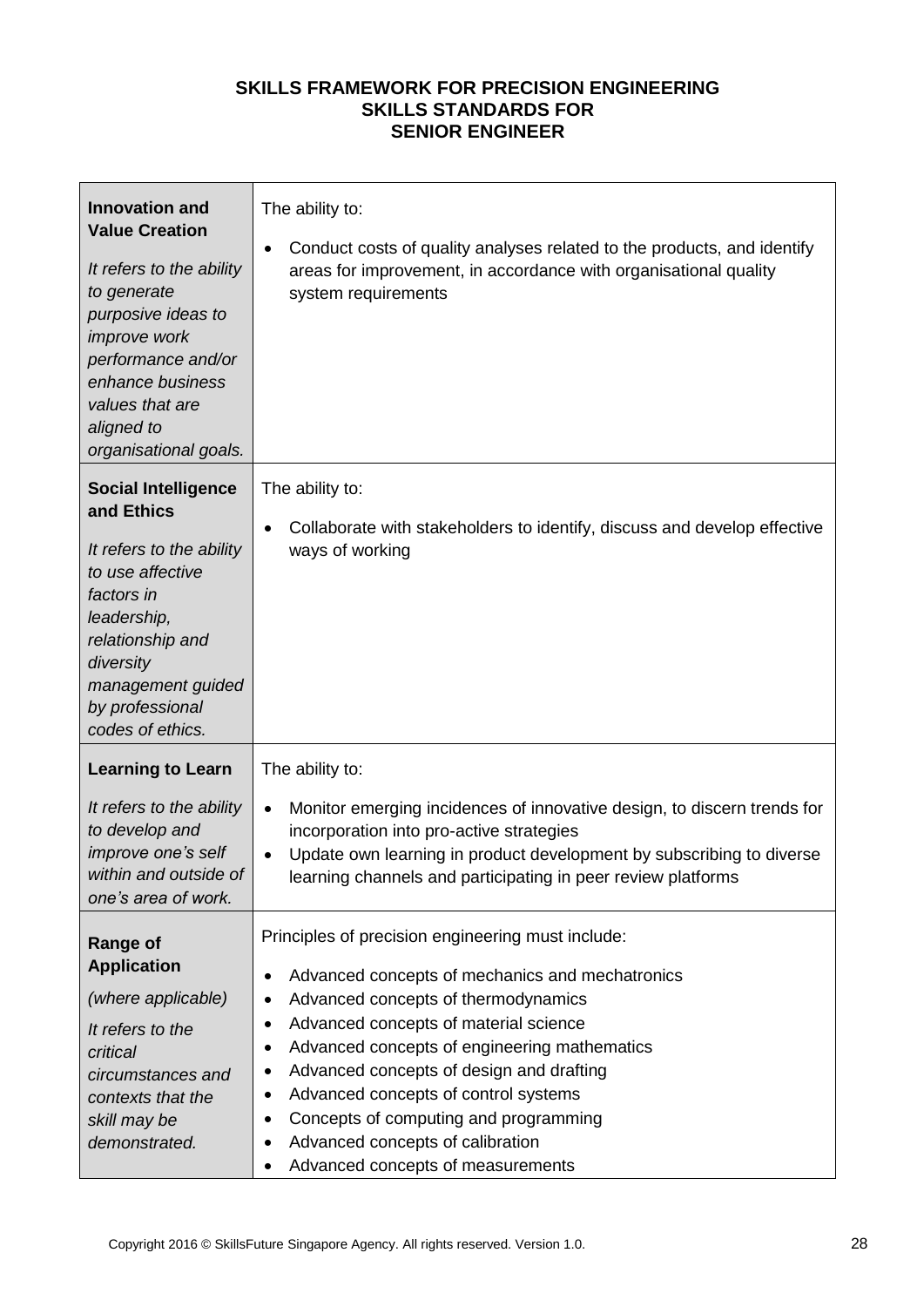**SKILLS FRAMEWORK FOR PRECISION ENGINEERING**
**SKILLS STANDARDS FOR**
**SENIOR ENGINEER**

| | |
|---|---|
| **Innovation and Value Creation**<br><br>*It refers to the ability to generate purposive ideas to improve work performance and/or enhance business values that are aligned to organisational goals.* | The ability to:<br><br>• Conduct costs of quality analyses related to the products, and identify areas for improvement, in accordance with organisational quality system requirements |
| **Social Intelligence and Ethics**<br><br>*It refers to the ability to use affective factors in leadership, relationship and diversity management guided by professional codes of ethics.* | The ability to:<br><br>• Collaborate with stakeholders to identify, discuss and develop effective ways of working |
| **Learning to Learn**<br><br>*It refers to the ability to develop and improve one's self within and outside of one's area of work.* | The ability to:<br><br>• Monitor emerging incidences of innovative design, to discern trends for incorporation into pro-active strategies<br>• Update own learning in product development by subscribing to diverse learning channels and participating in peer review platforms |
| **Range of Application**<br><br>*(where applicable)*<br><br>*It refers to the critical circumstances and contexts that the skill may be demonstrated.* | Principles of precision engineering must include:<br><br>• Advanced concepts of mechanics and mechatronics<br>• Advanced concepts of thermodynamics<br>• Advanced concepts of material science<br>• Advanced concepts of engineering mathematics<br>• Advanced concepts of design and drafting<br>• Advanced concepts of control systems<br>• Concepts of computing and programming<br>• Advanced concepts of calibration<br>• Advanced concepts of measurements |

Copyright 2016 © SkillsFuture Singapore Agency. All rights reserved. Version 1.0.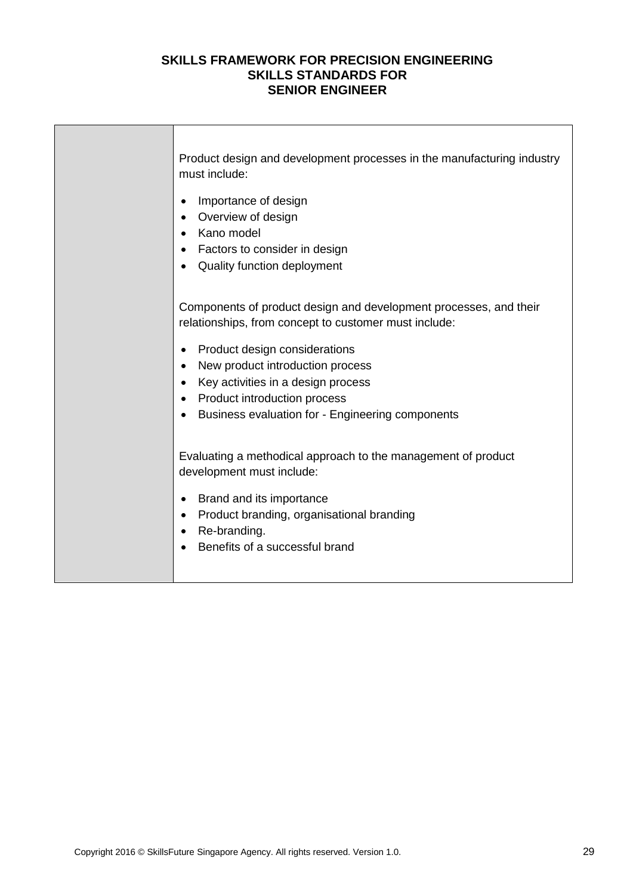| | |
|---|---|
| | Product design and development processes in the manufacturing industry must include:<br><br>• Importance of design<br>• Overview of design<br>• Kano model<br>• Factors to consider in design<br>• Quality function deployment<br><br>Components of product design and development processes, and their relationships, from concept to customer must include:<br><br>• Product design considerations<br>• New product introduction process<br>• Key activities in a design process<br>• Product introduction process<br>• Business evaluation for - Engineering components<br><br>Evaluating a methodical approach to the management of product development must include:<br><br>• Brand and its importance<br>• Product branding, organisational branding<br>• Re-branding.<br>• Benefits of a successful brand |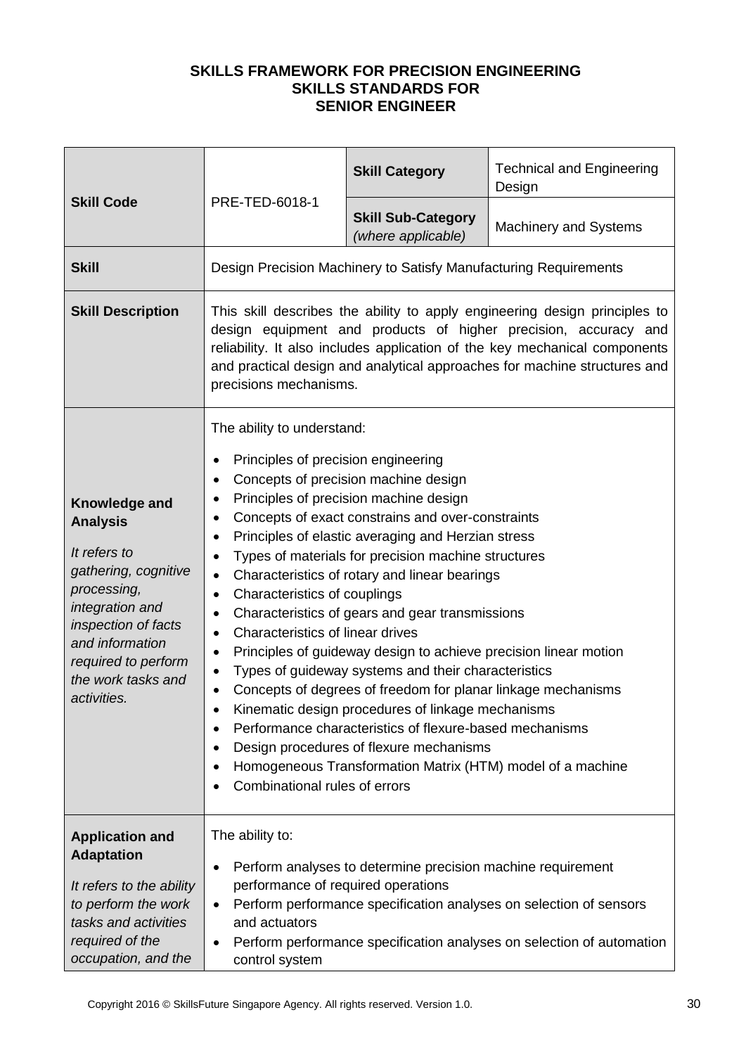# SKILLS FRAMEWORK FOR PRECISION ENGINEERING
## SKILLS STANDARDS FOR
## SENIOR ENGINEER

| | | | |
|---|---|---|---|
| **Skill Code** | PRE-TED-6018-1 | **Skill Category** | Technical and Engineering Design |
| | | **Skill Sub-Category** *(where applicable)* | Machinery and Systems |
| **Skill** | Design Precision Machinery to Satisfy Manufacturing Requirements | | |
| **Skill Description** | This skill describes the ability to apply engineering design principles to design equipment and products of higher precision, accuracy and reliability. It also includes application of the key mechanical components and practical design and analytical approaches for machine structures and precisions mechanisms. | | |
| **Knowledge and Analysis** <br> *It refers to gathering, cognitive processing, integration and inspection of facts and information required to perform the work tasks and activities.* | The ability to understand: <br> • Principles of precision engineering <br> • Concepts of precision machine design <br> • Principles of precision machine design <br> • Concepts of exact constrains and over-constraints <br> • Principles of elastic averaging and Herzian stress <br> • Types of materials for precision machine structures <br> • Characteristics of rotary and linear bearings <br> • Characteristics of couplings <br> • Characteristics of gears and gear transmissions <br> • Characteristics of linear drives <br> • Principles of guideway design to achieve precision linear motion <br> • Types of guideway systems and their characteristics <br> • Concepts of degrees of freedom for planar linkage mechanisms <br> • Kinematic design procedures of linkage mechanisms <br> • Performance characteristics of flexure-based mechanisms <br> • Design procedures of flexure mechanisms <br> • Homogeneous Transformation Matrix (HTM) model of a machine <br> • Combinational rules of errors | | |
| **Application and Adaptation** <br> *It refers to the ability to perform the work tasks and activities required of the occupation, and the* | The ability to: <br> • Perform analyses to determine precision machine requirement performance of required operations <br> • Perform performance specification analyses on selection of sensors and actuators <br> • Perform performance specification analyses on selection of automation control system | | |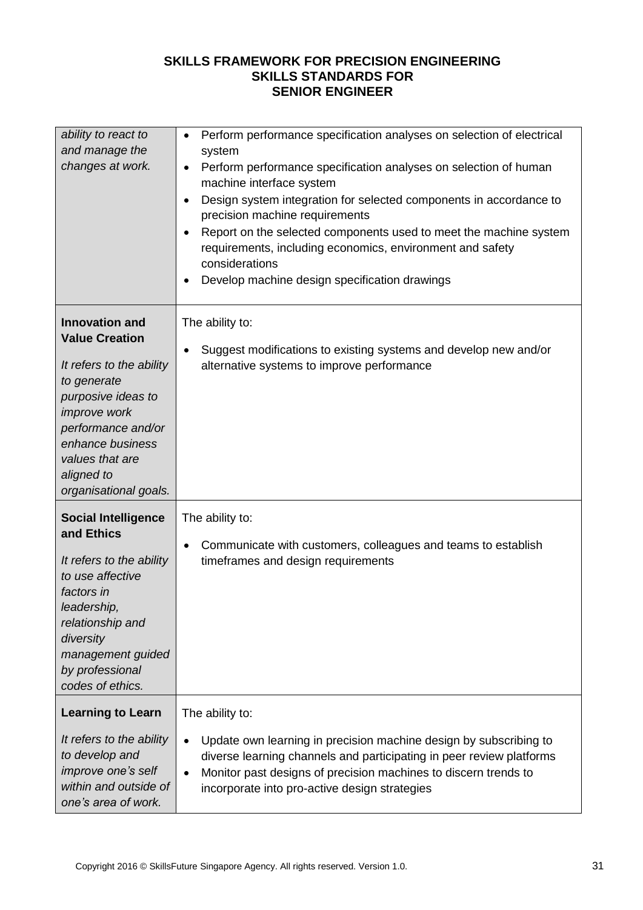# SKILLS FRAMEWORK FOR PRECISION ENGINEERING
## SKILLS STANDARDS FOR
## SENIOR ENGINEER

| | |
|---|---|
| *ability to react to and manage the changes at work.* | • Perform performance specification analyses on selection of electrical system<br>• Perform performance specification analyses on selection of human machine interface system<br>• Design system integration for selected components in accordance to precision machine requirements<br>• Report on the selected components used to meet the machine system requirements, including economics, environment and safety considerations<br>• Develop machine design specification drawings |
| **Innovation and Value Creation**<br><br>*It refers to the ability to generate purposive ideas to improve work performance and/or enhance business values that are aligned to organisational goals.* | The ability to:<br><br>• Suggest modifications to existing systems and develop new and/or alternative systems to improve performance |
| **Social Intelligence and Ethics**<br><br>*It refers to the ability to use affective factors in leadership, relationship and diversity management guided by professional codes of ethics.* | The ability to:<br><br>• Communicate with customers, colleagues and teams to establish timeframes and design requirements |
| **Learning to Learn**<br><br>*It refers to the ability to develop and improve one's self within and outside of one's area of work.* | The ability to:<br><br>• Update own learning in precision machine design by subscribing to diverse learning channels and participating in peer review platforms<br>• Monitor past designs of precision machines to discern trends to incorporate into pro-active design strategies |

Copyright 2016 © SkillsFuture Singapore Agency. All rights reserved. Version 1.0.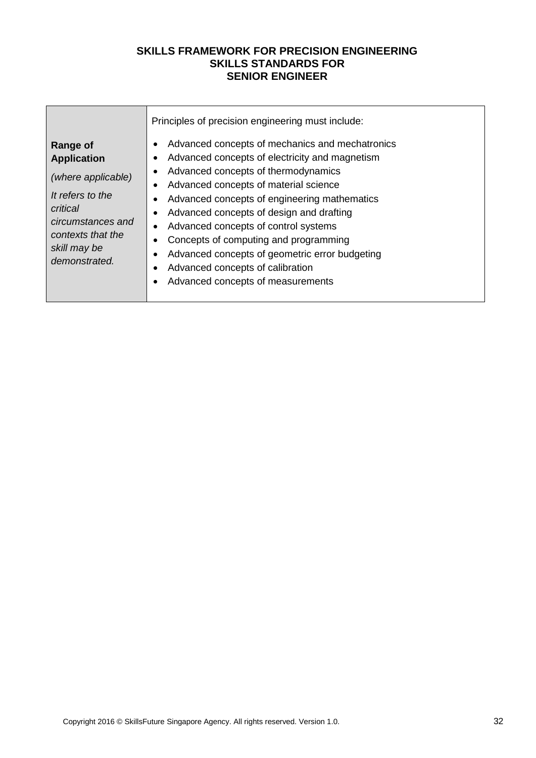**SKILLS FRAMEWORK FOR PRECISION ENGINEERING**
**SKILLS STANDARDS FOR**
**SENIOR ENGINEER**

| | |
|---|---|
| **Range of Application**<br><br>*(where applicable)*<br><br>*It refers to the critical circumstances and contexts that the skill may be demonstrated.* | Principles of precision engineering must include:<br><br>• Advanced concepts of mechanics and mechatronics<br>• Advanced concepts of electricity and magnetism<br>• Advanced concepts of thermodynamics<br>• Advanced concepts of material science<br>• Advanced concepts of engineering mathematics<br>• Advanced concepts of design and drafting<br>• Advanced concepts of control systems<br>• Concepts of computing and programming<br>• Advanced concepts of geometric error budgeting<br>• Advanced concepts of calibration<br>• Advanced concepts of measurements |

Copyright 2016 © SkillsFuture Singapore Agency. All rights reserved. Version 1.0.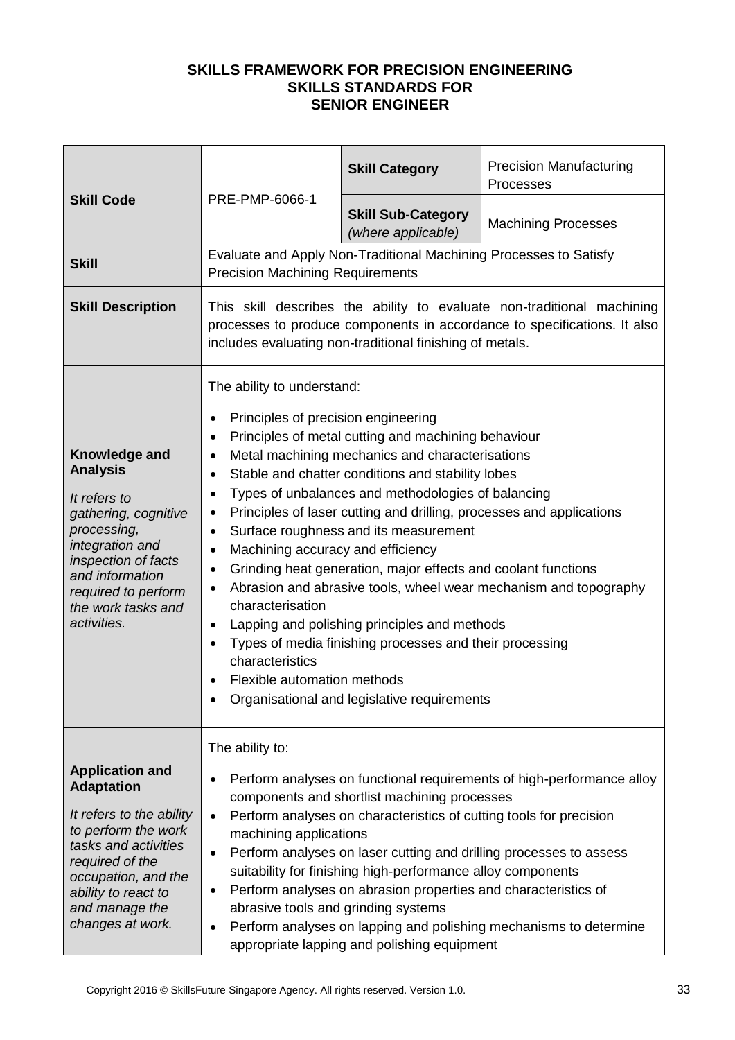**SKILLS FRAMEWORK FOR PRECISION ENGINEERING**
**SKILLS STANDARDS FOR**
**SENIOR ENGINEER**

| **Skill Code** | PRE-PMP-6066-1 | **Skill Category** | Precision Manufacturing Processes |
|---|---|---|---|
| | | **Skill Sub-Category** *(where applicable)* | Machining Processes |
| **Skill** | Evaluate and Apply Non-Traditional Machining Processes to Satisfy Precision Machining Requirements | | |
| **Skill Description** | This skill describes the ability to evaluate non-traditional machining processes to produce components in accordance to specifications. It also includes evaluating non-traditional finishing of metals. | | |
| **Knowledge and Analysis** *It refers to gathering, cognitive processing, integration and inspection of facts and information required to perform the work tasks and activities.* | The ability to understand: <br>• Principles of precision engineering <br>• Principles of metal cutting and machining behaviour <br>• Metal machining mechanics and characterisations <br>• Stable and chatter conditions and stability lobes <br>• Types of unbalances and methodologies of balancing <br>• Principles of laser cutting and drilling, processes and applications <br>• Surface roughness and its measurement <br>• Machining accuracy and efficiency <br>• Grinding heat generation, major effects and coolant functions <br>• Abrasion and abrasive tools, wheel wear mechanism and topography characterisation <br>• Lapping and polishing principles and methods <br>• Types of media finishing processes and their processing characteristics <br>• Flexible automation methods <br>• Organisational and legislative requirements | | |
| **Application and Adaptation** *It refers to the ability to perform the work tasks and activities required of the occupation, and the ability to react to and manage the changes at work.* | The ability to: <br>• Perform analyses on functional requirements of high-performance alloy components and shortlist machining processes <br>• Perform analyses on characteristics of cutting tools for precision machining applications <br>• Perform analyses on laser cutting and drilling processes to assess suitability for finishing high-performance alloy components <br>• Perform analyses on abrasion properties and characteristics of abrasive tools and grinding systems <br>• Perform analyses on lapping and polishing mechanisms to determine appropriate lapping and polishing equipment | | |

Copyright 2016 © SkillsFuture Singapore Agency. All rights reserved. Version 1.0.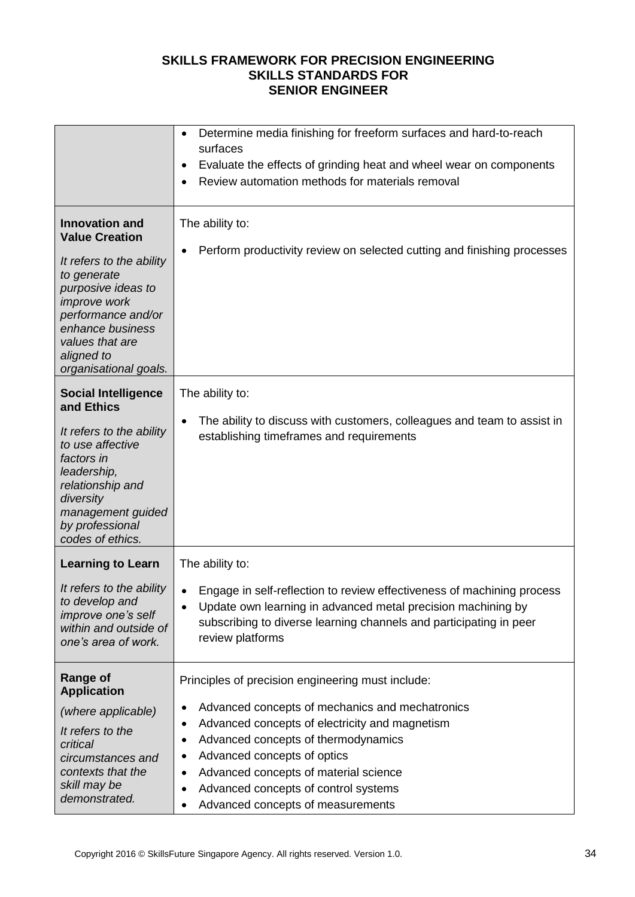**SKILLS FRAMEWORK FOR PRECISION ENGINEERING**
**SKILLS STANDARDS FOR**
**SENIOR ENGINEER**

| | |
|---|---|
| | • Determine media finishing for freeform surfaces and hard-to-reach surfaces<br>• Evaluate the effects of grinding heat and wheel wear on components<br>• Review automation methods for materials removal |
| **Innovation and Value Creation**<br><br>*It refers to the ability to generate purposive ideas to improve work performance and/or enhance business values that are aligned to organisational goals.* | The ability to:<br><br>• Perform productivity review on selected cutting and finishing processes |
| **Social Intelligence and Ethics**<br><br>*It refers to the ability to use affective factors in leadership, relationship and diversity management guided by professional codes of ethics.* | The ability to:<br><br>• The ability to discuss with customers, colleagues and team to assist in establishing timeframes and requirements |
| **Learning to Learn**<br><br>*It refers to the ability to develop and improve one's self within and outside of one's area of work.* | The ability to:<br><br>• Engage in self-reflection to review effectiveness of machining process<br>• Update own learning in advanced metal precision machining by subscribing to diverse learning channels and participating in peer review platforms |
| **Range of Application**<br><br>*(where applicable)*<br><br>*It refers to the critical circumstances and contexts that the skill may be demonstrated.* | Principles of precision engineering must include:<br><br>• Advanced concepts of mechanics and mechatronics<br>• Advanced concepts of electricity and magnetism<br>• Advanced concepts of thermodynamics<br>• Advanced concepts of optics<br>• Advanced concepts of material science<br>• Advanced concepts of control systems<br>• Advanced concepts of measurements |

Copyright 2016 © SkillsFuture Singapore Agency. All rights reserved. Version 1.0.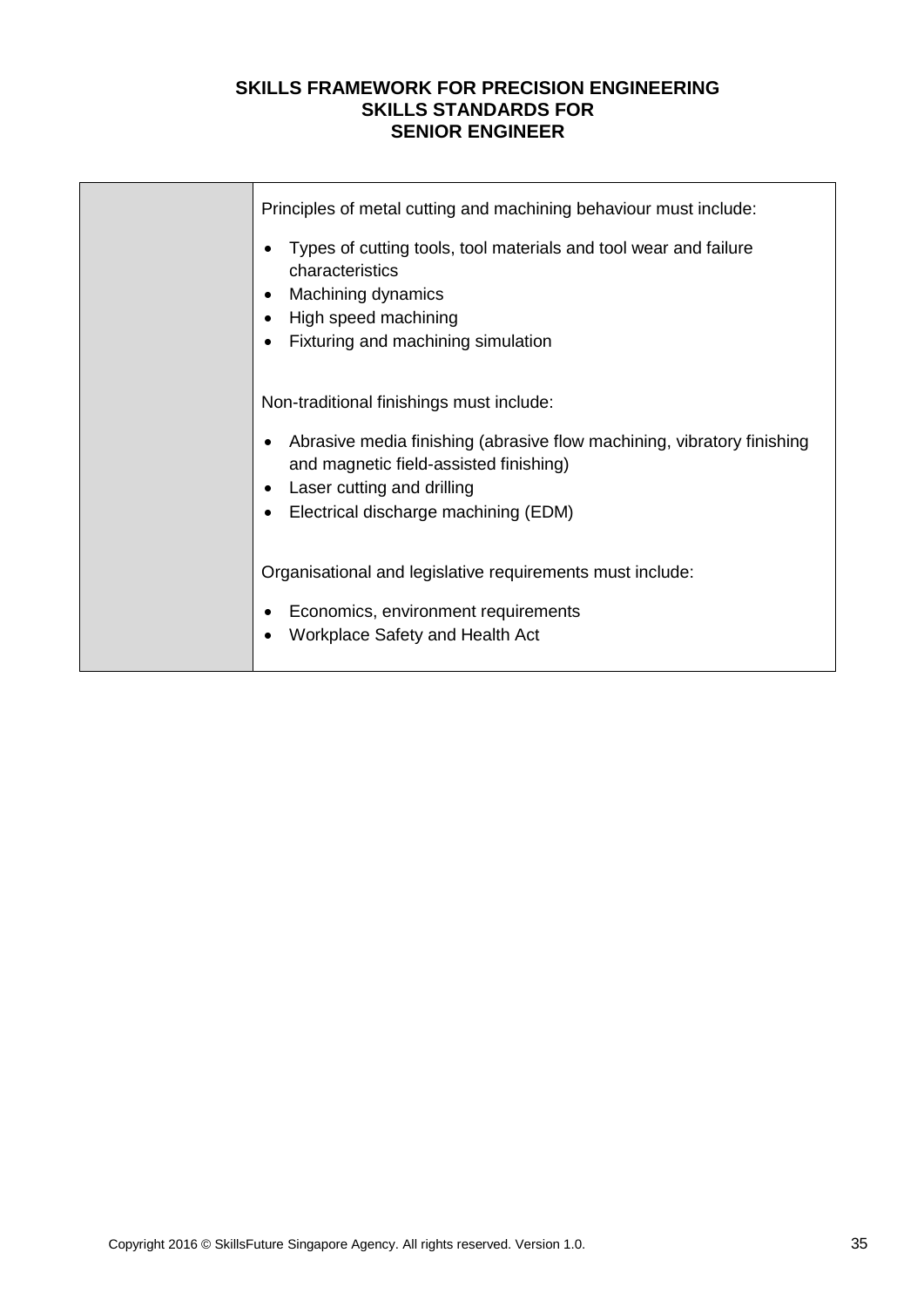| | |
|---|---|
| | Principles of metal cutting and machining behaviour must include:<br><br>• Types of cutting tools, tool materials and tool wear and failure characteristics<br>• Machining dynamics<br>• High speed machining<br>• Fixturing and machining simulation<br><br>Non-traditional finishings must include:<br><br>• Abrasive media finishing (abrasive flow machining, vibratory finishing and magnetic field-assisted finishing)<br>• Laser cutting and drilling<br>• Electrical discharge machining (EDM)<br><br>Organisational and legislative requirements must include:<br><br>• Economics, environment requirements<br>• Workplace Safety and Health Act |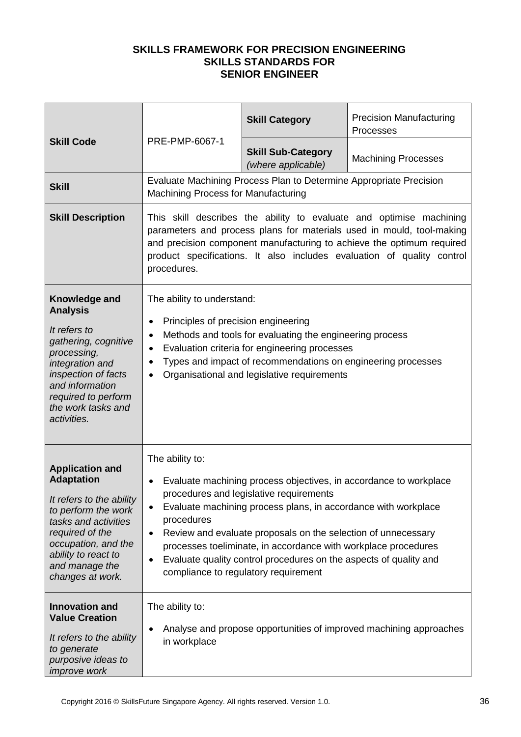**SKILLS FRAMEWORK FOR PRECISION ENGINEERING**
**SKILLS STANDARDS FOR**
**SENIOR ENGINEER**

| | | | |
|---|---|---|---|
| **Skill Code** | PRE-PMP-6067-1 | **Skill Category** | Precision Manufacturing Processes |
| | | **Skill Sub-Category** *(where applicable)* | Machining Processes |
| **Skill** | Evaluate Machining Process Plan to Determine Appropriate Precision Machining Process for Manufacturing | | |
| **Skill Description** | This skill describes the ability to evaluate and optimise machining parameters and process plans for materials used in mould, tool-making and precision component manufacturing to achieve the optimum required product specifications. It also includes evaluation of quality control procedures. | | |
| **Knowledge and Analysis** *It refers to gathering, cognitive processing, integration and inspection of facts and information required to perform the work tasks and activities.* | The ability to understand:<br>• Principles of precision engineering<br>• Methods and tools for evaluating the engineering process<br>• Evaluation criteria for engineering processes<br>• Types and impact of recommendations on engineering processes<br>• Organisational and legislative requirements | | |
| **Application and Adaptation** *It refers to the ability to perform the work tasks and activities required of the occupation, and the ability to react to and manage the changes at work.* | The ability to:<br>• Evaluate machining process objectives, in accordance to workplace procedures and legislative requirements<br>• Evaluate machining process plans, in accordance with workplace procedures<br>• Review and evaluate proposals on the selection of unnecessary processes toeliminate, in accordance with workplace procedures<br>• Evaluate quality control procedures on the aspects of quality and compliance to regulatory requirement | | |
| **Innovation and Value Creation** *It refers to the ability to generate purposive ideas to improve work* | The ability to:<br>• Analyse and propose opportunities of improved machining approaches in workplace | | |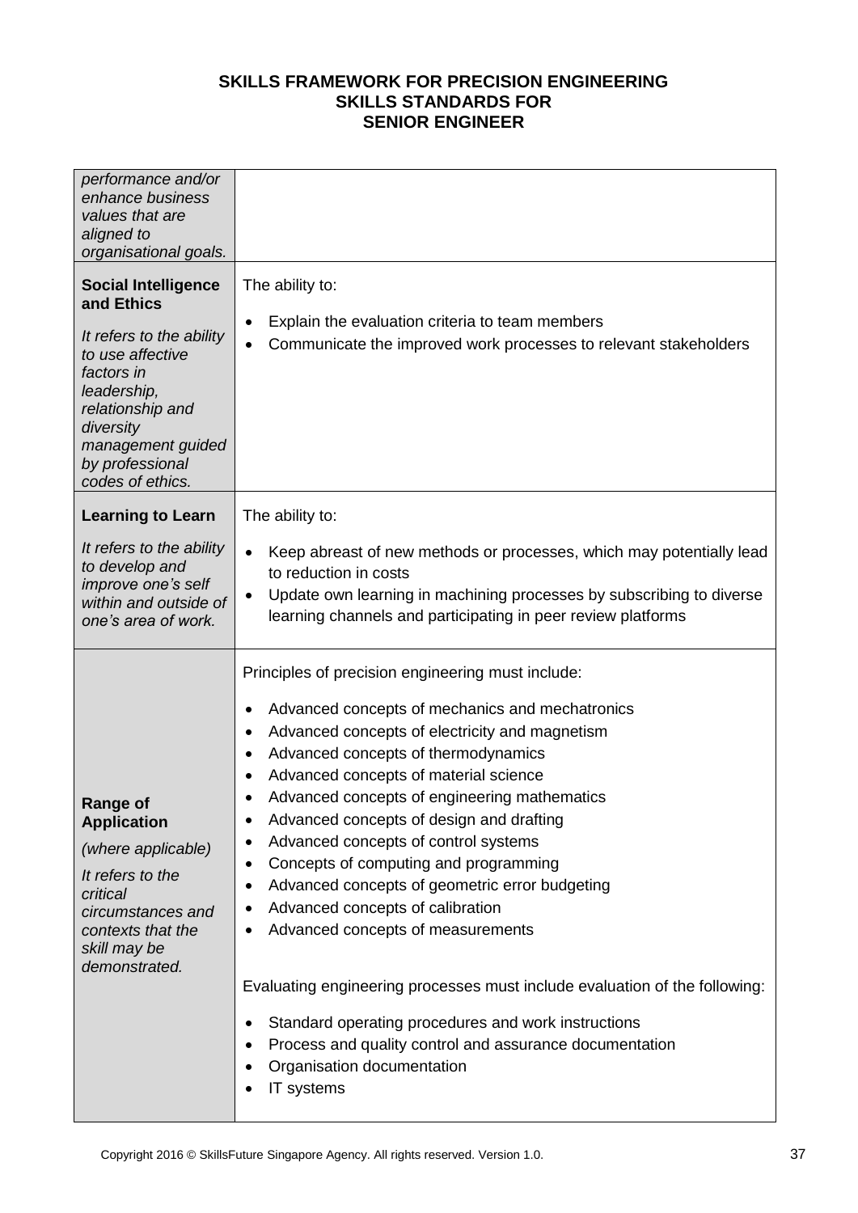# SKILLS FRAMEWORK FOR PRECISION ENGINEERING
## SKILLS STANDARDS FOR
## SENIOR ENGINEER

| | |
|---|---|
| *performance and/or enhance business values that are aligned to organisational goals.* | |
| **Social Intelligence and Ethics**<br><br>*It refers to the ability to use affective factors in leadership, relationship and diversity management guided by professional codes of ethics.* | The ability to:<br><br>• Explain the evaluation criteria to team members<br>• Communicate the improved work processes to relevant stakeholders |
| **Learning to Learn**<br><br>*It refers to the ability to develop and improve one's self within and outside of one's area of work.* | The ability to:<br><br>• Keep abreast of new methods or processes, which may potentially lead to reduction in costs<br>• Update own learning in machining processes by subscribing to diverse learning channels and participating in peer review platforms |
| **Range of Application**<br><br>*(where applicable)*<br><br>*It refers to the critical circumstances and contexts that the skill may be demonstrated.* | Principles of precision engineering must include:<br><br>• Advanced concepts of mechanics and mechatronics<br>• Advanced concepts of electricity and magnetism<br>• Advanced concepts of thermodynamics<br>• Advanced concepts of material science<br>• Advanced concepts of engineering mathematics<br>• Advanced concepts of design and drafting<br>• Advanced concepts of control systems<br>• Concepts of computing and programming<br>• Advanced concepts of geometric error budgeting<br>• Advanced concepts of calibration<br>• Advanced concepts of measurements<br><br>Evaluating engineering processes must include evaluation of the following:<br><br>• Standard operating procedures and work instructions<br>• Process and quality control and assurance documentation<br>• Organisation documentation<br>• IT systems |

Copyright 2016 © SkillsFuture Singapore Agency. All rights reserved. Version 1.0.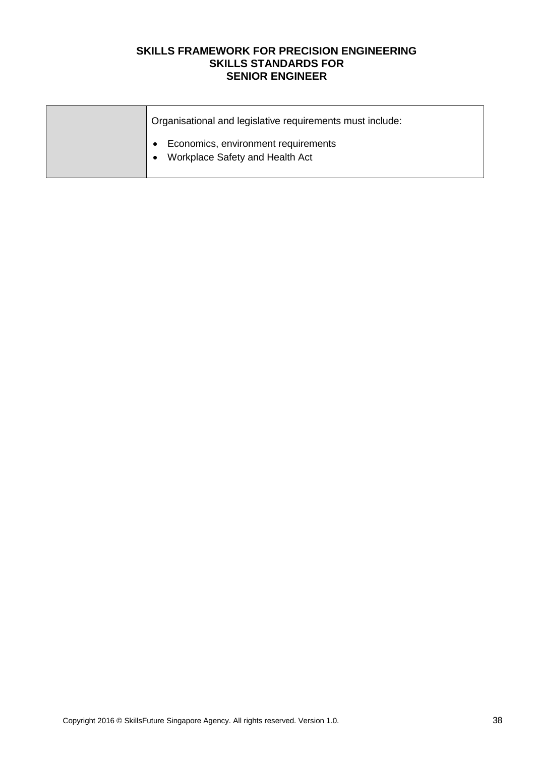|  | Organisational and legislative requirements must include:<br><br>• Economics, environment requirements<br>• Workplace Safety and Health Act |
| --- | --- |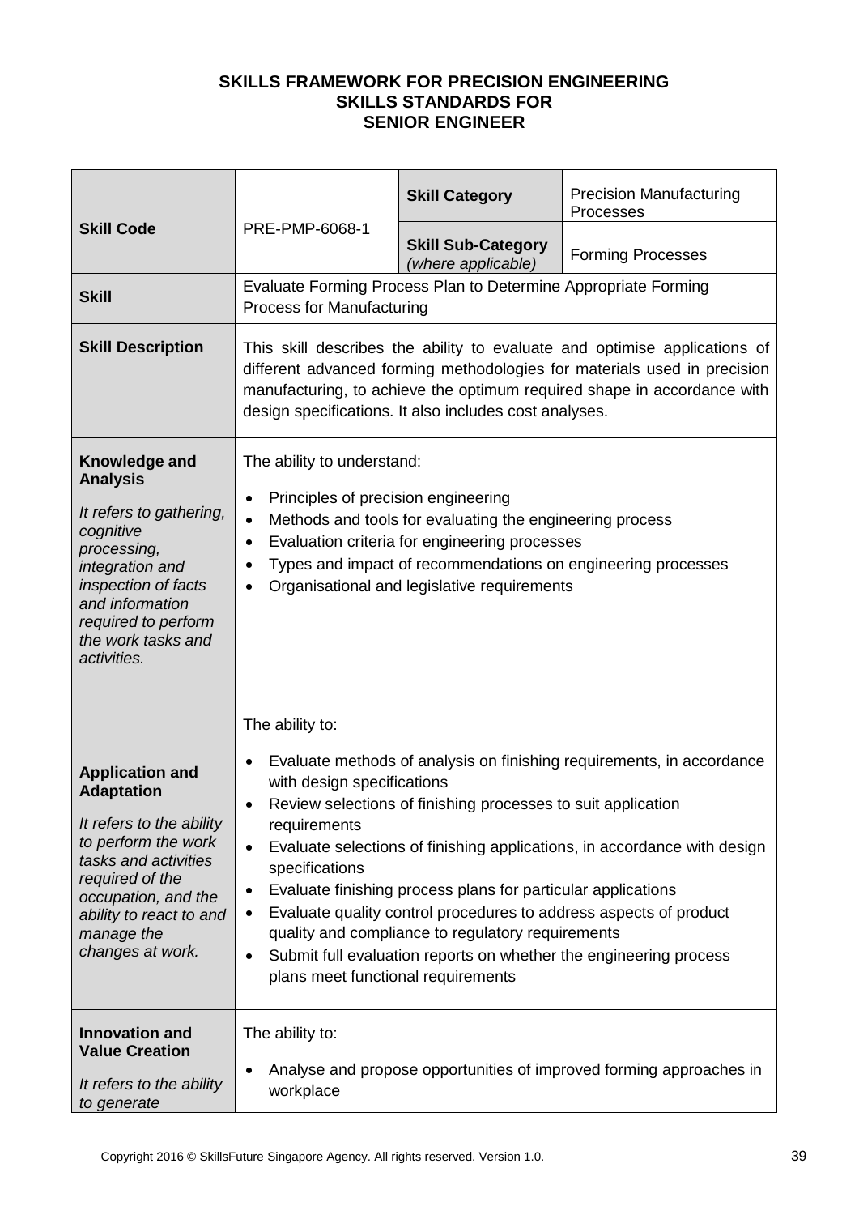**SKILLS FRAMEWORK FOR PRECISION ENGINEERING**
**SKILLS STANDARDS FOR**
**SENIOR ENGINEER**

| | | | |
|---|---|---|---|
| **Skill Code** | PRE-PMP-6068-1 | **Skill Category** | Precision Manufacturing Processes |
| | | **Skill Sub-Category** *(where applicable)* | Forming Processes |
| **Skill** | Evaluate Forming Process Plan to Determine Appropriate Forming Process for Manufacturing | | |
| **Skill Description** | This skill describes the ability to evaluate and optimise applications of different advanced forming methodologies for materials used in precision manufacturing, to achieve the optimum required shape in accordance with design specifications. It also includes cost analyses. | | |
| **Knowledge and Analysis** *It refers to gathering, cognitive processing, integration and inspection of facts and information required to perform the work tasks and activities.* | The ability to understand: <br>• Principles of precision engineering <br>• Methods and tools for evaluating the engineering process <br>• Evaluation criteria for engineering processes <br>• Types and impact of recommendations on engineering processes <br>• Organisational and legislative requirements | | |
| **Application and Adaptation** *It refers to the ability to perform the work tasks and activities required of the occupation, and the ability to react to and manage the changes at work.* | The ability to: <br>• Evaluate methods of analysis on finishing requirements, in accordance with design specifications <br>• Review selections of finishing processes to suit application requirements <br>• Evaluate selections of finishing applications, in accordance with design specifications <br>• Evaluate finishing process plans for particular applications <br>• Evaluate quality control procedures to address aspects of product quality and compliance to regulatory requirements <br>• Submit full evaluation reports on whether the engineering process plans meet functional requirements | | |
| **Innovation and Value Creation** *It refers to the ability to generate* | The ability to: <br>• Analyse and propose opportunities of improved forming approaches in workplace | | |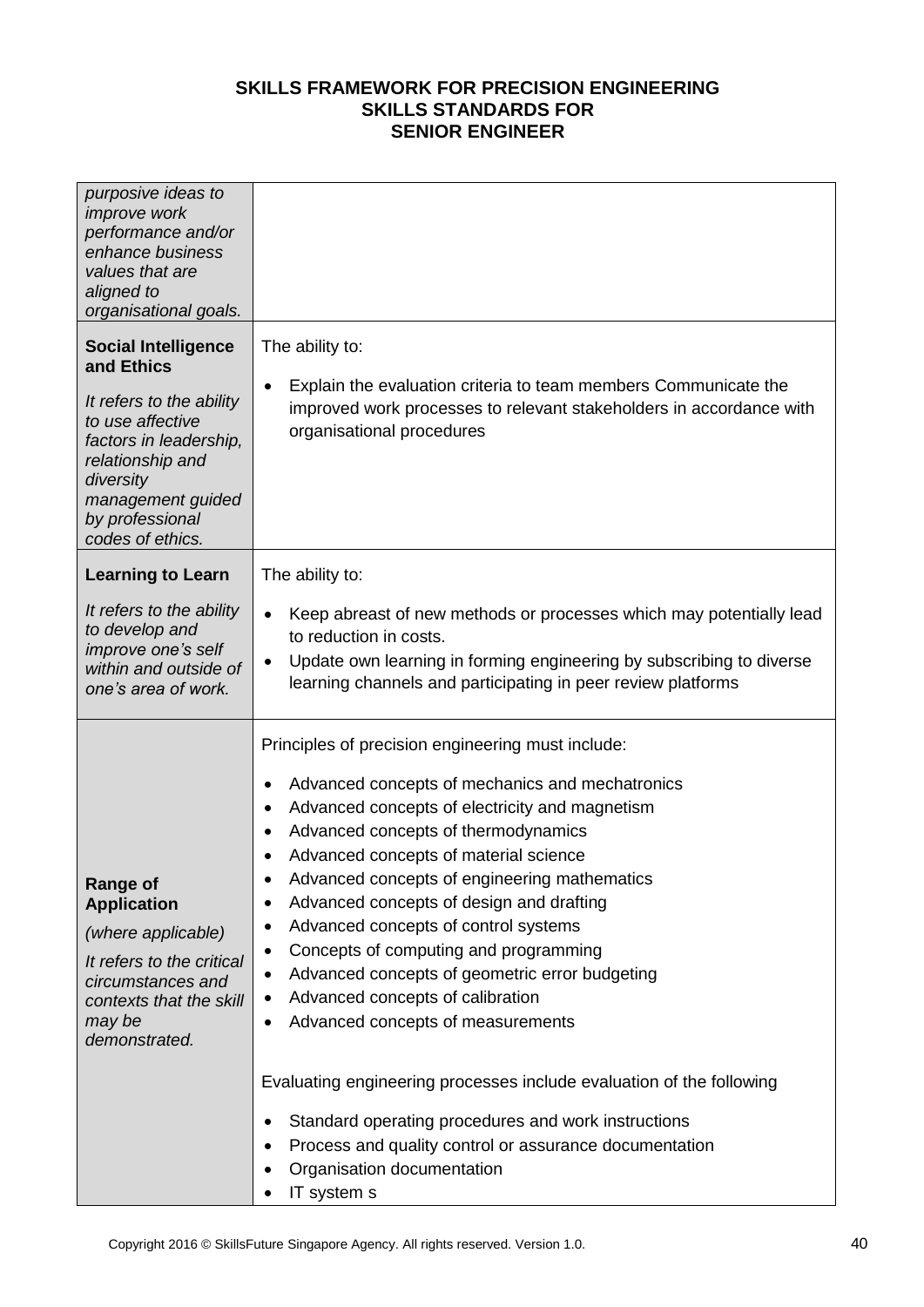**SKILLS FRAMEWORK FOR PRECISION ENGINEERING**
**SKILLS STANDARDS FOR**
**SENIOR ENGINEER**

| | |
|---|---|
| *purposive ideas to improve work performance and/or enhance business values that are aligned to organisational goals.* | |
| **Social Intelligence and Ethics**<br><br>*It refers to the ability to use affective factors in leadership, relationship and diversity management guided by professional codes of ethics.* | The ability to:<br><br>• Explain the evaluation criteria to team members Communicate the improved work processes to relevant stakeholders in accordance with organisational procedures |
| **Learning to Learn**<br><br>*It refers to the ability to develop and improve one's self within and outside of one's area of work.* | The ability to:<br><br>• Keep abreast of new methods or processes which may potentially lead to reduction in costs.<br>• Update own learning in forming engineering by subscribing to diverse learning channels and participating in peer review platforms |
| **Range of Application**<br><br>*(where applicable)*<br><br>*It refers to the critical circumstances and contexts that the skill may be demonstrated.* | Principles of precision engineering must include:<br><br>• Advanced concepts of mechanics and mechatronics<br>• Advanced concepts of electricity and magnetism<br>• Advanced concepts of thermodynamics<br>• Advanced concepts of material science<br>• Advanced concepts of engineering mathematics<br>• Advanced concepts of design and drafting<br>• Advanced concepts of control systems<br>• Concepts of computing and programming<br>• Advanced concepts of geometric error budgeting<br>• Advanced concepts of calibration<br>• Advanced concepts of measurements<br><br>Evaluating engineering processes include evaluation of the following<br><br>• Standard operating procedures and work instructions<br>• Process and quality control or assurance documentation<br>• Organisation documentation<br>• IT system s |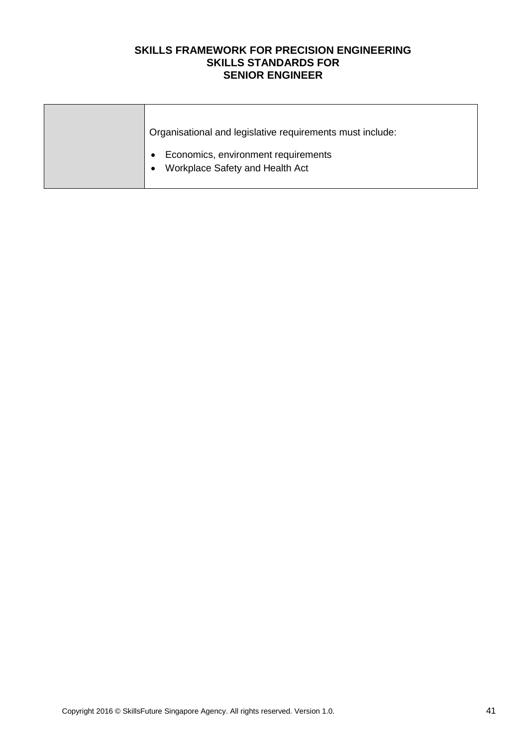|  |  |
|---|---|
|  | Organisational and legislative requirements must include:<br><br>• Economics, environment requirements<br>• Workplace Safety and Health Act |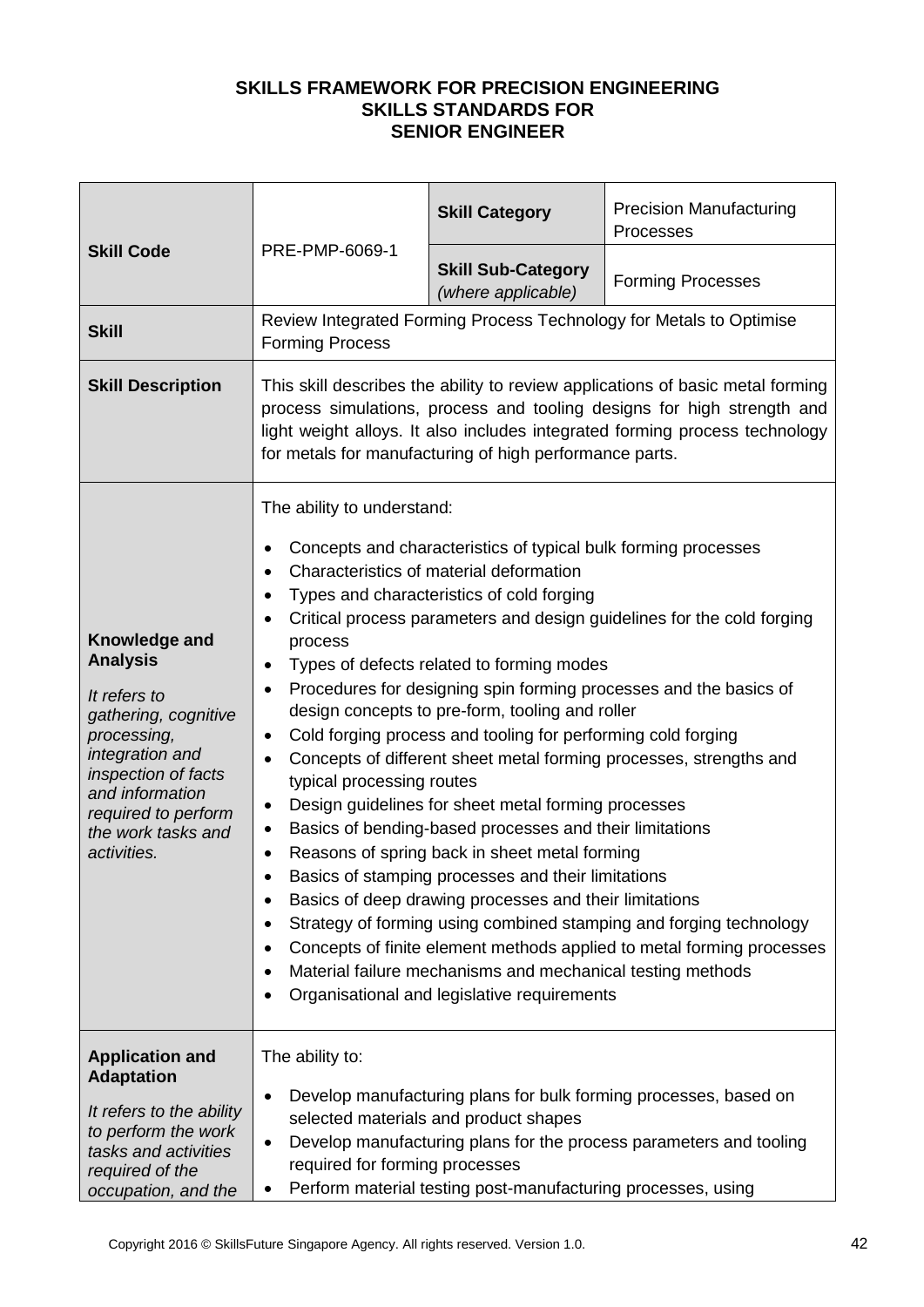**SKILLS FRAMEWORK FOR PRECISION ENGINEERING**
**SKILLS STANDARDS FOR**
**SENIOR ENGINEER**

| **Skill Code** | PRE-PMP-6069-1 | **Skill Category** | Precision Manufacturing Processes |
|---|---|---|---|
| | | **Skill Sub-Category** *(where applicable)* | Forming Processes |
| **Skill** | Review Integrated Forming Process Technology for Metals to Optimise Forming Process | | |
| **Skill Description** | This skill describes the ability to review applications of basic metal forming process simulations, process and tooling designs for high strength and light weight alloys. It also includes integrated forming process technology for metals for manufacturing of high performance parts. | | |
| **Knowledge and Analysis**<br><br>*It refers to gathering, cognitive processing, integration and inspection of facts and information required to perform the work tasks and activities.* | The ability to understand:<br><br>• Concepts and characteristics of typical bulk forming processes<br>• Characteristics of material deformation<br>• Types and characteristics of cold forging<br>• Critical process parameters and design guidelines for the cold forging process<br>• Types of defects related to forming modes<br>• Procedures for designing spin forming processes and the basics of design concepts to pre-form, tooling and roller<br>• Cold forging process and tooling for performing cold forging<br>• Concepts of different sheet metal forming processes, strengths and typical processing routes<br>• Design guidelines for sheet metal forming processes<br>• Basics of bending-based processes and their limitations<br>• Reasons of spring back in sheet metal forming<br>• Basics of stamping processes and their limitations<br>• Basics of deep drawing processes and their limitations<br>• Strategy of forming using combined stamping and forging technology<br>• Concepts of finite element methods applied to metal forming processes<br>• Material failure mechanisms and mechanical testing methods<br>• Organisational and legislative requirements | | |
| **Application and Adaptation**<br><br>*It refers to the ability to perform the work tasks and activities required of the occupation, and the* | The ability to:<br><br>• Develop manufacturing plans for bulk forming processes, based on selected materials and product shapes<br>• Develop manufacturing plans for the process parameters and tooling required for forming processes<br>• Perform material testing post-manufacturing processes, using | | |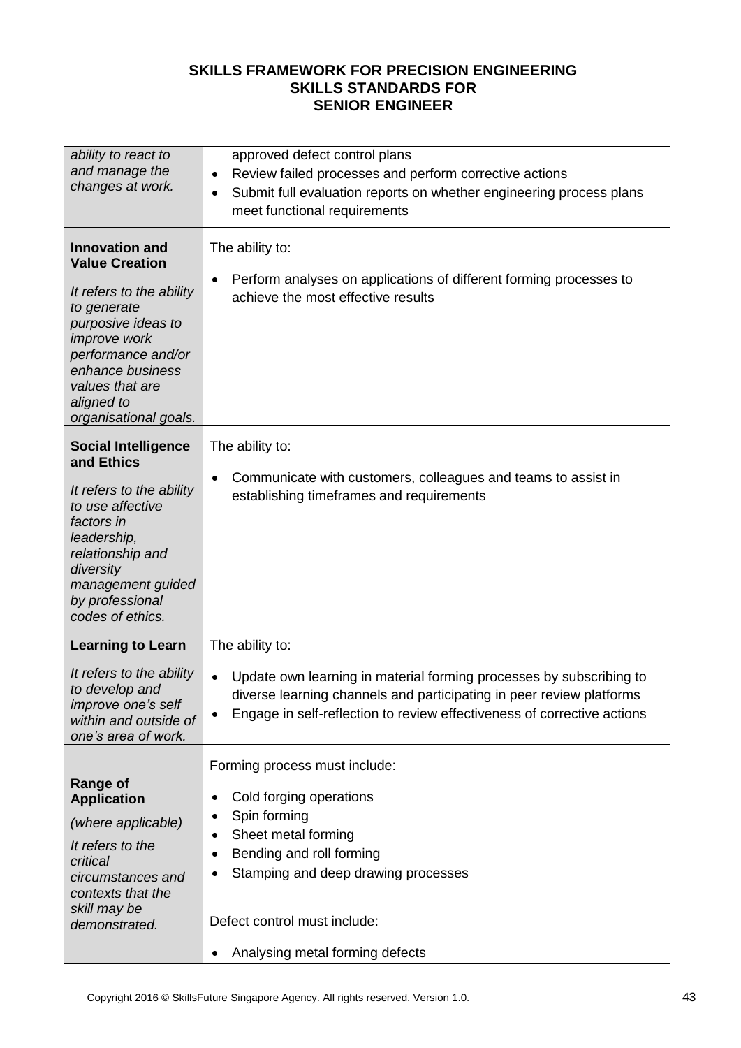| | |
|---|---|
| *ability to react to and manage the changes at work.* | approved defect control plans<br>• Review failed processes and perform corrective actions<br>• Submit full evaluation reports on whether engineering process plans meet functional requirements |
| **Innovation and Value Creation**<br><br>*It refers to the ability to generate purposive ideas to improve work performance and/or enhance business values that are aligned to organisational goals.* | The ability to:<br><br>• Perform analyses on applications of different forming processes to achieve the most effective results |
| **Social Intelligence and Ethics**<br><br>*It refers to the ability to use affective factors in leadership, relationship and diversity management guided by professional codes of ethics.* | The ability to:<br><br>• Communicate with customers, colleagues and teams to assist in establishing timeframes and requirements |
| **Learning to Learn**<br><br>*It refers to the ability to develop and improve one's self within and outside of one's area of work.* | The ability to:<br><br>• Update own learning in material forming processes by subscribing to diverse learning channels and participating in peer review platforms<br>• Engage in self-reflection to review effectiveness of corrective actions |
| **Range of Application**<br><br>*(where applicable)*<br><br>*It refers to the critical circumstances and contexts that the skill may be demonstrated.* | Forming process must include:<br><br>• Cold forging operations<br>• Spin forming<br>• Sheet metal forming<br>• Bending and roll forming<br>• Stamping and deep drawing processes<br><br>Defect control must include:<br><br>• Analysing metal forming defects |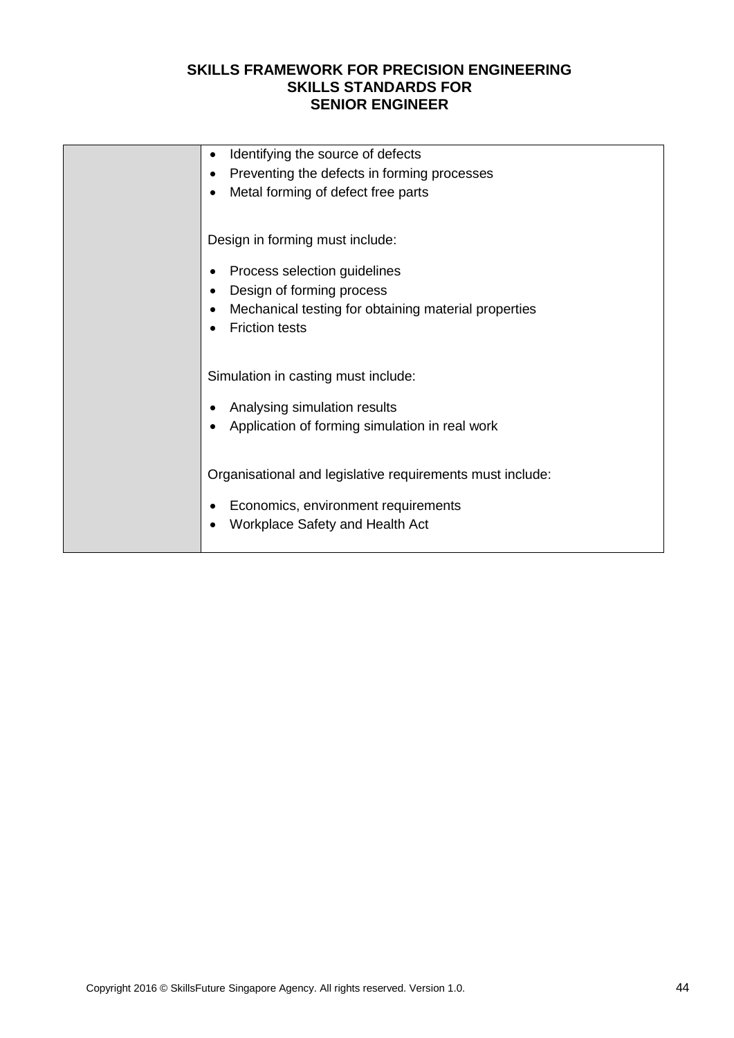| | |
|---|---|
| | • Identifying the source of defects<br>• Preventing the defects in forming processes<br>• Metal forming of defect free parts<br><br>Design in forming must include:<br><br>• Process selection guidelines<br>• Design of forming process<br>• Mechanical testing for obtaining material properties<br>• Friction tests<br><br>Simulation in casting must include:<br><br>• Analysing simulation results<br>• Application of forming simulation in real work<br><br>Organisational and legislative requirements must include:<br><br>• Economics, environment requirements<br>• Workplace Safety and Health Act |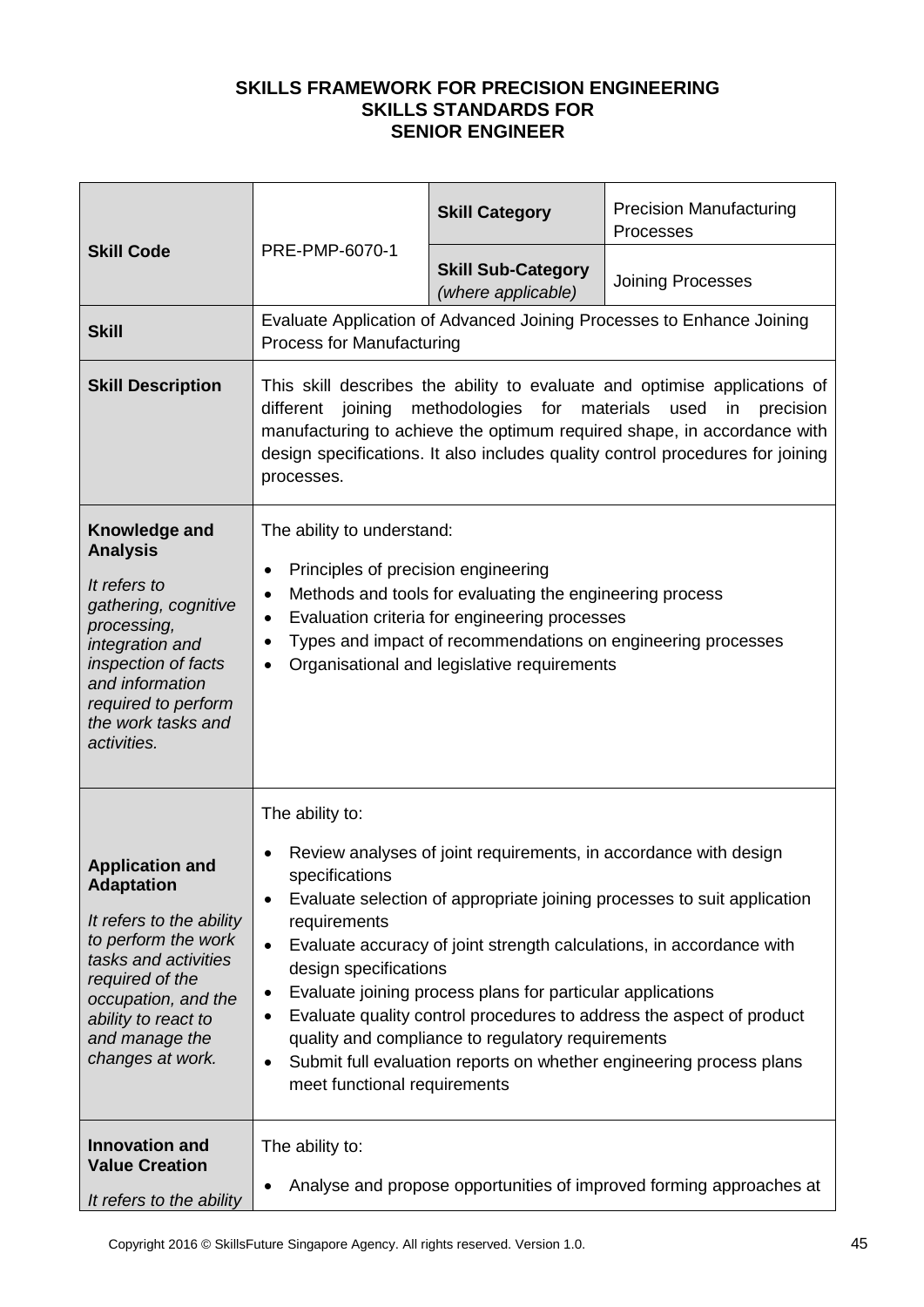**SKILLS FRAMEWORK FOR PRECISION ENGINEERING**
**SKILLS STANDARDS FOR**
**SENIOR ENGINEER**

| **Skill Code** | PRE-PMP-6070-1 | **Skill Category** | Precision Manufacturing Processes |
|---|---|---|---|
| | | **Skill Sub-Category** *(where applicable)* | Joining Processes |
| **Skill** | Evaluate Application of Advanced Joining Processes to Enhance Joining Process for Manufacturing | | |
| **Skill Description** | This skill describes the ability to evaluate and optimise applications of different joining methodologies for materials used in precision manufacturing to achieve the optimum required shape, in accordance with design specifications. It also includes quality control procedures for joining processes. | | |
| **Knowledge and Analysis** *It refers to gathering, cognitive processing, integration and inspection of facts and information required to perform the work tasks and activities.* | The ability to understand: <br>• Principles of precision engineering <br>• Methods and tools for evaluating the engineering process <br>• Evaluation criteria for engineering processes <br>• Types and impact of recommendations on engineering processes <br>• Organisational and legislative requirements | | |
| **Application and Adaptation** *It refers to the ability to perform the work tasks and activities required of the occupation, and the ability to react to and manage the changes at work.* | The ability to: <br>• Review analyses of joint requirements, in accordance with design specifications <br>• Evaluate selection of appropriate joining processes to suit application requirements <br>• Evaluate accuracy of joint strength calculations, in accordance with design specifications <br>• Evaluate joining process plans for particular applications <br>• Evaluate quality control procedures to address the aspect of product quality and compliance to regulatory requirements <br>• Submit full evaluation reports on whether engineering process plans meet functional requirements | | |
| **Innovation and Value Creation** *It refers to the ability* | The ability to: <br>• Analyse and propose opportunities of improved forming approaches at | | |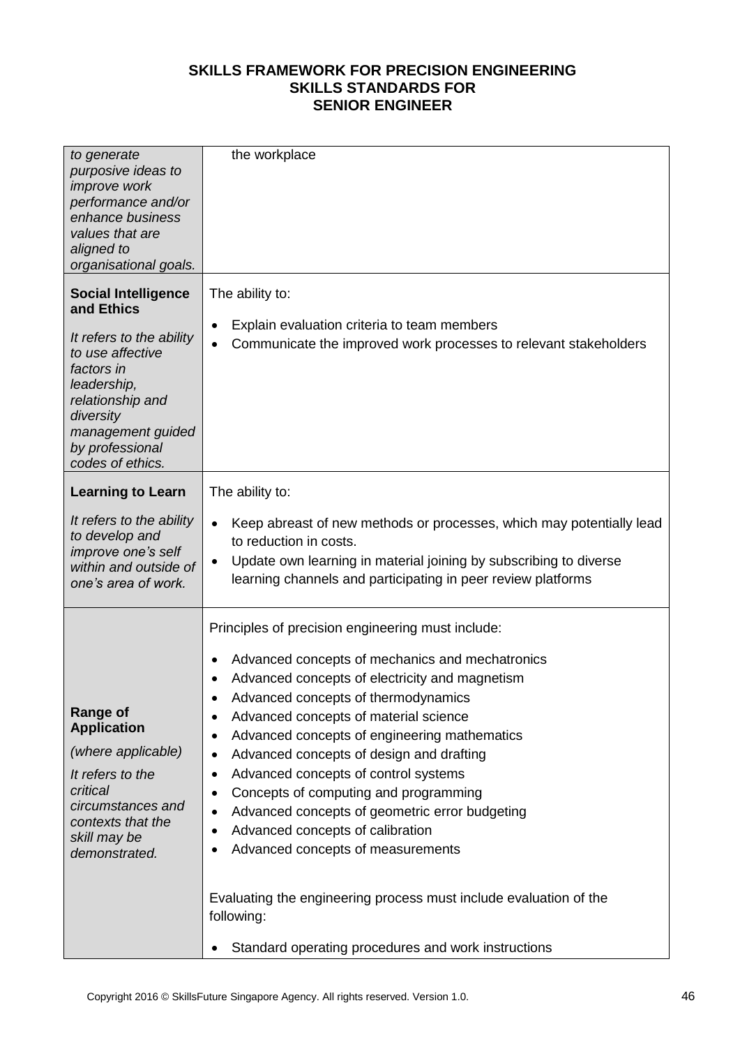## SKILLS FRAMEWORK FOR PRECISION ENGINEERING
## SKILLS STANDARDS FOR
## SENIOR ENGINEER

| | |
|---|---|
| *to generate purposive ideas to improve work performance and/or enhance business values that are aligned to organisational goals.* | the workplace |
| **Social Intelligence and Ethics**<br><br>*It refers to the ability to use affective factors in leadership, relationship and diversity management guided by professional codes of ethics.* | The ability to:<br><br>• Explain evaluation criteria to team members<br>• Communicate the improved work processes to relevant stakeholders |
| **Learning to Learn**<br><br>*It refers to the ability to develop and improve one's self within and outside of one's area of work.* | The ability to:<br><br>• Keep abreast of new methods or processes, which may potentially lead to reduction in costs.<br>• Update own learning in material joining by subscribing to diverse learning channels and participating in peer review platforms |
| **Range of Application**<br><br>*(where applicable)*<br><br>*It refers to the critical circumstances and contexts that the skill may be demonstrated.* | Principles of precision engineering must include:<br><br>• Advanced concepts of mechanics and mechatronics<br>• Advanced concepts of electricity and magnetism<br>• Advanced concepts of thermodynamics<br>• Advanced concepts of material science<br>• Advanced concepts of engineering mathematics<br>• Advanced concepts of design and drafting<br>• Advanced concepts of control systems<br>• Concepts of computing and programming<br>• Advanced concepts of geometric error budgeting<br>• Advanced concepts of calibration<br>• Advanced concepts of measurements<br><br>Evaluating the engineering process must include evaluation of the following:<br><br>• Standard operating procedures and work instructions |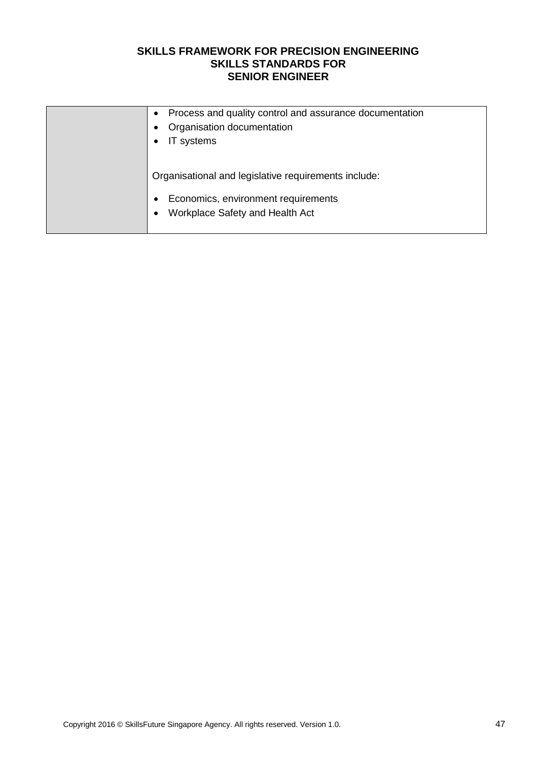| | |
|---|---|
| | • Process and quality control and assurance documentation<br>• Organisation documentation<br>• IT systems<br><br>Organisational and legislative requirements include:<br>• Economics, environment requirements<br>• Workplace Safety and Health Act |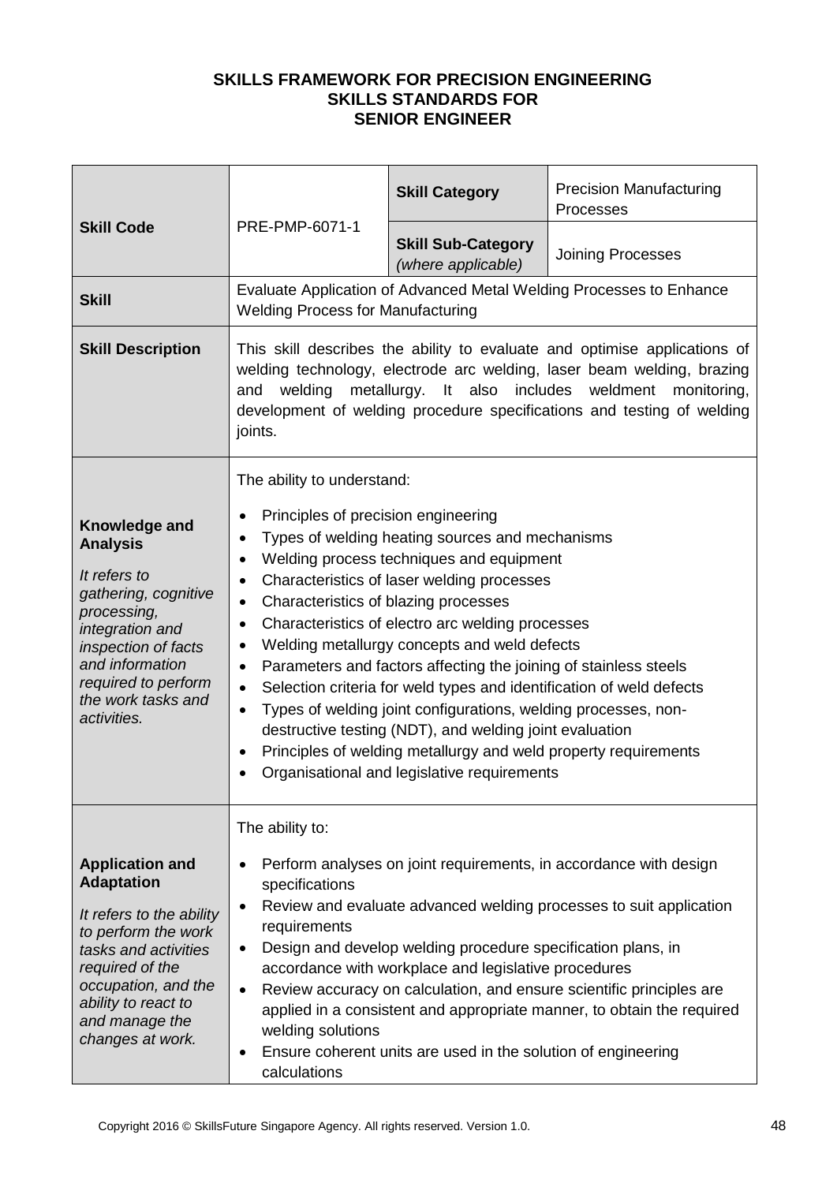**SKILLS FRAMEWORK FOR PRECISION ENGINEERING**
**SKILLS STANDARDS FOR**
**SENIOR ENGINEER**

| | | | |
|---|---|---|---|
| **Skill Code** | PRE-PMP-6071-1 | **Skill Category** | Precision Manufacturing Processes |
| | | **Skill Sub-Category** *(where applicable)* | Joining Processes |
| **Skill** | Evaluate Application of Advanced Metal Welding Processes to Enhance Welding Process for Manufacturing | | |
| **Skill Description** | This skill describes the ability to evaluate and optimise applications of welding technology, electrode arc welding, laser beam welding, brazing and welding metallurgy. It also includes weldment monitoring, development of welding procedure specifications and testing of welding joints. | | |
| **Knowledge and Analysis** *It refers to gathering, cognitive processing, integration and inspection of facts and information required to perform the work tasks and activities.* | The ability to understand:<br>• Principles of precision engineering<br>• Types of welding heating sources and mechanisms<br>• Welding process techniques and equipment<br>• Characteristics of laser welding processes<br>• Characteristics of blazing processes<br>• Characteristics of electro arc welding processes<br>• Welding metallurgy concepts and weld defects<br>• Parameters and factors affecting the joining of stainless steels<br>• Selection criteria for weld types and identification of weld defects<br>• Types of welding joint configurations, welding processes, non-destructive testing (NDT), and welding joint evaluation<br>• Principles of welding metallurgy and weld property requirements<br>• Organisational and legislative requirements | | |
| **Application and Adaptation** *It refers to the ability to perform the work tasks and activities required of the occupation, and the ability to react to and manage the changes at work.* | The ability to:<br>• Perform analyses on joint requirements, in accordance with design specifications<br>• Review and evaluate advanced welding processes to suit application requirements<br>• Design and develop welding procedure specification plans, in accordance with workplace and legislative procedures<br>• Review accuracy on calculation, and ensure scientific principles are applied in a consistent and appropriate manner, to obtain the required welding solutions<br>• Ensure coherent units are used in the solution of engineering calculations | | |

Copyright 2016 © SkillsFuture Singapore Agency. All rights reserved. Version 1.0.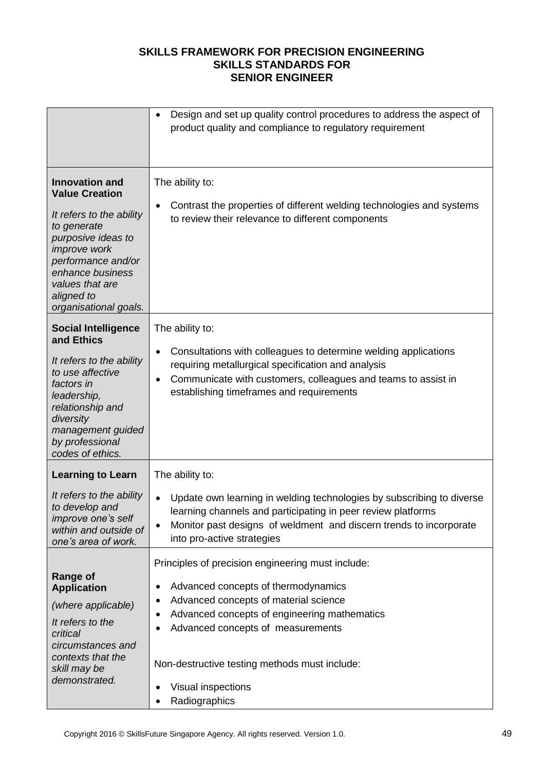**SKILLS FRAMEWORK FOR PRECISION ENGINEERING**
**SKILLS STANDARDS FOR**
**SENIOR ENGINEER**

| | |
|---|---|
| | • Design and set up quality control procedures to address the aspect of product quality and compliance to regulatory requirement |
| **Innovation and Value Creation**<br><br>*It refers to the ability to generate purposive ideas to improve work performance and/or enhance business values that are aligned to organisational goals.* | The ability to:<br><br>• Contrast the properties of different welding technologies and systems to review their relevance to different components |
| **Social Intelligence and Ethics**<br><br>*It refers to the ability to use affective factors in leadership, relationship and diversity management guided by professional codes of ethics.* | The ability to:<br><br>• Consultations with colleagues to determine welding applications requiring metallurgical specification and analysis<br>• Communicate with customers, colleagues and teams to assist in establishing timeframes and requirements |
| **Learning to Learn**<br><br>*It refers to the ability to develop and improve one's self within and outside of one's area of work.* | The ability to:<br><br>• Update own learning in welding technologies by subscribing to diverse learning channels and participating in peer review platforms<br>• Monitor past designs of weldment and discern trends to incorporate into pro-active strategies |
| **Range of Application**<br><br>*(where applicable)*<br><br>*It refers to the critical circumstances and contexts that the skill may be demonstrated.* | Principles of precision engineering must include:<br><br>• Advanced concepts of thermodynamics<br>• Advanced concepts of material science<br>• Advanced concepts of engineering mathematics<br>• Advanced concepts of measurements<br><br>Non-destructive testing methods must include:<br><br>• Visual inspections<br>• Radiographics |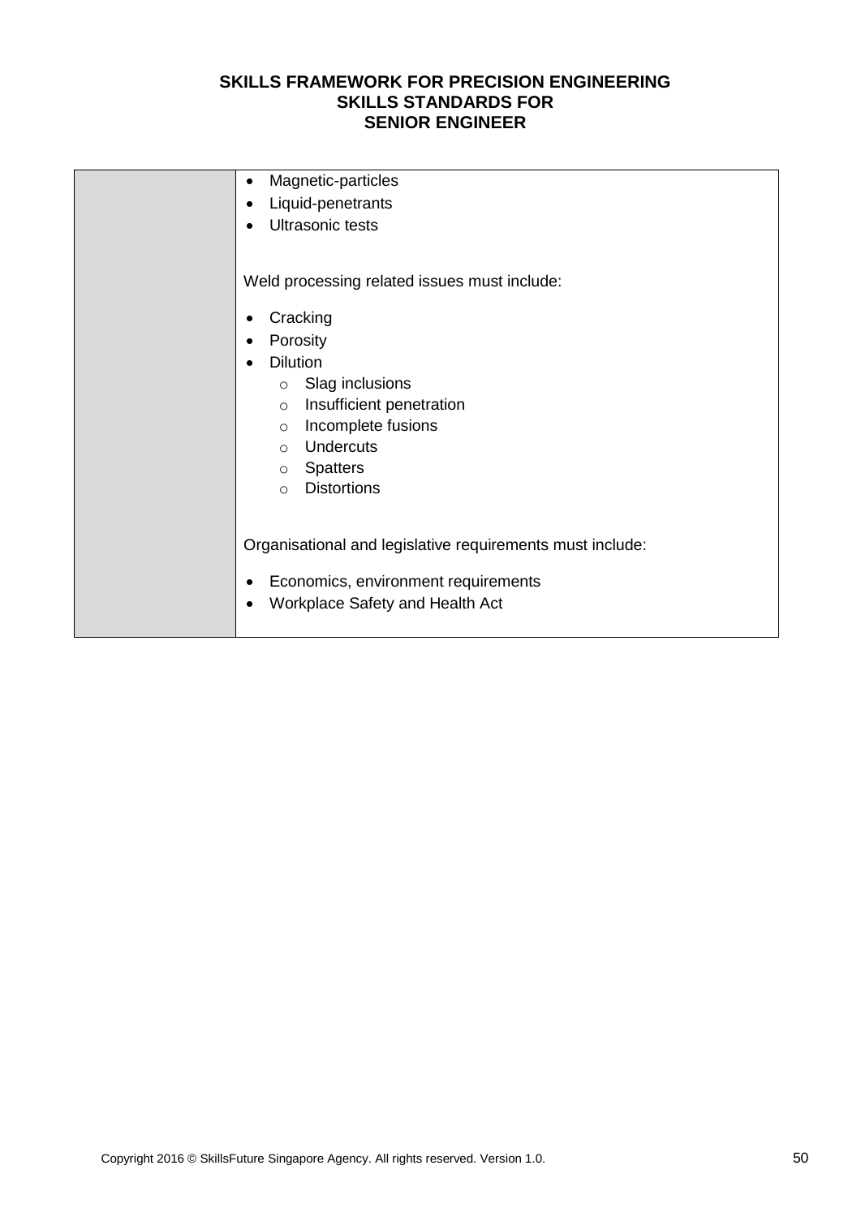| | - Magnetic-particles<br>- Liquid-penetrants<br>- Ultrasonic tests<br><br>Weld processing related issues must include:<br><br>- Cracking<br>- Porosity<br>- Dilution<br>&nbsp;&nbsp;&nbsp;&nbsp;- Slag inclusions<br>&nbsp;&nbsp;&nbsp;&nbsp;- Insufficient penetration<br>&nbsp;&nbsp;&nbsp;&nbsp;- Incomplete fusions<br>&nbsp;&nbsp;&nbsp;&nbsp;- Undercuts<br>&nbsp;&nbsp;&nbsp;&nbsp;- Spatters<br>&nbsp;&nbsp;&nbsp;&nbsp;- Distortions<br><br>Organisational and legislative requirements must include:<br><br>- Economics, environment requirements<br>- Workplace Safety and Health Act |
|---|---|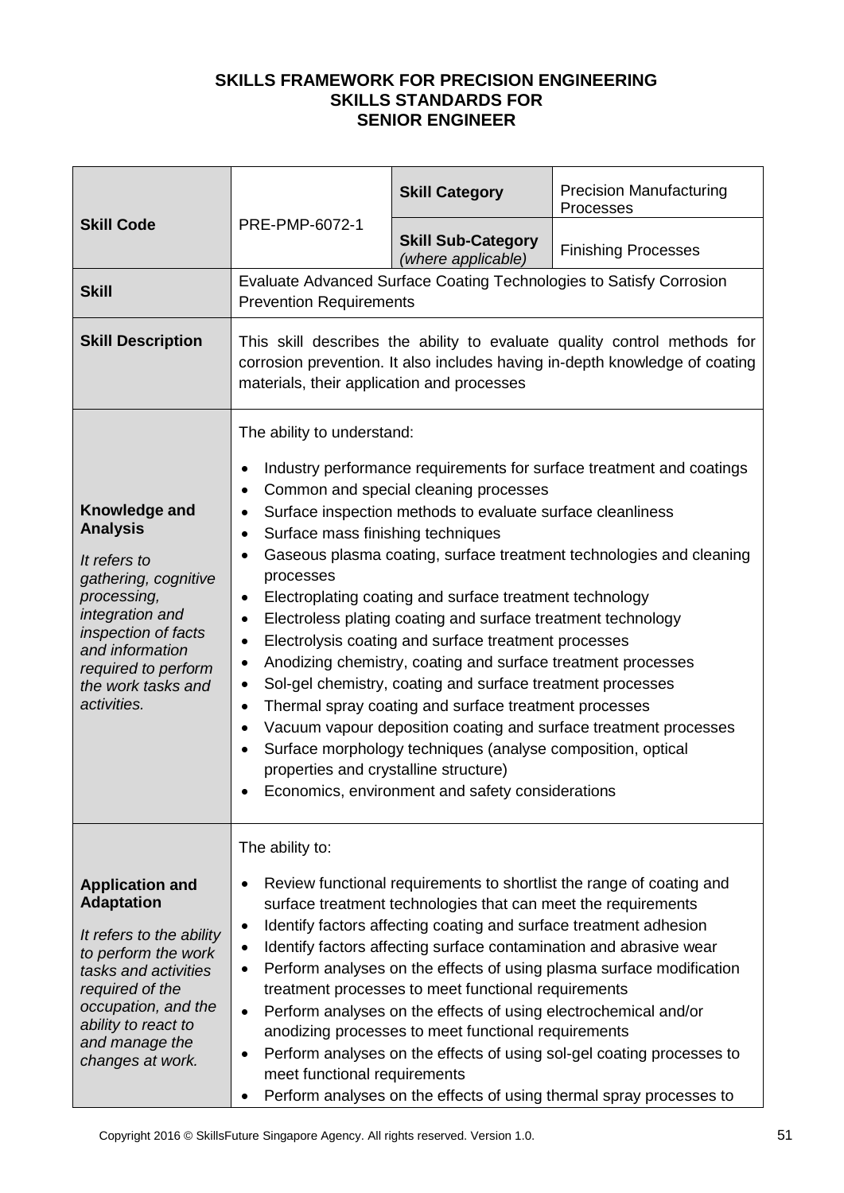**SKILLS FRAMEWORK FOR PRECISION ENGINEERING**
**SKILLS STANDARDS FOR**
**SENIOR ENGINEER**

| **Skill Code** | PRE-PMP-6072-1 | **Skill Category** | Precision Manufacturing Processes |
|---|---|---|---|
| | | **Skill Sub-Category** *(where applicable)* | Finishing Processes |
| **Skill** | Evaluate Advanced Surface Coating Technologies to Satisfy Corrosion Prevention Requirements | | |
| **Skill Description** | This skill describes the ability to evaluate quality control methods for corrosion prevention. It also includes having in-depth knowledge of coating materials, their application and processes | | |
| **Knowledge and Analysis** *It refers to gathering, cognitive processing, integration and inspection of facts and information required to perform the work tasks and activities.* | The ability to understand: <br>• Industry performance requirements for surface treatment and coatings <br>• Common and special cleaning processes <br>• Surface inspection methods to evaluate surface cleanliness <br>• Surface mass finishing techniques <br>• Gaseous plasma coating, surface treatment technologies and cleaning processes <br>• Electroplating coating and surface treatment technology <br>• Electroless plating coating and surface treatment technology <br>• Electrolysis coating and surface treatment processes <br>• Anodizing chemistry, coating and surface treatment processes <br>• Sol-gel chemistry, coating and surface treatment processes <br>• Thermal spray coating and surface treatment processes <br>• Vacuum vapour deposition coating and surface treatment processes <br>• Surface morphology techniques (analyse composition, optical properties and crystalline structure) <br>• Economics, environment and safety considerations | | |
| **Application and Adaptation** *It refers to the ability to perform the work tasks and activities required of the occupation, and the ability to react to and manage the changes at work.* | The ability to: <br>• Review functional requirements to shortlist the range of coating and surface treatment technologies that can meet the requirements <br>• Identify factors affecting coating and surface treatment adhesion <br>• Identify factors affecting surface contamination and abrasive wear <br>• Perform analyses on the effects of using plasma surface modification treatment processes to meet functional requirements <br>• Perform analyses on the effects of using electrochemical and/or anodizing processes to meet functional requirements <br>• Perform analyses on the effects of using sol-gel coating processes to meet functional requirements <br>• Perform analyses on the effects of using thermal spray processes to | | |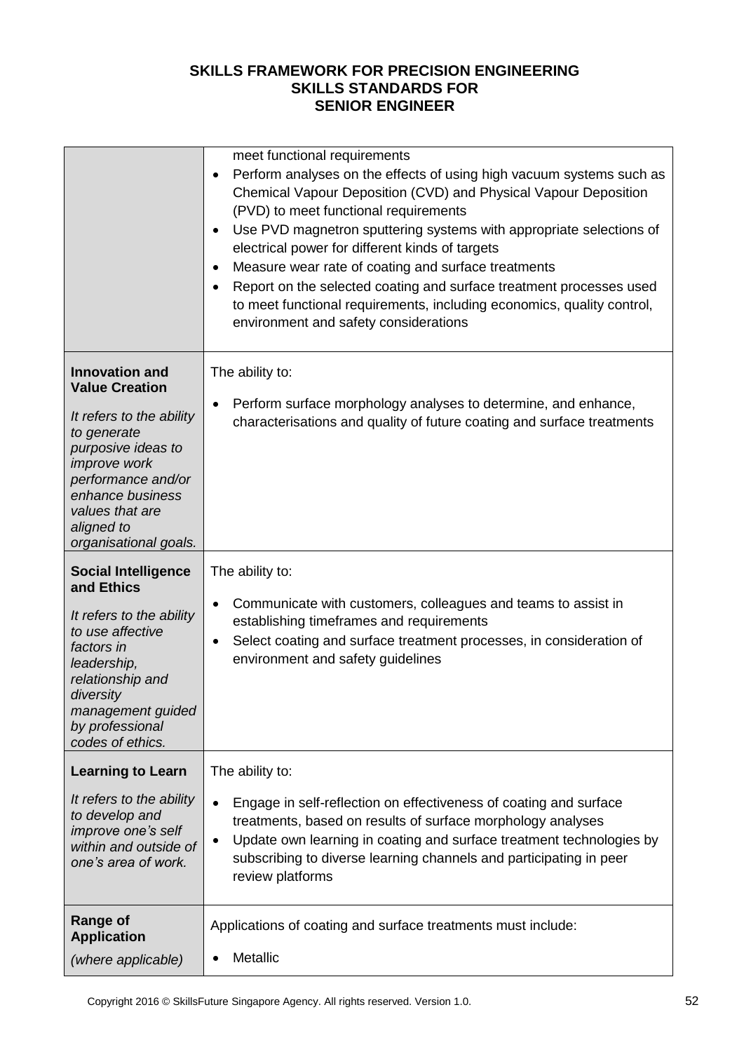| | |
|---|---|
| | meet functional requirements<br>• Perform analyses on the effects of using high vacuum systems such as Chemical Vapour Deposition (CVD) and Physical Vapour Deposition (PVD) to meet functional requirements<br>• Use PVD magnetron sputtering systems with appropriate selections of electrical power for different kinds of targets<br>• Measure wear rate of coating and surface treatments<br>• Report on the selected coating and surface treatment processes used to meet functional requirements, including economics, quality control, environment and safety considerations |
| **Innovation and Value Creation**<br><br>*It refers to the ability to generate purposive ideas to improve work performance and/or enhance business values that are aligned to organisational goals.* | The ability to:<br><br>• Perform surface morphology analyses to determine, and enhance, characterisations and quality of future coating and surface treatments |
| **Social Intelligence and Ethics**<br><br>*It refers to the ability to use affective factors in leadership, relationship and diversity management guided by professional codes of ethics.* | The ability to:<br><br>• Communicate with customers, colleagues and teams to assist in establishing timeframes and requirements<br>• Select coating and surface treatment processes, in consideration of environment and safety guidelines |
| **Learning to Learn**<br><br>*It refers to the ability to develop and improve one's self within and outside of one's area of work.* | The ability to:<br><br>• Engage in self-reflection on effectiveness of coating and surface treatments, based on results of surface morphology analyses<br>• Update own learning in coating and surface treatment technologies by subscribing to diverse learning channels and participating in peer review platforms |
| **Range of Application**<br><br>*(where applicable)* | Applications of coating and surface treatments must include:<br><br>• Metallic |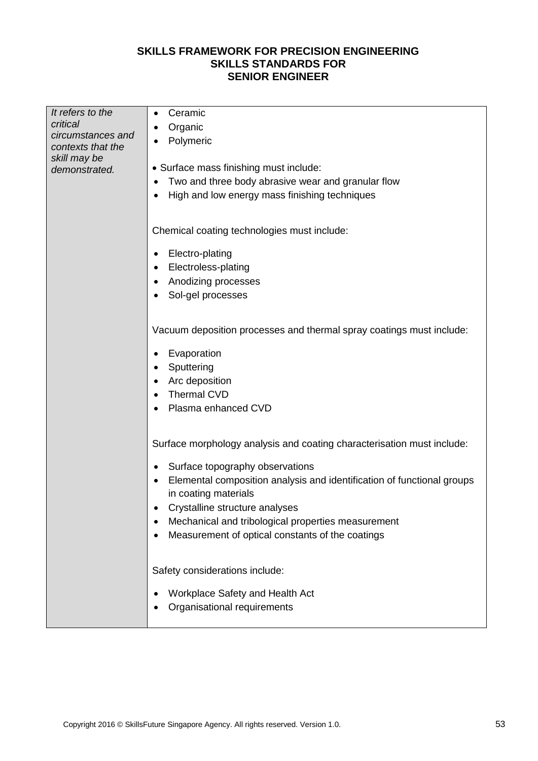**SKILLS FRAMEWORK FOR PRECISION ENGINEERING**
**SKILLS STANDARDS FOR**
**SENIOR ENGINEER**

| | |
|---|---|
| *It refers to the critical circumstances and contexts that the skill may be demonstrated.* | • Ceramic<br>• Organic<br>• Polymeric<br><br>• Surface mass finishing must include:<br>• Two and three body abrasive wear and granular flow<br>• High and low energy mass finishing techniques<br><br>Chemical coating technologies must include:<br>• Electro-plating<br>• Electroless-plating<br>• Anodizing processes<br>• Sol-gel processes<br><br>Vacuum deposition processes and thermal spray coatings must include:<br>• Evaporation<br>• Sputtering<br>• Arc deposition<br>• Thermal CVD<br>• Plasma enhanced CVD<br><br>Surface morphology analysis and coating characterisation must include:<br>• Surface topography observations<br>• Elemental composition analysis and identification of functional groups in coating materials<br>• Crystalline structure analyses<br>• Mechanical and tribological properties measurement<br>• Measurement of optical constants of the coatings<br><br>Safety considerations include:<br>• Workplace Safety and Health Act<br>• Organisational requirements |

Copyright 2016 © SkillsFuture Singapore Agency. All rights reserved. Version 1.0.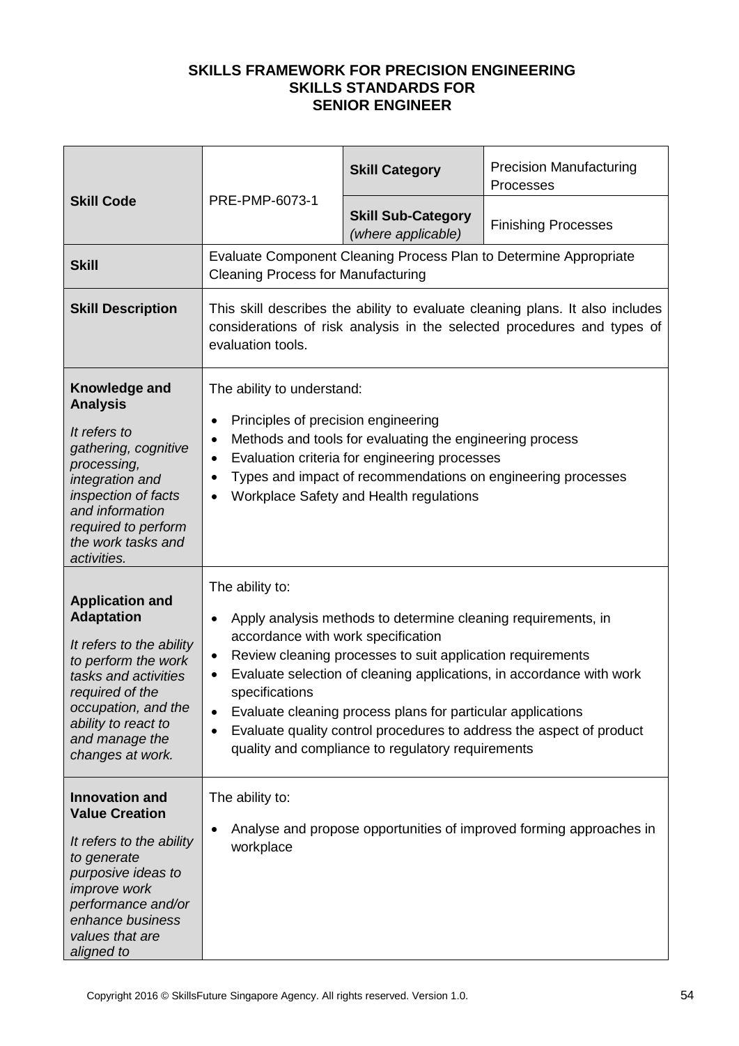**SKILLS FRAMEWORK FOR PRECISION ENGINEERING**
**SKILLS STANDARDS FOR**
**SENIOR ENGINEER**

| | | | |
|---|---|---|---|
| **Skill Code** | PRE-PMP-6073-1 | **Skill Category** | Precision Manufacturing Processes |
| | | **Skill Sub-Category** *(where applicable)* | Finishing Processes |
| **Skill** | Evaluate Component Cleaning Process Plan to Determine Appropriate Cleaning Process for Manufacturing | | |
| **Skill Description** | This skill describes the ability to evaluate cleaning plans. It also includes considerations of risk analysis in the selected procedures and types of evaluation tools. | | |
| **Knowledge and Analysis** *It refers to gathering, cognitive processing, integration and inspection of facts and information required to perform the work tasks and activities.* | The ability to understand: <br>• Principles of precision engineering <br>• Methods and tools for evaluating the engineering process <br>• Evaluation criteria for engineering processes <br>• Types and impact of recommendations on engineering processes <br>• Workplace Safety and Health regulations | | |
| **Application and Adaptation** *It refers to the ability to perform the work tasks and activities required of the occupation, and the ability to react to and manage the changes at work.* | The ability to: <br>• Apply analysis methods to determine cleaning requirements, in accordance with work specification <br>• Review cleaning processes to suit application requirements <br>• Evaluate selection of cleaning applications, in accordance with work specifications <br>• Evaluate cleaning process plans for particular applications <br>• Evaluate quality control procedures to address the aspect of product quality and compliance to regulatory requirements | | |
| **Innovation and Value Creation** *It refers to the ability to generate purposive ideas to improve work performance and/or enhance business values that are aligned to* | The ability to: <br>• Analyse and propose opportunities of improved forming approaches in workplace | | |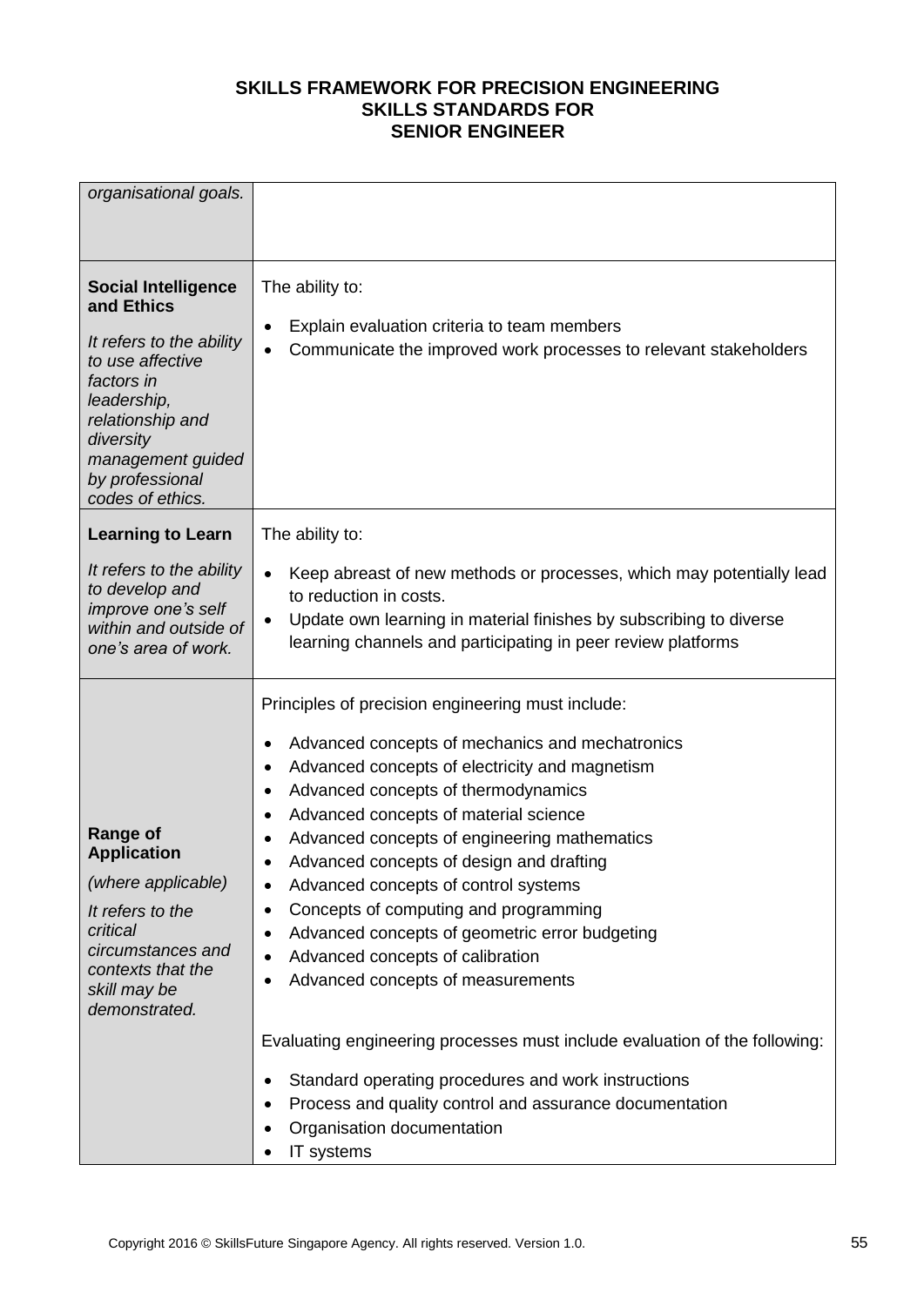| | |
|---|---|
| *organisational goals.* | |
| **Social Intelligence and Ethics**<br><br>*It refers to the ability to use affective factors in leadership, relationship and diversity management guided by professional codes of ethics.* | The ability to:<br><br>• Explain evaluation criteria to team members<br>• Communicate the improved work processes to relevant stakeholders |
| **Learning to Learn**<br><br>*It refers to the ability to develop and improve one's self within and outside of one's area of work.* | The ability to:<br><br>• Keep abreast of new methods or processes, which may potentially lead to reduction in costs.<br>• Update own learning in material finishes by subscribing to diverse learning channels and participating in peer review platforms |
| **Range of Application**<br><br>*(where applicable)*<br><br>*It refers to the critical circumstances and contexts that the skill may be demonstrated.* | Principles of precision engineering must include:<br><br>• Advanced concepts of mechanics and mechatronics<br>• Advanced concepts of electricity and magnetism<br>• Advanced concepts of thermodynamics<br>• Advanced concepts of material science<br>• Advanced concepts of engineering mathematics<br>• Advanced concepts of design and drafting<br>• Advanced concepts of control systems<br>• Concepts of computing and programming<br>• Advanced concepts of geometric error budgeting<br>• Advanced concepts of calibration<br>• Advanced concepts of measurements<br><br>Evaluating engineering processes must include evaluation of the following:<br><br>• Standard operating procedures and work instructions<br>• Process and quality control and assurance documentation<br>• Organisation documentation<br>• IT systems |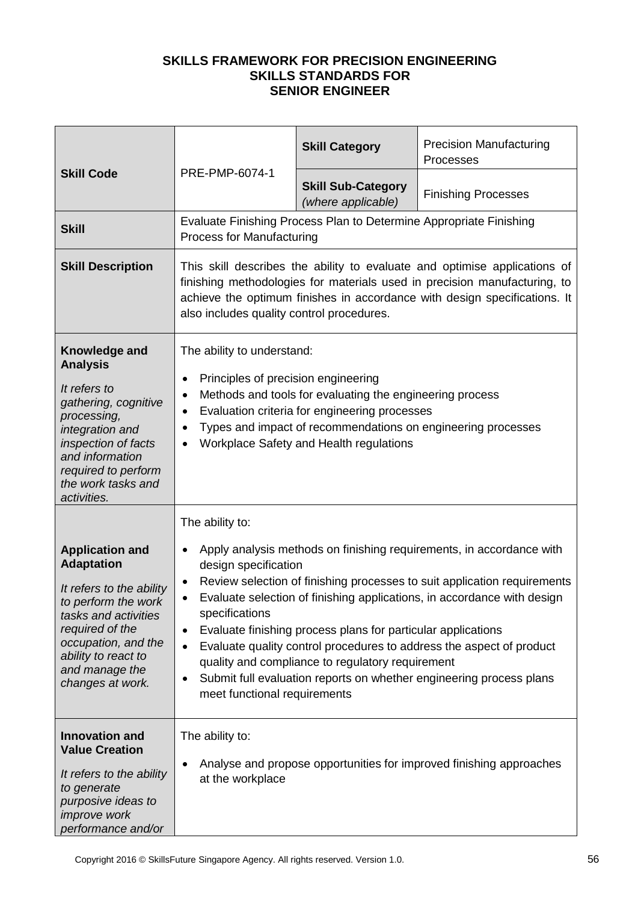**SKILLS FRAMEWORK FOR PRECISION ENGINEERING**
**SKILLS STANDARDS FOR**
**SENIOR ENGINEER**

| **Skill Code** | PRE-PMP-6074-1 | **Skill Category** | Precision Manufacturing Processes |
|---|---|---|---|
| | | **Skill Sub-Category** *(where applicable)* | Finishing Processes |
| **Skill** | Evaluate Finishing Process Plan to Determine Appropriate Finishing Process for Manufacturing | | |
| **Skill Description** | This skill describes the ability to evaluate and optimise applications of finishing methodologies for materials used in precision manufacturing, to achieve the optimum finishes in accordance with design specifications. It also includes quality control procedures. | | |
| **Knowledge and Analysis** *It refers to gathering, cognitive processing, integration and inspection of facts and information required to perform the work tasks and activities.* | The ability to understand: <br>• Principles of precision engineering <br>• Methods and tools for evaluating the engineering process <br>• Evaluation criteria for engineering processes <br>• Types and impact of recommendations on engineering processes <br>• Workplace Safety and Health regulations | | |
| **Application and Adaptation** *It refers to the ability to perform the work tasks and activities required of the occupation, and the ability to react to and manage the changes at work.* | The ability to: <br>• Apply analysis methods on finishing requirements, in accordance with design specification <br>• Review selection of finishing processes to suit application requirements <br>• Evaluate selection of finishing applications, in accordance with design specifications <br>• Evaluate finishing process plans for particular applications <br>• Evaluate quality control procedures to address the aspect of product quality and compliance to regulatory requirement <br>• Submit full evaluation reports on whether engineering process plans meet functional requirements | | |
| **Innovation and Value Creation** *It refers to the ability to generate purposive ideas to improve work performance and/or* | The ability to: <br>• Analyse and propose opportunities for improved finishing approaches at the workplace | | |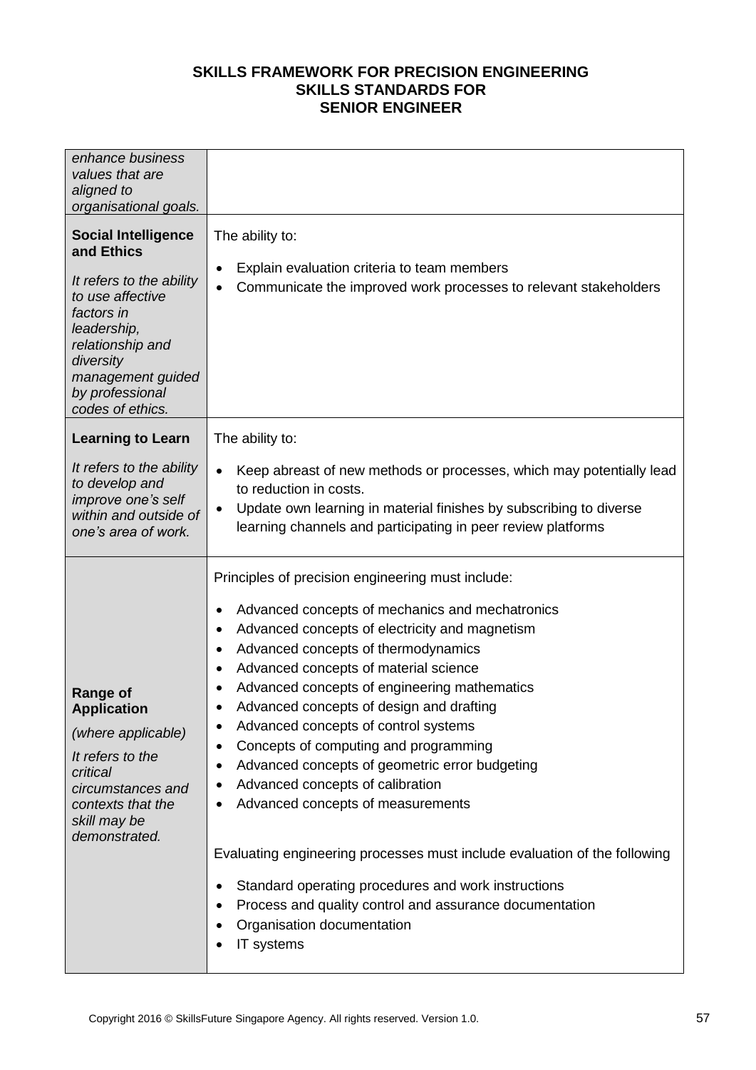| | |
|---|---|
| *enhance business values that are aligned to organisational goals.* | |
| **Social Intelligence and Ethics**<br><br>*It refers to the ability to use affective factors in leadership, relationship and diversity management guided by professional codes of ethics.* | The ability to:<br><br>• Explain evaluation criteria to team members<br>• Communicate the improved work processes to relevant stakeholders |
| **Learning to Learn**<br><br>*It refers to the ability to develop and improve one's self within and outside of one's area of work.* | The ability to:<br><br>• Keep abreast of new methods or processes, which may potentially lead to reduction in costs.<br>• Update own learning in material finishes by subscribing to diverse learning channels and participating in peer review platforms |
| **Range of Application**<br><br>*(where applicable)*<br><br>*It refers to the critical circumstances and contexts that the skill may be demonstrated.* | Principles of precision engineering must include:<br><br>• Advanced concepts of mechanics and mechatronics<br>• Advanced concepts of electricity and magnetism<br>• Advanced concepts of thermodynamics<br>• Advanced concepts of material science<br>• Advanced concepts of engineering mathematics<br>• Advanced concepts of design and drafting<br>• Advanced concepts of control systems<br>• Concepts of computing and programming<br>• Advanced concepts of geometric error budgeting<br>• Advanced concepts of calibration<br>• Advanced concepts of measurements<br><br>Evaluating engineering processes must include evaluation of the following<br><br>• Standard operating procedures and work instructions<br>• Process and quality control and assurance documentation<br>• Organisation documentation<br>• IT systems |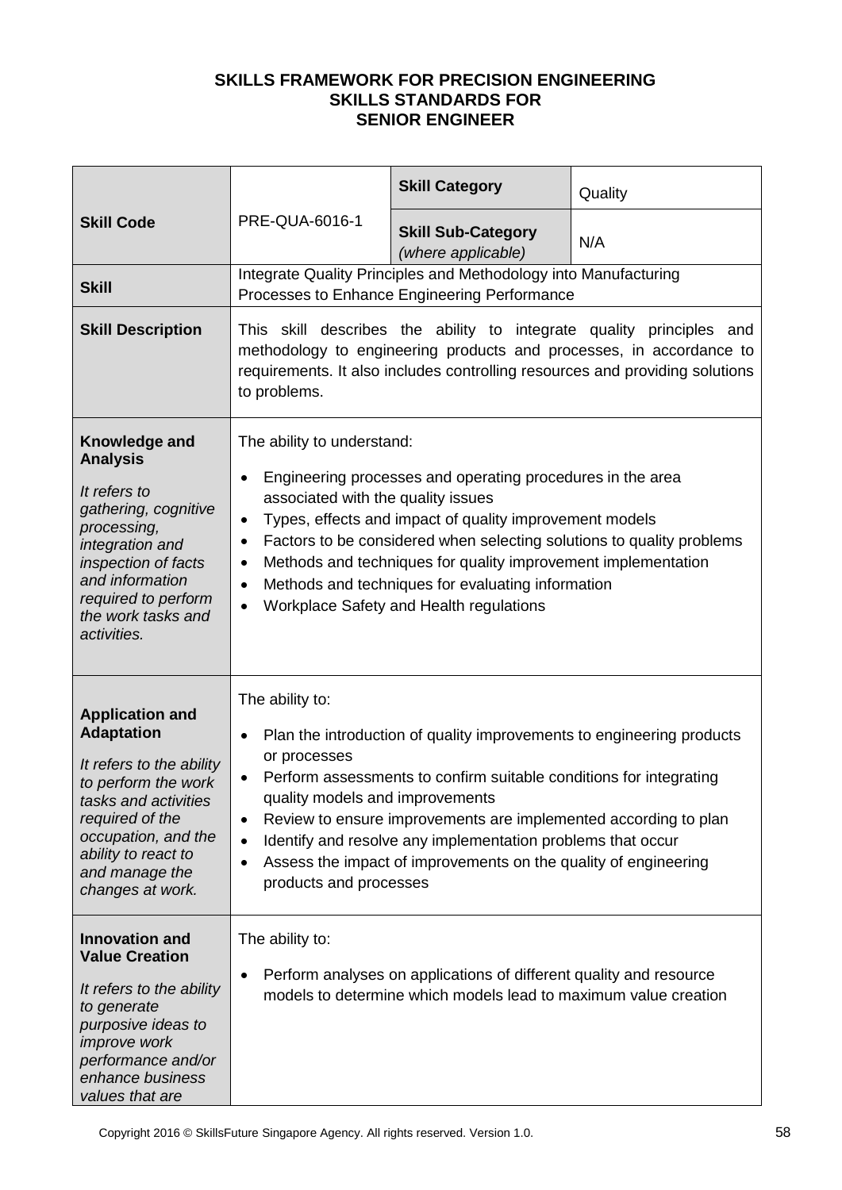**SKILLS FRAMEWORK FOR PRECISION ENGINEERING**
**SKILLS STANDARDS FOR**
**SENIOR ENGINEER**

| **Skill Code** | PRE-QUA-6016-1 | **Skill Category** | Quality |
|---|---|---|---|
| | | **Skill Sub-Category** *(where applicable)* | N/A |
| **Skill** | Integrate Quality Principles and Methodology into Manufacturing Processes to Enhance Engineering Performance | | |
| **Skill Description** | This skill describes the ability to integrate quality principles and methodology to engineering products and processes, in accordance to requirements. It also includes controlling resources and providing solutions to problems. | | |
| **Knowledge and Analysis** *It refers to gathering, cognitive processing, integration and inspection of facts and information required to perform the work tasks and activities.* | The ability to understand: <br>• Engineering processes and operating procedures in the area associated with the quality issues <br>• Types, effects and impact of quality improvement models <br>• Factors to be considered when selecting solutions to quality problems <br>• Methods and techniques for quality improvement implementation <br>• Methods and techniques for evaluating information <br>• Workplace Safety and Health regulations | | |
| **Application and Adaptation** *It refers to the ability to perform the work tasks and activities required of the occupation, and the ability to react to and manage the changes at work.* | The ability to: <br>• Plan the introduction of quality improvements to engineering products or processes <br>• Perform assessments to confirm suitable conditions for integrating quality models and improvements <br>• Review to ensure improvements are implemented according to plan <br>• Identify and resolve any implementation problems that occur <br>• Assess the impact of improvements on the quality of engineering products and processes | | |
| **Innovation and Value Creation** *It refers to the ability to generate purposive ideas to improve work performance and/or enhance business values that are* | The ability to: <br>• Perform analyses on applications of different quality and resource models to determine which models lead to maximum value creation | | |

Copyright 2016 © SkillsFuture Singapore Agency. All rights reserved. Version 1.0.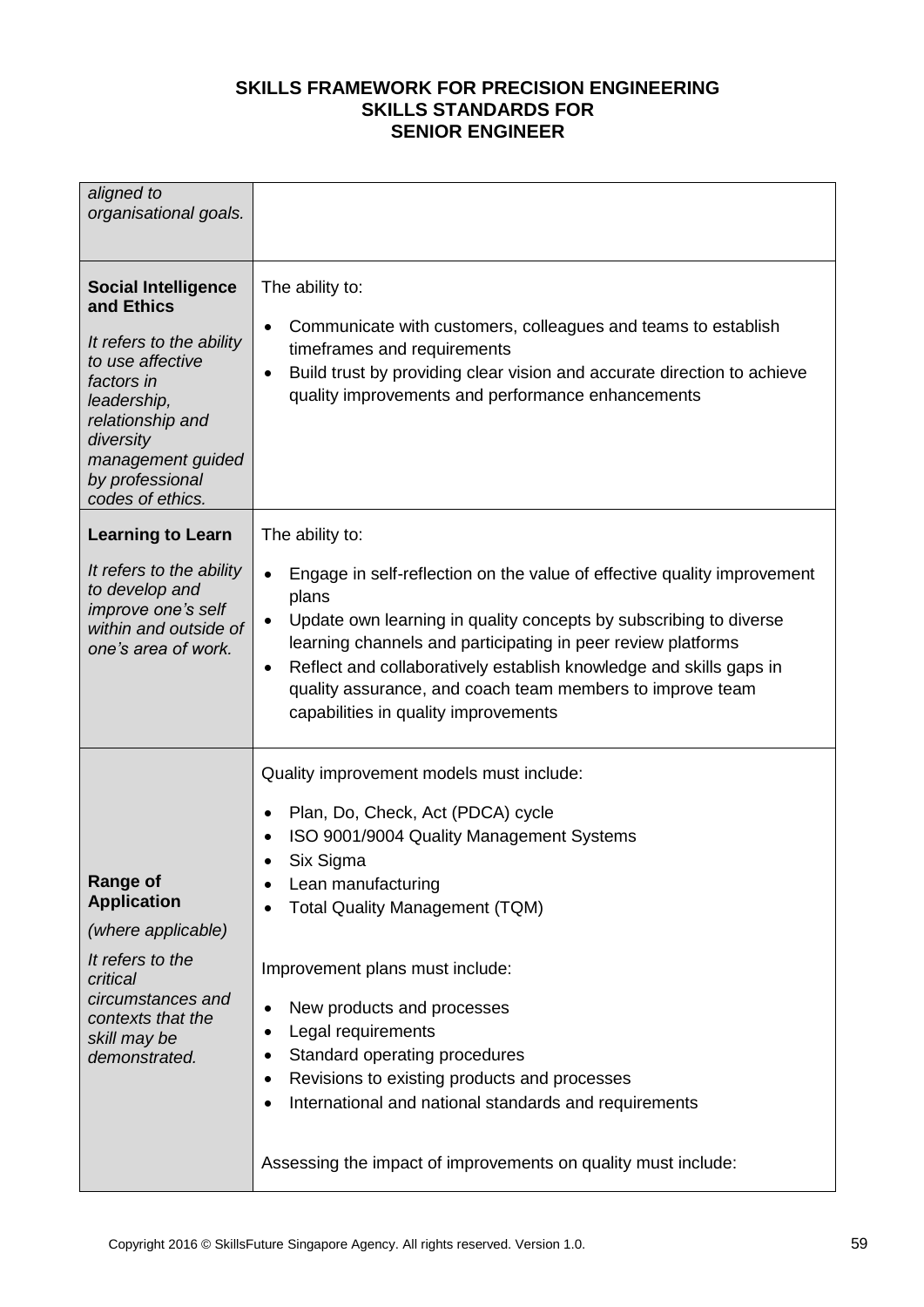# SKILLS FRAMEWORK FOR PRECISION ENGINEERING
## SKILLS STANDARDS FOR
## SENIOR ENGINEER

| | |
|---|---|
| *aligned to organisational goals.* | |
| **Social Intelligence and Ethics**<br><br>*It refers to the ability to use affective factors in leadership, relationship and diversity management guided by professional codes of ethics.* | The ability to:<br><br>• Communicate with customers, colleagues and teams to establish timeframes and requirements<br>• Build trust by providing clear vision and accurate direction to achieve quality improvements and performance enhancements |
| **Learning to Learn**<br><br>*It refers to the ability to develop and improve one's self within and outside of one's area of work.* | The ability to:<br><br>• Engage in self-reflection on the value of effective quality improvement plans<br>• Update own learning in quality concepts by subscribing to diverse learning channels and participating in peer review platforms<br>• Reflect and collaboratively establish knowledge and skills gaps in quality assurance, and coach team members to improve team capabilities in quality improvements |
| **Range of Application**<br><br>*(where applicable)*<br><br>*It refers to the critical circumstances and contexts that the skill may be demonstrated.* | Quality improvement models must include:<br><br>• Plan, Do, Check, Act (PDCA) cycle<br>• ISO 9001/9004 Quality Management Systems<br>• Six Sigma<br>• Lean manufacturing<br>• Total Quality Management (TQM)<br><br>Improvement plans must include:<br><br>• New products and processes<br>• Legal requirements<br>• Standard operating procedures<br>• Revisions to existing products and processes<br>• International and national standards and requirements<br><br>Assessing the impact of improvements on quality must include: |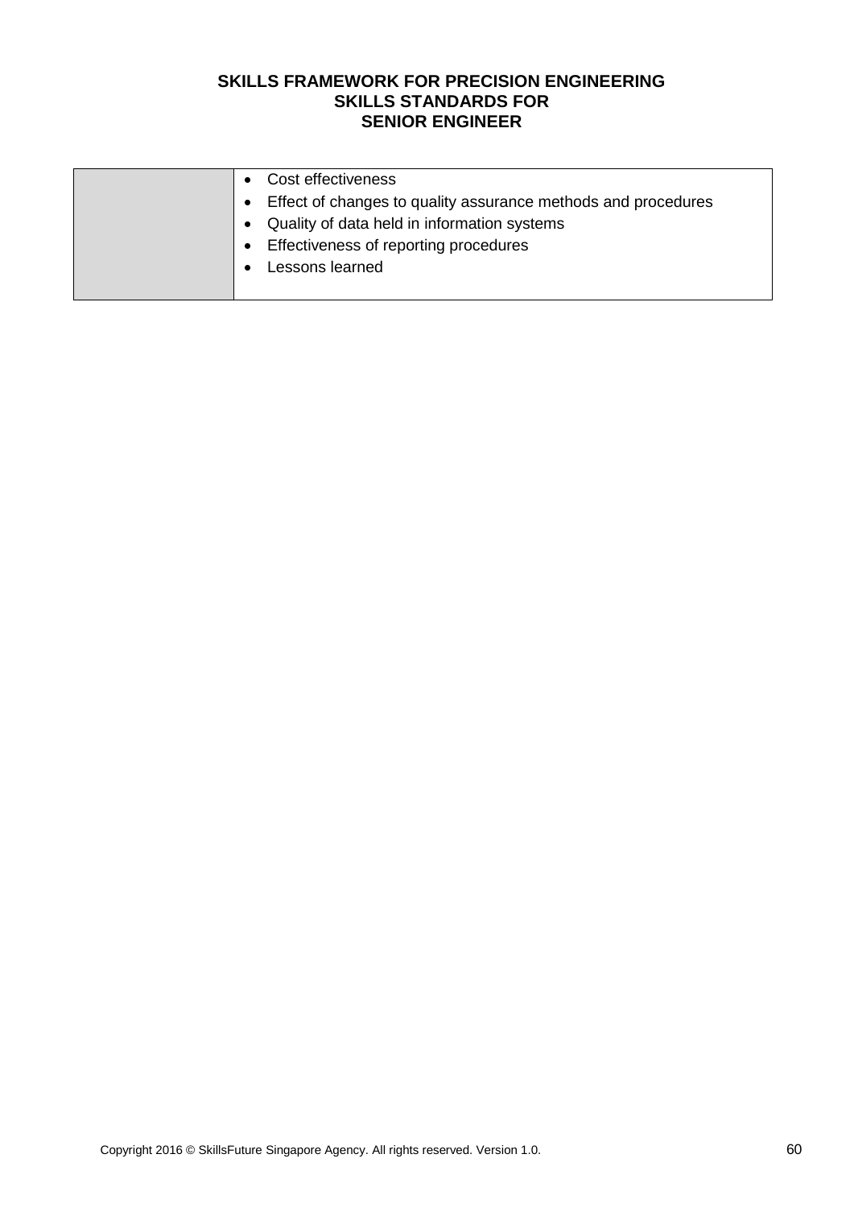**SKILLS FRAMEWORK FOR PRECISION ENGINEERING**
**SKILLS STANDARDS FOR**
**SENIOR ENGINEER**

| | |
|---|---|
| | • Cost effectiveness<br>• Effect of changes to quality assurance methods and procedures<br>• Quality of data held in information systems<br>• Effectiveness of reporting procedures<br>• Lessons learned |

Copyright 2016 © SkillsFuture Singapore Agency. All rights reserved. Version 1.0.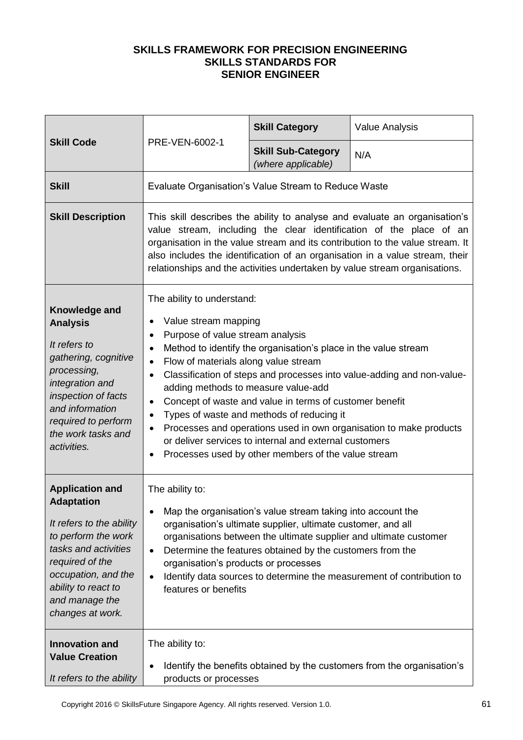**SKILLS FRAMEWORK FOR PRECISION ENGINEERING**
**SKILLS STANDARDS FOR**
**SENIOR ENGINEER**

| **Skill Code** | PRE-VEN-6002-1 | **Skill Category** | Value Analysis |
|---|---|---|---|
| | | **Skill Sub-Category** *(where applicable)* | N/A |
| **Skill** | Evaluate Organisation's Value Stream to Reduce Waste | | |
| **Skill Description** | This skill describes the ability to analyse and evaluate an organisation's value stream, including the clear identification of the place of an organisation in the value stream and its contribution to the value stream. It also includes the identification of an organisation in a value stream, their relationships and the activities undertaken by value stream organisations. | | |
| **Knowledge and Analysis** <br><br> *It refers to gathering, cognitive processing, integration and inspection of facts and information required to perform the work tasks and activities.* | The ability to understand: <br><br> • Value stream mapping <br> • Purpose of value stream analysis <br> • Method to identify the organisation's place in the value stream <br> • Flow of materials along value stream <br> • Classification of steps and processes into value-adding and non-value-adding methods to measure value-add <br> • Concept of waste and value in terms of customer benefit <br> • Types of waste and methods of reducing it <br> • Processes and operations used in own organisation to make products or deliver services to internal and external customers <br> • Processes used by other members of the value stream | | |
| **Application and Adaptation** <br><br> *It refers to the ability to perform the work tasks and activities required of the occupation, and the ability to react to and manage the changes at work.* | The ability to: <br><br> • Map the organisation's value stream taking into account the organisation's ultimate supplier, ultimate customer, and all organisations between the ultimate supplier and ultimate customer <br> • Determine the features obtained by the customers from the organisation's products or processes <br> • Identify data sources to determine the measurement of contribution to features or benefits | | |
| **Innovation and Value Creation** <br><br> *It refers to the ability* | The ability to: <br><br> • Identify the benefits obtained by the customers from the organisation's products or processes | | |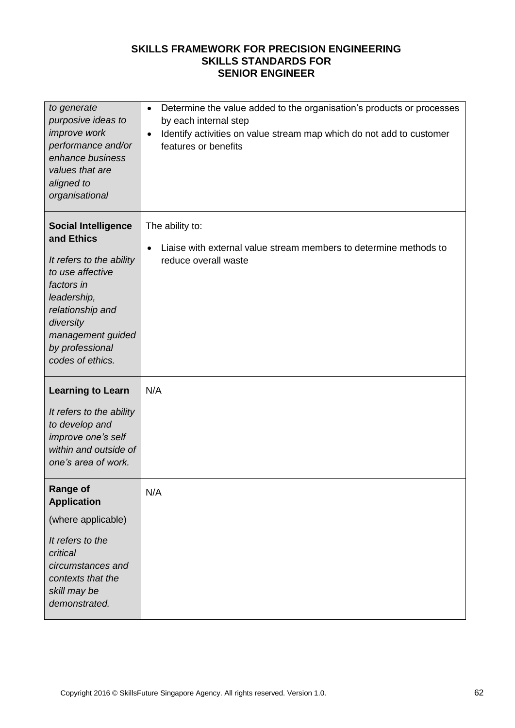**SKILLS FRAMEWORK FOR PRECISION ENGINEERING**
**SKILLS STANDARDS FOR**
**SENIOR ENGINEER**

| | |
|---|---|
| *to generate purposive ideas to improve work performance and/or enhance business values that are aligned to organisational* | • Determine the value added to the organisation's products or processes by each internal step<br>• Identify activities on value stream map which do not add to customer features or benefits |
| **Social Intelligence and Ethics**<br><br>*It refers to the ability to use affective factors in leadership, relationship and diversity management guided by professional codes of ethics.* | The ability to:<br><br>• Liaise with external value stream members to determine methods to reduce overall waste |
| **Learning to Learn**<br><br>*It refers to the ability to develop and improve one's self within and outside of one's area of work.* | N/A |
| **Range of Application**<br><br>(where applicable)<br><br>*It refers to the critical circumstances and contexts that the skill may be demonstrated.* | N/A |

Copyright 2016 © SkillsFuture Singapore Agency. All rights reserved. Version 1.0.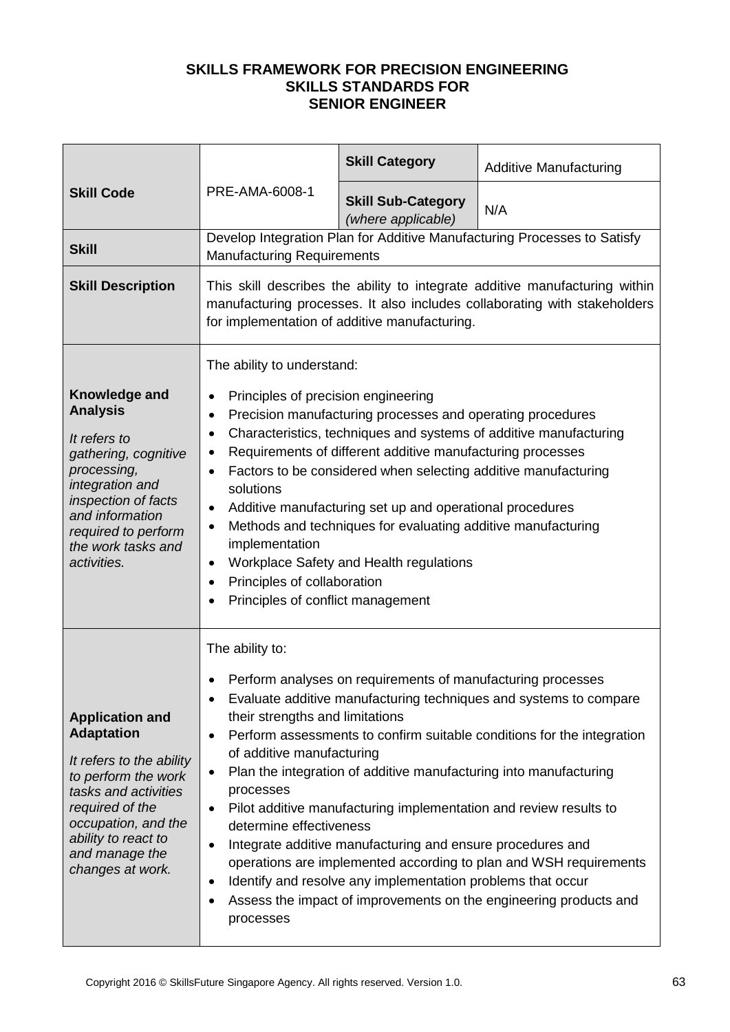**SKILLS FRAMEWORK FOR PRECISION ENGINEERING**
**SKILLS STANDARDS FOR**
**SENIOR ENGINEER**

| | | | |
|---|---|---|---|
| **Skill Code** | PRE-AMA-6008-1 | **Skill Category** | Additive Manufacturing |
| | | **Skill Sub-Category** *(where applicable)* | N/A |
| **Skill** | Develop Integration Plan for Additive Manufacturing Processes to Satisfy Manufacturing Requirements | | |
| **Skill Description** | This skill describes the ability to integrate additive manufacturing within manufacturing processes. It also includes collaborating with stakeholders for implementation of additive manufacturing. | | |
| **Knowledge and Analysis** *It refers to gathering, cognitive processing, integration and inspection of facts and information required to perform the work tasks and activities.* | The ability to understand:<br>• Principles of precision engineering<br>• Precision manufacturing processes and operating procedures<br>• Characteristics, techniques and systems of additive manufacturing<br>• Requirements of different additive manufacturing processes<br>• Factors to be considered when selecting additive manufacturing solutions<br>• Additive manufacturing set up and operational procedures<br>• Methods and techniques for evaluating additive manufacturing implementation<br>• Workplace Safety and Health regulations<br>• Principles of collaboration<br>• Principles of conflict management | | |
| **Application and Adaptation** *It refers to the ability to perform the work tasks and activities required of the occupation, and the ability to react to and manage the changes at work.* | The ability to:<br>• Perform analyses on requirements of manufacturing processes<br>• Evaluate additive manufacturing techniques and systems to compare their strengths and limitations<br>• Perform assessments to confirm suitable conditions for the integration of additive manufacturing<br>• Plan the integration of additive manufacturing into manufacturing processes<br>• Pilot additive manufacturing implementation and review results to determine effectiveness<br>• Integrate additive manufacturing and ensure procedures and operations are implemented according to plan and WSH requirements<br>• Identify and resolve any implementation problems that occur<br>• Assess the impact of improvements on the engineering products and processes | | |

Copyright 2016 © SkillsFuture Singapore Agency. All rights reserved. Version 1.0.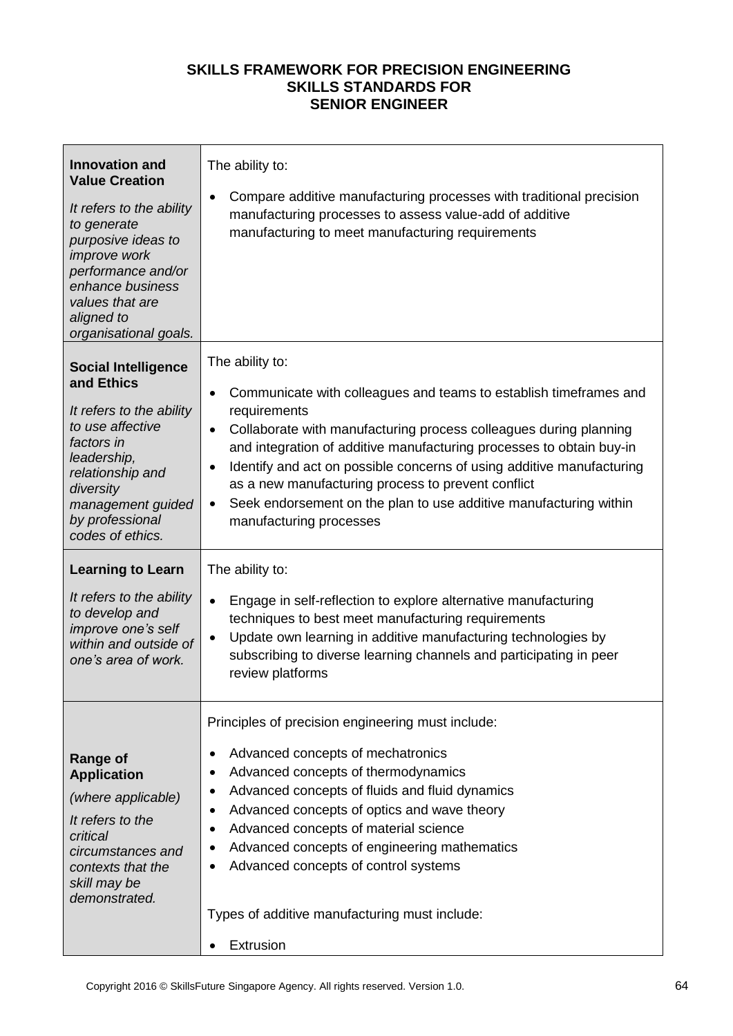**SKILLS FRAMEWORK FOR PRECISION ENGINEERING**
**SKILLS STANDARDS FOR**
**SENIOR ENGINEER**

| | |
|---|---|
| **Innovation and Value Creation**<br><br>*It refers to the ability to generate purposive ideas to improve work performance and/or enhance business values that are aligned to organisational goals.* | The ability to:<br><br>• Compare additive manufacturing processes with traditional precision manufacturing processes to assess value-add of additive manufacturing to meet manufacturing requirements |
| **Social Intelligence and Ethics**<br><br>*It refers to the ability to use affective factors in leadership, relationship and diversity management guided by professional codes of ethics.* | The ability to:<br><br>• Communicate with colleagues and teams to establish timeframes and requirements<br>• Collaborate with manufacturing process colleagues during planning and integration of additive manufacturing processes to obtain buy-in<br>• Identify and act on possible concerns of using additive manufacturing as a new manufacturing process to prevent conflict<br>• Seek endorsement on the plan to use additive manufacturing within manufacturing processes |
| **Learning to Learn**<br><br>*It refers to the ability to develop and improve one's self within and outside of one's area of work.* | The ability to:<br><br>• Engage in self-reflection to explore alternative manufacturing techniques to best meet manufacturing requirements<br>• Update own learning in additive manufacturing technologies by subscribing to diverse learning channels and participating in peer review platforms |
| **Range of Application**<br><br>*(where applicable)*<br><br>*It refers to the critical circumstances and contexts that the skill may be demonstrated.* | Principles of precision engineering must include:<br><br>• Advanced concepts of mechatronics<br>• Advanced concepts of thermodynamics<br>• Advanced concepts of fluids and fluid dynamics<br>• Advanced concepts of optics and wave theory<br>• Advanced concepts of material science<br>• Advanced concepts of engineering mathematics<br>• Advanced concepts of control systems<br><br>Types of additive manufacturing must include:<br><br>• Extrusion |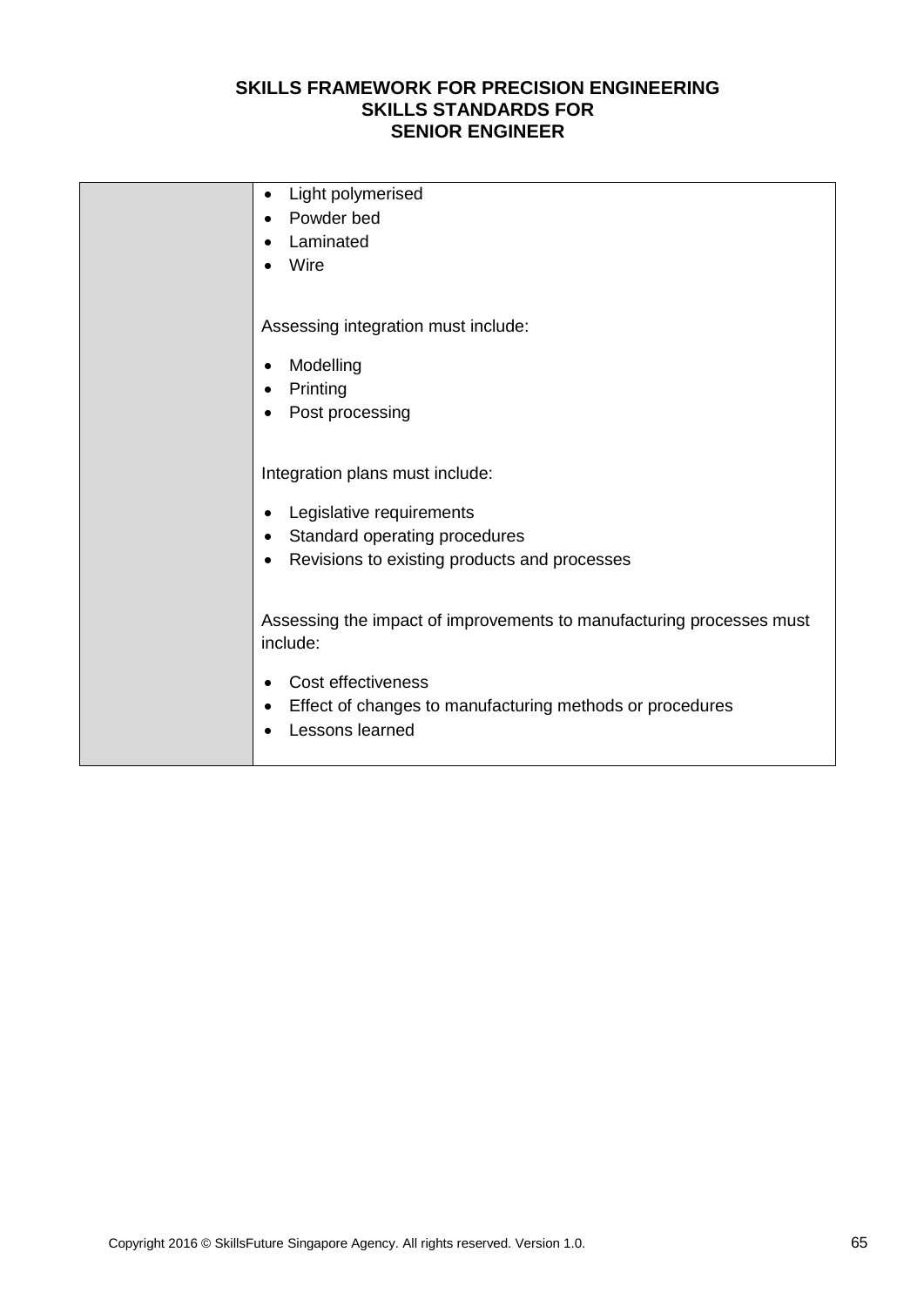|  | • Light polymerised<br>• Powder bed<br>• Laminated<br>• Wire<br><br>Assessing integration must include:<br><br>• Modelling<br>• Printing<br>• Post processing<br><br>Integration plans must include:<br><br>• Legislative requirements<br>• Standard operating procedures<br>• Revisions to existing products and processes<br><br>Assessing the impact of improvements to manufacturing processes must include:<br><br>• Cost effectiveness<br>• Effect of changes to manufacturing methods or procedures<br>• Lessons learned |
|---|---|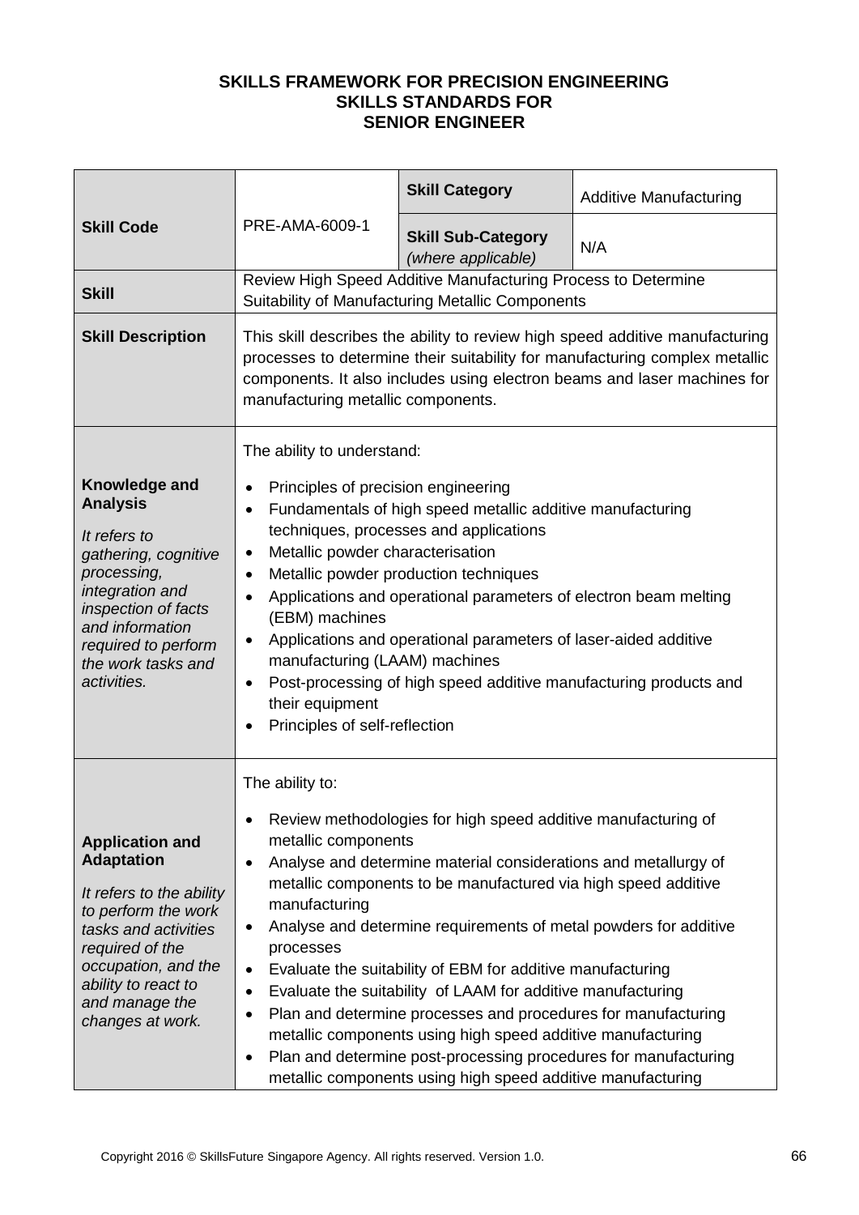**SKILLS FRAMEWORK FOR PRECISION ENGINEERING**
**SKILLS STANDARDS FOR**
**SENIOR ENGINEER**

| | | | |
|---|---|---|---|
| **Skill Code** | PRE-AMA-6009-1 | **Skill Category** | Additive Manufacturing |
| | | **Skill Sub-Category** *(where applicable)* | N/A |
| **Skill** | Review High Speed Additive Manufacturing Process to Determine Suitability of Manufacturing Metallic Components | | |
| **Skill Description** | This skill describes the ability to review high speed additive manufacturing processes to determine their suitability for manufacturing complex metallic components. It also includes using electron beams and laser machines for manufacturing metallic components. | | |
| **Knowledge and Analysis** *It refers to gathering, cognitive processing, integration and inspection of facts and information required to perform the work tasks and activities.* | The ability to understand:<br>• Principles of precision engineering<br>• Fundamentals of high speed metallic additive manufacturing techniques, processes and applications<br>• Metallic powder characterisation<br>• Metallic powder production techniques<br>• Applications and operational parameters of electron beam melting (EBM) machines<br>• Applications and operational parameters of laser-aided additive manufacturing (LAAM) machines<br>• Post-processing of high speed additive manufacturing products and their equipment<br>• Principles of self-reflection | | |
| **Application and Adaptation** *It refers to the ability to perform the work tasks and activities required of the occupation, and the ability to react to and manage the changes at work.* | The ability to:<br>• Review methodologies for high speed additive manufacturing of metallic components<br>• Analyse and determine material considerations and metallurgy of metallic components to be manufactured via high speed additive manufacturing<br>• Analyse and determine requirements of metal powders for additive processes<br>• Evaluate the suitability of EBM for additive manufacturing<br>• Evaluate the suitability of LAAM for additive manufacturing<br>• Plan and determine processes and procedures for manufacturing metallic components using high speed additive manufacturing<br>• Plan and determine post-processing procedures for manufacturing metallic components using high speed additive manufacturing | | |

Copyright 2016 © SkillsFuture Singapore Agency. All rights reserved. Version 1.0.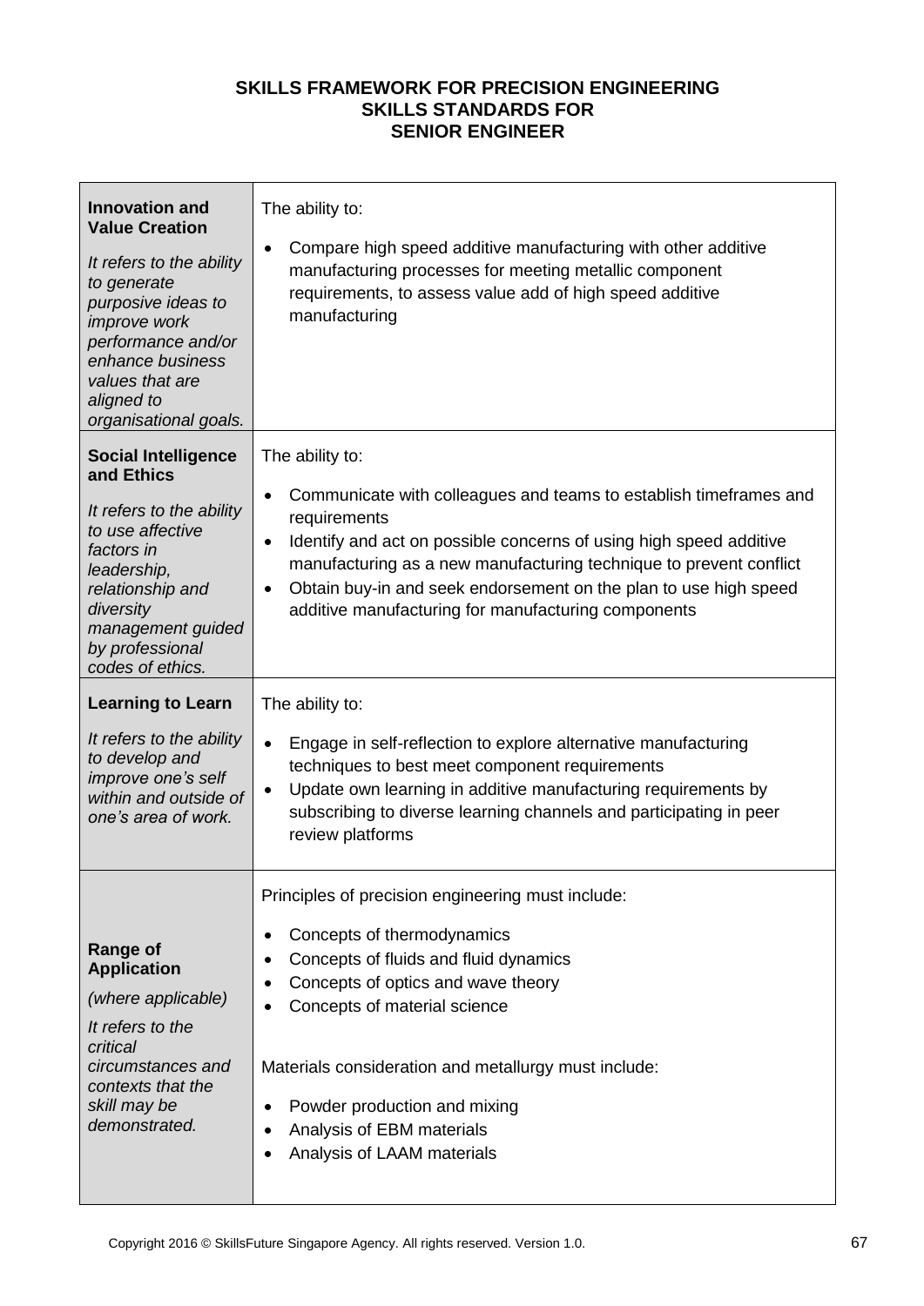**SKILLS FRAMEWORK FOR PRECISION ENGINEERING**
**SKILLS STANDARDS FOR**
**SENIOR ENGINEER**

| | |
|---|---|
| **Innovation and Value Creation**<br><br>*It refers to the ability to generate purposive ideas to improve work performance and/or enhance business values that are aligned to organisational goals.* | The ability to:<br><br>• Compare high speed additive manufacturing with other additive manufacturing processes for meeting metallic component requirements, to assess value add of high speed additive manufacturing |
| **Social Intelligence and Ethics**<br><br>*It refers to the ability to use affective factors in leadership, relationship and diversity management guided by professional codes of ethics.* | The ability to:<br><br>• Communicate with colleagues and teams to establish timeframes and requirements<br>• Identify and act on possible concerns of using high speed additive manufacturing as a new manufacturing technique to prevent conflict<br>• Obtain buy-in and seek endorsement on the plan to use high speed additive manufacturing for manufacturing components |
| **Learning to Learn**<br><br>*It refers to the ability to develop and improve one's self within and outside of one's area of work.* | The ability to:<br><br>• Engage in self-reflection to explore alternative manufacturing techniques to best meet component requirements<br>• Update own learning in additive manufacturing requirements by subscribing to diverse learning channels and participating in peer review platforms |
| **Range of Application**<br><br>*(where applicable)*<br><br>*It refers to the critical circumstances and contexts that the skill may be demonstrated.* | Principles of precision engineering must include:<br><br>• Concepts of thermodynamics<br>• Concepts of fluids and fluid dynamics<br>• Concepts of optics and wave theory<br>• Concepts of material science<br><br>Materials consideration and metallurgy must include:<br><br>• Powder production and mixing<br>• Analysis of EBM materials<br>• Analysis of LAAM materials |

Copyright 2016 © SkillsFuture Singapore Agency. All rights reserved. Version 1.0.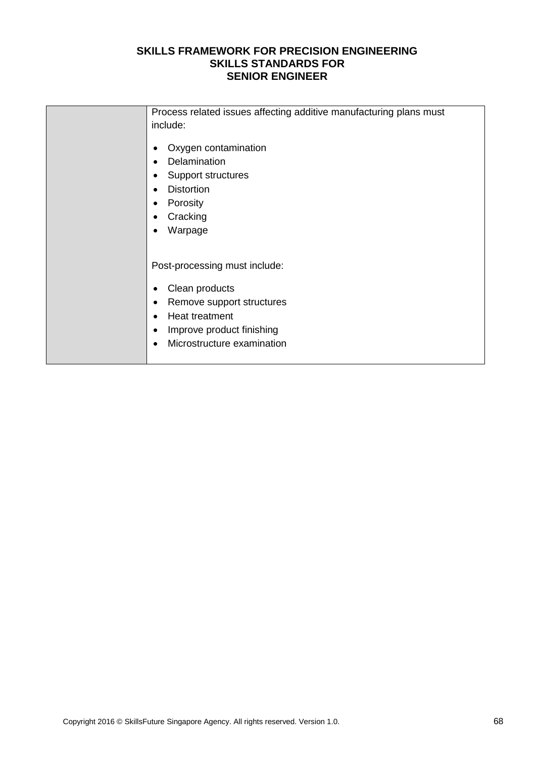| | Process related issues affecting additive manufacturing plans must include:<br><br>• Oxygen contamination<br>• Delamination<br>• Support structures<br>• Distortion<br>• Porosity<br>• Cracking<br>• Warpage<br><br>Post-processing must include:<br><br>• Clean products<br>• Remove support structures<br>• Heat treatment<br>• Improve product finishing<br>• Microstructure examination |
|---|---|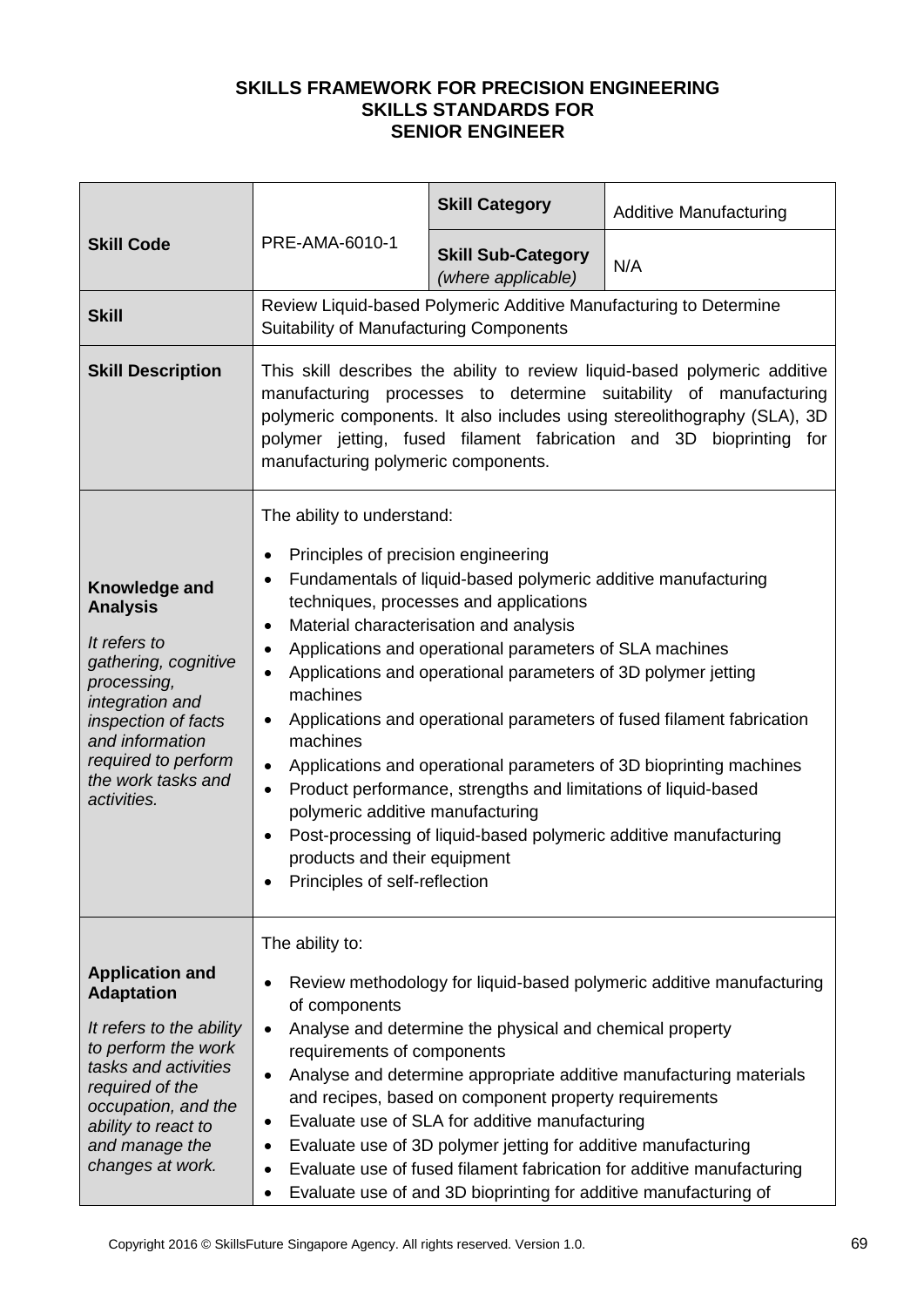**SKILLS FRAMEWORK FOR PRECISION ENGINEERING**
**SKILLS STANDARDS FOR**
**SENIOR ENGINEER**

| | | | |
|---|---|---|---|
| **Skill Code** | PRE-AMA-6010-1 | **Skill Category** | Additive Manufacturing |
| | | **Skill Sub-Category** *(where applicable)* | N/A |
| **Skill** | Review Liquid-based Polymeric Additive Manufacturing to Determine Suitability of Manufacturing Components | | |
| **Skill Description** | This skill describes the ability to review liquid-based polymeric additive manufacturing processes to determine suitability of manufacturing polymeric components. It also includes using stereolithography (SLA), 3D polymer jetting, fused filament fabrication and 3D bioprinting for manufacturing polymeric components. | | |
| **Knowledge and Analysis** *It refers to gathering, cognitive processing, integration and inspection of facts and information required to perform the work tasks and activities.* | The ability to understand: <br>• Principles of precision engineering <br>• Fundamentals of liquid-based polymeric additive manufacturing techniques, processes and applications <br>• Material characterisation and analysis <br>• Applications and operational parameters of SLA machines <br>• Applications and operational parameters of 3D polymer jetting machines <br>• Applications and operational parameters of fused filament fabrication machines <br>• Applications and operational parameters of 3D bioprinting machines <br>• Product performance, strengths and limitations of liquid-based polymeric additive manufacturing <br>• Post-processing of liquid-based polymeric additive manufacturing products and their equipment <br>• Principles of self-reflection | | |
| **Application and Adaptation** *It refers to the ability to perform the work tasks and activities required of the occupation, and the ability to react to and manage the changes at work.* | The ability to: <br>• Review methodology for liquid-based polymeric additive manufacturing of components <br>• Analyse and determine the physical and chemical property requirements of components <br>• Analyse and determine appropriate additive manufacturing materials and recipes, based on component property requirements <br>• Evaluate use of SLA for additive manufacturing <br>• Evaluate use of 3D polymer jetting for additive manufacturing <br>• Evaluate use of fused filament fabrication for additive manufacturing <br>• Evaluate use of and 3D bioprinting for additive manufacturing of | | |

Copyright 2016 © SkillsFuture Singapore Agency. All rights reserved. Version 1.0.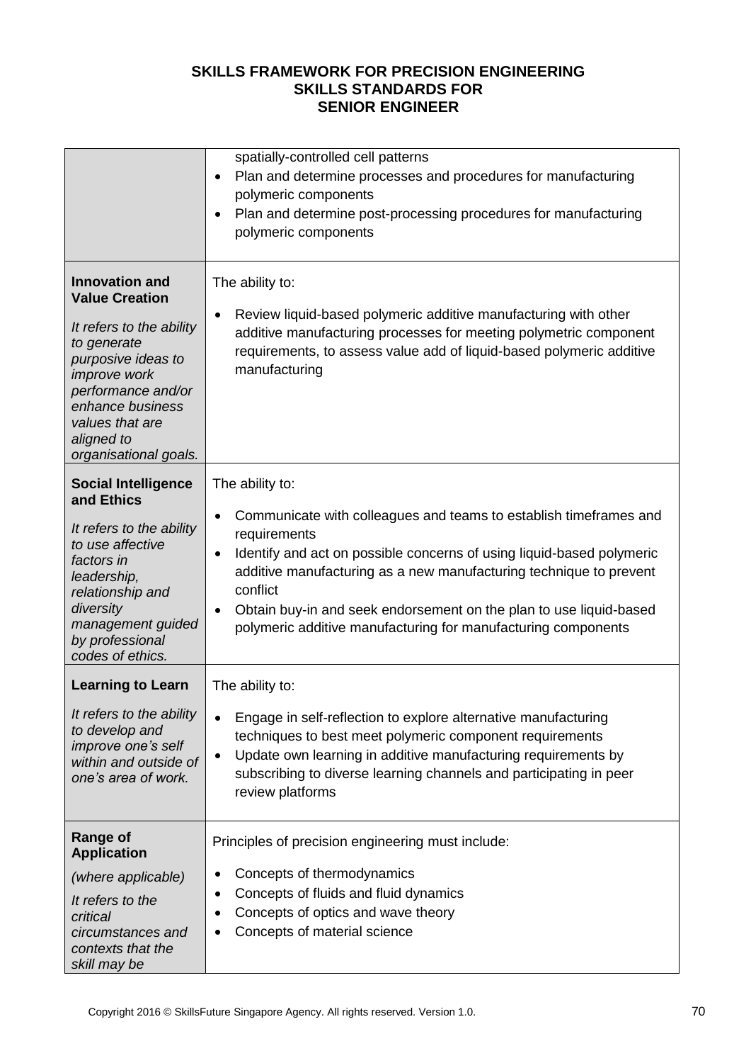| | |
|---|---|
| | spatially-controlled cell patterns<br>• Plan and determine processes and procedures for manufacturing polymeric components<br>• Plan and determine post-processing procedures for manufacturing polymeric components |
| **Innovation and Value Creation**<br><br>*It refers to the ability to generate purposive ideas to improve work performance and/or enhance business values that are aligned to organisational goals.* | The ability to:<br><br>• Review liquid-based polymeric additive manufacturing with other additive manufacturing processes for meeting polymetric component requirements, to assess value add of liquid-based polymeric additive manufacturing |
| **Social Intelligence and Ethics**<br><br>*It refers to the ability to use affective factors in leadership, relationship and diversity management guided by professional codes of ethics.* | The ability to:<br><br>• Communicate with colleagues and teams to establish timeframes and requirements<br>• Identify and act on possible concerns of using liquid-based polymeric additive manufacturing as a new manufacturing technique to prevent conflict<br>• Obtain buy-in and seek endorsement on the plan to use liquid-based polymeric additive manufacturing for manufacturing components |
| **Learning to Learn**<br><br>*It refers to the ability to develop and improve one's self within and outside of one's area of work.* | The ability to:<br><br>• Engage in self-reflection to explore alternative manufacturing techniques to best meet polymeric component requirements<br>• Update own learning in additive manufacturing requirements by subscribing to diverse learning channels and participating in peer review platforms |
| **Range of Application**<br><br>*(where applicable)*<br><br>*It refers to the critical circumstances and contexts that the skill may be* | Principles of precision engineering must include:<br><br>• Concepts of thermodynamics<br>• Concepts of fluids and fluid dynamics<br>• Concepts of optics and wave theory<br>• Concepts of material science |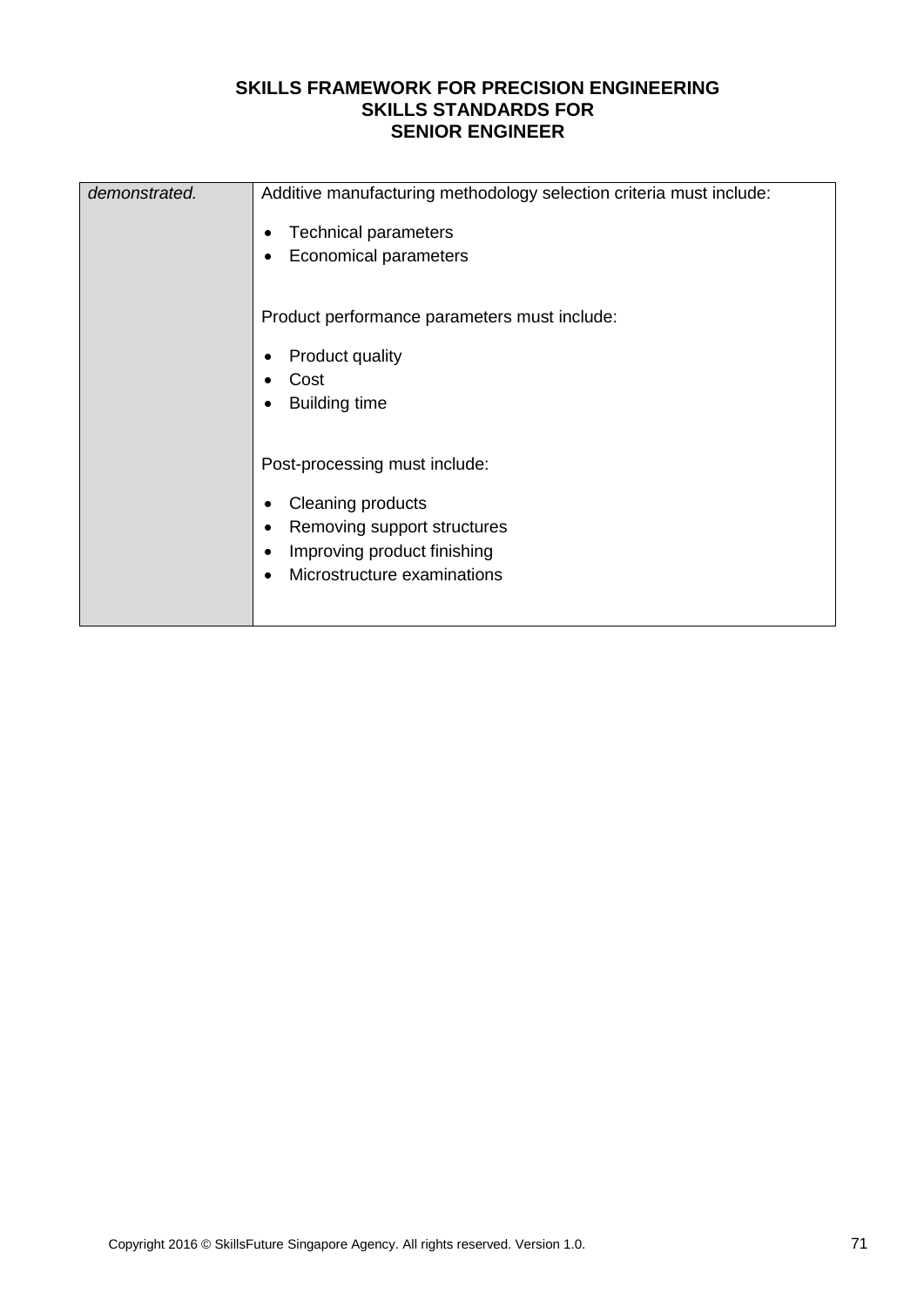| | |
|---|---|
| *demonstrated.* | Additive manufacturing methodology selection criteria must include:<br><br>• Technical parameters<br>• Economical parameters<br><br>Product performance parameters must include:<br><br>• Product quality<br>• Cost<br>• Building time<br><br>Post-processing must include:<br><br>• Cleaning products<br>• Removing support structures<br>• Improving product finishing<br>• Microstructure examinations |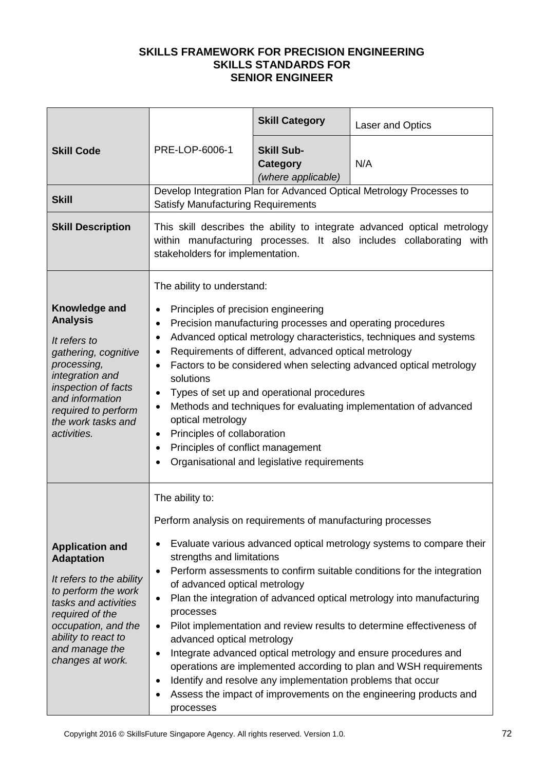**SKILLS FRAMEWORK FOR PRECISION ENGINEERING**
**SKILLS STANDARDS FOR**
**SENIOR ENGINEER**

| **Skill Code** | PRE-LOP-6006-1 | **Skill Category** | Laser and Optics |
|---|---|---|---|
| | | **Skill Sub-Category** *(where applicable)* | N/A |
| **Skill** | Develop Integration Plan for Advanced Optical Metrology Processes to Satisfy Manufacturing Requirements | | |
| **Skill Description** | This skill describes the ability to integrate advanced optical metrology within manufacturing processes. It also includes collaborating with stakeholders for implementation. | | |
| **Knowledge and Analysis**<br><br>*It refers to gathering, cognitive processing, integration and inspection of facts and information required to perform the work tasks and activities.* | The ability to understand:<br>• Principles of precision engineering<br>• Precision manufacturing processes and operating procedures<br>• Advanced optical metrology characteristics, techniques and systems<br>• Requirements of different, advanced optical metrology<br>• Factors to be considered when selecting advanced optical metrology solutions<br>• Types of set up and operational procedures<br>• Methods and techniques for evaluating implementation of advanced optical metrology<br>• Principles of collaboration<br>• Principles of conflict management<br>• Organisational and legislative requirements | | |
| **Application and Adaptation**<br><br>*It refers to the ability to perform the work tasks and activities required of the occupation, and the ability to react to and manage the changes at work.* | The ability to:<br>Perform analysis on requirements of manufacturing processes<br>• Evaluate various advanced optical metrology systems to compare their strengths and limitations<br>• Perform assessments to confirm suitable conditions for the integration of advanced optical metrology<br>• Plan the integration of advanced optical metrology into manufacturing processes<br>• Pilot implementation and review results to determine effectiveness of advanced optical metrology<br>• Integrate advanced optical metrology and ensure procedures and operations are implemented according to plan and WSH requirements<br>• Identify and resolve any implementation problems that occur<br>• Assess the impact of improvements on the engineering products and processes | | |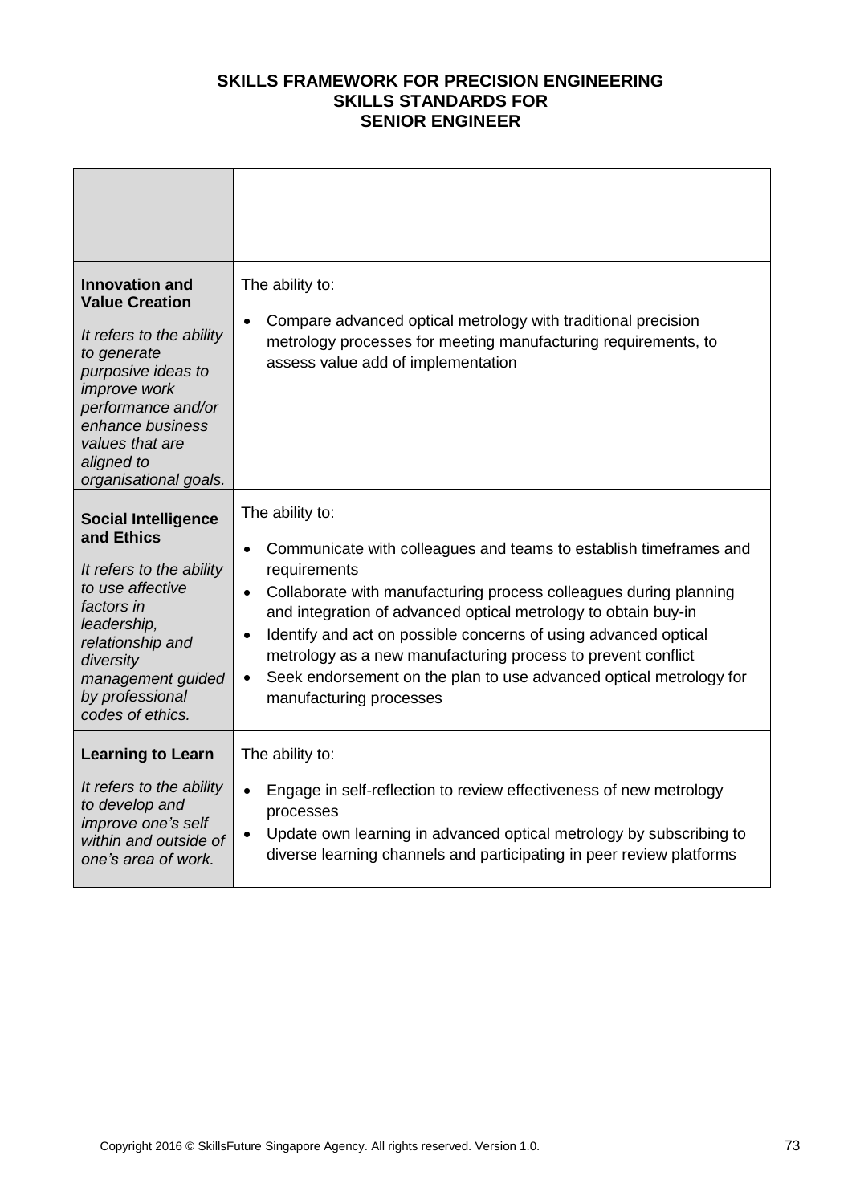**SKILLS FRAMEWORK FOR PRECISION ENGINEERING**
**SKILLS STANDARDS FOR**
**SENIOR ENGINEER**

| | |
|---|---|
| | |
| **Innovation and Value Creation**<br><br>*It refers to the ability to generate purposive ideas to improve work performance and/or enhance business values that are aligned to organisational goals.* | The ability to:<br><br>• Compare advanced optical metrology with traditional precision metrology processes for meeting manufacturing requirements, to assess value add of implementation |
| **Social Intelligence and Ethics**<br><br>*It refers to the ability to use affective factors in leadership, relationship and diversity management guided by professional codes of ethics.* | The ability to:<br><br>• Communicate with colleagues and teams to establish timeframes and requirements<br>• Collaborate with manufacturing process colleagues during planning and integration of advanced optical metrology to obtain buy-in<br>• Identify and act on possible concerns of using advanced optical metrology as a new manufacturing process to prevent conflict<br>• Seek endorsement on the plan to use advanced optical metrology for manufacturing processes |
| **Learning to Learn**<br><br>*It refers to the ability to develop and improve one's self within and outside of one's area of work.* | The ability to:<br><br>• Engage in self-reflection to review effectiveness of new metrology processes<br>• Update own learning in advanced optical metrology by subscribing to diverse learning channels and participating in peer review platforms |

Copyright 2016 © SkillsFuture Singapore Agency. All rights reserved. Version 1.0.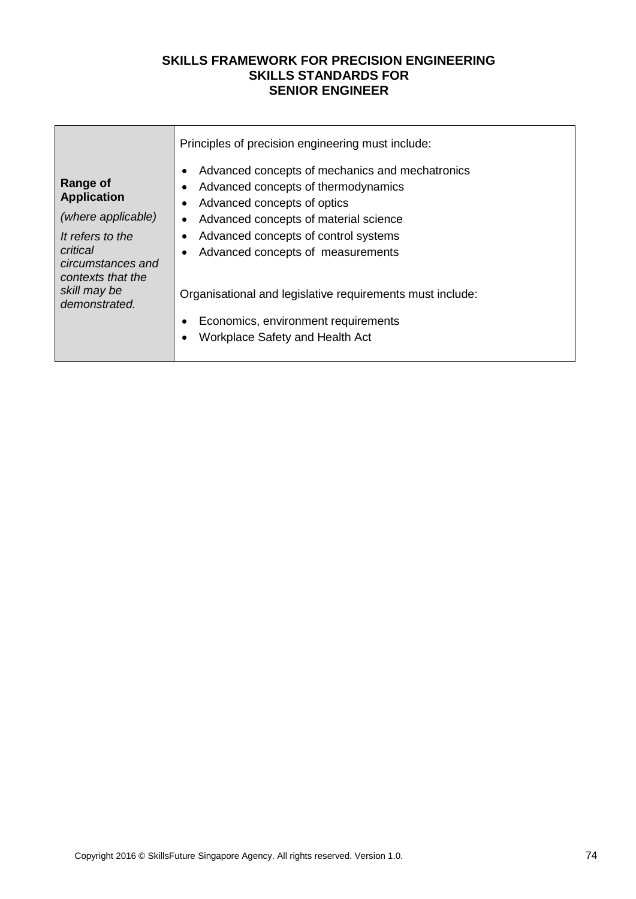**SKILLS FRAMEWORK FOR PRECISION ENGINEERING**
**SKILLS STANDARDS FOR**
**SENIOR ENGINEER**

| | |
|---|---|
| **Range of Application**<br>*(where applicable)*<br>*It refers to the critical circumstances and contexts that the skill may be demonstrated.* | Principles of precision engineering must include:<br>• Advanced concepts of mechanics and mechatronics<br>• Advanced concepts of thermodynamics<br>• Advanced concepts of optics<br>• Advanced concepts of material science<br>• Advanced concepts of control systems<br>• Advanced concepts of measurements<br><br>Organisational and legislative requirements must include:<br>• Economics, environment requirements<br>• Workplace Safety and Health Act |

Copyright 2016 © SkillsFuture Singapore Agency. All rights reserved. Version 1.0.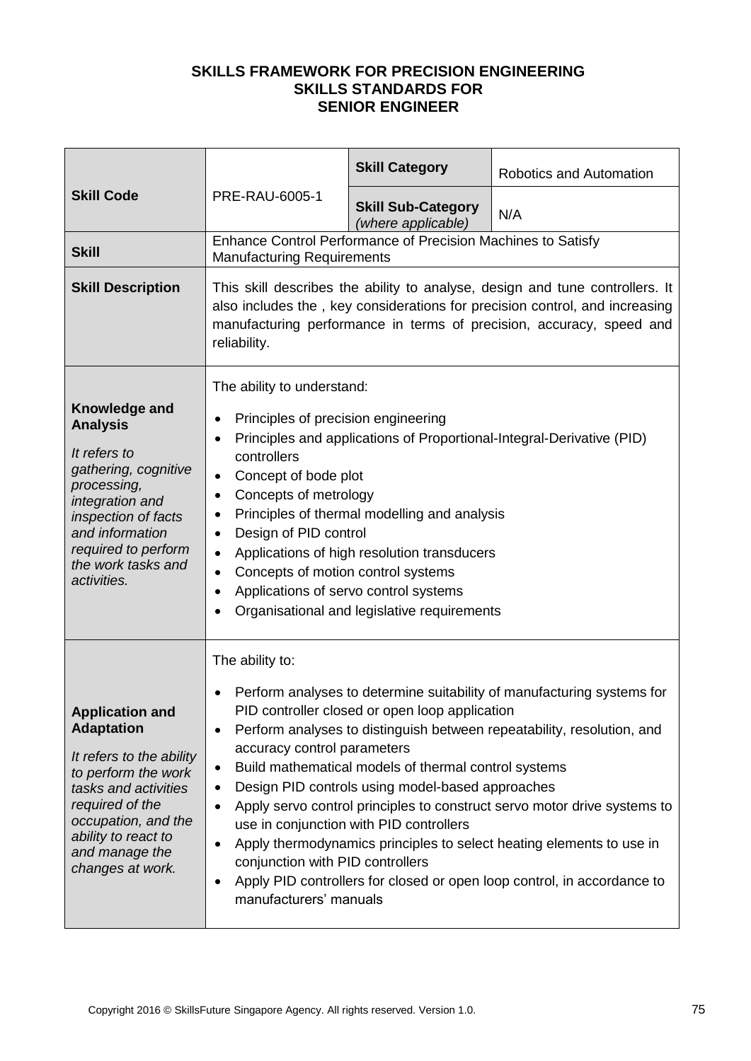**SKILLS FRAMEWORK FOR PRECISION ENGINEERING**
**SKILLS STANDARDS FOR**
**SENIOR ENGINEER**

| **Skill Code** | PRE-RAU-6005-1 | **Skill Category** | Robotics and Automation |
|---|---|---|---|
| | | **Skill Sub-Category** *(where applicable)* | N/A |
| **Skill** | Enhance Control Performance of Precision Machines to Satisfy Manufacturing Requirements | | |
| **Skill Description** | This skill describes the ability to analyse, design and tune controllers. It also includes the , key considerations for precision control, and increasing manufacturing performance in terms of precision, accuracy, speed and reliability. | | |
| **Knowledge and Analysis** *It refers to gathering, cognitive processing, integration and inspection of facts and information required to perform the work tasks and activities.* | The ability to understand: <br>• Principles of precision engineering <br>• Principles and applications of Proportional-Integral-Derivative (PID) controllers <br>• Concept of bode plot <br>• Concepts of metrology <br>• Principles of thermal modelling and analysis <br>• Design of PID control <br>• Applications of high resolution transducers <br>• Concepts of motion control systems <br>• Applications of servo control systems <br>• Organisational and legislative requirements | | |
| **Application and Adaptation** *It refers to the ability to perform the work tasks and activities required of the occupation, and the ability to react to and manage the changes at work.* | The ability to: <br>• Perform analyses to determine suitability of manufacturing systems for PID controller closed or open loop application <br>• Perform analyses to distinguish between repeatability, resolution, and accuracy control parameters <br>• Build mathematical models of thermal control systems <br>• Design PID controls using model-based approaches <br>• Apply servo control principles to construct servo motor drive systems to use in conjunction with PID controllers <br>• Apply thermodynamics principles to select heating elements to use in conjunction with PID controllers <br>• Apply PID controllers for closed or open loop control, in accordance to manufacturers' manuals | | |

Copyright 2016 © SkillsFuture Singapore Agency. All rights reserved. Version 1.0.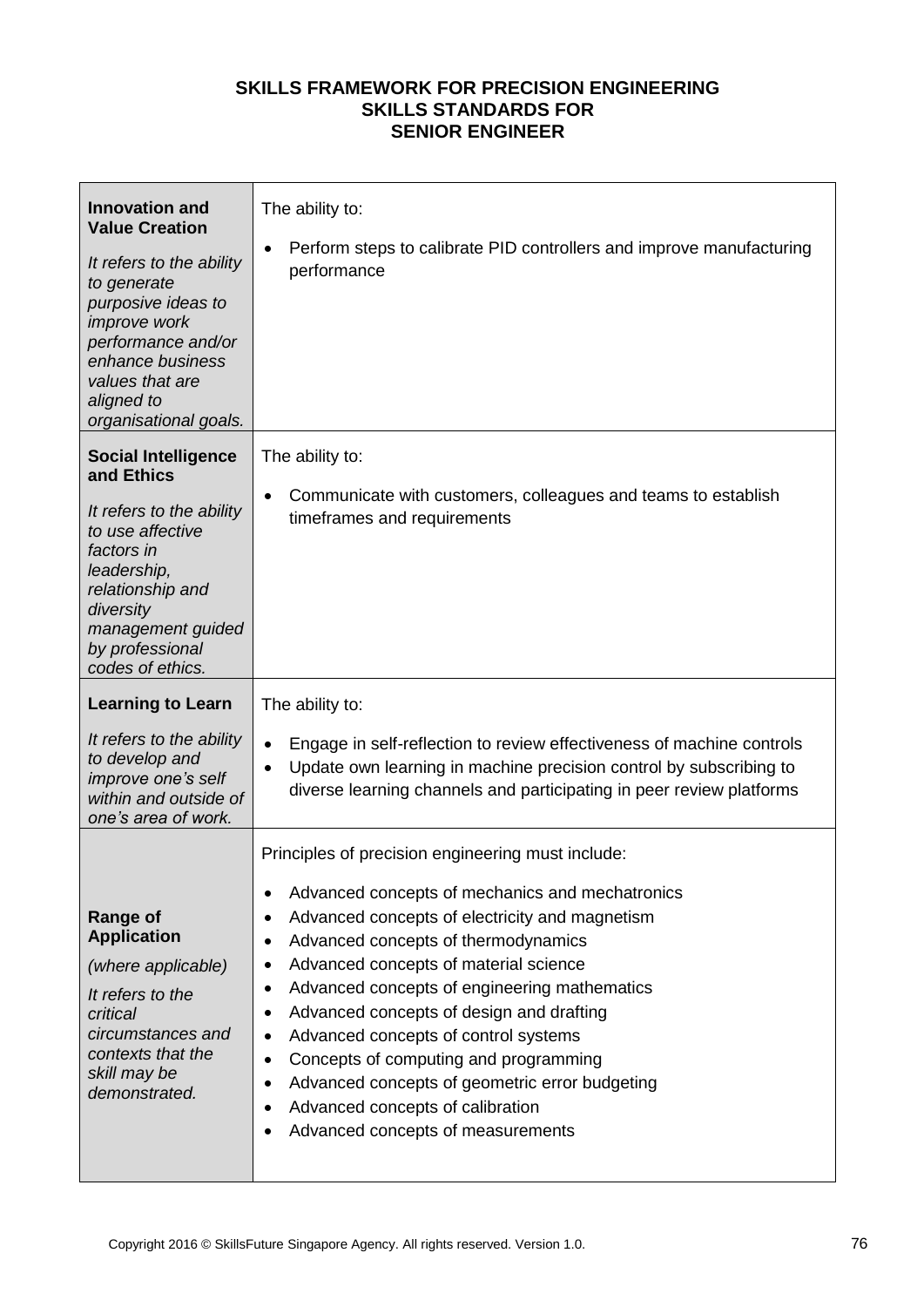**SKILLS FRAMEWORK FOR PRECISION ENGINEERING**
**SKILLS STANDARDS FOR**
**SENIOR ENGINEER**

| | |
|---|---|
| **Innovation and Value Creation**<br><br>*It refers to the ability to generate purposive ideas to improve work performance and/or enhance business values that are aligned to organisational goals.* | The ability to:<br><br>• Perform steps to calibrate PID controllers and improve manufacturing performance |
| **Social Intelligence and Ethics**<br><br>*It refers to the ability to use affective factors in leadership, relationship and diversity management guided by professional codes of ethics.* | The ability to:<br><br>• Communicate with customers, colleagues and teams to establish timeframes and requirements |
| **Learning to Learn**<br><br>*It refers to the ability to develop and improve one's self within and outside of one's area of work.* | The ability to:<br><br>• Engage in self-reflection to review effectiveness of machine controls<br>• Update own learning in machine precision control by subscribing to diverse learning channels and participating in peer review platforms |
| **Range of Application**<br><br>*(where applicable)*<br><br>*It refers to the critical circumstances and contexts that the skill may be demonstrated.* | Principles of precision engineering must include:<br><br>• Advanced concepts of mechanics and mechatronics<br>• Advanced concepts of electricity and magnetism<br>• Advanced concepts of thermodynamics<br>• Advanced concepts of material science<br>• Advanced concepts of engineering mathematics<br>• Advanced concepts of design and drafting<br>• Advanced concepts of control systems<br>• Concepts of computing and programming<br>• Advanced concepts of geometric error budgeting<br>• Advanced concepts of calibration<br>• Advanced concepts of measurements |

Copyright 2016 © SkillsFuture Singapore Agency. All rights reserved. Version 1.0.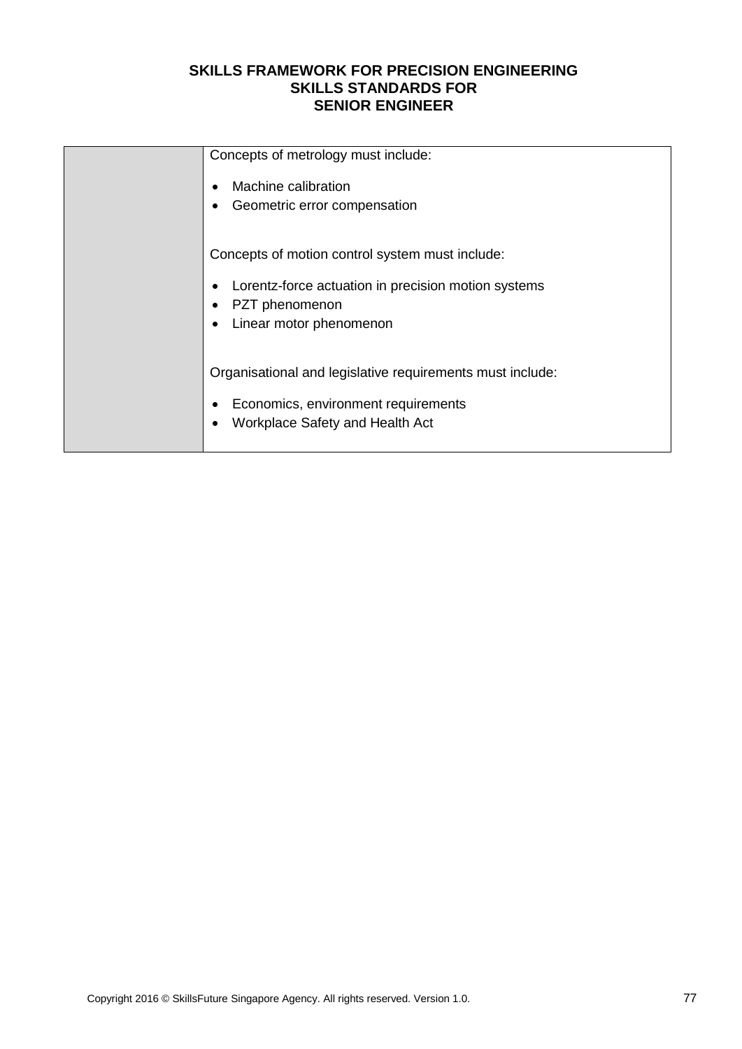| | |
|---|---|
| | Concepts of metrology must include:<br><br>• Machine calibration<br>• Geometric error compensation<br><br>Concepts of motion control system must include:<br><br>• Lorentz-force actuation in precision motion systems<br>• PZT phenomenon<br>• Linear motor phenomenon<br><br>Organisational and legislative requirements must include:<br><br>• Economics, environment requirements<br>• Workplace Safety and Health Act |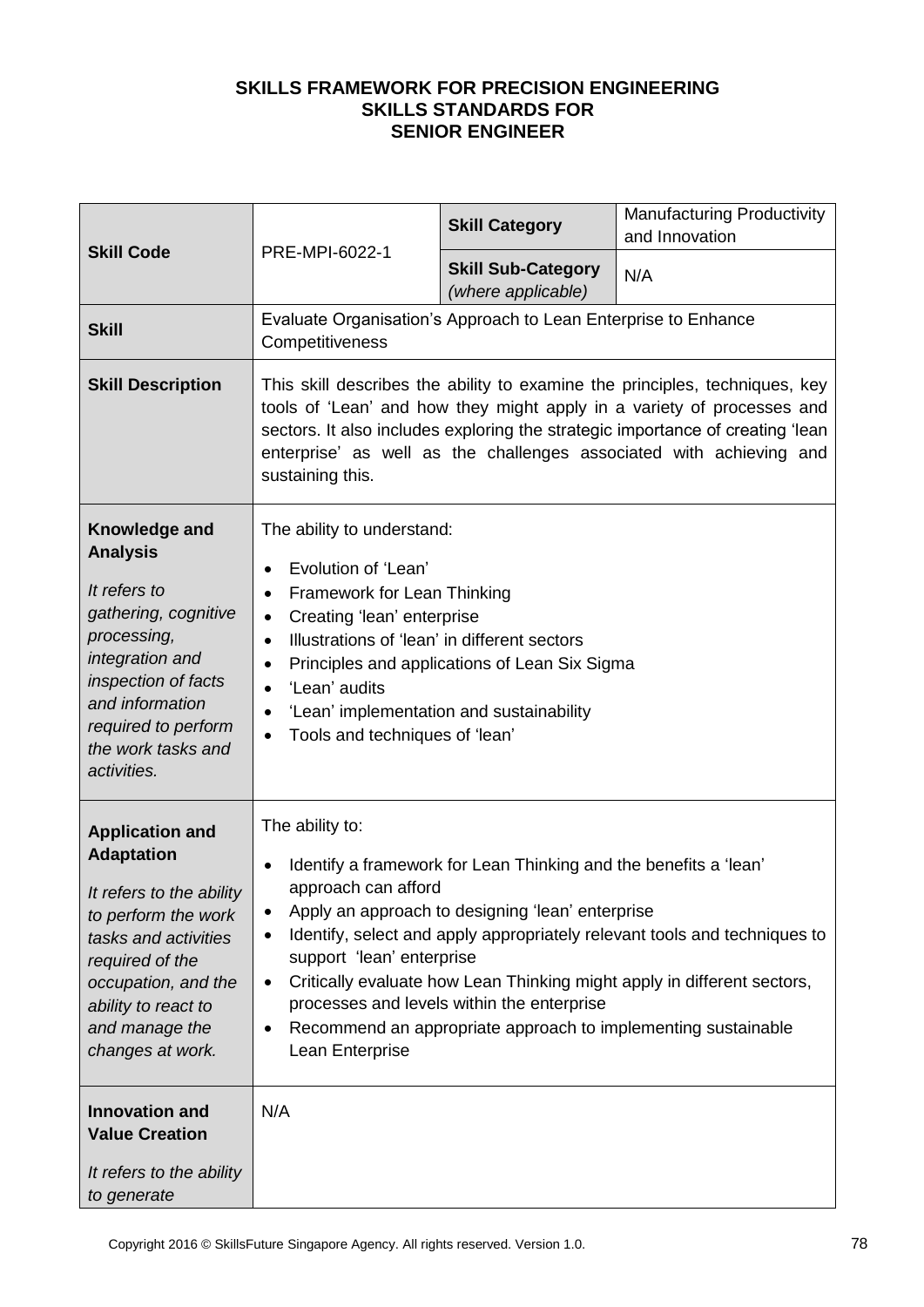**SKILLS FRAMEWORK FOR PRECISION ENGINEERING**
**SKILLS STANDARDS FOR**
**SENIOR ENGINEER**

| **Skill Code** | PRE-MPI-6022-1 | **Skill Category** | Manufacturing Productivity and Innovation |
|---|---|---|---|
| | | **Skill Sub-Category** *(where applicable)* | N/A |
| **Skill** | Evaluate Organisation's Approach to Lean Enterprise to Enhance Competitiveness | | |
| **Skill Description** | This skill describes the ability to examine the principles, techniques, key tools of 'Lean' and how they might apply in a variety of processes and sectors. It also includes exploring the strategic importance of creating 'lean enterprise' as well as the challenges associated with achieving and sustaining this. | | |
| **Knowledge and Analysis** *It refers to gathering, cognitive processing, integration and inspection of facts and information required to perform the work tasks and activities.* | The ability to understand:<br>• Evolution of 'Lean'<br>• Framework for Lean Thinking<br>• Creating 'lean' enterprise<br>• Illustrations of 'lean' in different sectors<br>• Principles and applications of Lean Six Sigma<br>• 'Lean' audits<br>• 'Lean' implementation and sustainability<br>• Tools and techniques of 'lean' | | |
| **Application and Adaptation** *It refers to the ability to perform the work tasks and activities required of the occupation, and the ability to react to and manage the changes at work.* | The ability to:<br>• Identify a framework for Lean Thinking and the benefits a 'lean' approach can afford<br>• Apply an approach to designing 'lean' enterprise<br>• Identify, select and apply appropriately relevant tools and techniques to support 'lean' enterprise<br>• Critically evaluate how Lean Thinking might apply in different sectors, processes and levels within the enterprise<br>• Recommend an appropriate approach to implementing sustainable Lean Enterprise | | |
| **Innovation and Value Creation** *It refers to the ability to generate* | N/A | | |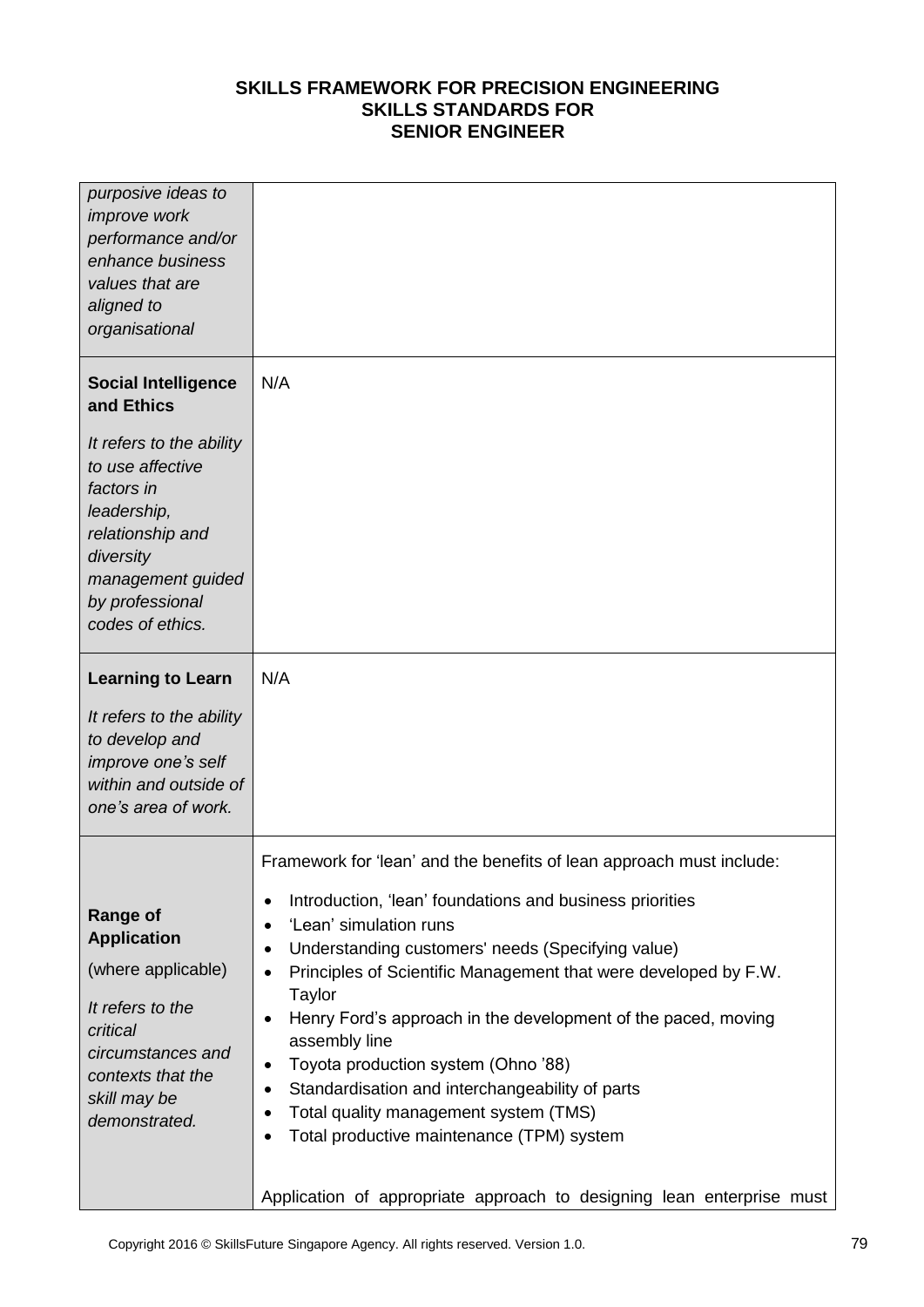**SKILLS FRAMEWORK FOR PRECISION ENGINEERING**
**SKILLS STANDARDS FOR**
**SENIOR ENGINEER**

| | |
|---|---|
| *purposive ideas to improve work performance and/or enhance business values that are aligned to organisational* | |
| **Social Intelligence and Ethics**<br><br>*It refers to the ability to use affective factors in leadership, relationship and diversity management guided by professional codes of ethics.* | N/A |
| **Learning to Learn**<br><br>*It refers to the ability to develop and improve one's self within and outside of one's area of work.* | N/A |
| **Range of Application**<br><br>(where applicable)<br><br>*It refers to the critical circumstances and contexts that the skill may be demonstrated.* | Framework for 'lean' and the benefits of lean approach must include:<br><br>• Introduction, 'lean' foundations and business priorities<br>• 'Lean' simulation runs<br>• Understanding customers' needs (Specifying value)<br>• Principles of Scientific Management that were developed by F.W. Taylor<br>• Henry Ford's approach in the development of the paced, moving assembly line<br>• Toyota production system (Ohno '88)<br>• Standardisation and interchangeability of parts<br>• Total quality management system (TMS)<br>• Total productive maintenance (TPM) system<br><br>Application of appropriate approach to designing lean enterprise must |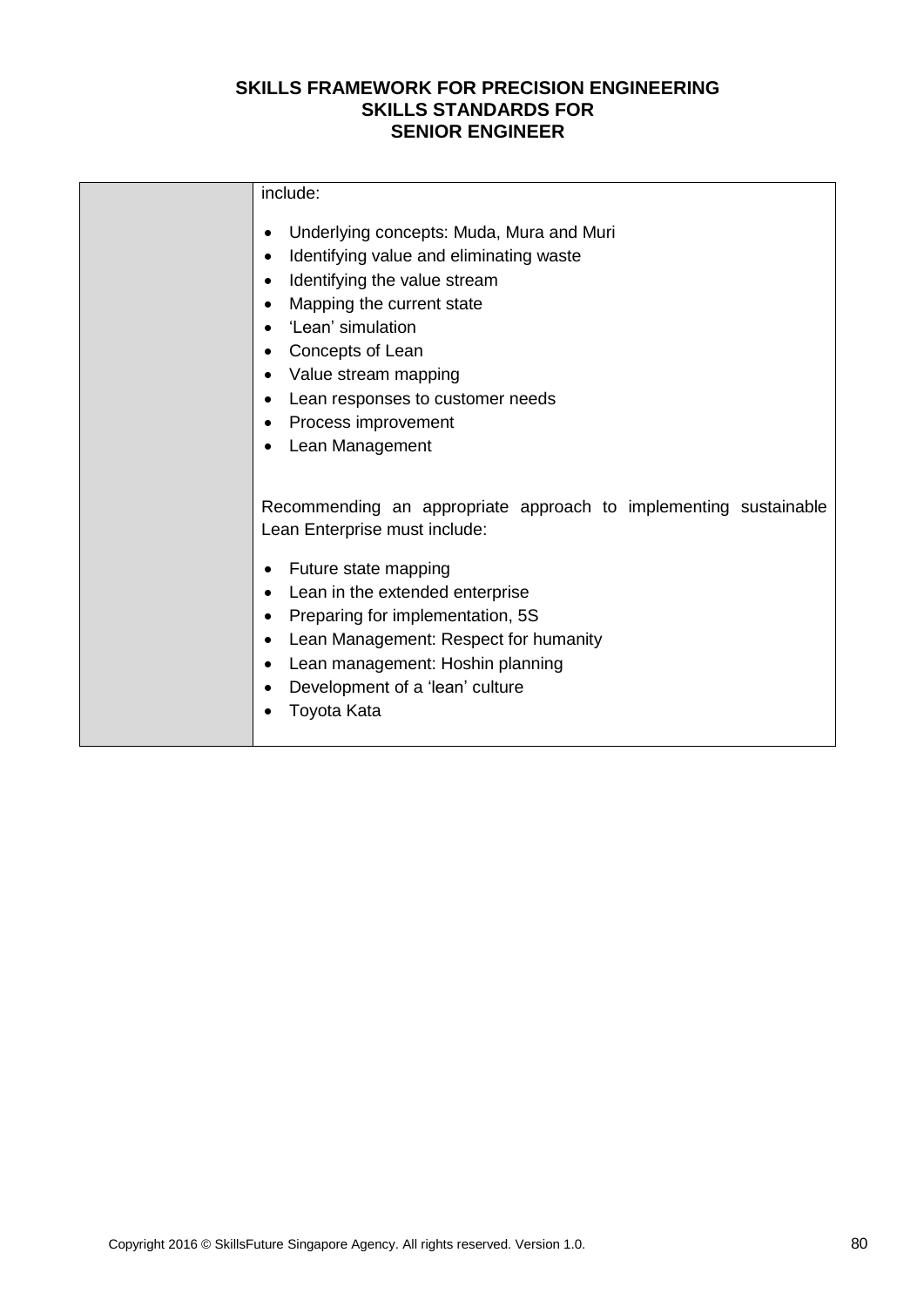| | include:<br><br>• Underlying concepts: Muda, Mura and Muri<br>• Identifying value and eliminating waste<br>• Identifying the value stream<br>• Mapping the current state<br>• 'Lean' simulation<br>• Concepts of Lean<br>• Value stream mapping<br>• Lean responses to customer needs<br>• Process improvement<br>• Lean Management<br><br>Recommending an appropriate approach to implementing sustainable Lean Enterprise must include:<br><br>• Future state mapping<br>• Lean in the extended enterprise<br>• Preparing for implementation, 5S<br>• Lean Management: Respect for humanity<br>• Lean management: Hoshin planning<br>• Development of a 'lean' culture<br>• Toyota Kata |
|---|---|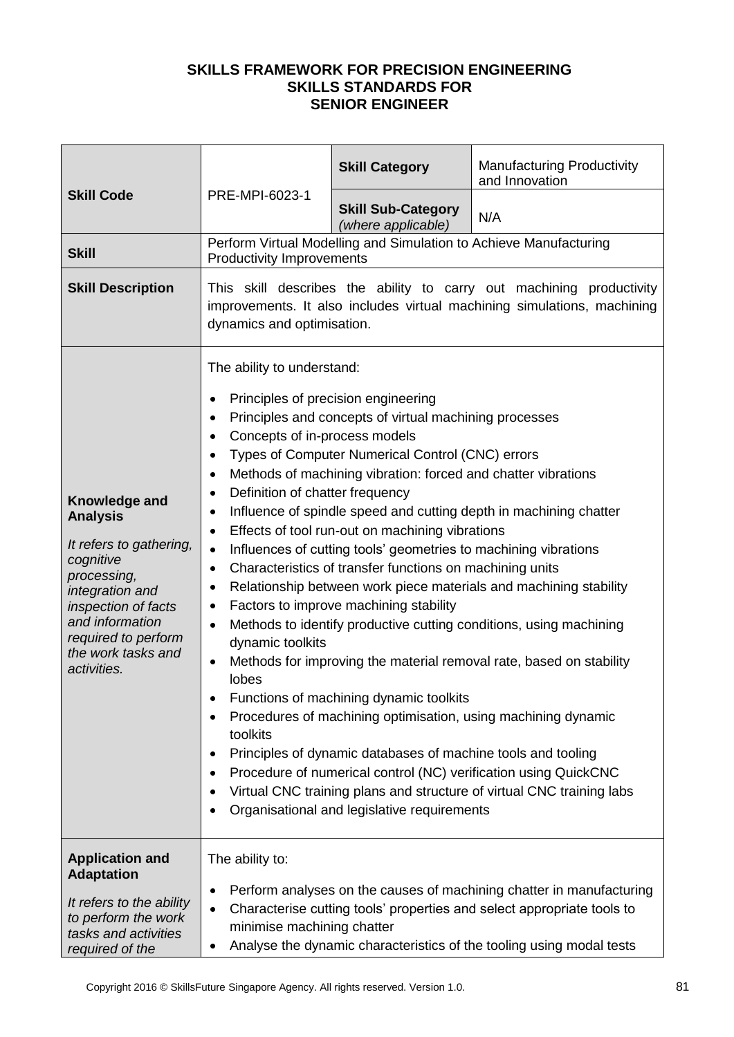**SKILLS FRAMEWORK FOR PRECISION ENGINEERING**
**SKILLS STANDARDS FOR**
**SENIOR ENGINEER**

| **Skill Code** | PRE-MPI-6023-1 | **Skill Category** | Manufacturing Productivity and Innovation |
|---|---|---|---|
| | | **Skill Sub-Category** *(where applicable)* | N/A |
| **Skill** | Perform Virtual Modelling and Simulation to Achieve Manufacturing Productivity Improvements | | |
| **Skill Description** | This skill describes the ability to carry out machining productivity improvements. It also includes virtual machining simulations, machining dynamics and optimisation. | | |
| **Knowledge and Analysis**<br><br>*It refers to gathering, cognitive processing, integration and inspection of facts and information required to perform the work tasks and activities.* | The ability to understand:<br><br>• Principles of precision engineering<br>• Principles and concepts of virtual machining processes<br>• Concepts of in-process models<br>• Types of Computer Numerical Control (CNC) errors<br>• Methods of machining vibration: forced and chatter vibrations<br>• Definition of chatter frequency<br>• Influence of spindle speed and cutting depth in machining chatter<br>• Effects of tool run-out on machining vibrations<br>• Influences of cutting tools' geometries to machining vibrations<br>• Characteristics of transfer functions on machining units<br>• Relationship between work piece materials and machining stability<br>• Factors to improve machining stability<br>• Methods to identify productive cutting conditions, using machining dynamic toolkits<br>• Methods for improving the material removal rate, based on stability lobes<br>• Functions of machining dynamic toolkits<br>• Procedures of machining optimisation, using machining dynamic toolkits<br>• Principles of dynamic databases of machine tools and tooling<br>• Procedure of numerical control (NC) verification using QuickCNC<br>• Virtual CNC training plans and structure of virtual CNC training labs<br>• Organisational and legislative requirements | | |
| **Application and Adaptation**<br><br>*It refers to the ability to perform the work tasks and activities required of the* | The ability to:<br><br>• Perform analyses on the causes of machining chatter in manufacturing<br>• Characterise cutting tools' properties and select appropriate tools to minimise machining chatter<br>• Analyse the dynamic characteristics of the tooling using modal tests | | |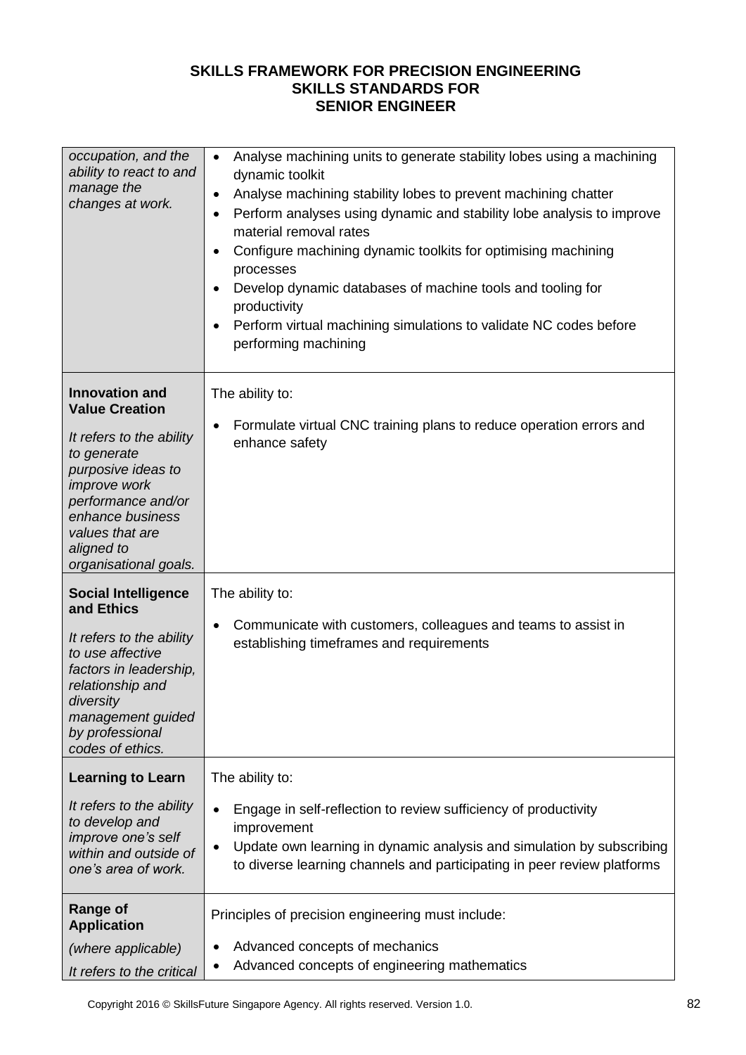| | |
|---|---|
| *occupation, and the ability to react to and manage the changes at work.* | • Analyse machining units to generate stability lobes using a machining dynamic toolkit<br>• Analyse machining stability lobes to prevent machining chatter<br>• Perform analyses using dynamic and stability lobe analysis to improve material removal rates<br>• Configure machining dynamic toolkits for optimising machining processes<br>• Develop dynamic databases of machine tools and tooling for productivity<br>• Perform virtual machining simulations to validate NC codes before performing machining |
| **Innovation and Value Creation**<br><br>*It refers to the ability to generate purposive ideas to improve work performance and/or enhance business values that are aligned to organisational goals.* | The ability to:<br><br>• Formulate virtual CNC training plans to reduce operation errors and enhance safety |
| **Social Intelligence and Ethics**<br><br>*It refers to the ability to use affective factors in leadership, relationship and diversity management guided by professional codes of ethics.* | The ability to:<br><br>• Communicate with customers, colleagues and teams to assist in establishing timeframes and requirements |
| **Learning to Learn**<br><br>*It refers to the ability to develop and improve one's self within and outside of one's area of work.* | The ability to:<br><br>• Engage in self-reflection to review sufficiency of productivity improvement<br>• Update own learning in dynamic analysis and simulation by subscribing to diverse learning channels and participating in peer review platforms |
| **Range of Application**<br><br>*(where applicable)*<br><br>*It refers to the critical* | Principles of precision engineering must include:<br><br>• Advanced concepts of mechanics<br>• Advanced concepts of engineering mathematics |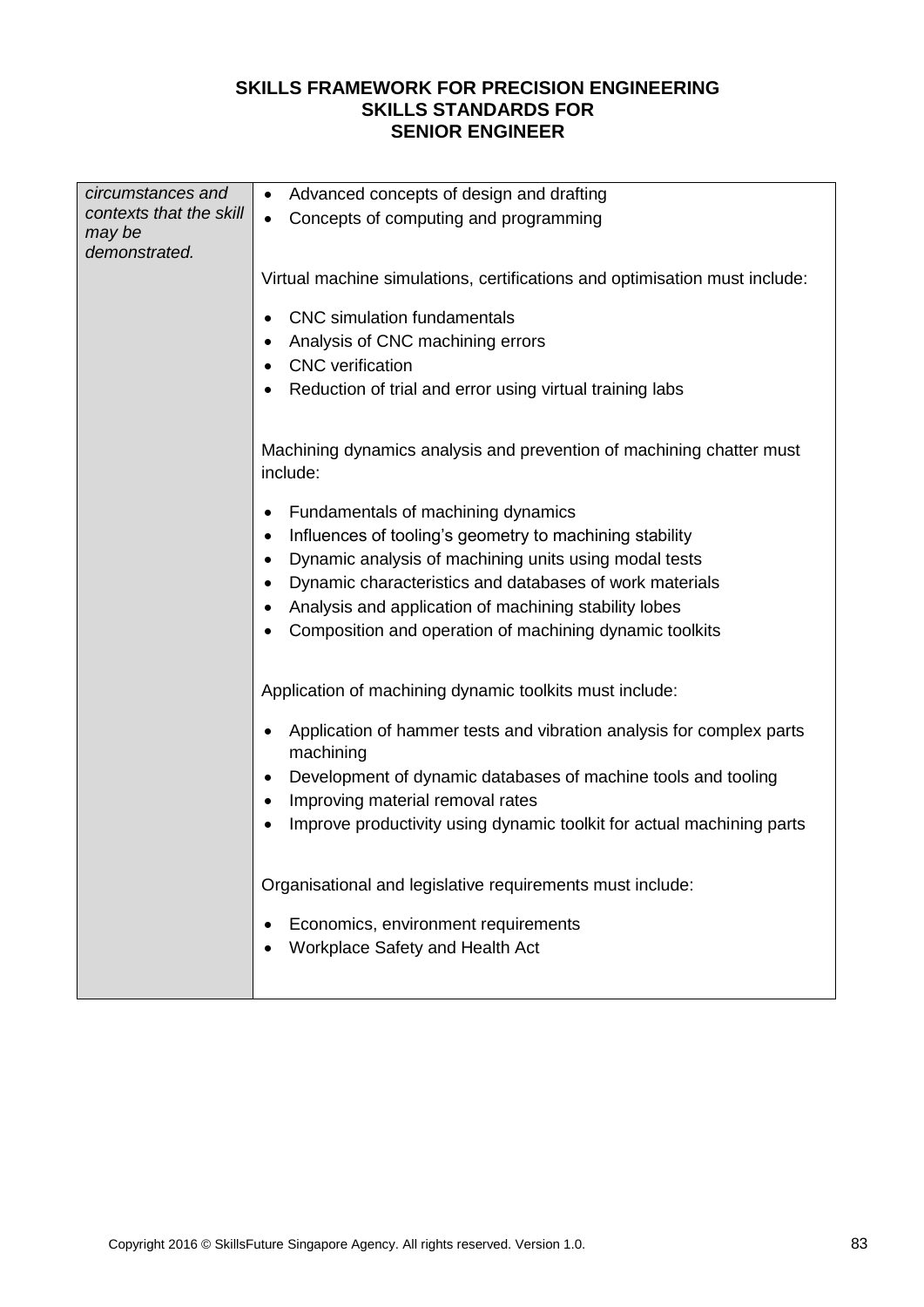| *circumstances and contexts that the skill may be demonstrated.* | • Advanced concepts of design and drafting<br>• Concepts of computing and programming<br><br>Virtual machine simulations, certifications and optimisation must include:<br><br>• CNC simulation fundamentals<br>• Analysis of CNC machining errors<br>• CNC verification<br>• Reduction of trial and error using virtual training labs<br><br>Machining dynamics analysis and prevention of machining chatter must include:<br><br>• Fundamentals of machining dynamics<br>• Influences of tooling's geometry to machining stability<br>• Dynamic analysis of machining units using modal tests<br>• Dynamic characteristics and databases of work materials<br>• Analysis and application of machining stability lobes<br>• Composition and operation of machining dynamic toolkits<br><br>Application of machining dynamic toolkits must include:<br><br>• Application of hammer tests and vibration analysis for complex parts machining<br>• Development of dynamic databases of machine tools and tooling<br>• Improving material removal rates<br>• Improve productivity using dynamic toolkit for actual machining parts<br><br>Organisational and legislative requirements must include:<br><br>• Economics, environment requirements<br>• Workplace Safety and Health Act |
|---|---|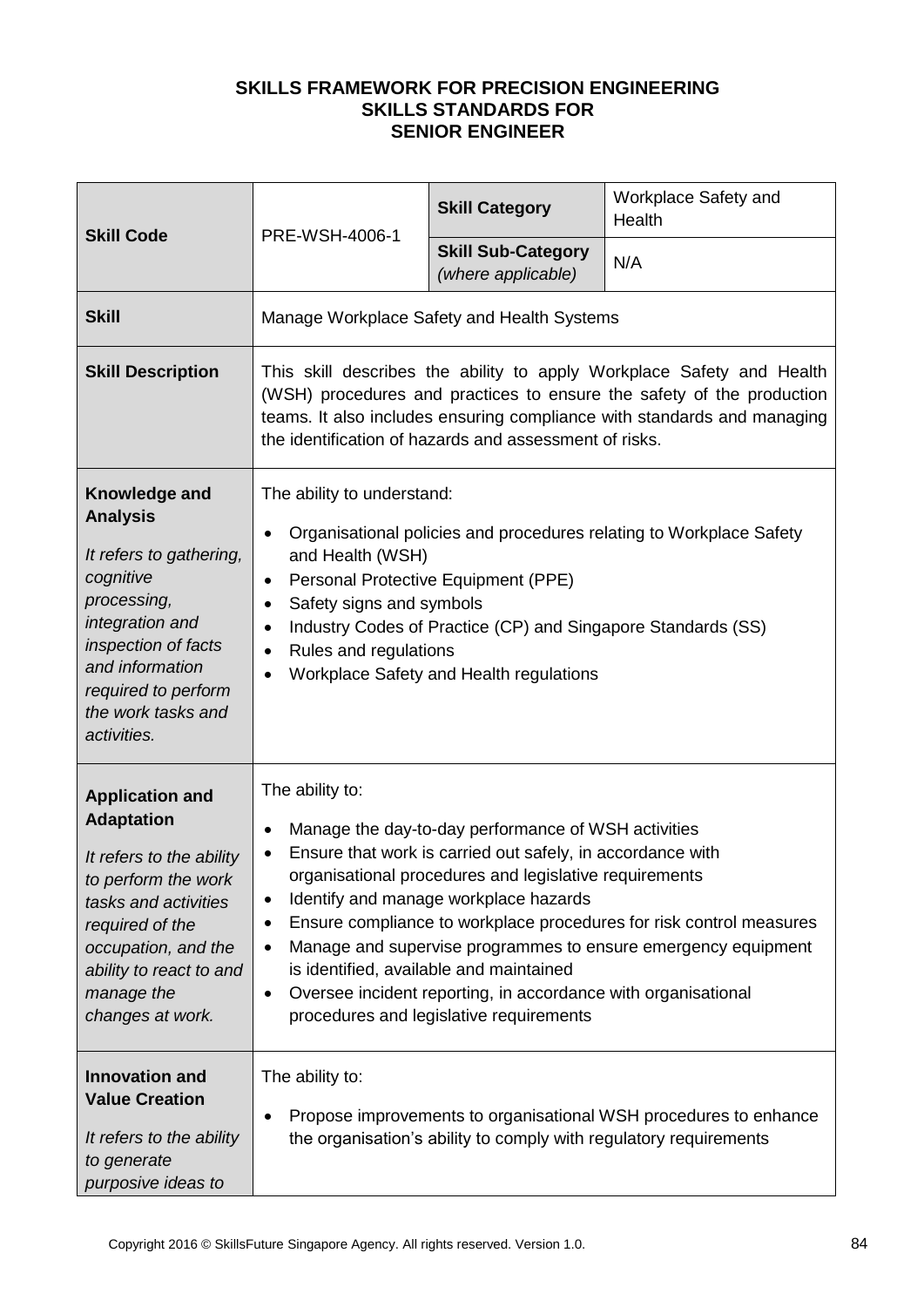**SKILLS FRAMEWORK FOR PRECISION ENGINEERING**
**SKILLS STANDARDS FOR**
**SENIOR ENGINEER**

| | | | |
|---|---|---|---|
| **Skill Code** | PRE-WSH-4006-1 | **Skill Category** | Workplace Safety and Health |
| | | **Skill Sub-Category** *(where applicable)* | N/A |
| **Skill** | Manage Workplace Safety and Health Systems | | |
| **Skill Description** | This skill describes the ability to apply Workplace Safety and Health (WSH) procedures and practices to ensure the safety of the production teams. It also includes ensuring compliance with standards and managing the identification of hazards and assessment of risks. | | |
| **Knowledge and Analysis**<br>*It refers to gathering, cognitive processing, integration and inspection of facts and information required to perform the work tasks and activities.* | The ability to understand:<br>• Organisational policies and procedures relating to Workplace Safety and Health (WSH)<br>• Personal Protective Equipment (PPE)<br>• Safety signs and symbols<br>• Industry Codes of Practice (CP) and Singapore Standards (SS)<br>• Rules and regulations<br>• Workplace Safety and Health regulations | | |
| **Application and Adaptation**<br>*It refers to the ability to perform the work tasks and activities required of the occupation, and the ability to react to and manage the changes at work.* | The ability to:<br>• Manage the day-to-day performance of WSH activities<br>• Ensure that work is carried out safely, in accordance with organisational procedures and legislative requirements<br>• Identify and manage workplace hazards<br>• Ensure compliance to workplace procedures for risk control measures<br>• Manage and supervise programmes to ensure emergency equipment is identified, available and maintained<br>• Oversee incident reporting, in accordance with organisational procedures and legislative requirements | | |
| **Innovation and Value Creation**<br>*It refers to the ability to generate purposive ideas to* | The ability to:<br>• Propose improvements to organisational WSH procedures to enhance the organisation's ability to comply with regulatory requirements | | |

Copyright 2016 © SkillsFuture Singapore Agency. All rights reserved. Version 1.0.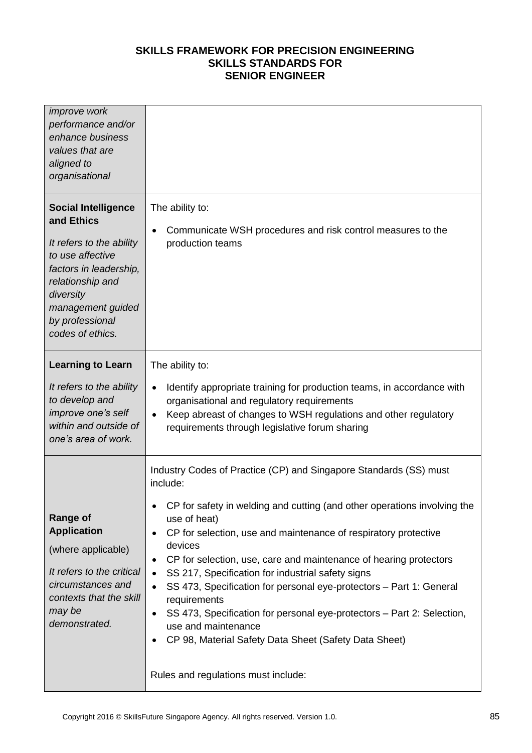**SKILLS FRAMEWORK FOR PRECISION ENGINEERING**
**SKILLS STANDARDS FOR**
**SENIOR ENGINEER**

| | |
|---|---|
| *improve work performance and/or enhance business values that are aligned to organisational* | |
| **Social Intelligence and Ethics**<br><br>*It refers to the ability to use affective factors in leadership, relationship and diversity management guided by professional codes of ethics.* | The ability to:<br><br>• Communicate WSH procedures and risk control measures to the production teams |
| **Learning to Learn**<br><br>*It refers to the ability to develop and improve one's self within and outside of one's area of work.* | The ability to:<br><br>• Identify appropriate training for production teams, in accordance with organisational and regulatory requirements<br>• Keep abreast of changes to WSH regulations and other regulatory requirements through legislative forum sharing |
| **Range of Application**<br><br>(where applicable)<br><br>*It refers to the critical circumstances and contexts that the skill may be demonstrated.* | Industry Codes of Practice (CP) and Singapore Standards (SS) must include:<br><br>• CP for safety in welding and cutting (and other operations involving the use of heat)<br>• CP for selection, use and maintenance of respiratory protective devices<br>• CP for selection, use, care and maintenance of hearing protectors<br>• SS 217, Specification for industrial safety signs<br>• SS 473, Specification for personal eye-protectors – Part 1: General requirements<br>• SS 473, Specification for personal eye-protectors – Part 2: Selection, use and maintenance<br>• CP 98, Material Safety Data Sheet (Safety Data Sheet)<br><br>Rules and regulations must include: |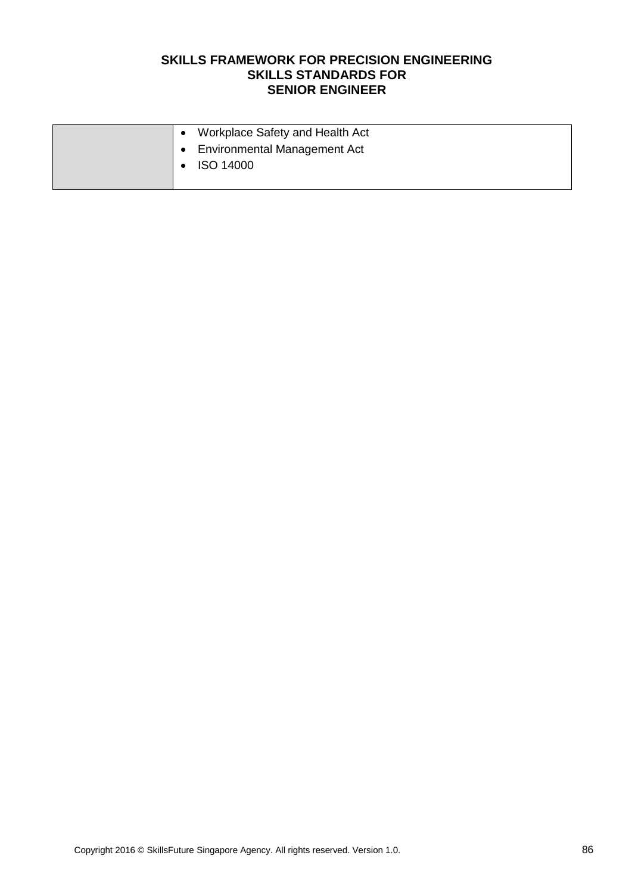|  |  |
| --- | --- |
|  | • Workplace Safety and Health Act<br>• Environmental Management Act<br>• ISO 14000 |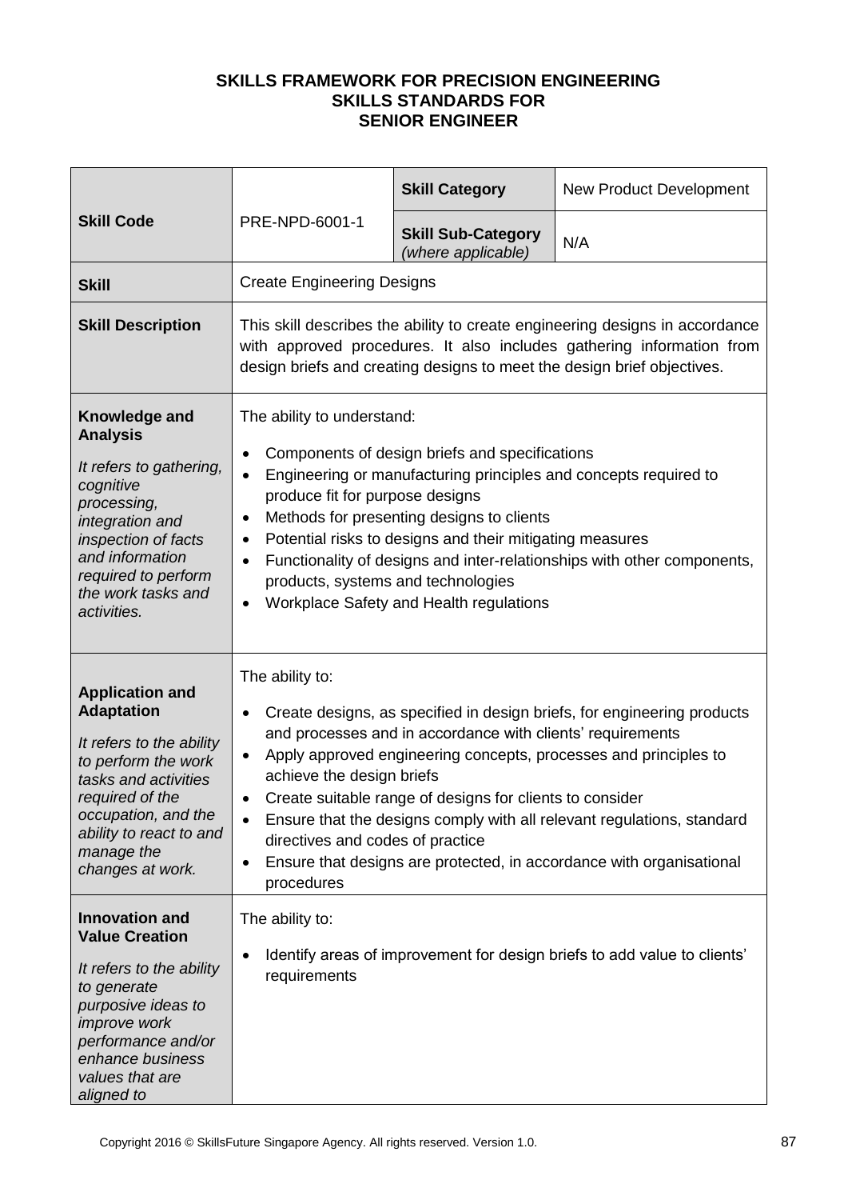**SKILLS FRAMEWORK FOR PRECISION ENGINEERING**
**SKILLS STANDARDS FOR**
**SENIOR ENGINEER**

| | | | |
|---|---|---|---|
| **Skill Code** | PRE-NPD-6001-1 | **Skill Category** | New Product Development |
| | | **Skill Sub-Category** *(where applicable)* | N/A |
| **Skill** | Create Engineering Designs | | |
| **Skill Description** | This skill describes the ability to create engineering designs in accordance with approved procedures. It also includes gathering information from design briefs and creating designs to meet the design brief objectives. | | |
| **Knowledge and Analysis** *It refers to gathering, cognitive processing, integration and inspection of facts and information required to perform the work tasks and activities.* | The ability to understand:<br>• Components of design briefs and specifications<br>• Engineering or manufacturing principles and concepts required to produce fit for purpose designs<br>• Methods for presenting designs to clients<br>• Potential risks to designs and their mitigating measures<br>• Functionality of designs and inter-relationships with other components, products, systems and technologies<br>• Workplace Safety and Health regulations | | |
| **Application and Adaptation** *It refers to the ability to perform the work tasks and activities required of the occupation, and the ability to react to and manage the changes at work.* | The ability to:<br>• Create designs, as specified in design briefs, for engineering products and processes and in accordance with clients' requirements<br>• Apply approved engineering concepts, processes and principles to achieve the design briefs<br>• Create suitable range of designs for clients to consider<br>• Ensure that the designs comply with all relevant regulations, standard directives and codes of practice<br>• Ensure that designs are protected, in accordance with organisational procedures | | |
| **Innovation and Value Creation** *It refers to the ability to generate purposive ideas to improve work performance and/or enhance business values that are aligned to* | The ability to:<br>• Identify areas of improvement for design briefs to add value to clients' requirements | | |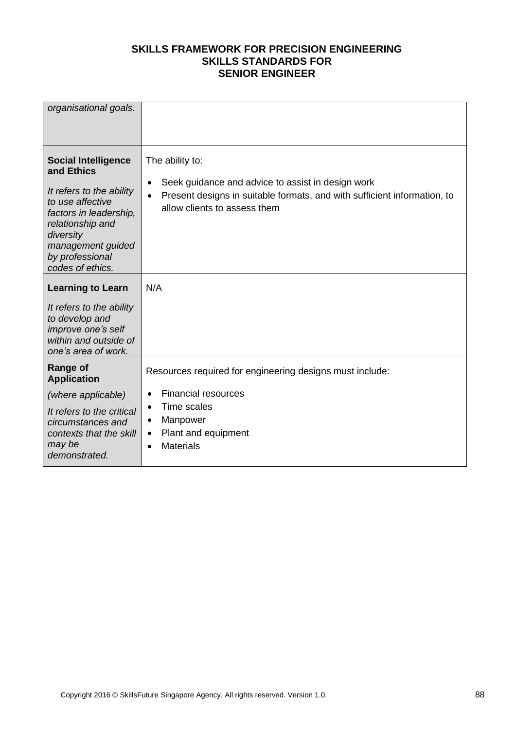| | |
|---|---|
| *organisational goals.* | |
| **Social Intelligence and Ethics**<br><br>*It refers to the ability to use affective factors in leadership, relationship and diversity management guided by professional codes of ethics.* | The ability to:<br><br>• Seek guidance and advice to assist in design work<br>• Present designs in suitable formats, and with sufficient information, to allow clients to assess them |
| **Learning to Learn**<br><br>*It refers to the ability to develop and improve one's self within and outside of one's area of work.* | N/A |
| **Range of Application**<br><br>*(where applicable)*<br><br>*It refers to the critical circumstances and contexts that the skill may be demonstrated.* | Resources required for engineering designs must include:<br><br>• Financial resources<br>• Time scales<br>• Manpower<br>• Plant and equipment<br>• Materials |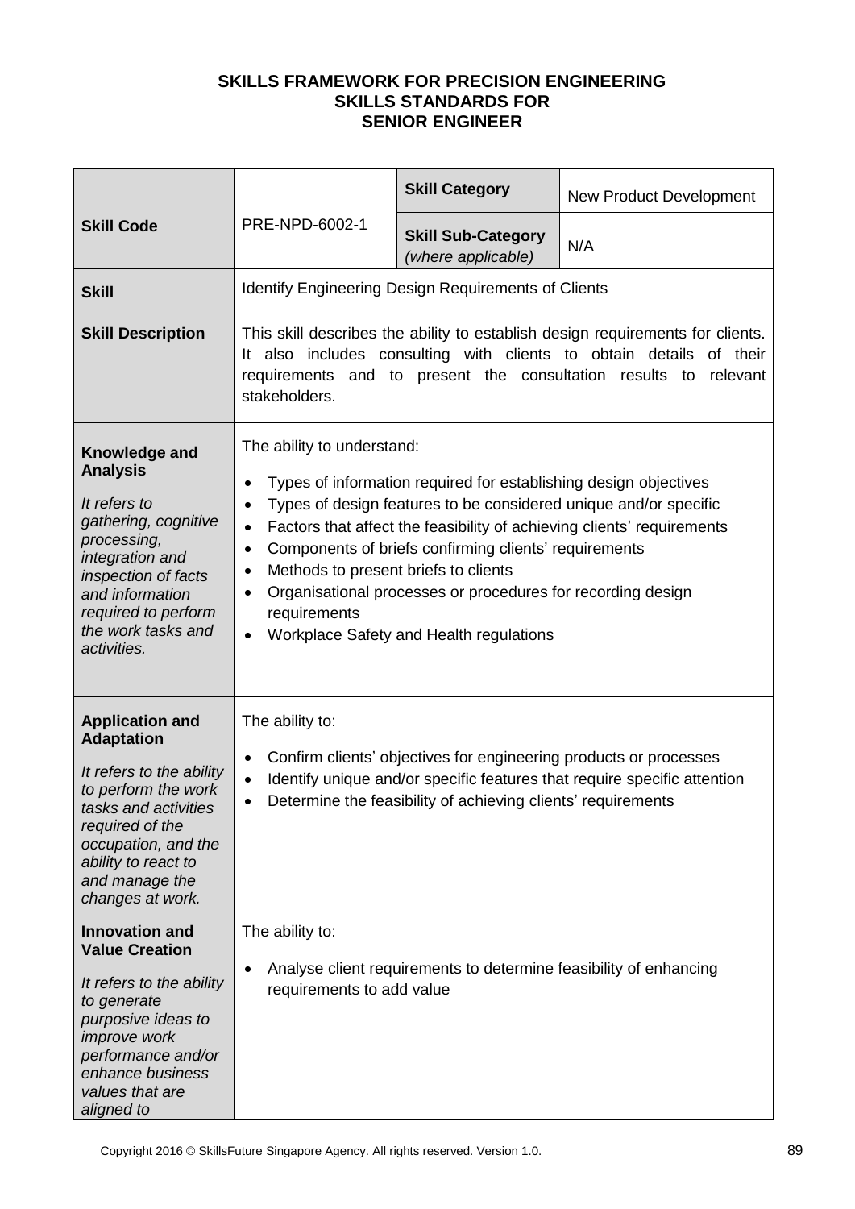**SKILLS FRAMEWORK FOR PRECISION ENGINEERING**
**SKILLS STANDARDS FOR**
**SENIOR ENGINEER**

| | | | |
|---|---|---|---|
| **Skill Code** | PRE-NPD-6002-1 | **Skill Category** | New Product Development |
| | | **Skill Sub-Category** *(where applicable)* | N/A |
| **Skill** | Identify Engineering Design Requirements of Clients | | |
| **Skill Description** | This skill describes the ability to establish design requirements for clients. It also includes consulting with clients to obtain details of their requirements and to present the consultation results to relevant stakeholders. | | |
| **Knowledge and Analysis** *It refers to gathering, cognitive processing, integration and inspection of facts and information required to perform the work tasks and activities.* | The ability to understand:<br>• Types of information required for establishing design objectives<br>• Types of design features to be considered unique and/or specific<br>• Factors that affect the feasibility of achieving clients' requirements<br>• Components of briefs confirming clients' requirements<br>• Methods to present briefs to clients<br>• Organisational processes or procedures for recording design requirements<br>• Workplace Safety and Health regulations | | |
| **Application and Adaptation** *It refers to the ability to perform the work tasks and activities required of the occupation, and the ability to react to and manage the changes at work.* | The ability to:<br>• Confirm clients' objectives for engineering products or processes<br>• Identify unique and/or specific features that require specific attention<br>• Determine the feasibility of achieving clients' requirements | | |
| **Innovation and Value Creation** *It refers to the ability to generate purposive ideas to improve work performance and/or enhance business values that are aligned to* | The ability to:<br>• Analyse client requirements to determine feasibility of enhancing requirements to add value | | |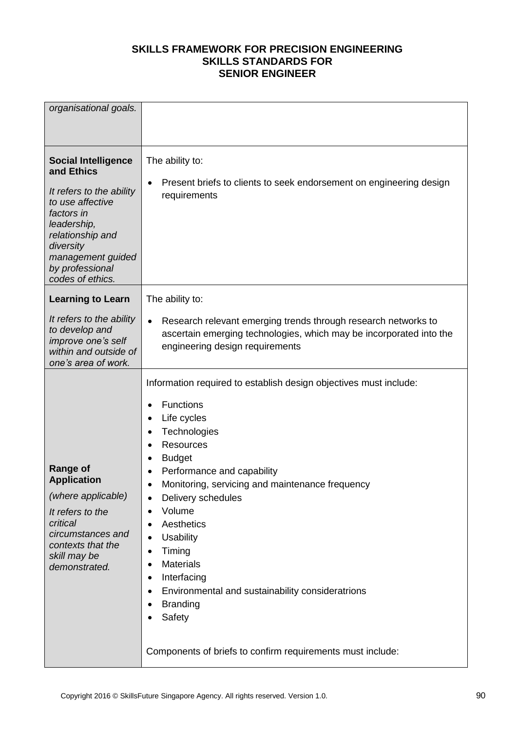| | |
|---|---|
| *organisational goals.* | |
| **Social Intelligence and Ethics**<br><br>*It refers to the ability to use affective factors in leadership, relationship and diversity management guided by professional codes of ethics.* | The ability to:<br><br>• Present briefs to clients to seek endorsement on engineering design requirements |
| **Learning to Learn**<br><br>*It refers to the ability to develop and improve one's self within and outside of one's area of work.* | The ability to:<br><br>• Research relevant emerging trends through research networks to ascertain emerging technologies, which may be incorporated into the engineering design requirements |
| **Range of Application**<br><br>*(where applicable)*<br><br>*It refers to the critical circumstances and contexts that the skill may be demonstrated.* | Information required to establish design objectives must include:<br><br>• Functions<br>• Life cycles<br>• Technologies<br>• Resources<br>• Budget<br>• Performance and capability<br>• Monitoring, servicing and maintenance frequency<br>• Delivery schedules<br>• Volume<br>• Aesthetics<br>• Usability<br>• Timing<br>• Materials<br>• Interfacing<br>• Environmental and sustainability consideratrions<br>• Branding<br>• Safety<br><br>Components of briefs to confirm requirements must include: |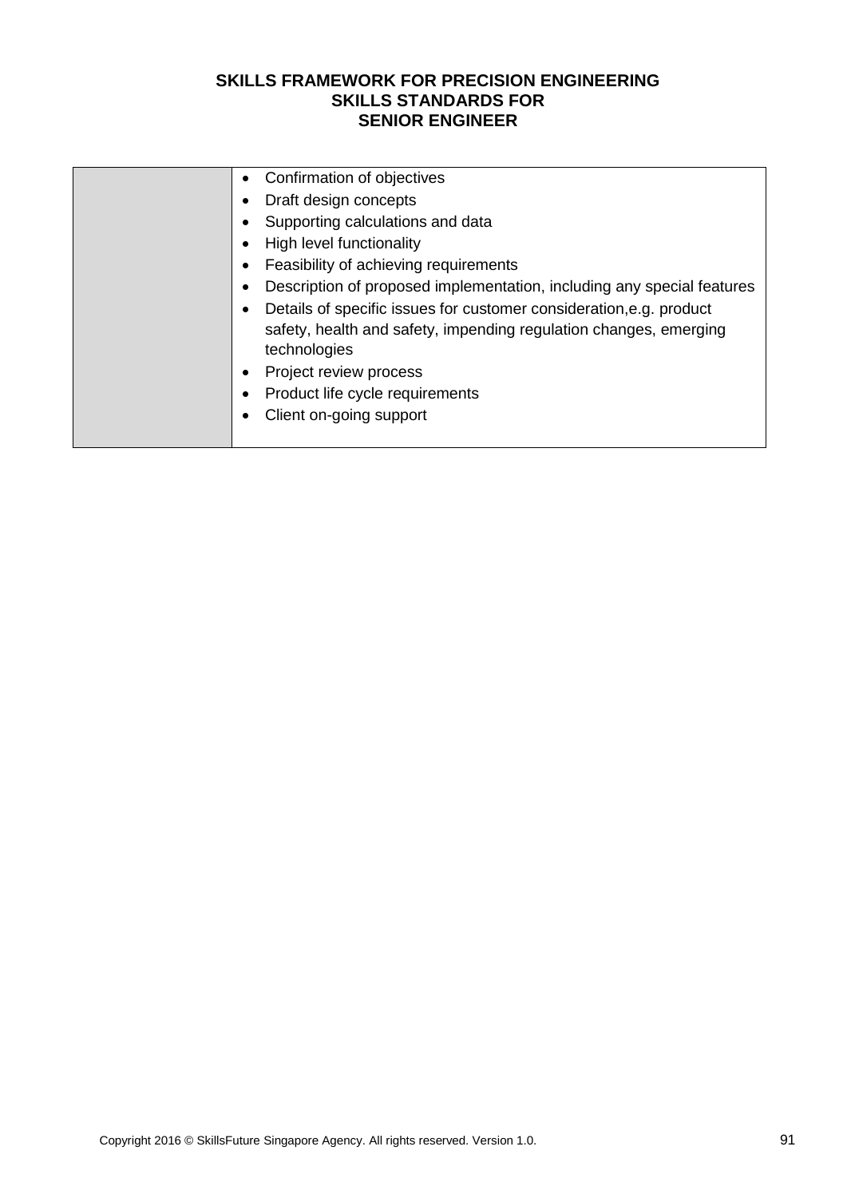# SKILLS FRAMEWORK FOR PRECISION ENGINEERING
## SKILLS STANDARDS FOR
## SENIOR ENGINEER

| | |
|---|---|
| | • Confirmation of objectives<br>• Draft design concepts<br>• Supporting calculations and data<br>• High level functionality<br>• Feasibility of achieving requirements<br>• Description of proposed implementation, including any special features<br>• Details of specific issues for customer consideration,e.g. product safety, health and safety, impending regulation changes, emerging technologies<br>• Project review process<br>• Product life cycle requirements<br>• Client on-going support |

Copyright 2016 © SkillsFuture Singapore Agency. All rights reserved. Version 1.0.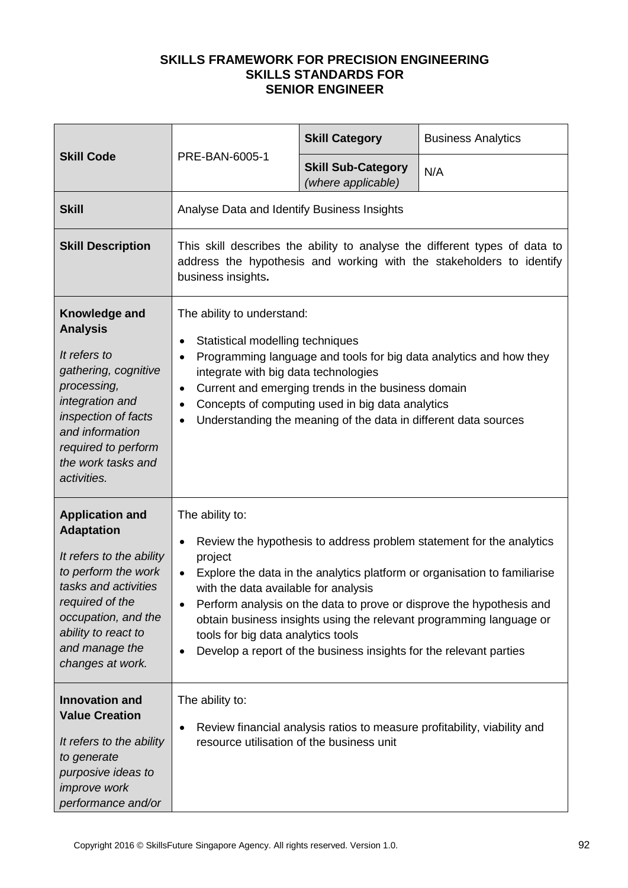**SKILLS FRAMEWORK FOR PRECISION ENGINEERING**
**SKILLS STANDARDS FOR**
**SENIOR ENGINEER**

| **Skill Code** | PRE-BAN-6005-1 | **Skill Category** | Business Analytics |
|---|---|---|---|
| | | **Skill Sub-Category** *(where applicable)* | N/A |
| **Skill** | Analyse Data and Identify Business Insights | | |
| **Skill Description** | This skill describes the ability to analyse the different types of data to address the hypothesis and working with the stakeholders to identify business insights**.** | | |
| **Knowledge and Analysis** <br> *It refers to gathering, cognitive processing, integration and inspection of facts and information required to perform the work tasks and activities.* | The ability to understand: <br> • Statistical modelling techniques <br> • Programming language and tools for big data analytics and how they integrate with big data technologies <br> • Current and emerging trends in the business domain <br> • Concepts of computing used in big data analytics <br> • Understanding the meaning of the data in different data sources | | |
| **Application and Adaptation** <br> *It refers to the ability to perform the work tasks and activities required of the occupation, and the ability to react to and manage the changes at work.* | The ability to: <br> • Review the hypothesis to address problem statement for the analytics project <br> • Explore the data in the analytics platform or organisation to familiarise with the data available for analysis <br> • Perform analysis on the data to prove or disprove the hypothesis and obtain business insights using the relevant programming language or tools for big data analytics tools <br> • Develop a report of the business insights for the relevant parties | | |
| **Innovation and Value Creation** <br> *It refers to the ability to generate purposive ideas to improve work performance and/or* | The ability to: <br> • Review financial analysis ratios to measure profitability, viability and resource utilisation of the business unit | | |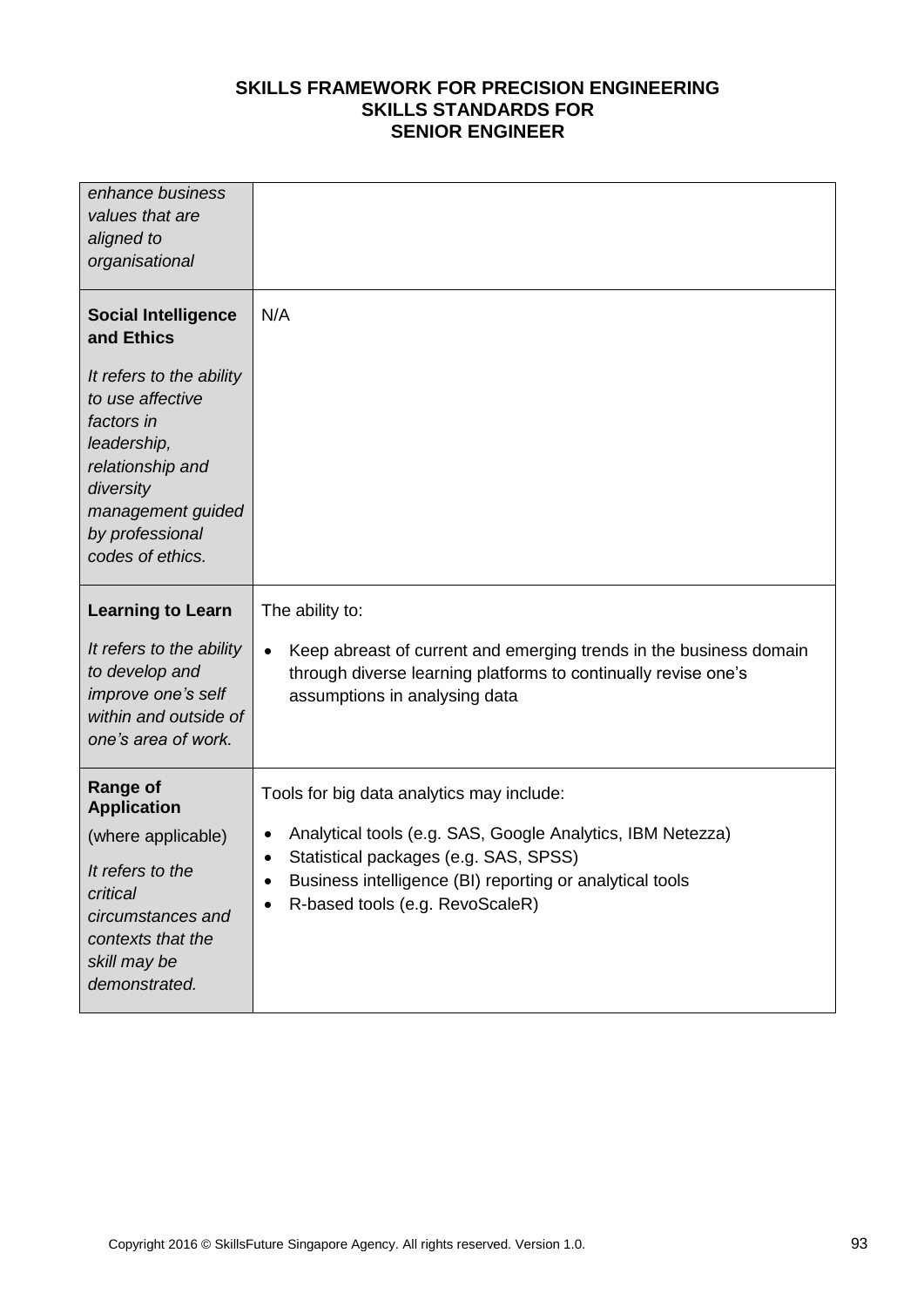| | |
|---|---|
| *enhance business values that are aligned to organisational* | |
| **Social Intelligence and Ethics**<br><br>*It refers to the ability to use affective factors in leadership, relationship and diversity management guided by professional codes of ethics.* | N/A |
| **Learning to Learn**<br><br>*It refers to the ability to develop and improve one's self within and outside of one's area of work.* | The ability to:<br><br>• Keep abreast of current and emerging trends in the business domain through diverse learning platforms to continually revise one's assumptions in analysing data |
| **Range of Application**<br><br>(where applicable)<br><br>*It refers to the critical circumstances and contexts that the skill may be demonstrated.* | Tools for big data analytics may include:<br><br>• Analytical tools (e.g. SAS, Google Analytics, IBM Netezza)<br>• Statistical packages (e.g. SAS, SPSS)<br>• Business intelligence (BI) reporting or analytical tools<br>• R-based tools (e.g. RevoScaleR) |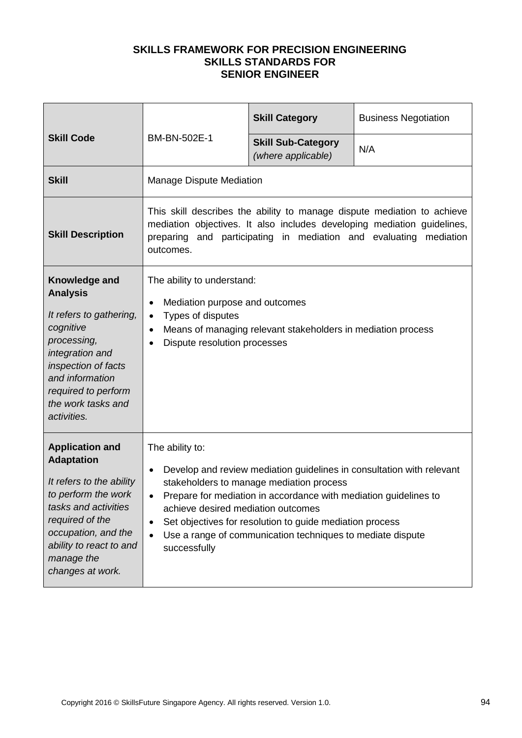**SKILLS FRAMEWORK FOR PRECISION ENGINEERING**
**SKILLS STANDARDS FOR**
**SENIOR ENGINEER**

| **Skill Code** | BM-BN-502E-1 | **Skill Category** | Business Negotiation |
|---|---|---|---|
| | | **Skill Sub-Category** *(where applicable)* | N/A |
| **Skill** | Manage Dispute Mediation | | |
| **Skill Description** | This skill describes the ability to manage dispute mediation to achieve mediation objectives. It also includes developing mediation guidelines, preparing and participating in mediation and evaluating mediation outcomes. | | |
| **Knowledge and Analysis**<br><br>*It refers to gathering, cognitive processing, integration and inspection of facts and information required to perform the work tasks and activities.* | The ability to understand:<br><br>• Mediation purpose and outcomes<br>• Types of disputes<br>• Means of managing relevant stakeholders in mediation process<br>• Dispute resolution processes | | |
| **Application and Adaptation**<br><br>*It refers to the ability to perform the work tasks and activities required of the occupation, and the ability to react to and manage the changes at work.* | The ability to:<br><br>• Develop and review mediation guidelines in consultation with relevant stakeholders to manage mediation process<br>• Prepare for mediation in accordance with mediation guidelines to achieve desired mediation outcomes<br>• Set objectives for resolution to guide mediation process<br>• Use a range of communication techniques to mediate dispute successfully | | |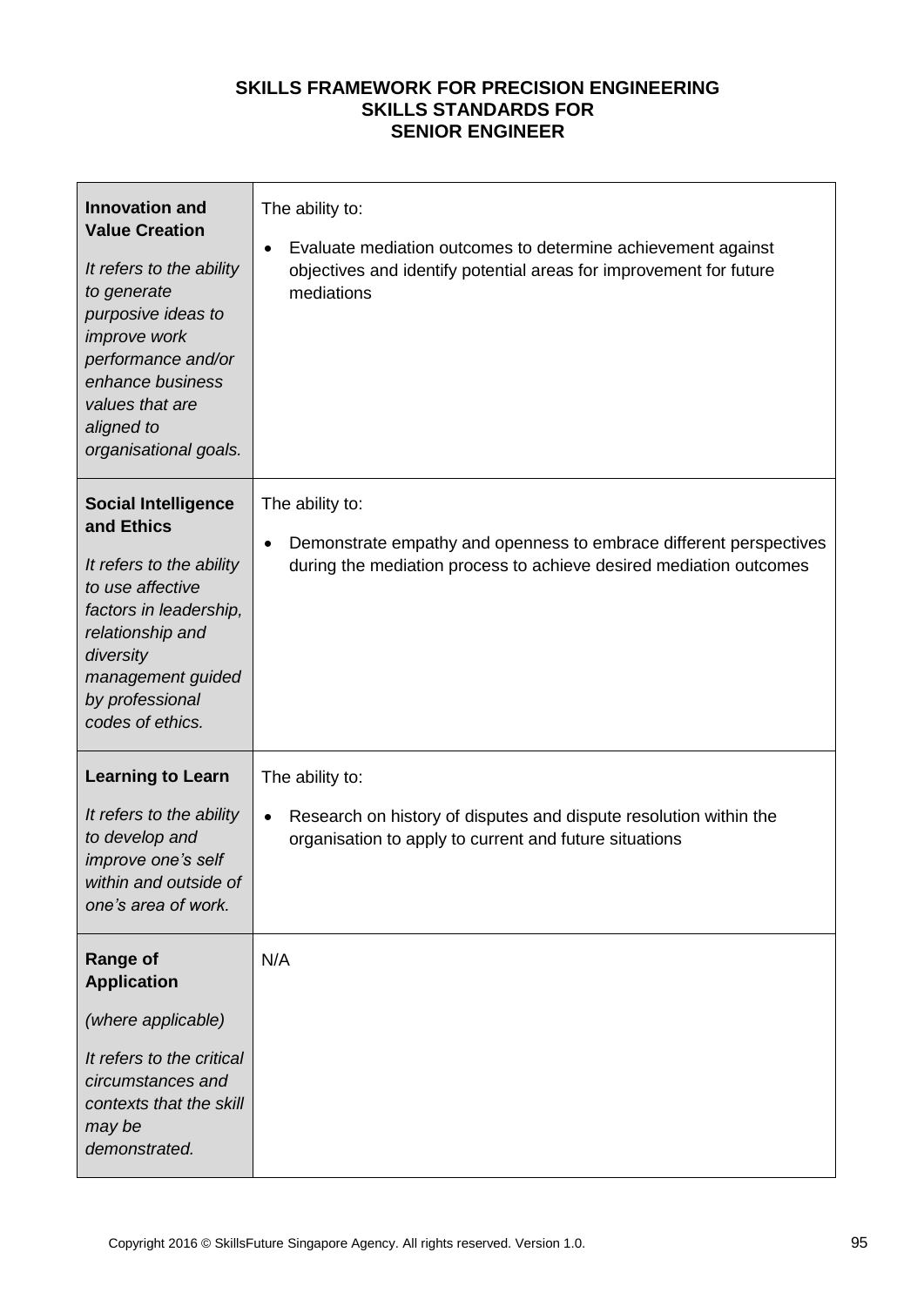**SKILLS FRAMEWORK FOR PRECISION ENGINEERING**
**SKILLS STANDARDS FOR**
**SENIOR ENGINEER**

| | |
|---|---|
| **Innovation and Value Creation**<br><br>*It refers to the ability to generate purposive ideas to improve work performance and/or enhance business values that are aligned to organisational goals.* | The ability to:<br><br>• Evaluate mediation outcomes to determine achievement against objectives and identify potential areas for improvement for future mediations |
| **Social Intelligence and Ethics**<br><br>*It refers to the ability to use affective factors in leadership, relationship and diversity management guided by professional codes of ethics.* | The ability to:<br><br>• Demonstrate empathy and openness to embrace different perspectives during the mediation process to achieve desired mediation outcomes |
| **Learning to Learn**<br><br>*It refers to the ability to develop and improve one's self within and outside of one's area of work.* | The ability to:<br><br>• Research on history of disputes and dispute resolution within the organisation to apply to current and future situations |
| **Range of Application**<br><br>*(where applicable)*<br><br>*It refers to the critical circumstances and contexts that the skill may be demonstrated.* | N/A |

Copyright 2016 © SkillsFuture Singapore Agency. All rights reserved. Version 1.0.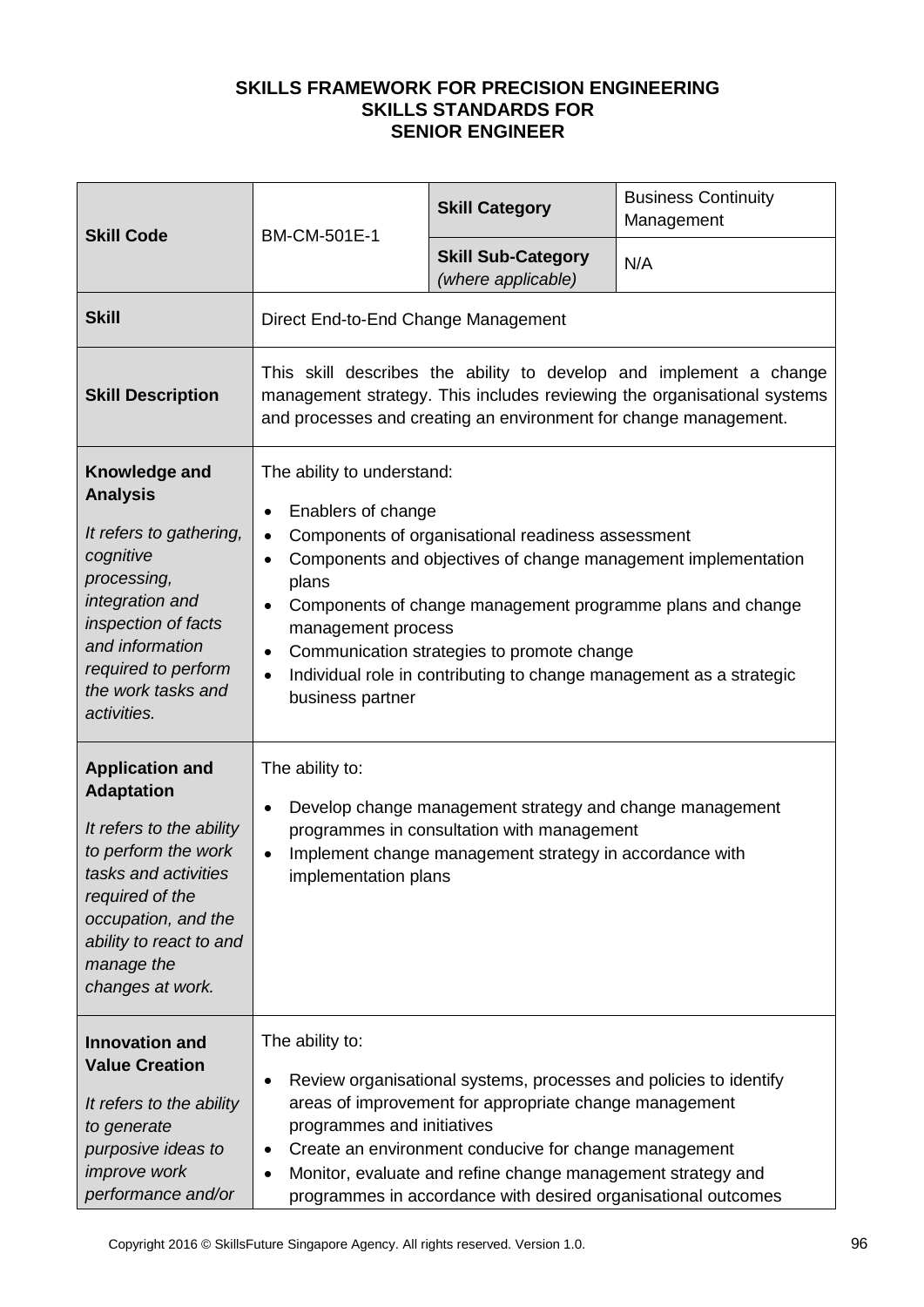**SKILLS FRAMEWORK FOR PRECISION ENGINEERING**
**SKILLS STANDARDS FOR**
**SENIOR ENGINEER**

| **Skill Code** | BM-CM-501E-1 | **Skill Category** | Business Continuity Management |
|---|---|---|---|
| | | **Skill Sub-Category** *(where applicable)* | N/A |
| **Skill** | Direct End-to-End Change Management | | |
| **Skill Description** | This skill describes the ability to develop and implement a change management strategy. This includes reviewing the organisational systems and processes and creating an environment for change management. | | |
| **Knowledge and Analysis** *It refers to gathering, cognitive processing, integration and inspection of facts and information required to perform the work tasks and activities.* | The ability to understand: <br>• Enablers of change <br>• Components of organisational readiness assessment <br>• Components and objectives of change management implementation plans <br>• Components of change management programme plans and change management process <br>• Communication strategies to promote change <br>• Individual role in contributing to change management as a strategic business partner | | |
| **Application and Adaptation** *It refers to the ability to perform the work tasks and activities required of the occupation, and the ability to react to and manage the changes at work.* | The ability to: <br>• Develop change management strategy and change management programmes in consultation with management <br>• Implement change management strategy in accordance with implementation plans | | |
| **Innovation and Value Creation** *It refers to the ability to generate purposive ideas to improve work performance and/or* | The ability to: <br>• Review organisational systems, processes and policies to identify areas of improvement for appropriate change management programmes and initiatives <br>• Create an environment conducive for change management <br>• Monitor, evaluate and refine change management strategy and programmes in accordance with desired organisational outcomes | | |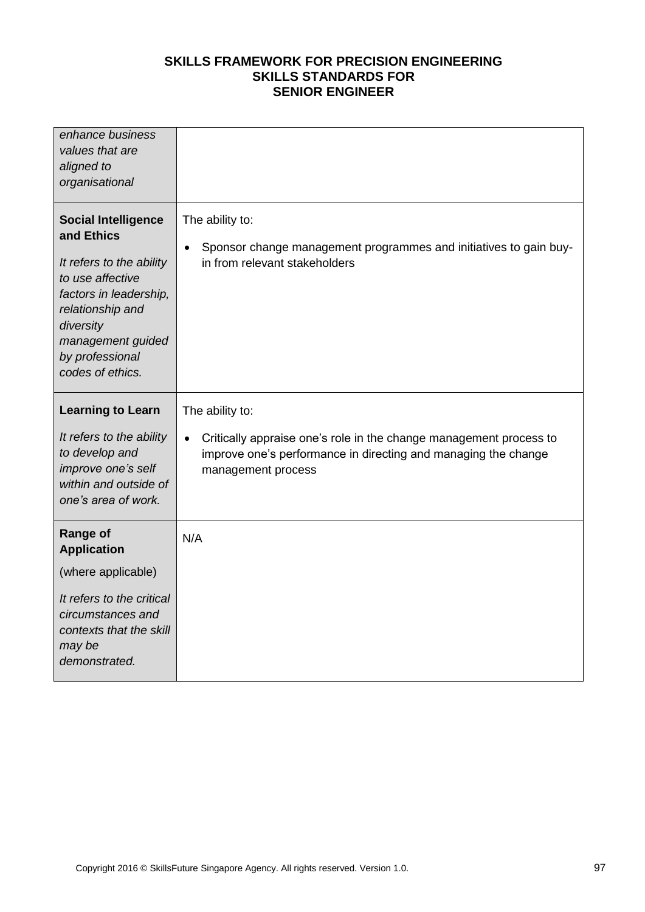| | |
|---|---|
| *enhance business values that are aligned to organisational* | |
| **Social Intelligence and Ethics**<br><br>*It refers to the ability to use affective factors in leadership, relationship and diversity management guided by professional codes of ethics.* | The ability to:<br><br>• Sponsor change management programmes and initiatives to gain buy-in from relevant stakeholders |
| **Learning to Learn**<br><br>*It refers to the ability to develop and improve one's self within and outside of one's area of work.* | The ability to:<br><br>• Critically appraise one's role in the change management process to improve one's performance in directing and managing the change management process |
| **Range of Application**<br><br>(where applicable)<br><br>*It refers to the critical circumstances and contexts that the skill may be demonstrated.* | N/A |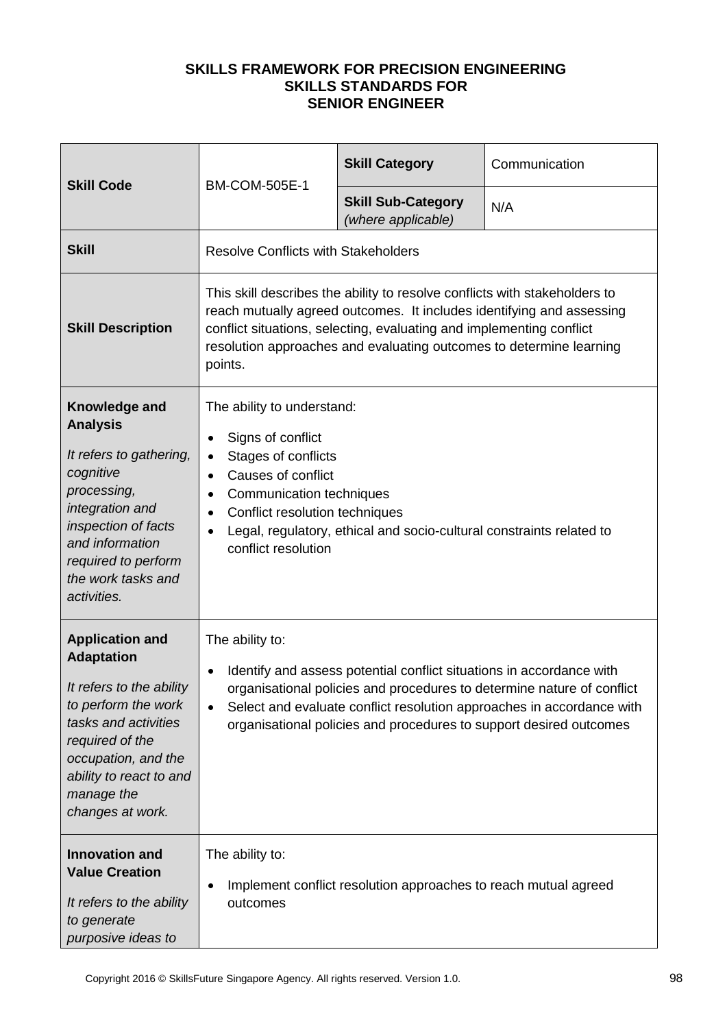**SKILLS FRAMEWORK FOR PRECISION ENGINEERING**
**SKILLS STANDARDS FOR**
**SENIOR ENGINEER**

| | | | |
|---|---|---|---|
| **Skill Code** | BM-COM-505E-1 | **Skill Category** | Communication |
| | | **Skill Sub-Category** *(where applicable)* | N/A |
| **Skill** | Resolve Conflicts with Stakeholders | | |
| **Skill Description** | This skill describes the ability to resolve conflicts with stakeholders to reach mutually agreed outcomes. It includes identifying and assessing conflict situations, selecting, evaluating and implementing conflict resolution approaches and evaluating outcomes to determine learning points. | | |
| **Knowledge and Analysis**<br><br>*It refers to gathering, cognitive processing, integration and inspection of facts and information required to perform the work tasks and activities.* | The ability to understand:<br><br>• Signs of conflict<br>• Stages of conflicts<br>• Causes of conflict<br>• Communication techniques<br>• Conflict resolution techniques<br>• Legal, regulatory, ethical and socio-cultural constraints related to conflict resolution | | |
| **Application and Adaptation**<br><br>*It refers to the ability to perform the work tasks and activities required of the occupation, and the ability to react to and manage the changes at work.* | The ability to:<br><br>• Identify and assess potential conflict situations in accordance with organisational policies and procedures to determine nature of conflict<br>• Select and evaluate conflict resolution approaches in accordance with organisational policies and procedures to support desired outcomes | | |
| **Innovation and Value Creation**<br><br>*It refers to the ability to generate purposive ideas to* | The ability to:<br><br>• Implement conflict resolution approaches to reach mutual agreed outcomes | | |

Copyright 2016 © SkillsFuture Singapore Agency. All rights reserved. Version 1.0.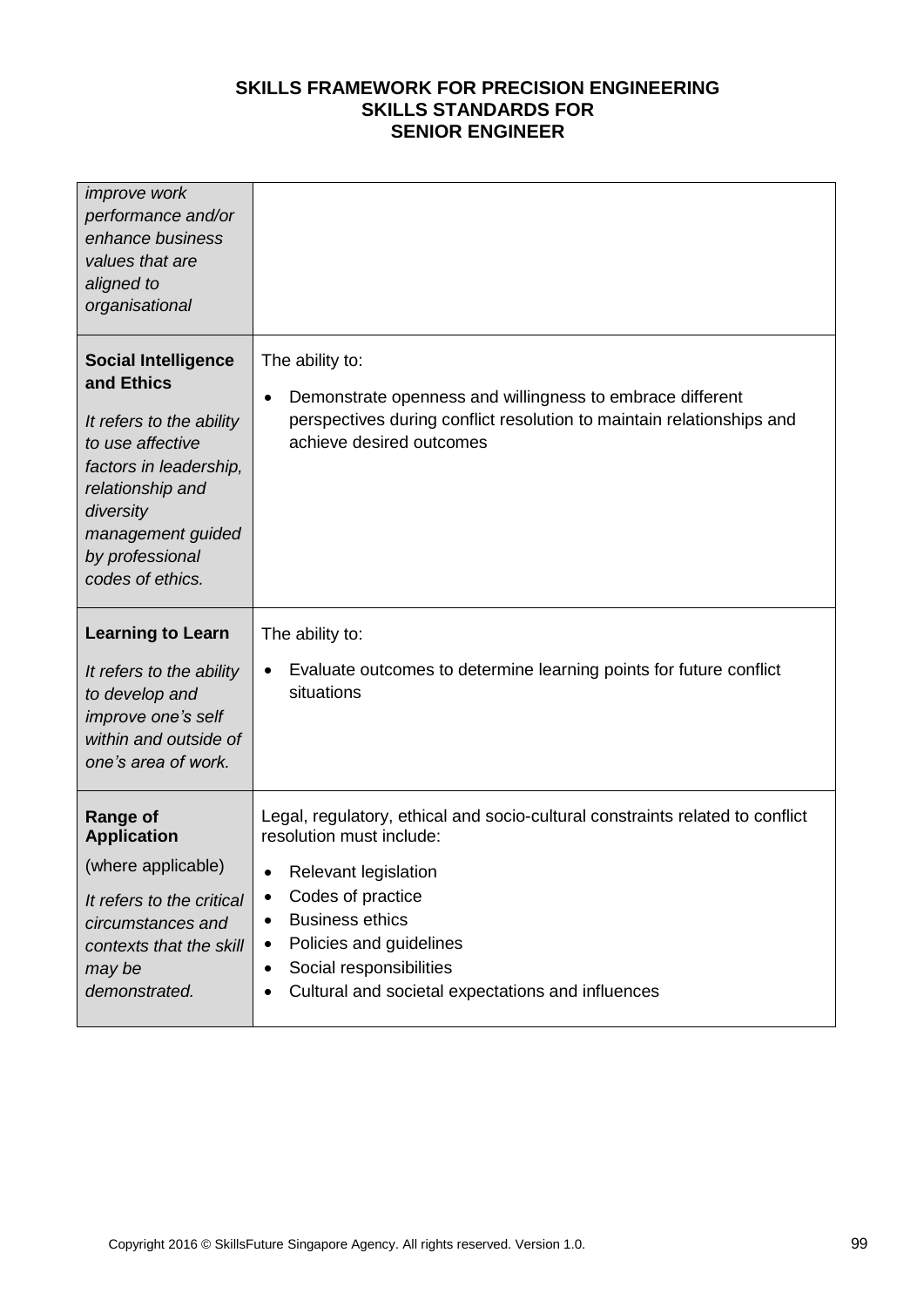| | |
|---|---|
| *improve work performance and/or enhance business values that are aligned to organisational* | |
| **Social Intelligence and Ethics**<br><br>*It refers to the ability to use affective factors in leadership, relationship and diversity management guided by professional codes of ethics.* | The ability to:<br><br>• Demonstrate openness and willingness to embrace different perspectives during conflict resolution to maintain relationships and achieve desired outcomes |
| **Learning to Learn**<br><br>*It refers to the ability to develop and improve one's self within and outside of one's area of work.* | The ability to:<br><br>• Evaluate outcomes to determine learning points for future conflict situations |
| **Range of Application**<br><br>(where applicable)<br><br>*It refers to the critical circumstances and contexts that the skill may be demonstrated.* | Legal, regulatory, ethical and socio-cultural constraints related to conflict resolution must include:<br><br>• Relevant legislation<br>• Codes of practice<br>• Business ethics<br>• Policies and guidelines<br>• Social responsibilities<br>• Cultural and societal expectations and influences |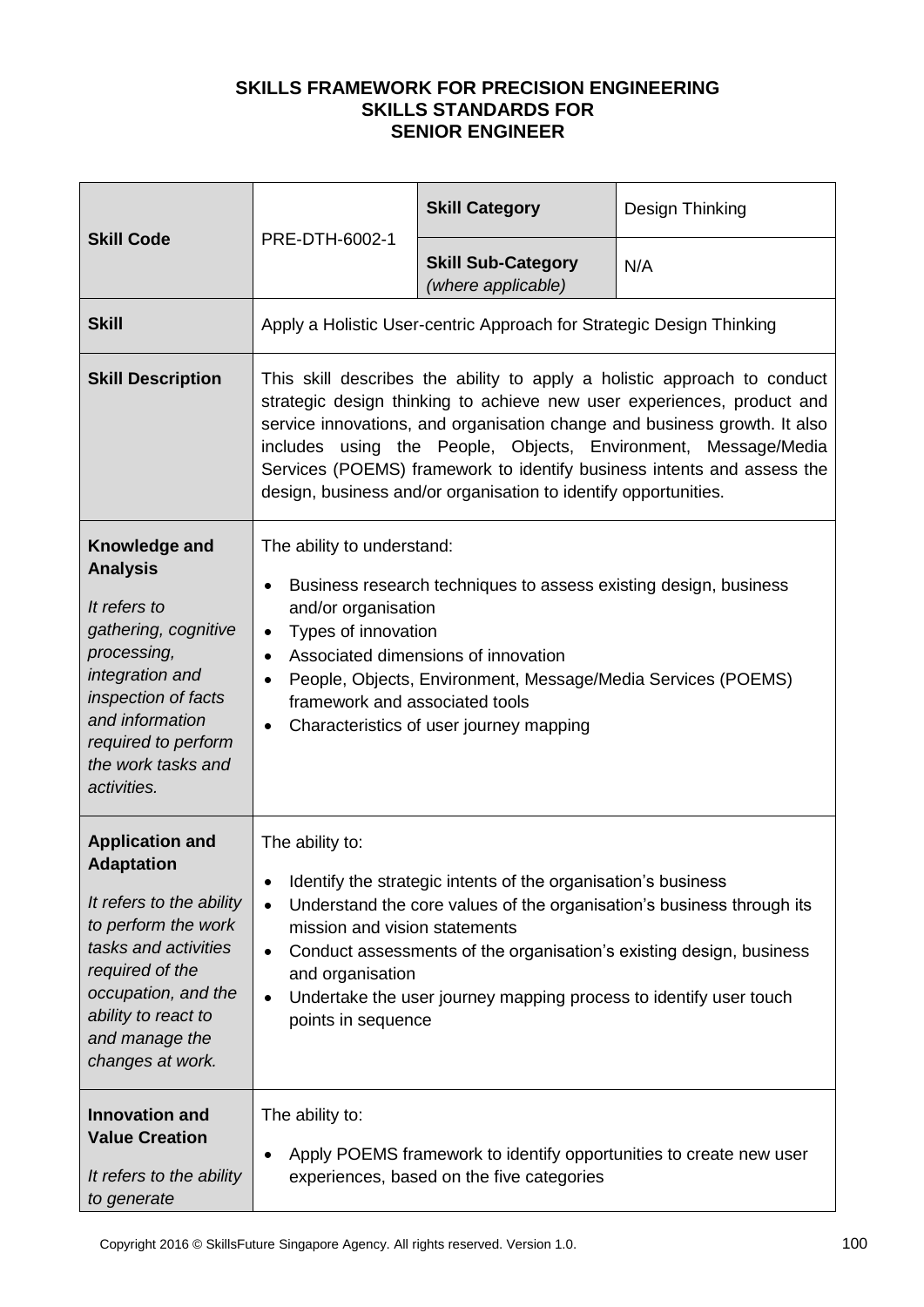**SKILLS FRAMEWORK FOR PRECISION ENGINEERING**
**SKILLS STANDARDS FOR**
**SENIOR ENGINEER**

| **Skill Code** | PRE-DTH-6002-1 | **Skill Category** | Design Thinking |
|---|---|---|---|
| | | **Skill Sub-Category** *(where applicable)* | N/A |
| **Skill** | Apply a Holistic User-centric Approach for Strategic Design Thinking | | |
| **Skill Description** | This skill describes the ability to apply a holistic approach to conduct strategic design thinking to achieve new user experiences, product and service innovations, and organisation change and business growth. It also includes using the People, Objects, Environment, Message/Media Services (POEMS) framework to identify business intents and assess the design, business and/or organisation to identify opportunities. | | |
| **Knowledge and Analysis** *It refers to gathering, cognitive processing, integration and inspection of facts and information required to perform the work tasks and activities.* | The ability to understand:<br>• Business research techniques to assess existing design, business and/or organisation<br>• Types of innovation<br>• Associated dimensions of innovation<br>• People, Objects, Environment, Message/Media Services (POEMS) framework and associated tools<br>• Characteristics of user journey mapping | | |
| **Application and Adaptation** *It refers to the ability to perform the work tasks and activities required of the occupation, and the ability to react to and manage the changes at work.* | The ability to:<br>• Identify the strategic intents of the organisation's business<br>• Understand the core values of the organisation's business through its mission and vision statements<br>• Conduct assessments of the organisation's existing design, business and organisation<br>• Undertake the user journey mapping process to identify user touch points in sequence | | |
| **Innovation and Value Creation** *It refers to the ability to generate* | The ability to:<br>• Apply POEMS framework to identify opportunities to create new user experiences, based on the five categories | | |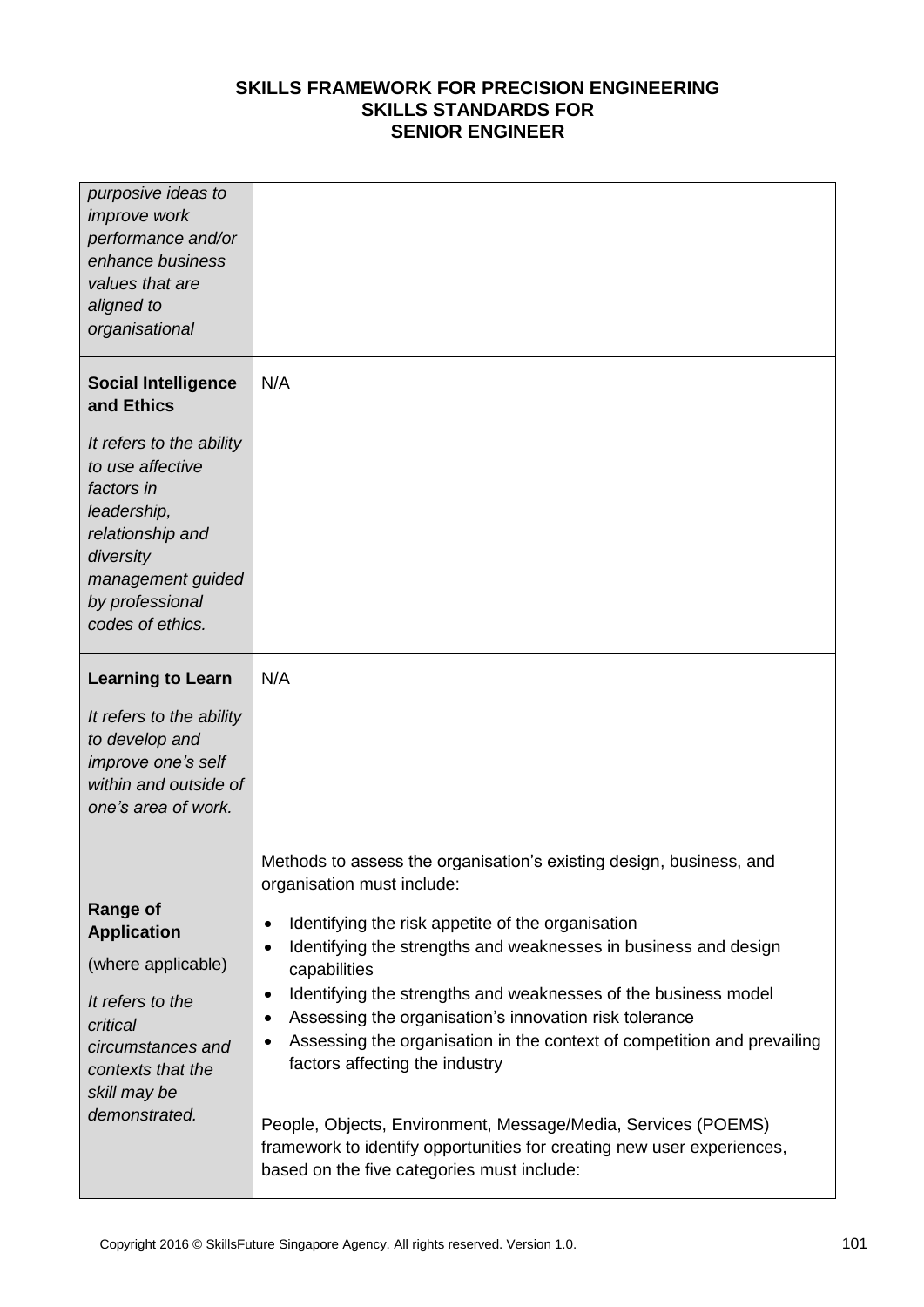**SKILLS FRAMEWORK FOR PRECISION ENGINEERING**
**SKILLS STANDARDS FOR**
**SENIOR ENGINEER**

| | |
|---|---|
| *purposive ideas to improve work performance and/or enhance business values that are aligned to organisational* | |
| **Social Intelligence and Ethics**<br><br>*It refers to the ability to use affective factors in leadership, relationship and diversity management guided by professional codes of ethics.* | N/A |
| **Learning to Learn**<br><br>*It refers to the ability to develop and improve one's self within and outside of one's area of work.* | N/A |
| **Range of Application**<br><br>(where applicable)<br><br>*It refers to the critical circumstances and contexts that the skill may be demonstrated.* | Methods to assess the organisation's existing design, business, and organisation must include:<br><br>• Identifying the risk appetite of the organisation<br>• Identifying the strengths and weaknesses in business and design capabilities<br>• Identifying the strengths and weaknesses of the business model<br>• Assessing the organisation's innovation risk tolerance<br>• Assessing the organisation in the context of competition and prevailing factors affecting the industry<br><br>People, Objects, Environment, Message/Media, Services (POEMS) framework to identify opportunities for creating new user experiences, based on the five categories must include: |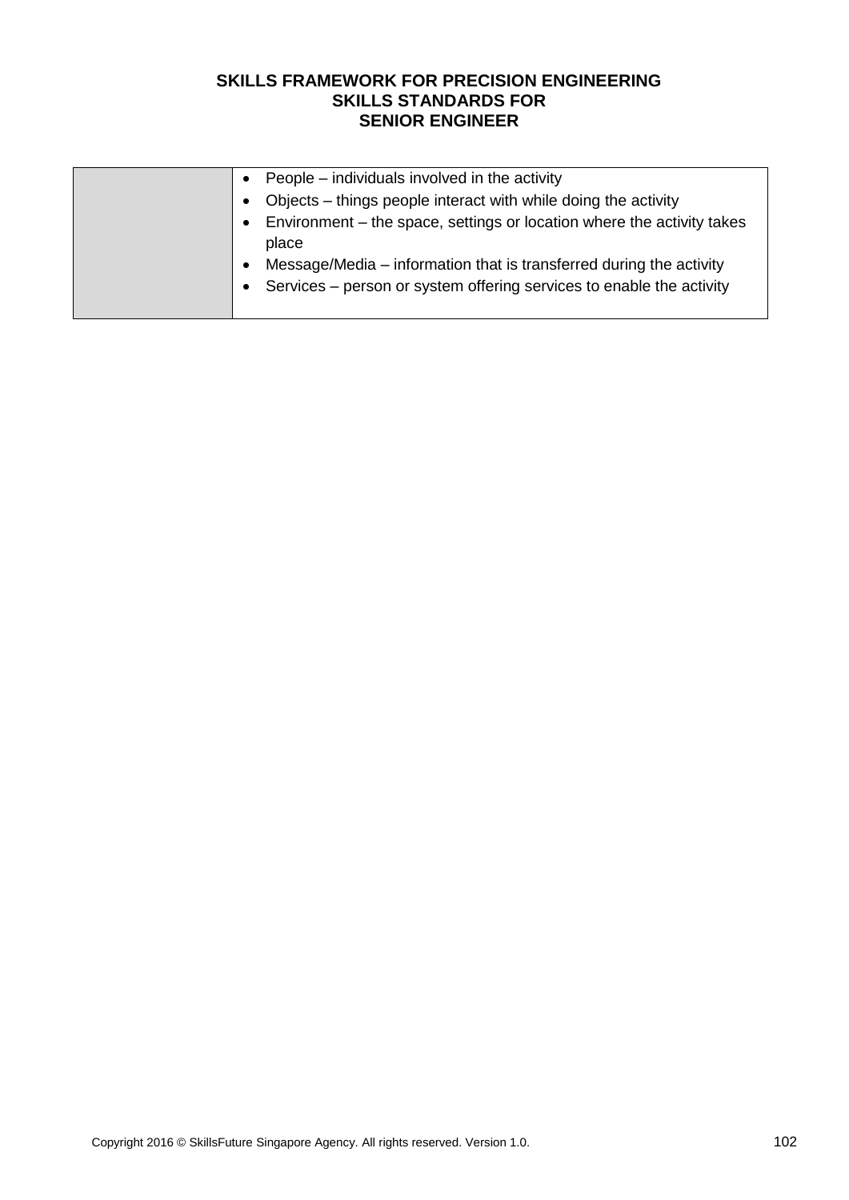| | |
|---|---|
| | • People – individuals involved in the activity<br>• Objects – things people interact with while doing the activity<br>• Environment – the space, settings or location where the activity takes place<br>• Message/Media – information that is transferred during the activity<br>• Services – person or system offering services to enable the activity |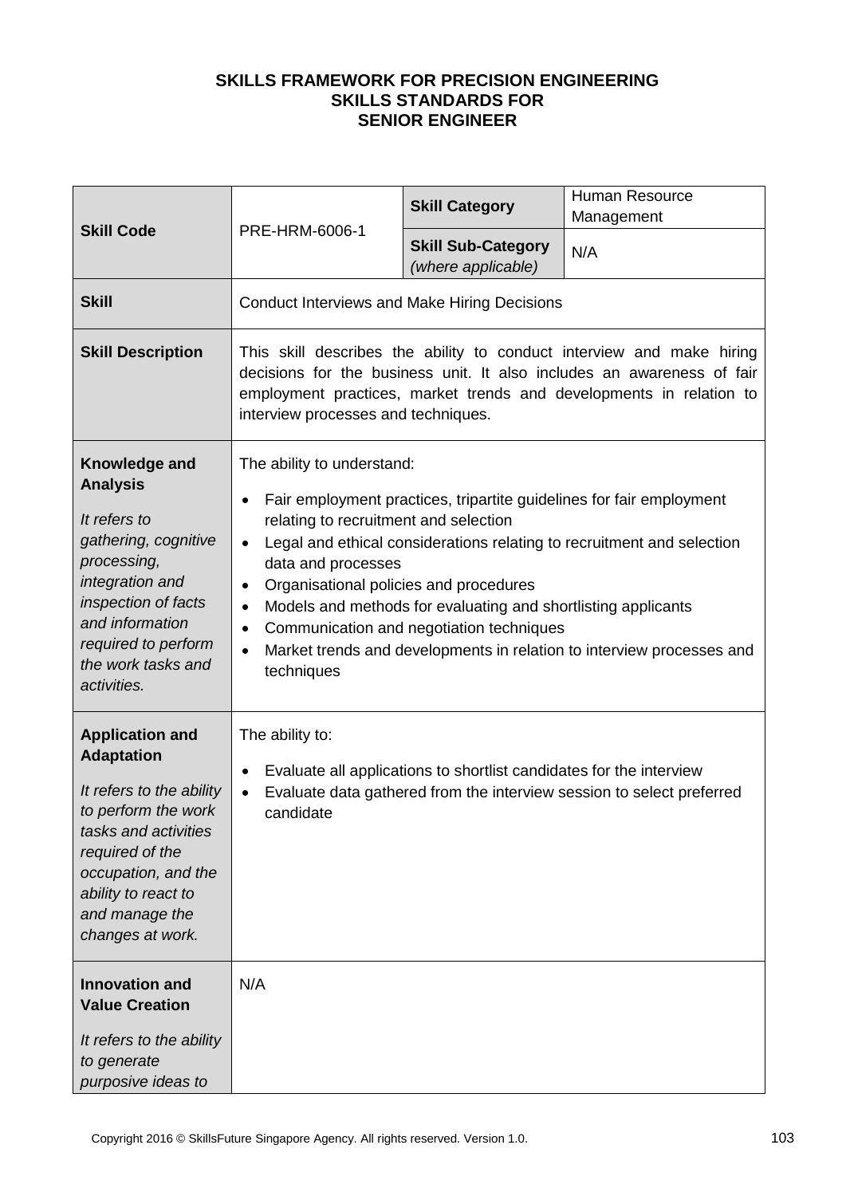**SKILLS FRAMEWORK FOR PRECISION ENGINEERING**
**SKILLS STANDARDS FOR**
**SENIOR ENGINEER**

| | | | |
|---|---|---|---|
| **Skill Code** | PRE-HRM-6006-1 | **Skill Category** | Human Resource Management |
| | | **Skill Sub-Category** *(where applicable)* | N/A |
| **Skill** | Conduct Interviews and Make Hiring Decisions | | |
| **Skill Description** | This skill describes the ability to conduct interview and make hiring decisions for the business unit. It also includes an awareness of fair employment practices, market trends and developments in relation to interview processes and techniques. | | |
| **Knowledge and Analysis**<br><br>*It refers to gathering, cognitive processing, integration and inspection of facts and information required to perform the work tasks and activities.* | The ability to understand:<br><br>• Fair employment practices, tripartite guidelines for fair employment relating to recruitment and selection<br>• Legal and ethical considerations relating to recruitment and selection data and processes<br>• Organisational policies and procedures<br>• Models and methods for evaluating and shortlisting applicants<br>• Communication and negotiation techniques<br>• Market trends and developments in relation to interview processes and techniques | | |
| **Application and Adaptation**<br><br>*It refers to the ability to perform the work tasks and activities required of the occupation, and the ability to react to and manage the changes at work.* | The ability to:<br><br>• Evaluate all applications to shortlist candidates for the interview<br>• Evaluate data gathered from the interview session to select preferred candidate | | |
| **Innovation and Value Creation**<br><br>*It refers to the ability to generate purposive ideas to* | N/A | | |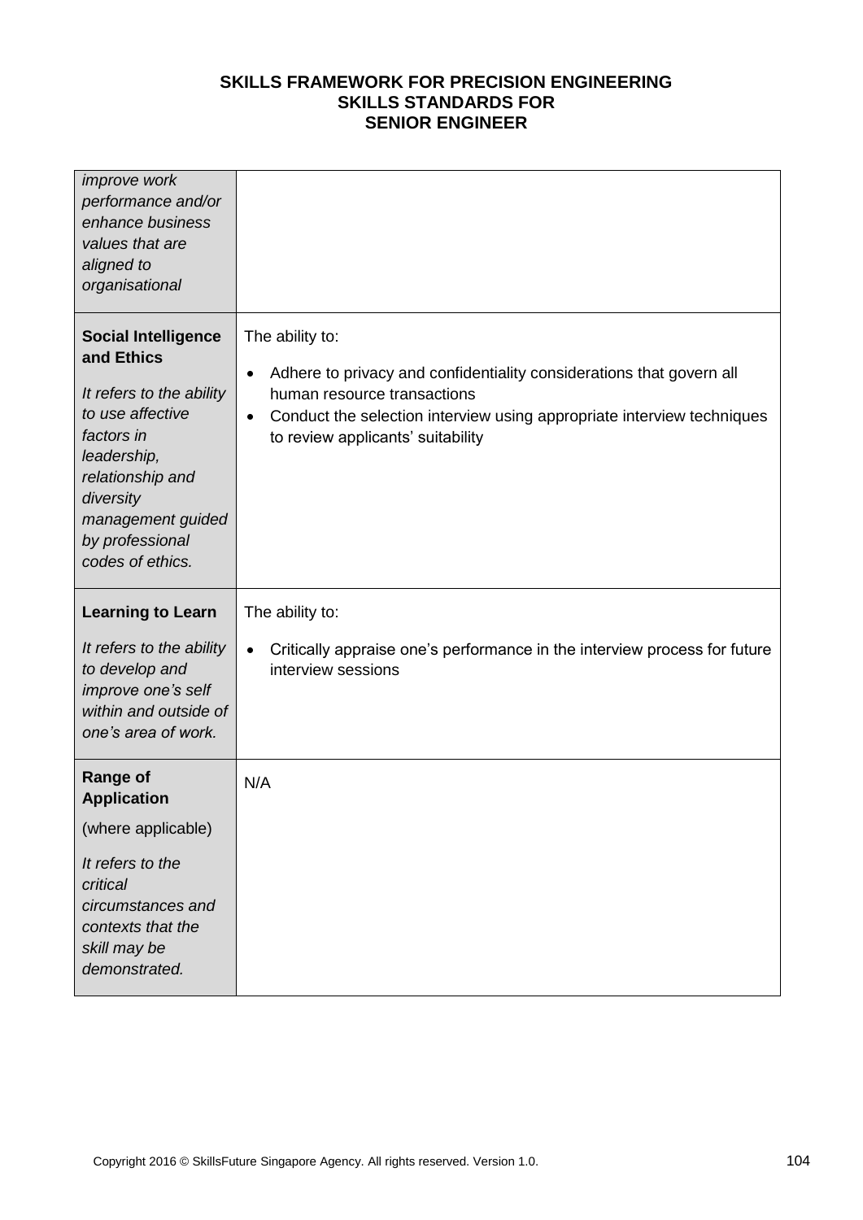# SKILLS FRAMEWORK FOR PRECISION ENGINEERING
## SKILLS STANDARDS FOR
## SENIOR ENGINEER

| | |
|---|---|
| *improve work performance and/or enhance business values that are aligned to organisational* | |
| **Social Intelligence and Ethics**<br><br>*It refers to the ability to use affective factors in leadership, relationship and diversity management guided by professional codes of ethics.* | The ability to:<br><br>• Adhere to privacy and confidentiality considerations that govern all human resource transactions<br>• Conduct the selection interview using appropriate interview techniques to review applicants' suitability |
| **Learning to Learn**<br><br>*It refers to the ability to develop and improve one's self within and outside of one's area of work.* | The ability to:<br><br>• Critically appraise one's performance in the interview process for future interview sessions |
| **Range of Application**<br><br>(where applicable)<br><br>*It refers to the critical circumstances and contexts that the skill may be demonstrated.* | N/A |

Copyright 2016 © SkillsFuture Singapore Agency. All rights reserved. Version 1.0.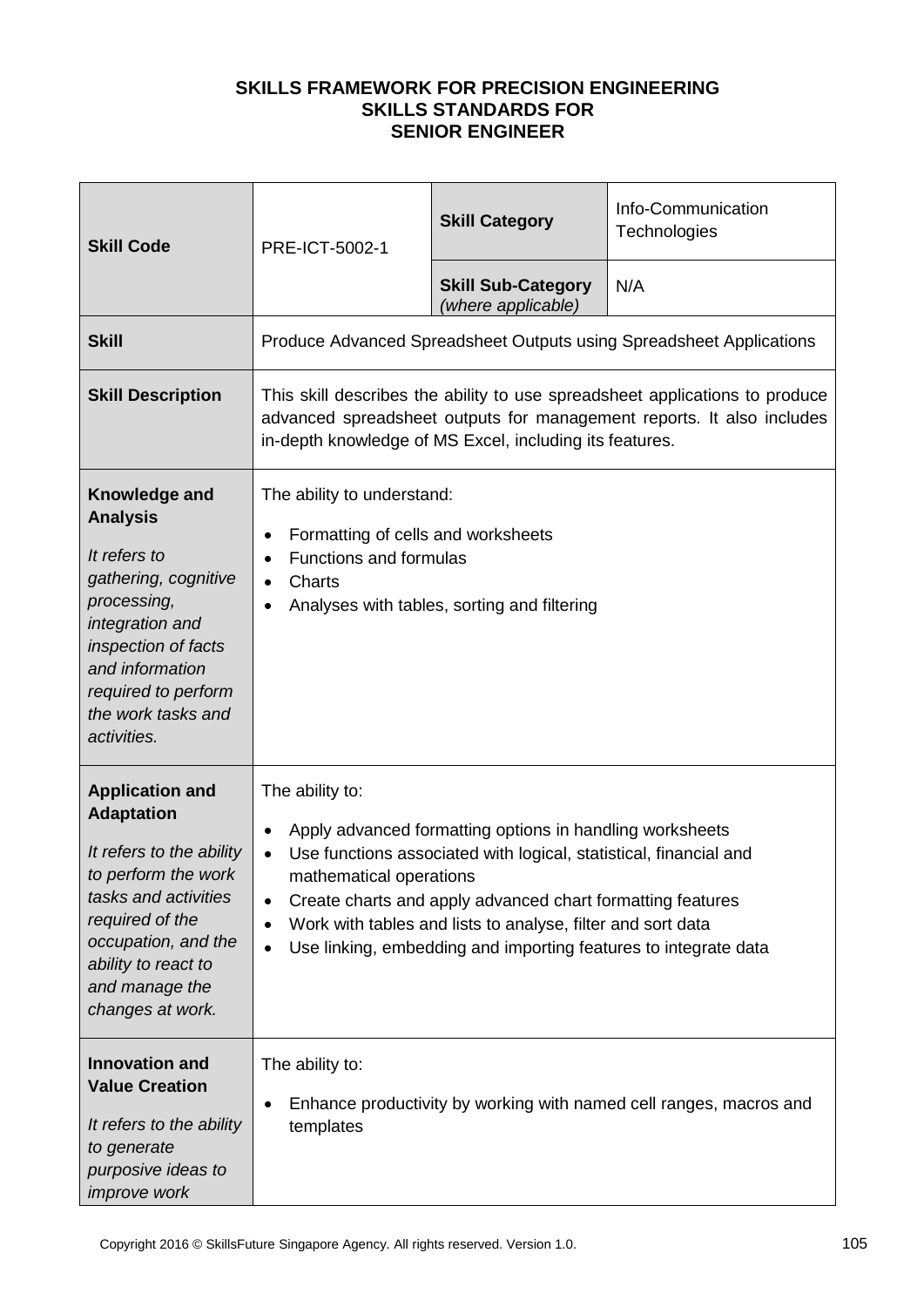**SKILLS FRAMEWORK FOR PRECISION ENGINEERING**
**SKILLS STANDARDS FOR**
**SENIOR ENGINEER**

| **Skill Code** | PRE-ICT-5002-1 | **Skill Category** | Info-Communication Technologies |
|---|---|---|---|
| | | **Skill Sub-Category** *(where applicable)* | N/A |
| **Skill** | Produce Advanced Spreadsheet Outputs using Spreadsheet Applications | | |
| **Skill Description** | This skill describes the ability to use spreadsheet applications to produce advanced spreadsheet outputs for management reports. It also includes in-depth knowledge of MS Excel, including its features. | | |
| **Knowledge and Analysis** *It refers to gathering, cognitive processing, integration and inspection of facts and information required to perform the work tasks and activities.* | The ability to understand:<br>• Formatting of cells and worksheets<br>• Functions and formulas<br>• Charts<br>• Analyses with tables, sorting and filtering | | |
| **Application and Adaptation** *It refers to the ability to perform the work tasks and activities required of the occupation, and the ability to react to and manage the changes at work.* | The ability to:<br>• Apply advanced formatting options in handling worksheets<br>• Use functions associated with logical, statistical, financial and mathematical operations<br>• Create charts and apply advanced chart formatting features<br>• Work with tables and lists to analyse, filter and sort data<br>• Use linking, embedding and importing features to integrate data | | |
| **Innovation and Value Creation** *It refers to the ability to generate purposive ideas to improve work* | The ability to:<br>• Enhance productivity by working with named cell ranges, macros and templates | | |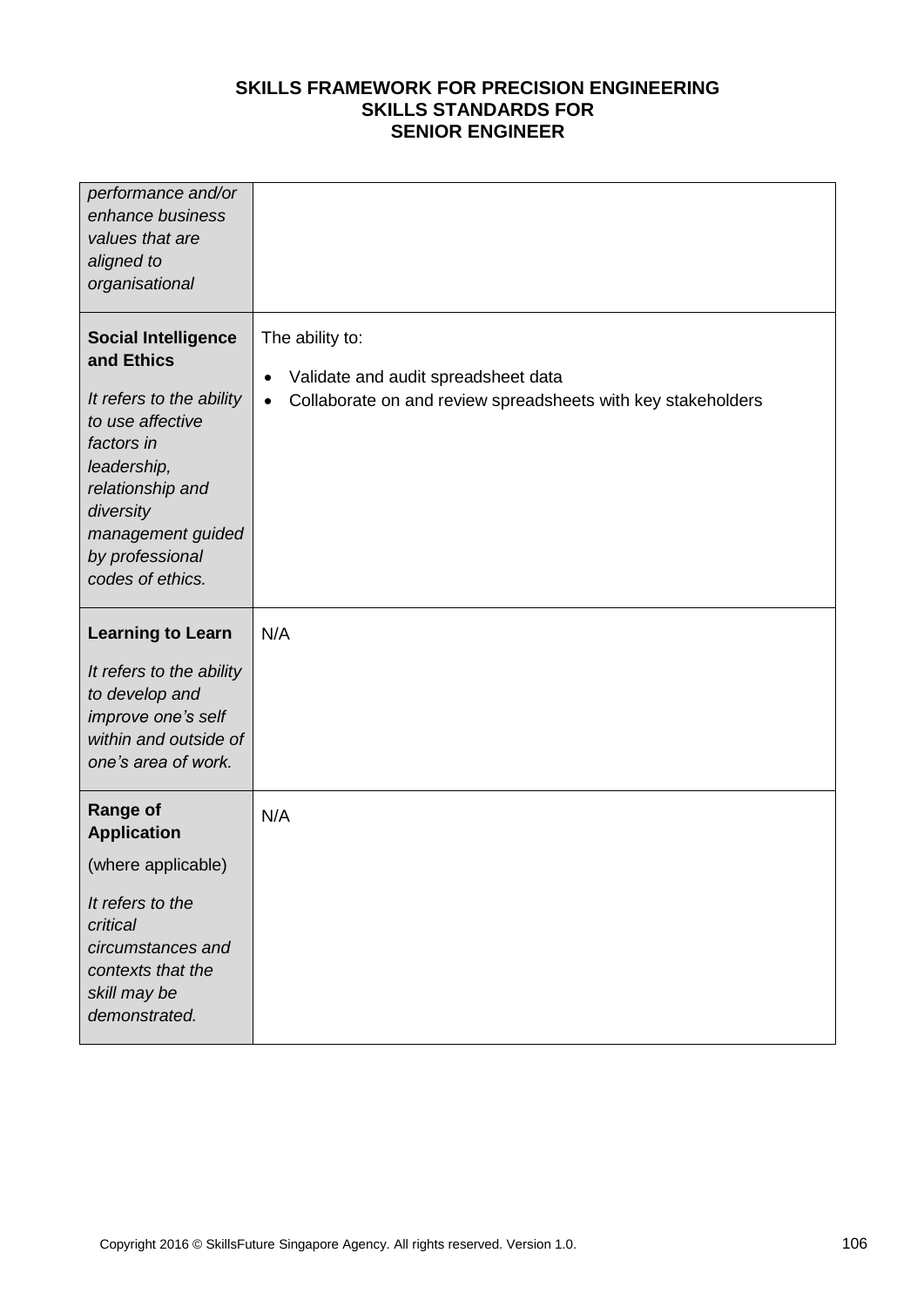| | |
|---|---|
| *performance and/or enhance business values that are aligned to organisational* | |
| **Social Intelligence and Ethics**<br><br>*It refers to the ability to use affective factors in leadership, relationship and diversity management guided by professional codes of ethics.* | The ability to:<br><br>• Validate and audit spreadsheet data<br>• Collaborate on and review spreadsheets with key stakeholders |
| **Learning to Learn**<br><br>*It refers to the ability to develop and improve one's self within and outside of one's area of work.* | N/A |
| **Range of Application**<br><br>(where applicable)<br><br>*It refers to the critical circumstances and contexts that the skill may be demonstrated.* | N/A |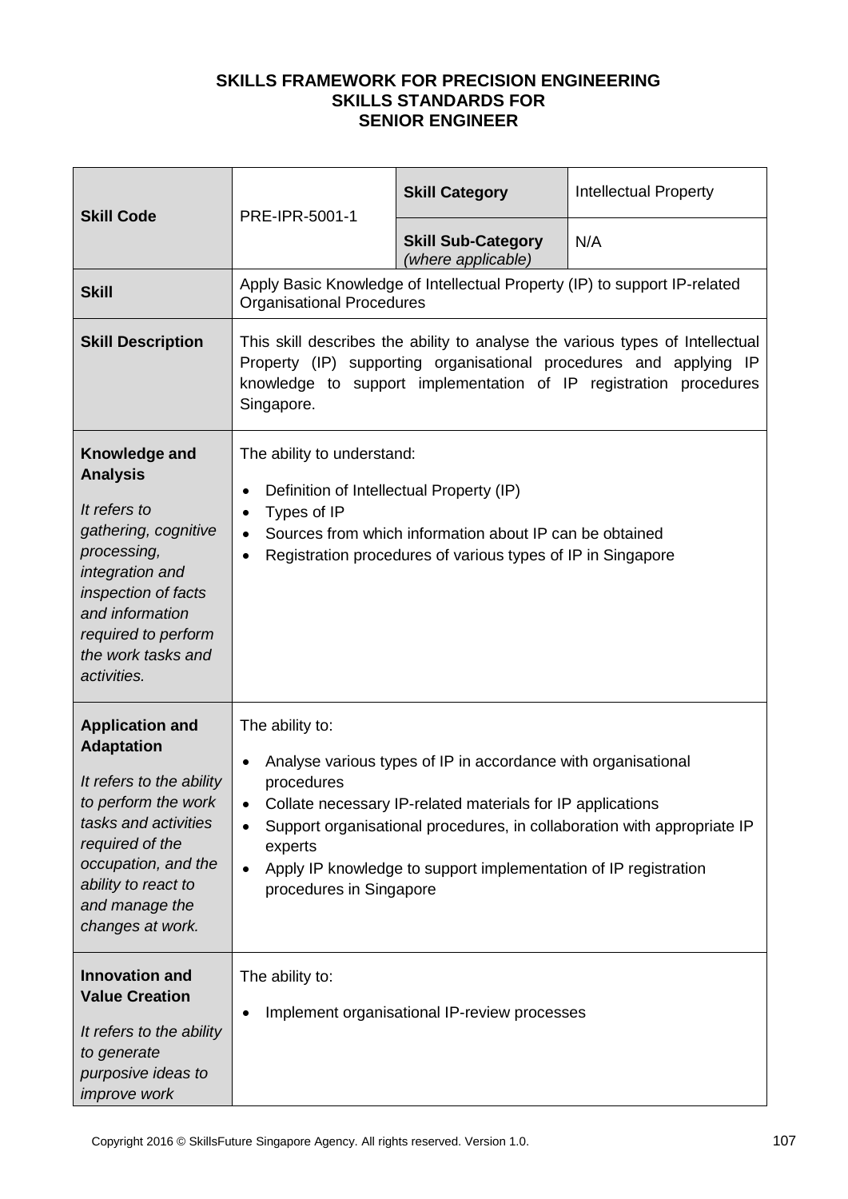**SKILLS FRAMEWORK FOR PRECISION ENGINEERING**
**SKILLS STANDARDS FOR**
**SENIOR ENGINEER**

| **Skill Code** | PRE-IPR-5001-1 | **Skill Category** | Intellectual Property |
|---|---|---|---|
| | | **Skill Sub-Category** *(where applicable)* | N/A |
| **Skill** | Apply Basic Knowledge of Intellectual Property (IP) to support IP-related Organisational Procedures | | |
| **Skill Description** | This skill describes the ability to analyse the various types of Intellectual Property (IP) supporting organisational procedures and applying IP knowledge to support implementation of IP registration procedures Singapore. | | |
| **Knowledge and Analysis** *It refers to gathering, cognitive processing, integration and inspection of facts and information required to perform the work tasks and activities.* | The ability to understand:<br>• Definition of Intellectual Property (IP)<br>• Types of IP<br>• Sources from which information about IP can be obtained<br>• Registration procedures of various types of IP in Singapore | | |
| **Application and Adaptation** *It refers to the ability to perform the work tasks and activities required of the occupation, and the ability to react to and manage the changes at work.* | The ability to:<br>• Analyse various types of IP in accordance with organisational procedures<br>• Collate necessary IP-related materials for IP applications<br>• Support organisational procedures, in collaboration with appropriate IP experts<br>• Apply IP knowledge to support implementation of IP registration procedures in Singapore | | |
| **Innovation and Value Creation** *It refers to the ability to generate purposive ideas to improve work* | The ability to:<br>• Implement organisational IP-review processes | | |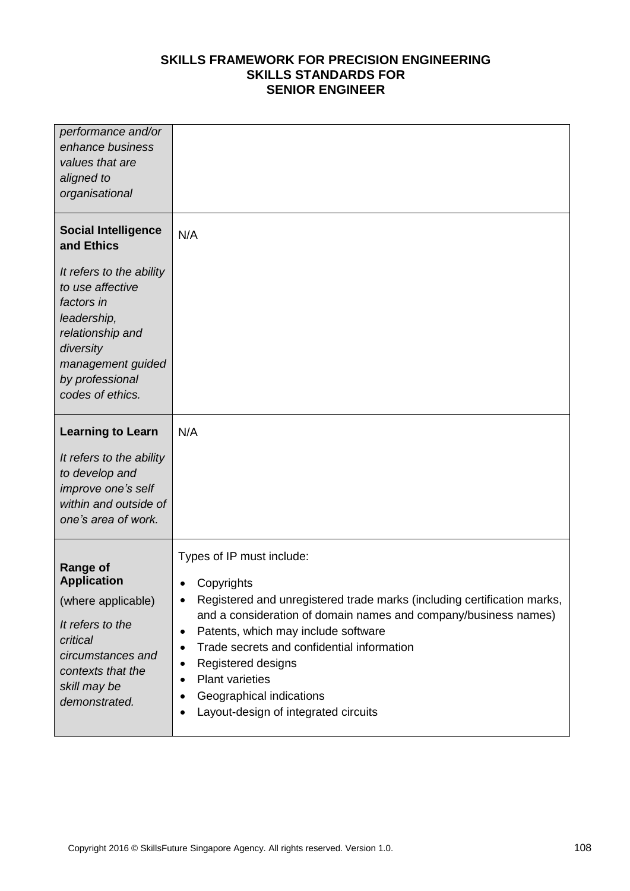| | |
|---|---|
| *performance and/or enhance business values that are aligned to organisational* | |
| **Social Intelligence and Ethics**<br><br>*It refers to the ability to use affective factors in leadership, relationship and diversity management guided by professional codes of ethics.* | N/A |
| **Learning to Learn**<br><br>*It refers to the ability to develop and improve one's self within and outside of one's area of work.* | N/A |
| **Range of Application**<br><br>(where applicable)<br><br>*It refers to the critical circumstances and contexts that the skill may be demonstrated.* | Types of IP must include:<br>• Copyrights<br>• Registered and unregistered trade marks (including certification marks, and a consideration of domain names and company/business names)<br>• Patents, which may include software<br>• Trade secrets and confidential information<br>• Registered designs<br>• Plant varieties<br>• Geographical indications<br>• Layout-design of integrated circuits |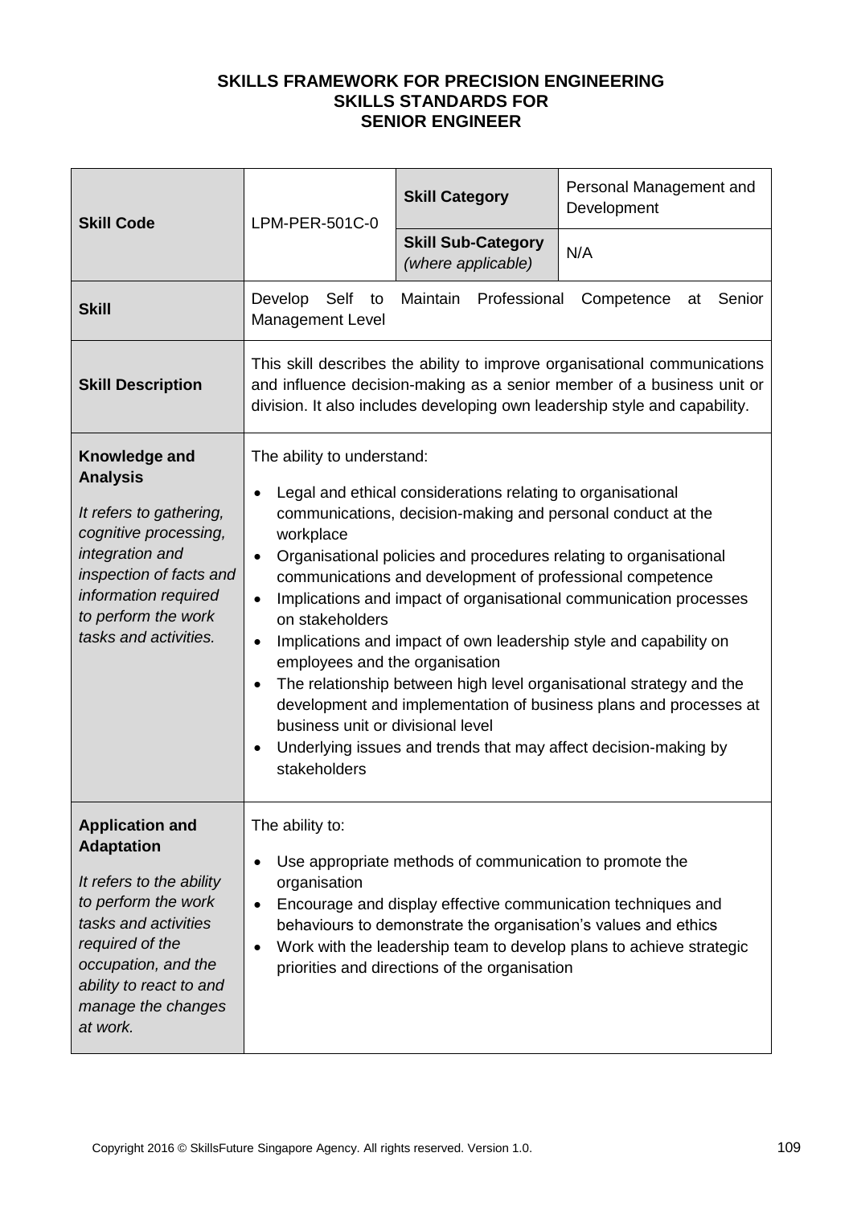**SKILLS FRAMEWORK FOR PRECISION ENGINEERING**
**SKILLS STANDARDS FOR**
**SENIOR ENGINEER**

| **Skill Code** | LPM-PER-501C-0 | **Skill Category** | Personal Management and Development |
|---|---|---|---|
| | | **Skill Sub-Category** *(where applicable)* | N/A |
| **Skill** | Develop Self to Maintain Professional Competence at Senior Management Level | | |
| **Skill Description** | This skill describes the ability to improve organisational communications and influence decision-making as a senior member of a business unit or division. It also includes developing own leadership style and capability. | | |
| **Knowledge and Analysis**<br><br>*It refers to gathering, cognitive processing, integration and inspection of facts and information required to perform the work tasks and activities.* | The ability to understand:<br>• Legal and ethical considerations relating to organisational communications, decision-making and personal conduct at the workplace<br>• Organisational policies and procedures relating to organisational communications and development of professional competence<br>• Implications and impact of organisational communication processes on stakeholders<br>• Implications and impact of own leadership style and capability on employees and the organisation<br>• The relationship between high level organisational strategy and the development and implementation of business plans and processes at business unit or divisional level<br>• Underlying issues and trends that may affect decision-making by stakeholders | | |
| **Application and Adaptation**<br><br>*It refers to the ability to perform the work tasks and activities required of the occupation, and the ability to react to and manage the changes at work.* | The ability to:<br>• Use appropriate methods of communication to promote the organisation<br>• Encourage and display effective communication techniques and behaviours to demonstrate the organisation's values and ethics<br>• Work with the leadership team to develop plans to achieve strategic priorities and directions of the organisation | | |

Copyright 2016 © SkillsFuture Singapore Agency. All rights reserved. Version 1.0.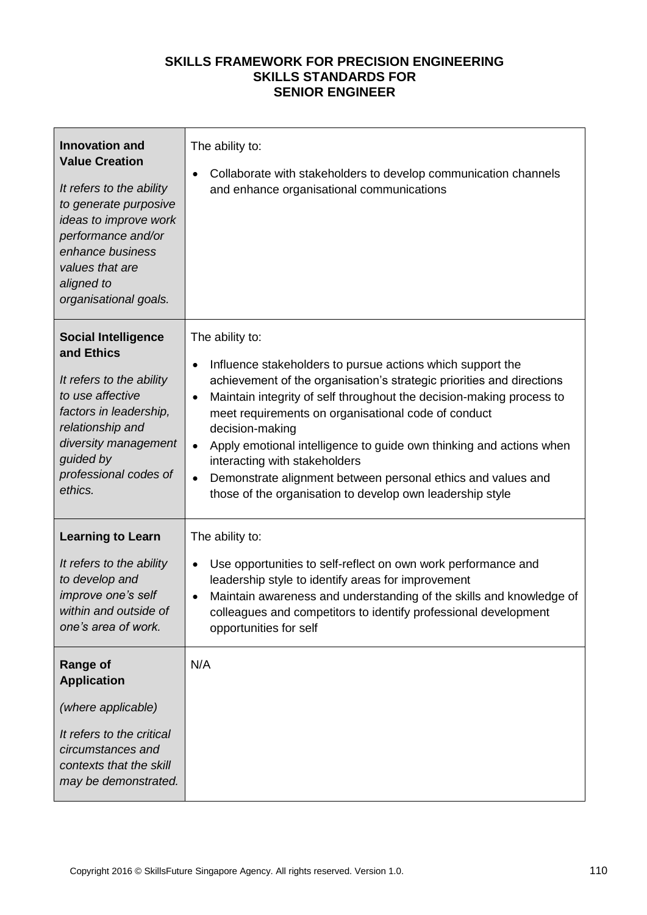**SKILLS FRAMEWORK FOR PRECISION ENGINEERING**
**SKILLS STANDARDS FOR**
**SENIOR ENGINEER**

| | |
|---|---|
| **Innovation and Value Creation**<br><br>*It refers to the ability to generate purposive ideas to improve work performance and/or enhance business values that are aligned to organisational goals.* | The ability to:<br><br>• Collaborate with stakeholders to develop communication channels and enhance organisational communications |
| **Social Intelligence and Ethics**<br><br>*It refers to the ability to use affective factors in leadership, relationship and diversity management guided by professional codes of ethics.* | The ability to:<br><br>• Influence stakeholders to pursue actions which support the achievement of the organisation's strategic priorities and directions<br>• Maintain integrity of self throughout the decision-making process to meet requirements on organisational code of conduct decision-making<br>• Apply emotional intelligence to guide own thinking and actions when interacting with stakeholders<br>• Demonstrate alignment between personal ethics and values and those of the organisation to develop own leadership style |
| **Learning to Learn**<br><br>*It refers to the ability to develop and improve one's self within and outside of one's area of work.* | The ability to:<br><br>• Use opportunities to self-reflect on own work performance and leadership style to identify areas for improvement<br>• Maintain awareness and understanding of the skills and knowledge of colleagues and competitors to identify professional development opportunities for self |
| **Range of Application**<br><br>*(where applicable)*<br><br>*It refers to the critical circumstances and contexts that the skill may be demonstrated.* | N/A |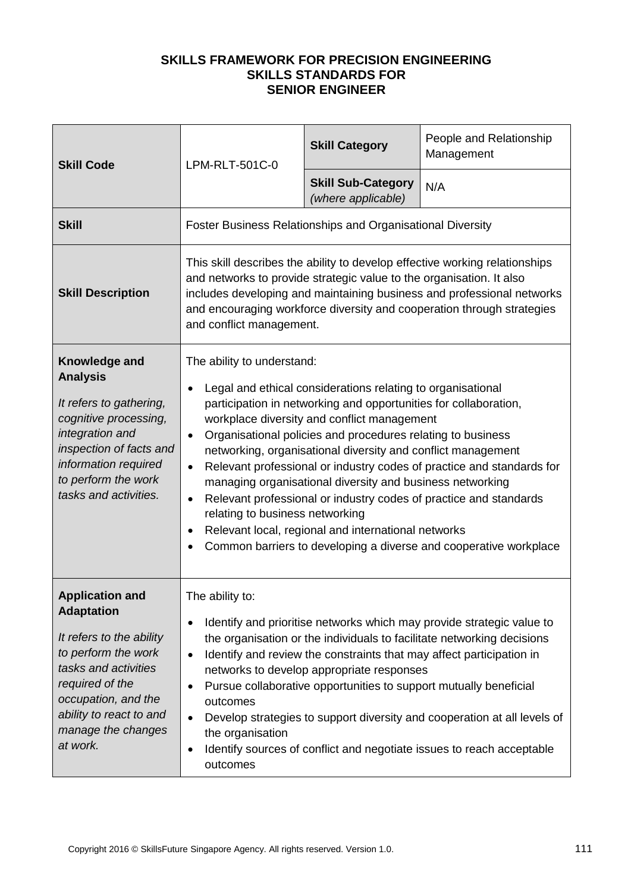**SKILLS FRAMEWORK FOR PRECISION ENGINEERING**
**SKILLS STANDARDS FOR**
**SENIOR ENGINEER**

| **Skill Code** | LPM-RLT-501C-0 | **Skill Category** | People and Relationship Management |
|---|---|---|---|
| | | **Skill Sub-Category** *(where applicable)* | N/A |
| **Skill** | Foster Business Relationships and Organisational Diversity | | |
| **Skill Description** | This skill describes the ability to develop effective working relationships and networks to provide strategic value to the organisation. It also includes developing and maintaining business and professional networks and encouraging workforce diversity and cooperation through strategies and conflict management. | | |
| **Knowledge and Analysis** *It refers to gathering, cognitive processing, integration and inspection of facts and information required to perform the work tasks and activities.* | The ability to understand: <br>• Legal and ethical considerations relating to organisational participation in networking and opportunities for collaboration, workplace diversity and conflict management <br>• Organisational policies and procedures relating to business networking, organisational diversity and conflict management <br>• Relevant professional or industry codes of practice and standards for managing organisational diversity and business networking <br>• Relevant professional or industry codes of practice and standards relating to business networking <br>• Relevant local, regional and international networks <br>• Common barriers to developing a diverse and cooperative workplace | | |
| **Application and Adaptation** *It refers to the ability to perform the work tasks and activities required of the occupation, and the ability to react to and manage the changes at work.* | The ability to: <br>• Identify and prioritise networks which may provide strategic value to the organisation or the individuals to facilitate networking decisions <br>• Identify and review the constraints that may affect participation in networks to develop appropriate responses <br>• Pursue collaborative opportunities to support mutually beneficial outcomes <br>• Develop strategies to support diversity and cooperation at all levels of the organisation <br>• Identify sources of conflict and negotiate issues to reach acceptable outcomes | | |

Copyright 2016 © SkillsFuture Singapore Agency. All rights reserved. Version 1.0.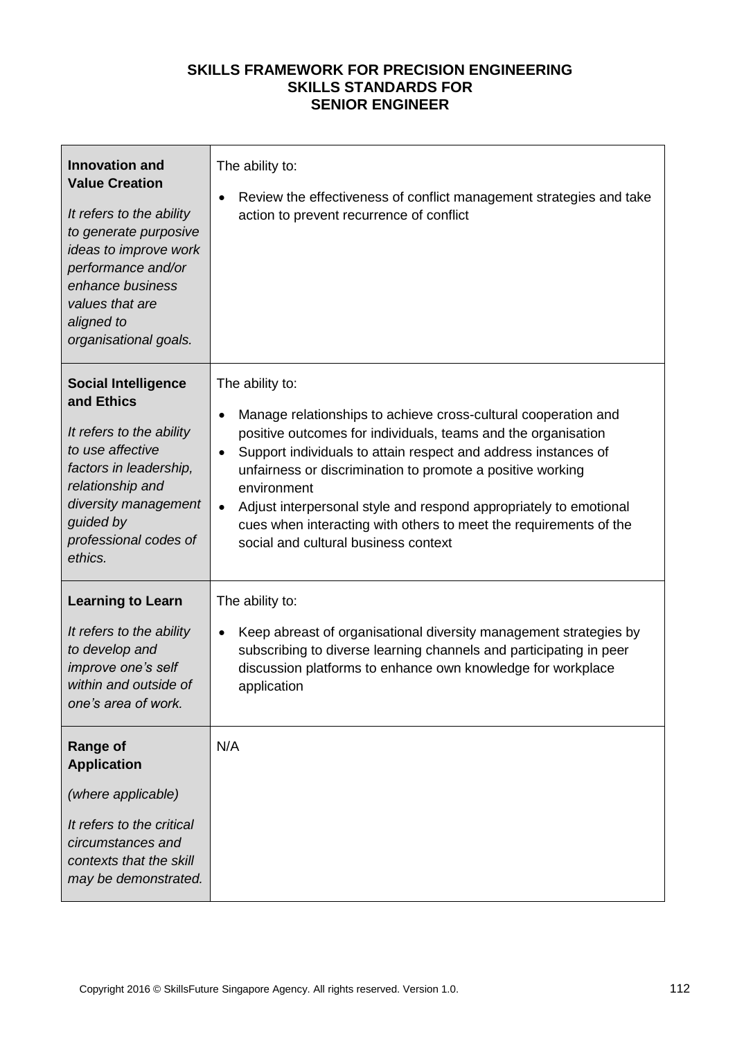**SKILLS FRAMEWORK FOR PRECISION ENGINEERING**
**SKILLS STANDARDS FOR**
**SENIOR ENGINEER**

| | |
|---|---|
| **Innovation and Value Creation**<br><br>*It refers to the ability to generate purposive ideas to improve work performance and/or enhance business values that are aligned to organisational goals.* | The ability to:<br><br>• Review the effectiveness of conflict management strategies and take action to prevent recurrence of conflict |
| **Social Intelligence and Ethics**<br><br>*It refers to the ability to use affective factors in leadership, relationship and diversity management guided by professional codes of ethics.* | The ability to:<br><br>• Manage relationships to achieve cross-cultural cooperation and positive outcomes for individuals, teams and the organisation<br>• Support individuals to attain respect and address instances of unfairness or discrimination to promote a positive working environment<br>• Adjust interpersonal style and respond appropriately to emotional cues when interacting with others to meet the requirements of the social and cultural business context |
| **Learning to Learn**<br><br>*It refers to the ability to develop and improve one's self within and outside of one's area of work.* | The ability to:<br><br>• Keep abreast of organisational diversity management strategies by subscribing to diverse learning channels and participating in peer discussion platforms to enhance own knowledge for workplace application |
| **Range of Application**<br><br>*(where applicable)*<br><br>*It refers to the critical circumstances and contexts that the skill may be demonstrated.* | N/A |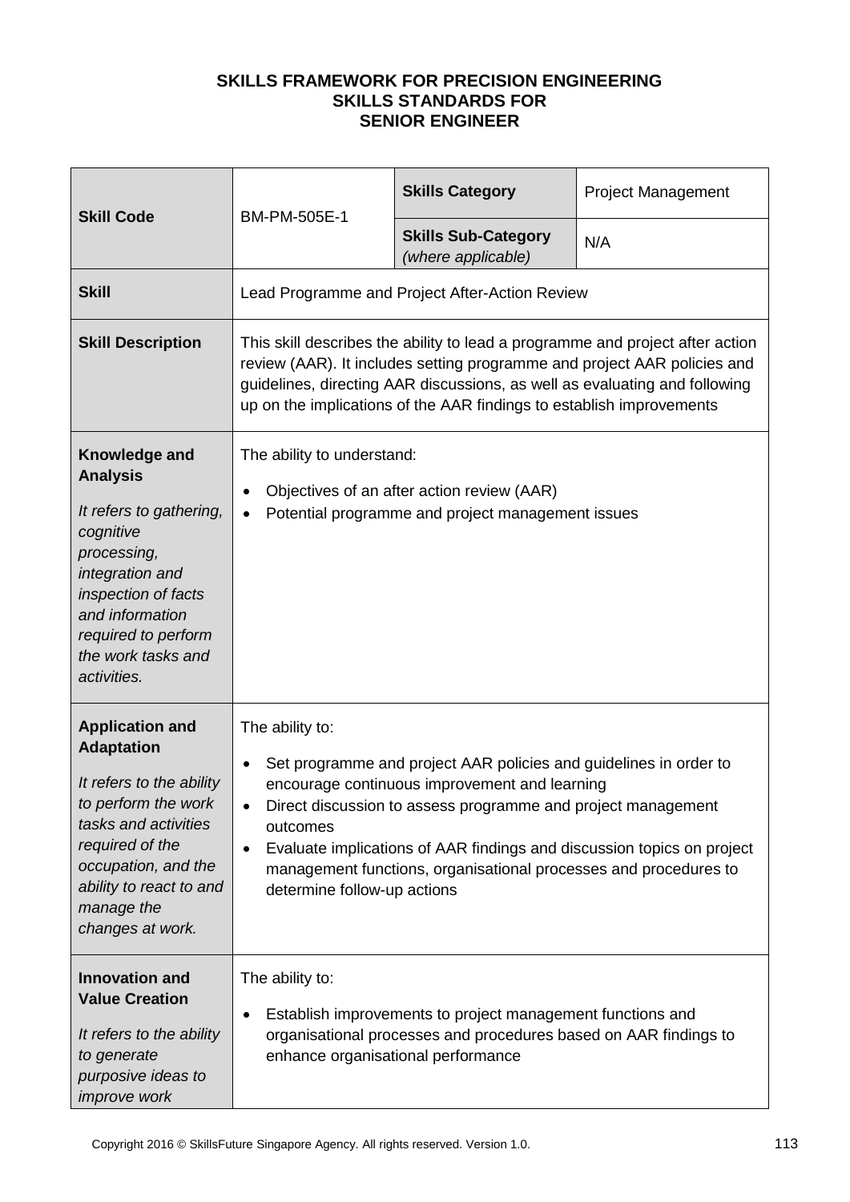**SKILLS FRAMEWORK FOR PRECISION ENGINEERING**
**SKILLS STANDARDS FOR**
**SENIOR ENGINEER**

| **Skill Code** | BM-PM-505E-1 | **Skills Category** | Project Management |
|---|---|---|---|
| | | **Skills Sub-Category** *(where applicable)* | N/A |
| **Skill** | Lead Programme and Project After-Action Review | | |
| **Skill Description** | This skill describes the ability to lead a programme and project after action review (AAR). It includes setting programme and project AAR policies and guidelines, directing AAR discussions, as well as evaluating and following up on the implications of the AAR findings to establish improvements | | |
| **Knowledge and Analysis** *It refers to gathering, cognitive processing, integration and inspection of facts and information required to perform the work tasks and activities.* | The ability to understand: <br>• Objectives of an after action review (AAR) <br>• Potential programme and project management issues | | |
| **Application and Adaptation** *It refers to the ability to perform the work tasks and activities required of the occupation, and the ability to react to and manage the changes at work.* | The ability to: <br>• Set programme and project AAR policies and guidelines in order to encourage continuous improvement and learning <br>• Direct discussion to assess programme and project management outcomes <br>• Evaluate implications of AAR findings and discussion topics on project management functions, organisational processes and procedures to determine follow-up actions | | |
| **Innovation and Value Creation** *It refers to the ability to generate purposive ideas to improve work* | The ability to: <br>• Establish improvements to project management functions and organisational processes and procedures based on AAR findings to enhance organisational performance | | |

Copyright 2016 © SkillsFuture Singapore Agency. All rights reserved. Version 1.0.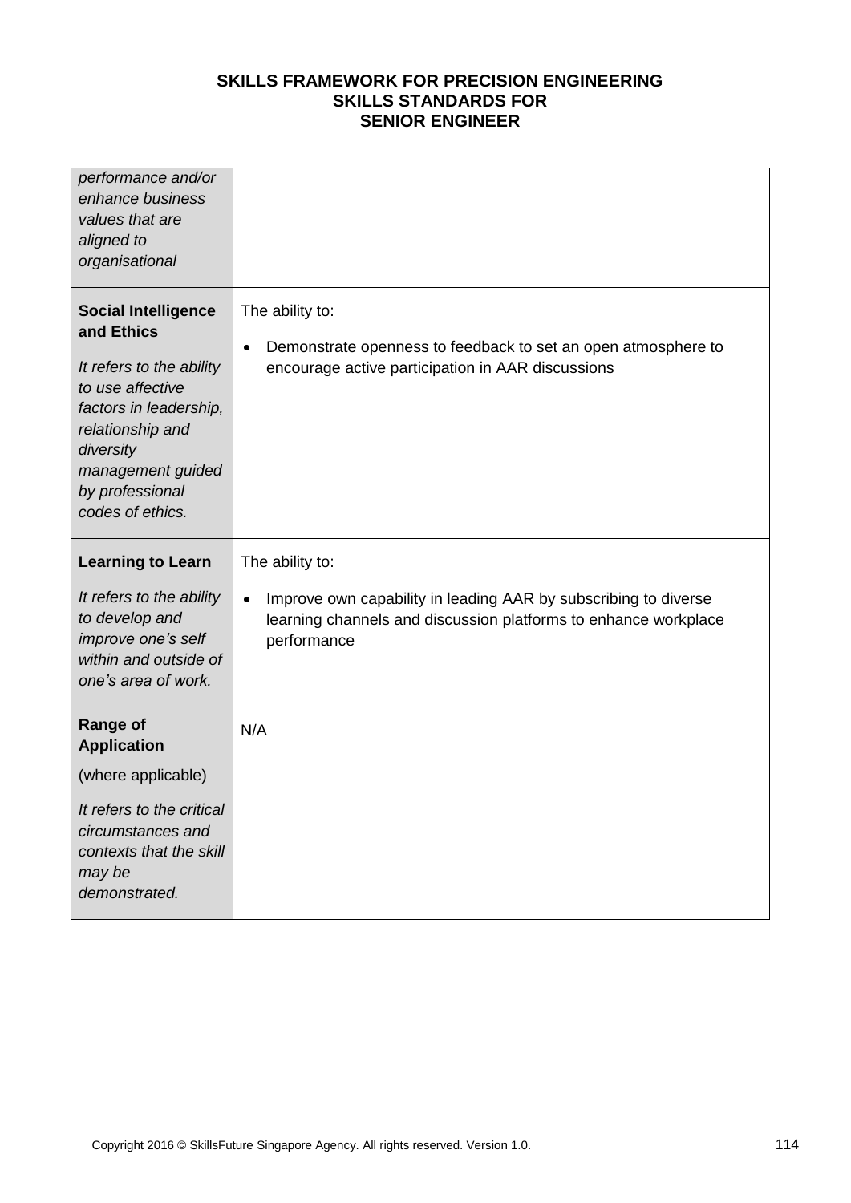| | |
|---|---|
| *performance and/or enhance business values that are aligned to organisational* | |
| **Social Intelligence and Ethics**<br><br>*It refers to the ability to use affective factors in leadership, relationship and diversity management guided by professional codes of ethics.* | The ability to:<br><br>• Demonstrate openness to feedback to set an open atmosphere to encourage active participation in AAR discussions |
| **Learning to Learn**<br><br>*It refers to the ability to develop and improve one's self within and outside of one's area of work.* | The ability to:<br><br>• Improve own capability in leading AAR by subscribing to diverse learning channels and discussion platforms to enhance workplace performance |
| **Range of Application**<br><br>(where applicable)<br><br>*It refers to the critical circumstances and contexts that the skill may be demonstrated.* | N/A |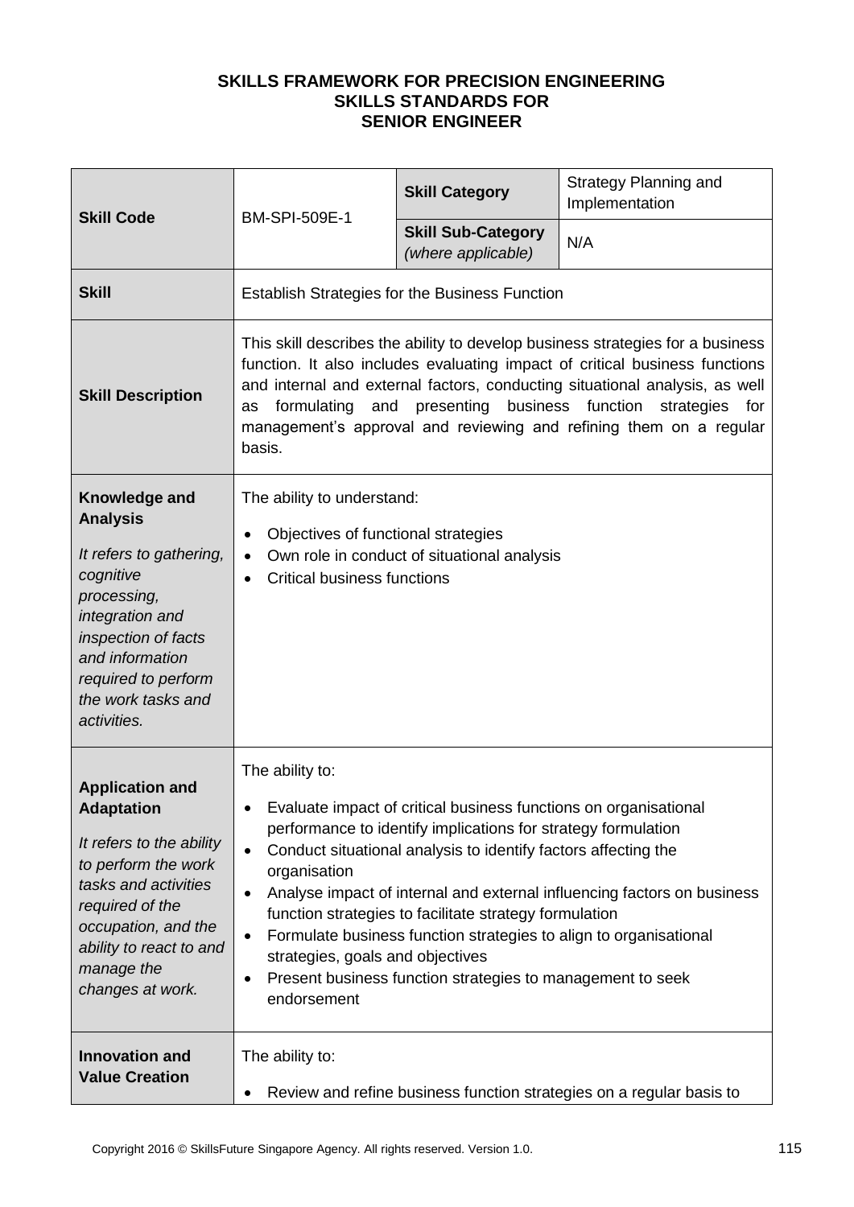**SKILLS FRAMEWORK FOR PRECISION ENGINEERING**
**SKILLS STANDARDS FOR**
**SENIOR ENGINEER**

| **Skill Code** | BM-SPI-509E-1 | **Skill Category** | Strategy Planning and Implementation |
|---|---|---|---|
| | | **Skill Sub-Category** *(where applicable)* | N/A |
| **Skill** | Establish Strategies for the Business Function | | |
| **Skill Description** | This skill describes the ability to develop business strategies for a business function. It also includes evaluating impact of critical business functions and internal and external factors, conducting situational analysis, as well as formulating and presenting business function strategies for management's approval and reviewing and refining them on a regular basis. | | |
| **Knowledge and Analysis** *It refers to gathering, cognitive processing, integration and inspection of facts and information required to perform the work tasks and activities.* | The ability to understand: <br>• Objectives of functional strategies <br>• Own role in conduct of situational analysis <br>• Critical business functions | | |
| **Application and Adaptation** *It refers to the ability to perform the work tasks and activities required of the occupation, and the ability to react to and manage the changes at work.* | The ability to: <br>• Evaluate impact of critical business functions on organisational performance to identify implications for strategy formulation <br>• Conduct situational analysis to identify factors affecting the organisation <br>• Analyse impact of internal and external influencing factors on business function strategies to facilitate strategy formulation <br>• Formulate business function strategies to align to organisational strategies, goals and objectives <br>• Present business function strategies to management to seek endorsement | | |
| **Innovation and Value Creation** | The ability to: <br>• Review and refine business function strategies on a regular basis to | | |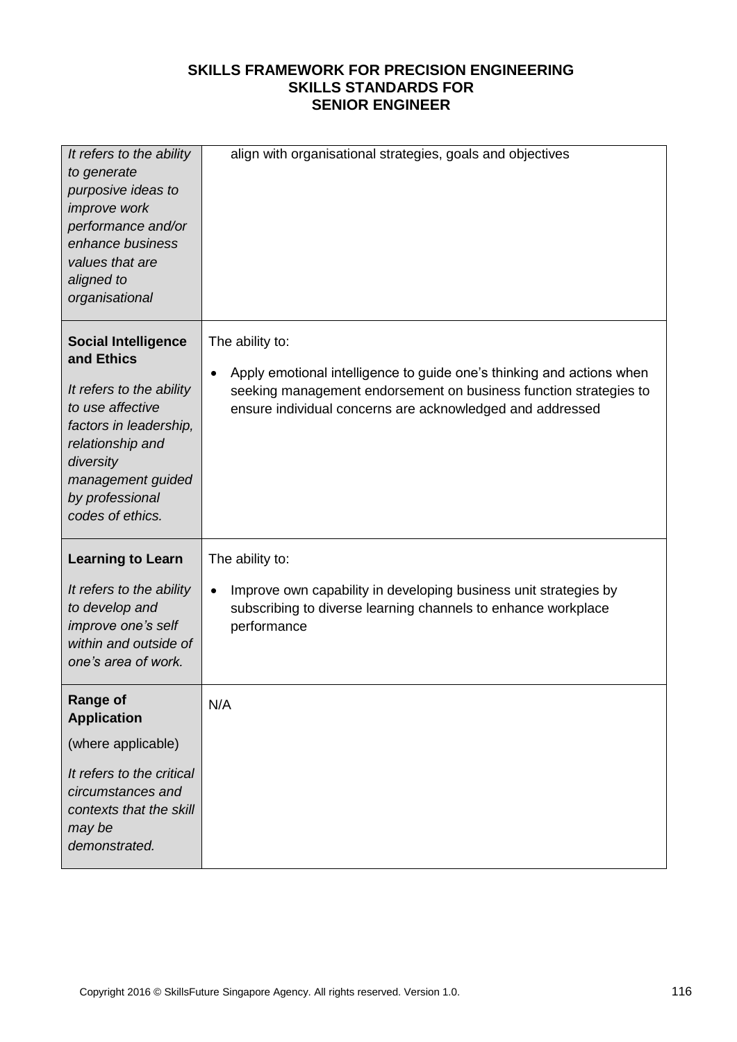**SKILLS FRAMEWORK FOR PRECISION ENGINEERING**
**SKILLS STANDARDS FOR**
**SENIOR ENGINEER**

| | |
|---|---|
| *It refers to the ability to generate purposive ideas to improve work performance and/or enhance business values that are aligned to organisational* | align with organisational strategies, goals and objectives |
| **Social Intelligence and Ethics**<br><br>*It refers to the ability to use affective factors in leadership, relationship and diversity management guided by professional codes of ethics.* | The ability to:<br><br>• Apply emotional intelligence to guide one's thinking and actions when seeking management endorsement on business function strategies to ensure individual concerns are acknowledged and addressed |
| **Learning to Learn**<br><br>*It refers to the ability to develop and improve one's self within and outside of one's area of work.* | The ability to:<br><br>• Improve own capability in developing business unit strategies by subscribing to diverse learning channels to enhance workplace performance |
| **Range of Application**<br><br>(where applicable)<br><br>*It refers to the critical circumstances and contexts that the skill may be demonstrated.* | N/A |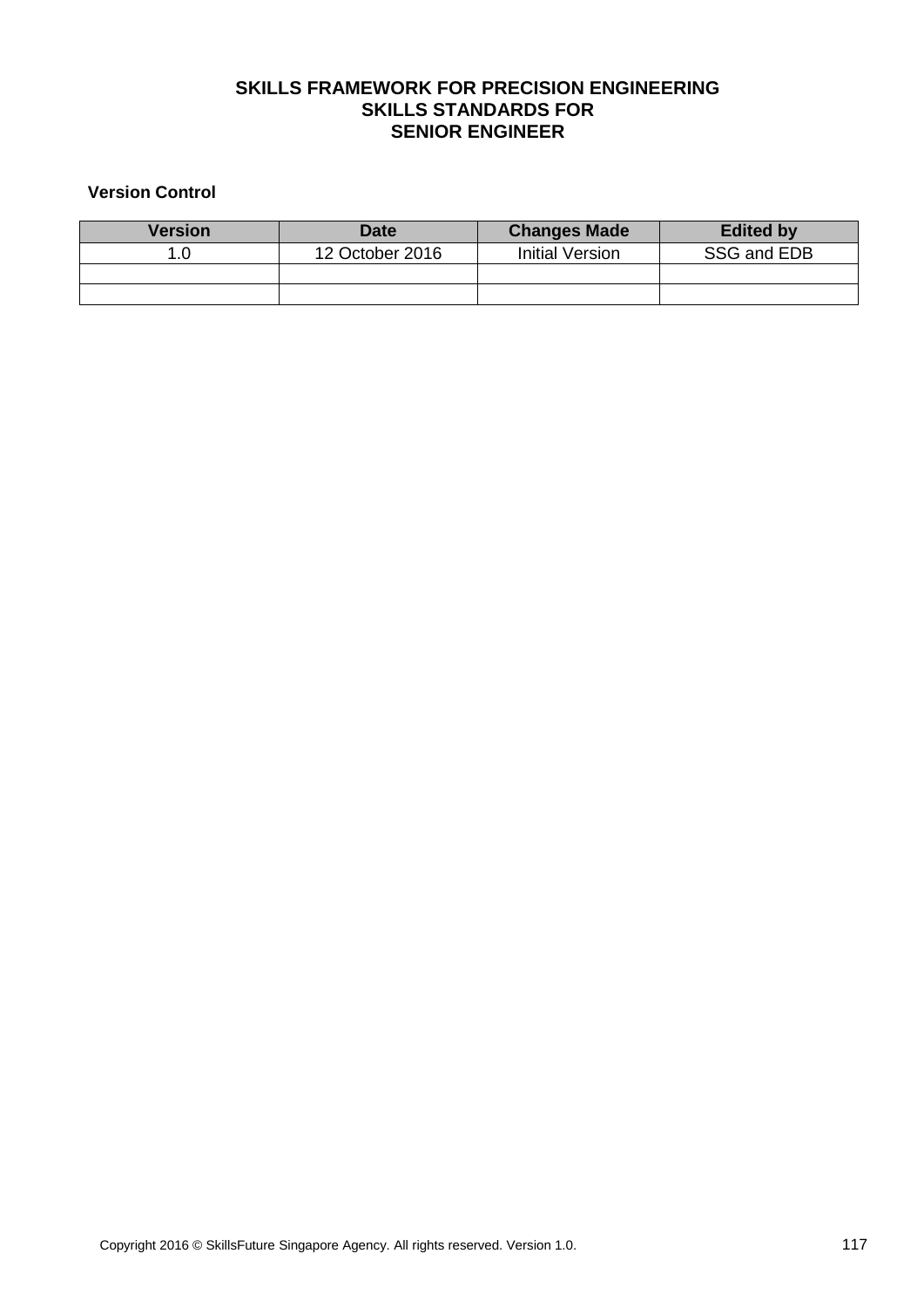# SKILLS FRAMEWORK FOR PRECISION ENGINEERING
# SKILLS STANDARDS FOR
# SENIOR ENGINEER

**Version Control**

| Version | Date | Changes Made | Edited by |
|---|---|---|---|
| 1.0 | 12 October 2016 | Initial Version | SSG and EDB |
| | | | |
| | | | |

Copyright 2016 © SkillsFuture Singapore Agency. All rights reserved. Version 1.0.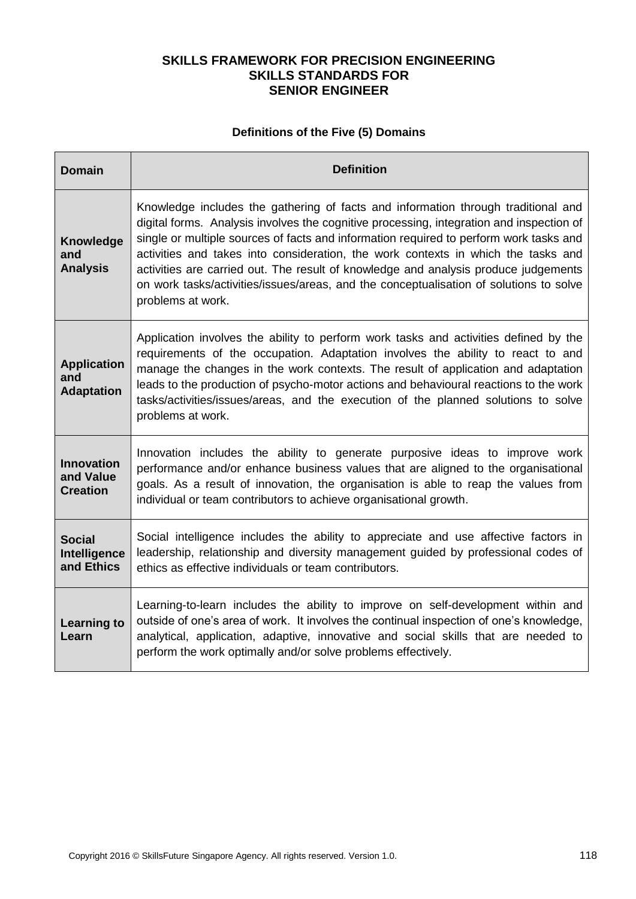**SKILLS FRAMEWORK FOR PRECISION ENGINEERING**
**SKILLS STANDARDS FOR**
**SENIOR ENGINEER**

**Definitions of the Five (5) Domains**

| Domain | Definition |
|---|---|
| **Knowledge and Analysis** | Knowledge includes the gathering of facts and information through traditional and digital forms. Analysis involves the cognitive processing, integration and inspection of single or multiple sources of facts and information required to perform work tasks and activities and takes into consideration, the work contexts in which the tasks and activities are carried out. The result of knowledge and analysis produce judgements on work tasks/activities/issues/areas, and the conceptualisation of solutions to solve problems at work. |
| **Application and Adaptation** | Application involves the ability to perform work tasks and activities defined by the requirements of the occupation. Adaptation involves the ability to react to and manage the changes in the work contexts. The result of application and adaptation leads to the production of psycho-motor actions and behavioural reactions to the work tasks/activities/issues/areas, and the execution of the planned solutions to solve problems at work. |
| **Innovation and Value Creation** | Innovation includes the ability to generate purposive ideas to improve work performance and/or enhance business values that are aligned to the organisational goals. As a result of innovation, the organisation is able to reap the values from individual or team contributors to achieve organisational growth. |
| **Social Intelligence and Ethics** | Social intelligence includes the ability to appreciate and use affective factors in leadership, relationship and diversity management guided by professional codes of ethics as effective individuals or team contributors. |
| **Learning to Learn** | Learning-to-learn includes the ability to improve on self-development within and outside of one's area of work. It involves the continual inspection of one's knowledge, analytical, application, adaptive, innovative and social skills that are needed to perform the work optimally and/or solve problems effectively. |

Copyright 2016 © SkillsFuture Singapore Agency. All rights reserved. Version 1.0.